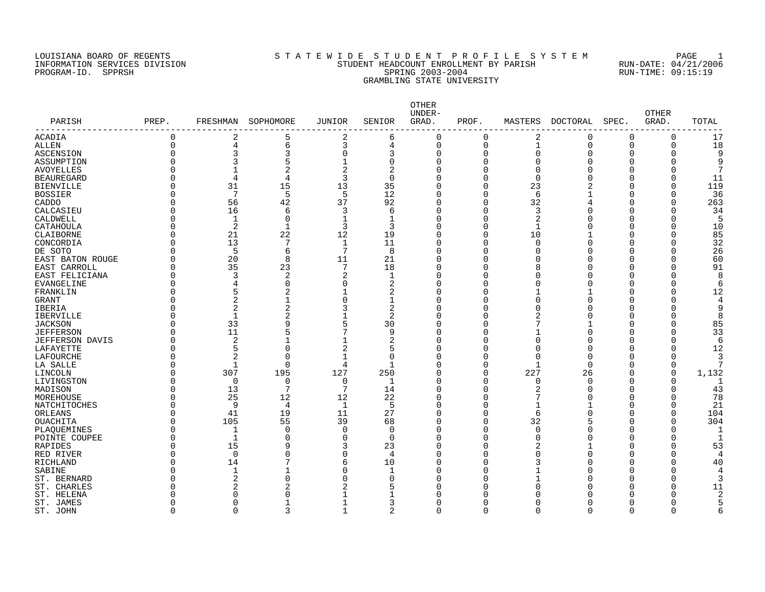LOUISIANA BOARD OF REGENTS
INFORMATION SERVICES DIVISION
PROGRAM-ID. SPPRSH

# STATEWIDE STUDENT PROFILE SYSTEM
## STUDENT HEADCOUNT ENROLLMENT BY PARISH
## SPRING 2003-2004
## GRAMBLING STATE UNIVERSITY

RUN-DATE: 04/21/2006
RUN-TIME: 09:15:19

| PARISH | PREP. | FRESHMAN | SOPHOMORE | JUNIOR | SENIOR | OTHER UNDER-GRAD. | PROF. | MASTERS | DOCTORAL | SPEC. | OTHER GRAD. | TOTAL |
|---|---|---|---|---|---|---|---|---|---|---|---|---|
| ACADIA | 0 | 2 | 5 | 2 | 6 | 0 | 0 | 2 | 0 | 0 | 0 | 17 |
| ALLEN | 0 | 4 | 6 | 3 | 4 | 0 | 0 | 1 | 0 | 0 | 0 | 18 |
| ASCENSION | 0 | 3 | 3 | 0 | 3 | 0 | 0 | 0 | 0 | 0 | 0 | 9 |
| ASSUMPTION | 0 | 3 | 5 | 1 | 0 | 0 | 0 | 0 | 0 | 0 | 0 | 9 |
| AVOYELLES | 0 | 1 | 2 | 2 | 2 | 0 | 0 | 0 | 0 | 0 | 0 | 7 |
| BEAUREGARD | 0 | 4 | 4 | 3 | 0 | 0 | 0 | 0 | 0 | 0 | 0 | 11 |
| BIENVILLE | 0 | 31 | 15 | 13 | 35 | 0 | 0 | 23 | 2 | 0 | 0 | 119 |
| BOSSIER | 0 | 7 | 5 | 5 | 12 | 0 | 0 | 6 | 1 | 0 | 0 | 36 |
| CADDO | 0 | 56 | 42 | 37 | 92 | 0 | 0 | 32 | 4 | 0 | 0 | 263 |
| CALCASIEU | 0 | 16 | 6 | 3 | 6 | 0 | 0 | 3 | 0 | 0 | 0 | 34 |
| CALDWELL | 0 | 1 | 0 | 1 | 1 | 0 | 0 | 2 | 0 | 0 | 0 | 5 |
| CATAHOULA | 0 | 2 | 1 | 3 | 3 | 0 | 0 | 1 | 0 | 0 | 0 | 10 |
| CLAIBORNE | 0 | 21 | 22 | 12 | 19 | 0 | 0 | 10 | 1 | 0 | 0 | 85 |
| CONCORDIA | 0 | 13 | 7 | 1 | 11 | 0 | 0 | 0 | 0 | 0 | 0 | 32 |
| DE SOTO | 0 | 5 | 6 | 7 | 8 | 0 | 0 | 0 | 0 | 0 | 0 | 26 |
| EAST BATON ROUGE | 0 | 20 | 8 | 11 | 21 | 0 | 0 | 0 | 0 | 0 | 0 | 60 |
| EAST CARROLL | 0 | 35 | 23 | 7 | 18 | 0 | 0 | 8 | 0 | 0 | 0 | 91 |
| EAST FELICIANA | 0 | 3 | 2 | 2 | 1 | 0 | 0 | 0 | 0 | 0 | 0 | 8 |
| EVANGELINE | 0 | 4 | 0 | 0 | 2 | 0 | 0 | 0 | 0 | 0 | 0 | 6 |
| FRANKLIN | 0 | 5 | 2 | 1 | 2 | 0 | 0 | 1 | 1 | 0 | 0 | 12 |
| GRANT | 0 | 2 | 1 | 0 | 1 | 0 | 0 | 0 | 0 | 0 | 0 | 4 |
| IBERIA | 0 | 2 | 2 | 3 | 2 | 0 | 0 | 0 | 0 | 0 | 0 | 9 |
| IBERVILLE | 0 | 1 | 2 | 1 | 2 | 0 | 0 | 2 | 0 | 0 | 0 | 8 |
| JACKSON | 0 | 33 | 9 | 5 | 30 | 0 | 0 | 7 | 1 | 0 | 0 | 85 |
| JEFFERSON | 0 | 11 | 5 | 7 | 9 | 0 | 0 | 1 | 0 | 0 | 0 | 33 |
| JEFFERSON DAVIS | 0 | 2 | 1 | 1 | 2 | 0 | 0 | 0 | 0 | 0 | 0 | 6 |
| LAFAYETTE | 0 | 5 | 0 | 2 | 5 | 0 | 0 | 0 | 0 | 0 | 0 | 12 |
| LAFOURCHE | 0 | 2 | 0 | 1 | 0 | 0 | 0 | 0 | 0 | 0 | 0 | 3 |
| LA SALLE | 0 | 1 | 0 | 4 | 1 | 0 | 0 | 1 | 0 | 0 | 0 | 7 |
| LINCOLN | 0 | 307 | 195 | 127 | 250 | 0 | 0 | 227 | 26 | 0 | 0 | 1,132 |
| LIVINGSTON | 0 | 0 | 0 | 0 | 1 | 0 | 0 | 0 | 0 | 0 | 0 | 1 |
| MADISON | 0 | 13 | 7 | 7 | 14 | 0 | 0 | 2 | 0 | 0 | 0 | 43 |
| MOREHOUSE | 0 | 25 | 12 | 12 | 22 | 0 | 0 | 7 | 0 | 0 | 0 | 78 |
| NATCHITOCHES | 0 | 9 | 4 | 1 | 5 | 0 | 0 | 1 | 1 | 0 | 0 | 21 |
| ORLEANS | 0 | 41 | 19 | 11 | 27 | 0 | 0 | 6 | 0 | 0 | 0 | 104 |
| OUACHITA | 0 | 105 | 55 | 39 | 68 | 0 | 0 | 32 | 5 | 0 | 0 | 304 |
| PLAQUEMINES | 0 | 1 | 0 | 0 | 0 | 0 | 0 | 0 | 0 | 0 | 0 | 1 |
| POINTE COUPEE | 0 | 1 | 0 | 0 | 0 | 0 | 0 | 0 | 0 | 0 | 0 | 1 |
| RAPIDES | 0 | 15 | 9 | 3 | 23 | 0 | 0 | 2 | 1 | 0 | 0 | 53 |
| RED RIVER | 0 | 0 | 0 | 0 | 4 | 0 | 0 | 0 | 0 | 0 | 0 | 4 |
| RICHLAND | 0 | 14 | 7 | 6 | 10 | 0 | 0 | 3 | 0 | 0 | 0 | 40 |
| SABINE | 0 | 1 | 1 | 0 | 1 | 0 | 0 | 1 | 0 | 0 | 0 | 4 |
| ST. BERNARD | 0 | 2 | 0 | 0 | 0 | 0 | 0 | 1 | 0 | 0 | 0 | 3 |
| ST. CHARLES | 0 | 2 | 2 | 2 | 5 | 0 | 0 | 0 | 0 | 0 | 0 | 11 |
| ST. HELENA | 0 | 0 | 0 | 1 | 1 | 0 | 0 | 0 | 0 | 0 | 0 | 2 |
| ST. JAMES | 0 | 0 | 1 | 1 | 3 | 0 | 0 | 0 | 0 | 0 | 0 | 5 |
| ST. JOHN | 0 | 0 | 3 | 1 | 2 | 0 | 0 | 0 | 0 | 0 | 0 | 6 |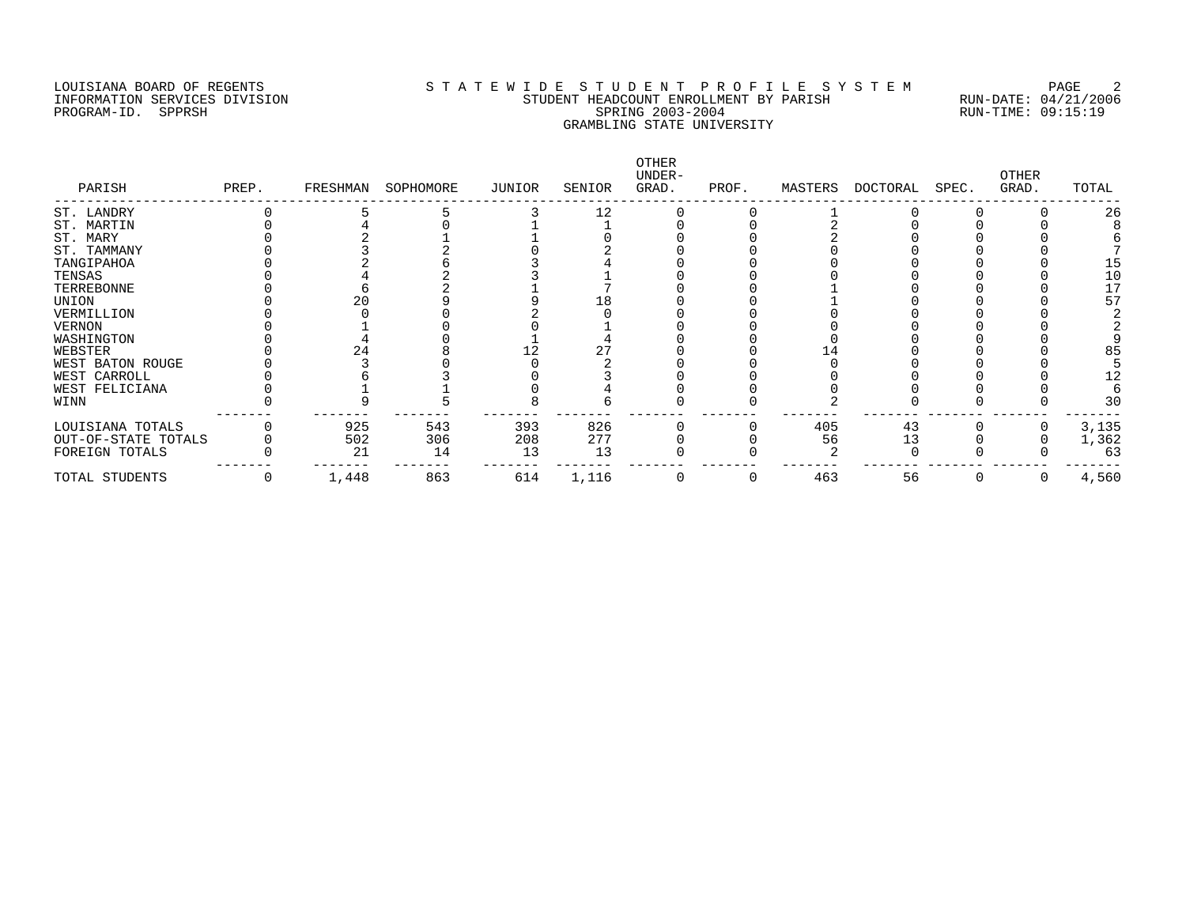LOUISIANA BOARD OF REGENTS
INFORMATION SERVICES DIVISION
PROGRAM-ID. SPPRSH

# STATEWIDE STUDENT PROFILE SYSTEM
## STUDENT HEADCOUNT ENROLLMENT BY PARISH
## SPRING 2003-2004
## GRAMBLING STATE UNIVERSITY

RUN-DATE: 04/21/2006
RUN-TIME: 09:15:19

| PARISH | PREP. | FRESHMAN | SOPHOMORE | JUNIOR | SENIOR | OTHER UNDER-GRAD. | PROF. | MASTERS | DOCTORAL | SPEC. | OTHER GRAD. | TOTAL |
|---|---|---|---|---|---|---|---|---|---|---|---|---|
| ST. LANDRY | 0 | 5 | 5 | 3 | 12 | 0 | 0 | 1 | 0 | 0 | 0 | 26 |
| ST. MARTIN | 0 | 4 | 0 | 1 | 1 | 0 | 0 | 2 | 0 | 0 | 0 | 8 |
| ST. MARY | 0 | 2 | 1 | 1 | 0 | 0 | 0 | 2 | 0 | 0 | 0 | 6 |
| ST. TAMMANY | 0 | 3 | 2 | 0 | 2 | 0 | 0 | 0 | 0 | 0 | 0 | 7 |
| TANGIPAHOA | 0 | 2 | 6 | 3 | 4 | 0 | 0 | 0 | 0 | 0 | 0 | 15 |
| TENSAS | 0 | 4 | 2 | 3 | 1 | 0 | 0 | 0 | 0 | 0 | 0 | 10 |
| TERREBONNE | 0 | 6 | 2 | 1 | 7 | 0 | 0 | 1 | 0 | 0 | 0 | 17 |
| UNION | 0 | 20 | 9 | 9 | 18 | 0 | 0 | 1 | 0 | 0 | 0 | 57 |
| VERMILLION | 0 | 0 | 0 | 2 | 0 | 0 | 0 | 0 | 0 | 0 | 0 | 2 |
| VERNON | 0 | 1 | 0 | 0 | 1 | 0 | 0 | 0 | 0 | 0 | 0 | 2 |
| WASHINGTON | 0 | 4 | 0 | 1 | 4 | 0 | 0 | 0 | 0 | 0 | 0 | 9 |
| WEBSTER | 0 | 24 | 8 | 12 | 27 | 0 | 0 | 14 | 0 | 0 | 0 | 85 |
| WEST BATON ROUGE | 0 | 3 | 0 | 0 | 2 | 0 | 0 | 0 | 0 | 0 | 0 | 5 |
| WEST CARROLL | 0 | 6 | 3 | 0 | 3 | 0 | 0 | 0 | 0 | 0 | 0 | 12 |
| WEST FELICIANA | 0 | 1 | 1 | 0 | 4 | 0 | 0 | 0 | 0 | 0 | 0 | 6 |
| WINN | 0 | 9 | 5 | 8 | 6 | 0 | 0 | 2 | 0 | 0 | 0 | 30 |
| LOUISIANA TOTALS | 0 | 925 | 543 | 393 | 826 | 0 | 0 | 405 | 43 | 0 | 0 | 3,135 |
| OUT-OF-STATE TOTALS | 0 | 502 | 306 | 208 | 277 | 0 | 0 | 56 | 13 | 0 | 0 | 1,362 |
| FOREIGN TOTALS | 0 | 21 | 14 | 13 | 13 | 0 | 0 | 2 | 0 | 0 | 0 | 63 |
| TOTAL STUDENTS | 0 | 1,448 | 863 | 614 | 1,116 | 0 | 0 | 463 | 56 | 0 | 0 | 4,560 |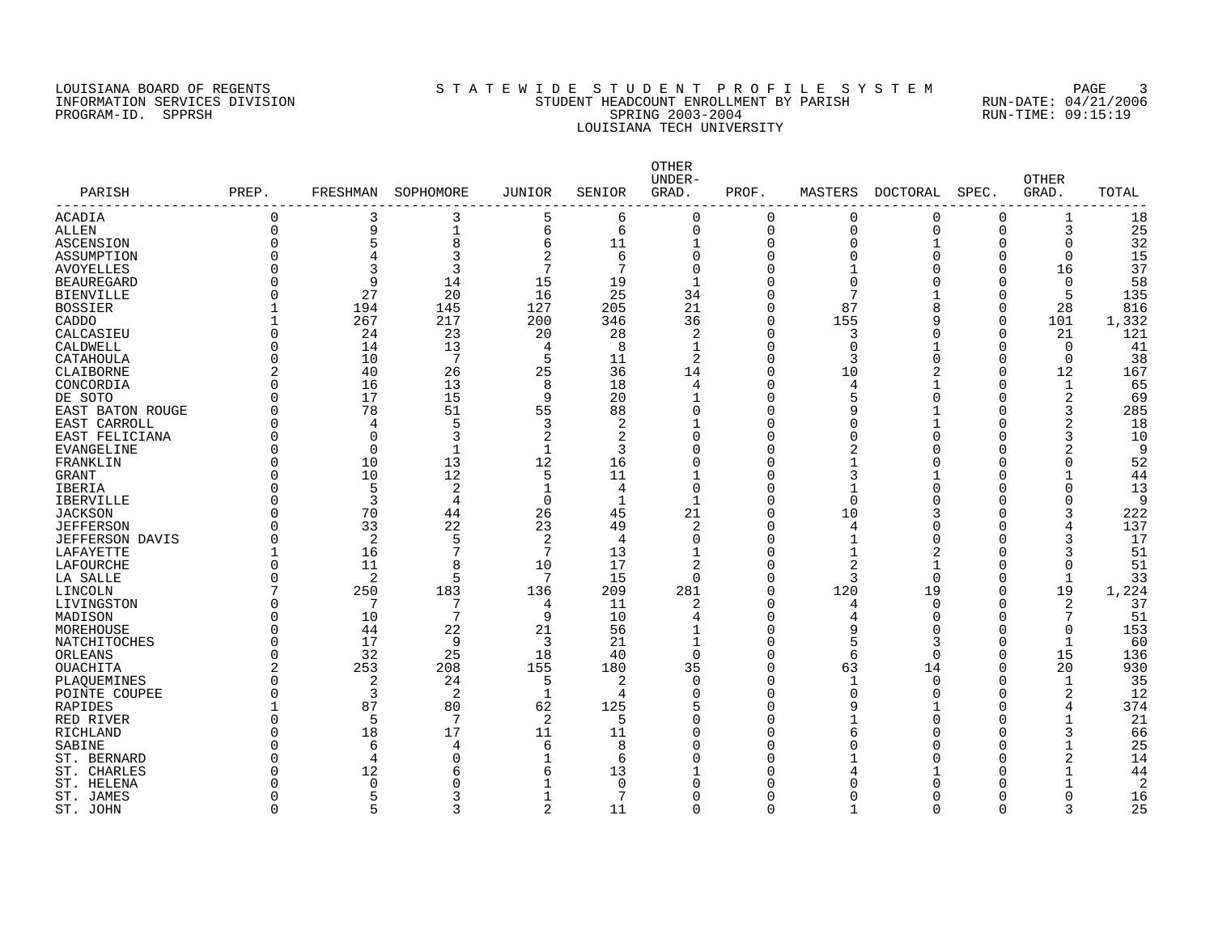LOUISIANA BOARD OF REGENTS
INFORMATION SERVICES DIVISION
PROGRAM-ID. SPPRSH

# S T A T E W I D E S T U D E N T P R O F I L E S Y S T E M

## STUDENT HEADCOUNT ENROLLMENT BY PARISH
## SPRING 2003-2004
## LOUISIANA TECH UNIVERSITY

RUN-DATE: 04/21/2006
RUN-TIME: 09:15:19

| PARISH | PREP. | FRESHMAN | SOPHOMORE | JUNIOR | SENIOR | OTHER UNDER-GRAD. | PROF. | MASTERS | DOCTORAL | SPEC. | OTHER GRAD. | TOTAL |
|---|---|---|---|---|---|---|---|---|---|---|---|---|
| ACADIA | 0 | 3 | 3 | 5 | 6 | 0 | 0 | 0 | 0 | 0 | 1 | 18 |
| ALLEN | 0 | 9 | 1 | 6 | 6 | 0 | 0 | 0 | 0 | 0 | 3 | 25 |
| ASCENSION | 0 | 5 | 8 | 6 | 11 | 1 | 0 | 0 | 1 | 0 | 0 | 32 |
| ASSUMPTION | 0 | 4 | 3 | 2 | 6 | 0 | 0 | 0 | 0 | 0 | 0 | 15 |
| AVOYELLES | 0 | 3 | 3 | 7 | 7 | 0 | 0 | 1 | 0 | 0 | 16 | 37 |
| BEAUREGARD | 0 | 9 | 14 | 15 | 19 | 1 | 0 | 0 | 0 | 0 | 0 | 58 |
| BIENVILLE | 0 | 27 | 20 | 16 | 25 | 34 | 0 | 7 | 1 | 0 | 5 | 135 |
| BOSSIER | 1 | 194 | 145 | 127 | 205 | 21 | 0 | 87 | 8 | 0 | 28 | 816 |
| CADDO | 1 | 267 | 217 | 200 | 346 | 36 | 0 | 155 | 9 | 0 | 101 | 1,332 |
| CALCASIEU | 0 | 24 | 23 | 20 | 28 | 2 | 0 | 3 | 0 | 0 | 21 | 121 |
| CALDWELL | 0 | 14 | 13 | 4 | 8 | 1 | 0 | 0 | 1 | 0 | 0 | 41 |
| CATAHOULA | 0 | 10 | 7 | 5 | 11 | 2 | 0 | 3 | 0 | 0 | 0 | 38 |
| CLAIBORNE | 2 | 40 | 26 | 25 | 36 | 14 | 0 | 10 | 2 | 0 | 12 | 167 |
| CONCORDIA | 0 | 16 | 13 | 8 | 18 | 4 | 0 | 4 | 1 | 0 | 1 | 65 |
| DE SOTO | 0 | 17 | 15 | 9 | 20 | 1 | 0 | 5 | 0 | 0 | 2 | 69 |
| EAST BATON ROUGE | 0 | 78 | 51 | 55 | 88 | 0 | 0 | 9 | 1 | 0 | 3 | 285 |
| EAST CARROLL | 0 | 4 | 5 | 3 | 2 | 1 | 0 | 0 | 1 | 0 | 2 | 18 |
| EAST FELICIANA | 0 | 0 | 3 | 2 | 2 | 0 | 0 | 0 | 0 | 0 | 3 | 10 |
| EVANGELINE | 0 | 0 | 1 | 1 | 3 | 0 | 0 | 2 | 0 | 0 | 2 | 9 |
| FRANKLIN | 0 | 10 | 13 | 12 | 16 | 0 | 0 | 1 | 0 | 0 | 0 | 52 |
| GRANT | 0 | 10 | 12 | 5 | 11 | 1 | 0 | 3 | 1 | 0 | 1 | 44 |
| IBERIA | 0 | 5 | 2 | 1 | 4 | 0 | 0 | 1 | 0 | 0 | 0 | 13 |
| IBERVILLE | 0 | 3 | 4 | 0 | 1 | 1 | 0 | 0 | 0 | 0 | 0 | 9 |
| JACKSON | 0 | 70 | 44 | 26 | 45 | 21 | 0 | 10 | 3 | 0 | 3 | 222 |
| JEFFERSON | 0 | 33 | 22 | 23 | 49 | 2 | 0 | 4 | 0 | 0 | 4 | 137 |
| JEFFERSON DAVIS | 0 | 2 | 5 | 2 | 4 | 0 | 0 | 1 | 0 | 0 | 3 | 17 |
| LAFAYETTE | 1 | 16 | 7 | 7 | 13 | 1 | 0 | 1 | 2 | 0 | 3 | 51 |
| LAFOURCHE | 0 | 11 | 8 | 10 | 17 | 2 | 0 | 2 | 1 | 0 | 0 | 51 |
| LA SALLE | 0 | 2 | 5 | 7 | 15 | 0 | 0 | 3 | 0 | 0 | 1 | 33 |
| LINCOLN | 7 | 250 | 183 | 136 | 209 | 281 | 0 | 120 | 19 | 0 | 19 | 1,224 |
| LIVINGSTON | 0 | 7 | 7 | 4 | 11 | 2 | 0 | 4 | 0 | 0 | 2 | 37 |
| MADISON | 0 | 10 | 7 | 9 | 10 | 4 | 0 | 4 | 0 | 0 | 7 | 51 |
| MOREHOUSE | 0 | 44 | 22 | 21 | 56 | 1 | 0 | 9 | 0 | 0 | 0 | 153 |
| NATCHITOCHES | 0 | 17 | 9 | 3 | 21 | 1 | 0 | 5 | 3 | 0 | 1 | 60 |
| ORLEANS | 0 | 32 | 25 | 18 | 40 | 0 | 0 | 6 | 0 | 0 | 15 | 136 |
| OUACHITA | 2 | 253 | 208 | 155 | 180 | 35 | 0 | 63 | 14 | 0 | 20 | 930 |
| PLAQUEMINES | 0 | 2 | 24 | 5 | 2 | 0 | 0 | 1 | 0 | 0 | 1 | 35 |
| POINTE COUPEE | 0 | 3 | 2 | 1 | 4 | 0 | 0 | 0 | 0 | 0 | 2 | 12 |
| RAPIDES | 1 | 87 | 80 | 62 | 125 | 5 | 0 | 9 | 1 | 0 | 4 | 374 |
| RED RIVER | 0 | 5 | 7 | 2 | 5 | 0 | 0 | 1 | 0 | 0 | 1 | 21 |
| RICHLAND | 0 | 18 | 17 | 11 | 11 | 0 | 0 | 6 | 0 | 0 | 3 | 66 |
| SABINE | 0 | 6 | 4 | 6 | 8 | 0 | 0 | 0 | 0 | 0 | 1 | 25 |
| ST. BERNARD | 0 | 4 | 0 | 1 | 6 | 0 | 0 | 1 | 0 | 0 | 2 | 14 |
| ST. CHARLES | 0 | 12 | 6 | 6 | 13 | 1 | 0 | 4 | 1 | 0 | 1 | 44 |
| ST. HELENA | 0 | 0 | 0 | 1 | 0 | 0 | 0 | 0 | 0 | 0 | 1 | 2 |
| ST. JAMES | 0 | 5 | 3 | 1 | 7 | 0 | 0 | 0 | 0 | 0 | 0 | 16 |
| ST. JOHN | 0 | 5 | 3 | 2 | 11 | 0 | 0 | 1 | 0 | 0 | 3 | 25 |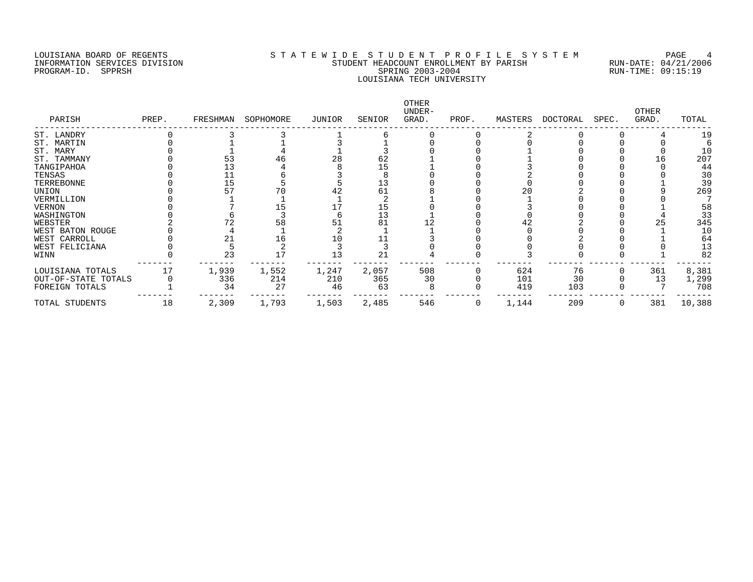LOUISIANA BOARD OF REGENTS
INFORMATION SERVICES DIVISION
PROGRAM-ID. SPPRSH

STATEWIDE STUDENT PROFILE SYSTEM
STUDENT HEADCOUNT ENROLLMENT BY PARISH
SPRING 2003-2004
LOUISIANA TECH UNIVERSITY

RUN-DATE: 04/21/2006
RUN-TIME: 09:15:19

| PARISH | PREP. | FRESHMAN | SOPHOMORE | JUNIOR | SENIOR | OTHER UNDER-GRAD. | PROF. | MASTERS | DOCTORAL | SPEC. | OTHER GRAD. | TOTAL |
|---|---|---|---|---|---|---|---|---|---|---|---|---|
| ST. LANDRY | 0 | 3 | 3 | 1 | 6 | 0 | 0 | 2 | 0 | 0 | 4 | 19 |
| ST. MARTIN | 0 | 1 | 1 | 3 | 1 | 0 | 0 | 0 | 0 | 0 | 0 | 6 |
| ST. MARY | 0 | 1 | 4 | 1 | 3 | 0 | 0 | 1 | 0 | 0 | 0 | 10 |
| ST. TAMMANY | 0 | 53 | 46 | 28 | 62 | 1 | 0 | 1 | 0 | 0 | 16 | 207 |
| TANGIPAHOA | 0 | 13 | 4 | 8 | 15 | 1 | 0 | 3 | 0 | 0 | 0 | 44 |
| TENSAS | 0 | 11 | 6 | 3 | 8 | 0 | 0 | 2 | 0 | 0 | 0 | 30 |
| TERREBONNE | 0 | 15 | 5 | 5 | 13 | 0 | 0 | 0 | 0 | 0 | 1 | 39 |
| UNION | 0 | 57 | 70 | 42 | 61 | 8 | 0 | 20 | 2 | 0 | 9 | 269 |
| VERMILLION | 0 | 1 | 1 | 1 | 2 | 1 | 0 | 1 | 0 | 0 | 0 | 7 |
| VERNON | 0 | 7 | 15 | 17 | 15 | 0 | 0 | 3 | 0 | 0 | 1 | 58 |
| WASHINGTON | 0 | 6 | 3 | 6 | 13 | 1 | 0 | 0 | 0 | 0 | 4 | 33 |
| WEBSTER | 2 | 72 | 58 | 51 | 81 | 12 | 0 | 42 | 2 | 0 | 25 | 345 |
| WEST BATON ROUGE | 0 | 4 | 1 | 2 | 1 | 1 | 0 | 0 | 0 | 0 | 1 | 10 |
| WEST CARROLL | 0 | 21 | 16 | 10 | 11 | 3 | 0 | 0 | 2 | 0 | 1 | 64 |
| WEST FELICIANA | 0 | 5 | 2 | 3 | 3 | 0 | 0 | 0 | 0 | 0 | 0 | 13 |
| WINN | 0 | 23 | 17 | 13 | 21 | 4 | 0 | 3 | 0 | 0 | 1 | 82 |
| LOUISIANA TOTALS | 17 | 1,939 | 1,552 | 1,247 | 2,057 | 508 | 0 | 624 | 76 | 0 | 361 | 8,381 |
| OUT-OF-STATE TOTALS | 0 | 336 | 214 | 210 | 365 | 30 | 0 | 101 | 30 | 0 | 13 | 1,299 |
| FOREIGN TOTALS | 1 | 34 | 27 | 46 | 63 | 8 | 0 | 419 | 103 | 0 | 7 | 708 |
| TOTAL STUDENTS | 18 | 2,309 | 1,793 | 1,503 | 2,485 | 546 | 0 | 1,144 | 209 | 0 | 381 | 10,388 |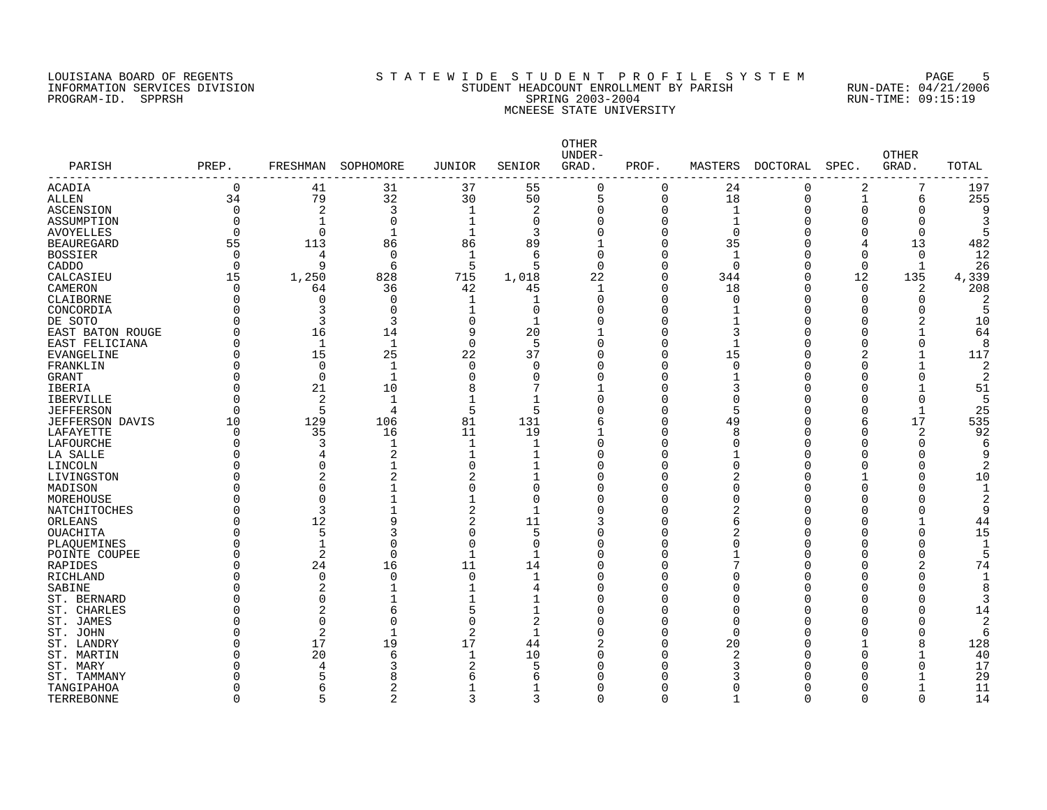LOUISIANA BOARD OF REGENTS
INFORMATION SERVICES DIVISION
PROGRAM-ID. SPPRSH

# STATEWIDE STUDENT PROFILE SYSTEM
## STUDENT HEADCOUNT ENROLLMENT BY PARISH
## SPRING 2003-2004
## MCNEESE STATE UNIVERSITY

RUN-DATE: 04/21/2006
RUN-TIME: 09:15:19

| PARISH | PREP. | FRESHMAN | SOPHOMORE | JUNIOR | SENIOR | OTHER UNDER-GRAD. | PROF. | MASTERS | DOCTORAL | SPEC. | OTHER GRAD. | TOTAL |
|---|---|---|---|---|---|---|---|---|---|---|---|---|
| ACADIA | 0 | 41 | 31 | 37 | 55 | 0 | 0 | 24 | 0 | 2 | 7 | 197 |
| ALLEN | 34 | 79 | 32 | 30 | 50 | 5 | 0 | 18 | 0 | 1 | 6 | 255 |
| ASCENSION | 0 | 2 | 3 | 1 | 2 | 0 | 0 | 1 | 0 | 0 | 0 | 9 |
| ASSUMPTION | 0 | 1 | 0 | 1 | 0 | 0 | 0 | 1 | 0 | 0 | 0 | 3 |
| AVOYELLES | 0 | 0 | 1 | 1 | 3 | 0 | 0 | 0 | 0 | 0 | 0 | 5 |
| BEAUREGARD | 55 | 113 | 86 | 86 | 89 | 1 | 0 | 35 | 0 | 4 | 13 | 482 |
| BOSSIER | 0 | 4 | 0 | 1 | 6 | 0 | 0 | 1 | 0 | 0 | 0 | 12 |
| CADDO | 0 | 9 | 6 | 5 | 5 | 0 | 0 | 0 | 0 | 0 | 1 | 26 |
| CALCASIEU | 15 | 1,250 | 828 | 715 | 1,018 | 22 | 0 | 344 | 0 | 12 | 135 | 4,339 |
| CAMERON | 0 | 64 | 36 | 42 | 45 | 1 | 0 | 18 | 0 | 0 | 2 | 208 |
| CLAIBORNE | 0 | 0 | 0 | 1 | 1 | 0 | 0 | 0 | 0 | 0 | 0 | 2 |
| CONCORDIA | 0 | 3 | 0 | 1 | 0 | 0 | 0 | 1 | 0 | 0 | 0 | 5 |
| DE SOTO | 0 | 3 | 3 | 0 | 1 | 0 | 0 | 1 | 0 | 0 | 2 | 10 |
| EAST BATON ROUGE | 0 | 16 | 14 | 9 | 20 | 1 | 0 | 3 | 0 | 0 | 1 | 64 |
| EAST FELICIANA | 0 | 1 | 1 | 0 | 5 | 0 | 0 | 1 | 0 | 0 | 0 | 8 |
| EVANGELINE | 0 | 15 | 25 | 22 | 37 | 0 | 0 | 15 | 0 | 2 | 1 | 117 |
| FRANKLIN | 0 | 0 | 1 | 0 | 0 | 0 | 0 | 0 | 0 | 0 | 1 | 2 |
| GRANT | 0 | 0 | 1 | 0 | 0 | 0 | 0 | 1 | 0 | 0 | 0 | 2 |
| IBERIA | 0 | 21 | 10 | 8 | 7 | 1 | 0 | 3 | 0 | 0 | 1 | 51 |
| IBERVILLE | 0 | 2 | 1 | 1 | 1 | 0 | 0 | 0 | 0 | 0 | 0 | 5 |
| JEFFERSON | 0 | 5 | 4 | 5 | 5 | 0 | 0 | 5 | 0 | 0 | 1 | 25 |
| JEFFERSON DAVIS | 10 | 129 | 106 | 81 | 131 | 6 | 0 | 49 | 0 | 6 | 17 | 535 |
| LAFAYETTE | 0 | 35 | 16 | 11 | 19 | 1 | 0 | 8 | 0 | 0 | 2 | 92 |
| LAFOURCHE | 0 | 3 | 1 | 1 | 1 | 0 | 0 | 0 | 0 | 0 | 0 | 6 |
| LA SALLE | 0 | 4 | 2 | 1 | 1 | 0 | 0 | 1 | 0 | 0 | 0 | 9 |
| LINCOLN | 0 | 0 | 1 | 0 | 1 | 0 | 0 | 0 | 0 | 0 | 0 | 2 |
| LIVINGSTON | 0 | 2 | 2 | 2 | 1 | 0 | 0 | 2 | 0 | 1 | 0 | 10 |
| MADISON | 0 | 0 | 1 | 0 | 0 | 0 | 0 | 0 | 0 | 0 | 0 | 1 |
| MOREHOUSE | 0 | 0 | 1 | 1 | 0 | 0 | 0 | 0 | 0 | 0 | 0 | 2 |
| NATCHITOCHES | 0 | 3 | 1 | 2 | 1 | 0 | 0 | 2 | 0 | 0 | 0 | 9 |
| ORLEANS | 0 | 12 | 9 | 2 | 11 | 3 | 0 | 6 | 0 | 0 | 1 | 44 |
| OUACHITA | 0 | 5 | 3 | 0 | 5 | 0 | 0 | 2 | 0 | 0 | 0 | 15 |
| PLAQUEMINES | 0 | 1 | 0 | 0 | 0 | 0 | 0 | 0 | 0 | 0 | 0 | 1 |
| POINTE COUPEE | 0 | 2 | 0 | 1 | 1 | 0 | 0 | 1 | 0 | 0 | 0 | 5 |
| RAPIDES | 0 | 24 | 16 | 11 | 14 | 0 | 0 | 7 | 0 | 0 | 2 | 74 |
| RICHLAND | 0 | 0 | 0 | 0 | 1 | 0 | 0 | 0 | 0 | 0 | 0 | 1 |
| SABINE | 0 | 2 | 1 | 1 | 4 | 0 | 0 | 0 | 0 | 0 | 0 | 8 |
| ST. BERNARD | 0 | 0 | 1 | 1 | 1 | 0 | 0 | 0 | 0 | 0 | 0 | 3 |
| ST. CHARLES | 0 | 2 | 6 | 5 | 1 | 0 | 0 | 0 | 0 | 0 | 0 | 14 |
| ST. JAMES | 0 | 0 | 0 | 0 | 2 | 0 | 0 | 0 | 0 | 0 | 0 | 2 |
| ST. JOHN | 0 | 2 | 1 | 2 | 1 | 0 | 0 | 0 | 0 | 0 | 0 | 6 |
| ST. LANDRY | 0 | 17 | 19 | 17 | 44 | 2 | 0 | 20 | 0 | 1 | 8 | 128 |
| ST. MARTIN | 0 | 20 | 6 | 1 | 10 | 0 | 0 | 2 | 0 | 0 | 1 | 40 |
| ST. MARY | 0 | 4 | 3 | 2 | 5 | 0 | 0 | 3 | 0 | 0 | 0 | 17 |
| ST. TAMMANY | 0 | 5 | 8 | 6 | 6 | 0 | 0 | 3 | 0 | 0 | 1 | 29 |
| TANGIPAHOA | 0 | 6 | 2 | 1 | 1 | 0 | 0 | 0 | 0 | 0 | 1 | 11 |
| TERREBONNE | 0 | 5 | 2 | 3 | 3 | 0 | 0 | 1 | 0 | 0 | 0 | 14 |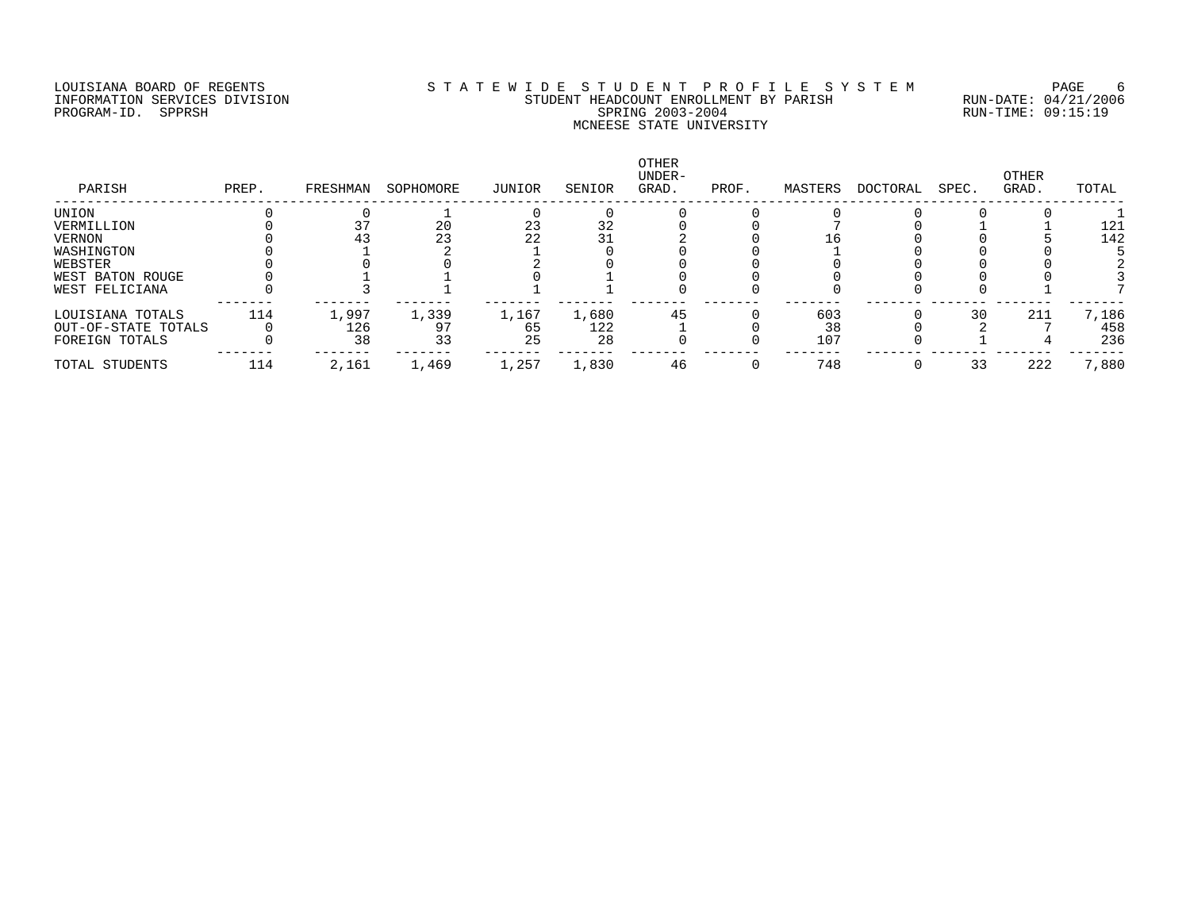LOUISIANA BOARD OF REGENTS
INFORMATION SERVICES DIVISION
PROGRAM-ID. SPPRSH

# STATEWIDE STUDENT PROFILE SYSTEM
## STUDENT HEADCOUNT ENROLLMENT BY PARISH
## SPRING 2003-2004
## MCNEESE STATE UNIVERSITY

RUN-DATE: 04/21/2006
RUN-TIME: 09:15:19

| PARISH | PREP. | FRESHMAN | SOPHOMORE | JUNIOR | SENIOR | OTHER UNDER-GRAD. | PROF. | MASTERS | DOCTORAL | SPEC. | OTHER GRAD. | TOTAL |
|---|---|---|---|---|---|---|---|---|---|---|---|---|
| UNION | 0 | 0 | 1 | 0 | 0 | 0 | 0 | 0 | 0 | 0 | 0 | 1 |
| VERMILLION | 0 | 37 | 20 | 23 | 32 | 0 | 0 | 7 | 0 | 1 | 1 | 121 |
| VERNON | 0 | 43 | 23 | 22 | 31 | 2 | 0 | 16 | 0 | 0 | 5 | 142 |
| WASHINGTON | 0 | 1 | 2 | 1 | 0 | 0 | 0 | 1 | 0 | 0 | 0 | 5 |
| WEBSTER | 0 | 0 | 0 | 2 | 0 | 0 | 0 | 0 | 0 | 0 | 0 | 2 |
| WEST BATON ROUGE | 0 | 1 | 1 | 0 | 1 | 0 | 0 | 0 | 0 | 0 | 0 | 3 |
| WEST FELICIANA | 0 | 3 | 1 | 1 | 1 | 0 | 0 | 0 | 0 | 0 | 1 | 7 |
| LOUISIANA TOTALS | 114 | 1,997 | 1,339 | 1,167 | 1,680 | 45 | 0 | 603 | 0 | 30 | 211 | 7,186 |
| OUT-OF-STATE TOTALS | 0 | 126 | 97 | 65 | 122 | 1 | 0 | 38 | 0 | 2 | 7 | 458 |
| FOREIGN TOTALS | 0 | 38 | 33 | 25 | 28 | 0 | 0 | 107 | 0 | 1 | 4 | 236 |
| TOTAL STUDENTS | 114 | 2,161 | 1,469 | 1,257 | 1,830 | 46 | 0 | 748 | 0 | 33 | 222 | 7,880 |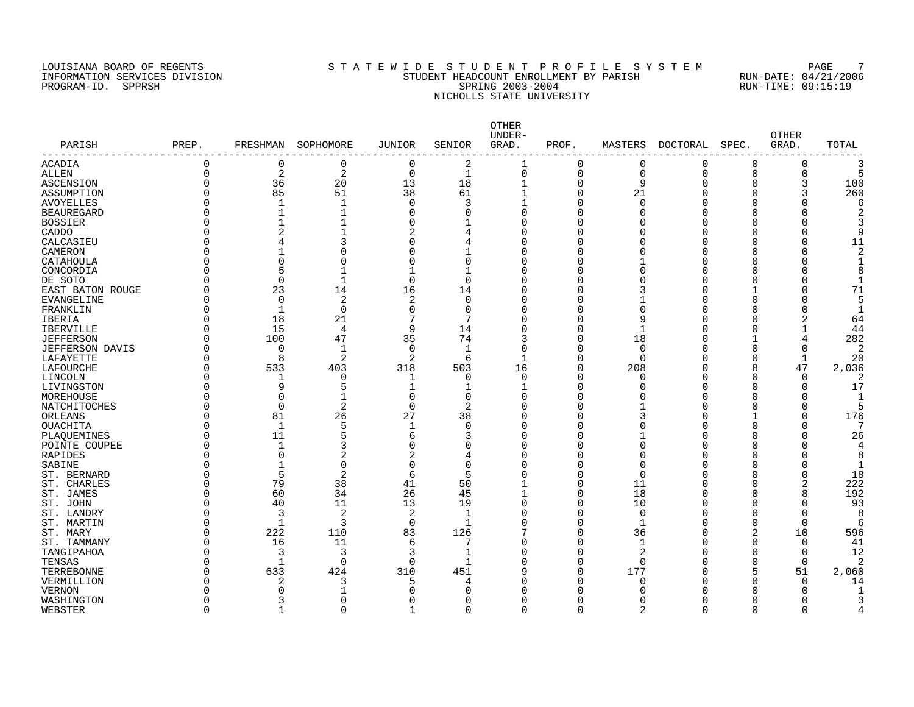LOUISIANA BOARD OF REGENTS
INFORMATION SERVICES DIVISION
PROGRAM-ID. SPPRSH

# STATEWIDE STUDENT PROFILE SYSTEM
## STUDENT HEADCOUNT ENROLLMENT BY PARISH
## SPRING 2003-2004
## NICHOLLS STATE UNIVERSITY

RUN-DATE: 04/21/2006
RUN-TIME: 09:15:19

| PARISH | PREP. | FRESHMAN | SOPHOMORE | JUNIOR | SENIOR | OTHER UNDER-GRAD. | PROF. | MASTERS | DOCTORAL | SPEC. | OTHER GRAD. | TOTAL |
|---|---|---|---|---|---|---|---|---|---|---|---|---|
| ACADIA | 0 | 0 | 0 | 0 | 2 | 1 | 0 | 0 | 0 | 0 | 0 | 3 |
| ALLEN | 0 | 2 | 2 | 0 | 1 | 0 | 0 | 0 | 0 | 0 | 0 | 5 |
| ASCENSION | 0 | 36 | 20 | 13 | 18 | 1 | 0 | 9 | 0 | 0 | 3 | 100 |
| ASSUMPTION | 0 | 85 | 51 | 38 | 61 | 1 | 0 | 21 | 0 | 0 | 3 | 260 |
| AVOYELLES | 0 | 1 | 1 | 0 | 3 | 1 | 0 | 0 | 0 | 0 | 0 | 6 |
| BEAUREGARD | 0 | 1 | 1 | 0 | 0 | 0 | 0 | 0 | 0 | 0 | 0 | 2 |
| BOSSIER | 0 | 1 | 1 | 0 | 1 | 0 | 0 | 0 | 0 | 0 | 0 | 3 |
| CADDO | 0 | 2 | 1 | 2 | 4 | 0 | 0 | 0 | 0 | 0 | 0 | 9 |
| CALCASIEU | 0 | 4 | 3 | 0 | 4 | 0 | 0 | 0 | 0 | 0 | 0 | 11 |
| CAMERON | 0 | 1 | 0 | 0 | 1 | 0 | 0 | 0 | 0 | 0 | 0 | 2 |
| CATAHOULA | 0 | 0 | 0 | 0 | 0 | 0 | 0 | 1 | 0 | 0 | 0 | 1 |
| CONCORDIA | 0 | 5 | 1 | 1 | 1 | 0 | 0 | 0 | 0 | 0 | 0 | 8 |
| DE SOTO | 0 | 0 | 1 | 0 | 0 | 0 | 0 | 0 | 0 | 0 | 0 | 1 |
| EAST BATON ROUGE | 0 | 23 | 14 | 16 | 14 | 0 | 0 | 3 | 0 | 1 | 0 | 71 |
| EVANGELINE | 0 | 0 | 2 | 2 | 0 | 0 | 0 | 1 | 0 | 0 | 0 | 5 |
| FRANKLIN | 0 | 1 | 0 | 0 | 0 | 0 | 0 | 0 | 0 | 0 | 0 | 1 |
| IBERIA | 0 | 18 | 21 | 7 | 7 | 0 | 0 | 9 | 0 | 0 | 2 | 64 |
| IBERVILLE | 0 | 15 | 4 | 9 | 14 | 0 | 0 | 1 | 0 | 0 | 1 | 44 |
| JEFFERSON | 0 | 100 | 47 | 35 | 74 | 3 | 0 | 18 | 0 | 1 | 4 | 282 |
| JEFFERSON DAVIS | 0 | 0 | 1 | 0 | 1 | 0 | 0 | 0 | 0 | 0 | 0 | 2 |
| LAFAYETTE | 0 | 8 | 2 | 2 | 6 | 1 | 0 | 0 | 0 | 0 | 1 | 20 |
| LAFOURCHE | 0 | 533 | 403 | 318 | 503 | 16 | 0 | 208 | 0 | 8 | 47 | 2,036 |
| LINCOLN | 0 | 1 | 0 | 1 | 0 | 0 | 0 | 0 | 0 | 0 | 0 | 2 |
| LIVINGSTON | 0 | 9 | 5 | 1 | 1 | 1 | 0 | 0 | 0 | 0 | 0 | 17 |
| MOREHOUSE | 0 | 0 | 1 | 0 | 0 | 0 | 0 | 0 | 0 | 0 | 0 | 1 |
| NATCHITOCHES | 0 | 0 | 2 | 0 | 2 | 0 | 0 | 1 | 0 | 0 | 0 | 5 |
| ORLEANS | 0 | 81 | 26 | 27 | 38 | 0 | 0 | 3 | 0 | 1 | 0 | 176 |
| OUACHITA | 0 | 1 | 5 | 1 | 0 | 0 | 0 | 0 | 0 | 0 | 0 | 7 |
| PLAQUEMINES | 0 | 11 | 5 | 6 | 3 | 0 | 0 | 1 | 0 | 0 | 0 | 26 |
| POINTE COUPEE | 0 | 1 | 3 | 0 | 0 | 0 | 0 | 0 | 0 | 0 | 0 | 4 |
| RAPIDES | 0 | 0 | 2 | 2 | 4 | 0 | 0 | 0 | 0 | 0 | 0 | 8 |
| SABINE | 0 | 1 | 0 | 0 | 0 | 0 | 0 | 0 | 0 | 0 | 0 | 1 |
| ST. BERNARD | 0 | 5 | 2 | 6 | 5 | 0 | 0 | 0 | 0 | 0 | 0 | 18 |
| ST. CHARLES | 0 | 79 | 38 | 41 | 50 | 1 | 0 | 11 | 0 | 0 | 2 | 222 |
| ST. JAMES | 0 | 60 | 34 | 26 | 45 | 1 | 0 | 18 | 0 | 0 | 8 | 192 |
| ST. JOHN | 0 | 40 | 11 | 13 | 19 | 0 | 0 | 10 | 0 | 0 | 0 | 93 |
| ST. LANDRY | 0 | 3 | 2 | 2 | 1 | 0 | 0 | 0 | 0 | 0 | 0 | 8 |
| ST. MARTIN | 0 | 1 | 3 | 0 | 1 | 0 | 0 | 1 | 0 | 0 | 0 | 6 |
| ST. MARY | 0 | 222 | 110 | 83 | 126 | 7 | 0 | 36 | 0 | 2 | 10 | 596 |
| ST. TAMMANY | 0 | 16 | 11 | 6 | 7 | 0 | 0 | 1 | 0 | 0 | 0 | 41 |
| TANGIPAHOA | 0 | 3 | 3 | 3 | 1 | 0 | 0 | 2 | 0 | 0 | 0 | 12 |
| TENSAS | 0 | 1 | 0 | 0 | 1 | 0 | 0 | 0 | 0 | 0 | 0 | 2 |
| TERREBONNE | 0 | 633 | 424 | 310 | 451 | 9 | 0 | 177 | 0 | 5 | 51 | 2,060 |
| VERMILLION | 0 | 2 | 3 | 5 | 4 | 0 | 0 | 0 | 0 | 0 | 0 | 14 |
| VERNON | 0 | 0 | 1 | 0 | 0 | 0 | 0 | 0 | 0 | 0 | 0 | 1 |
| WASHINGTON | 0 | 3 | 0 | 0 | 0 | 0 | 0 | 0 | 0 | 0 | 0 | 3 |
| WEBSTER | 0 | 1 | 0 | 1 | 0 | 0 | 0 | 2 | 0 | 0 | 0 | 4 |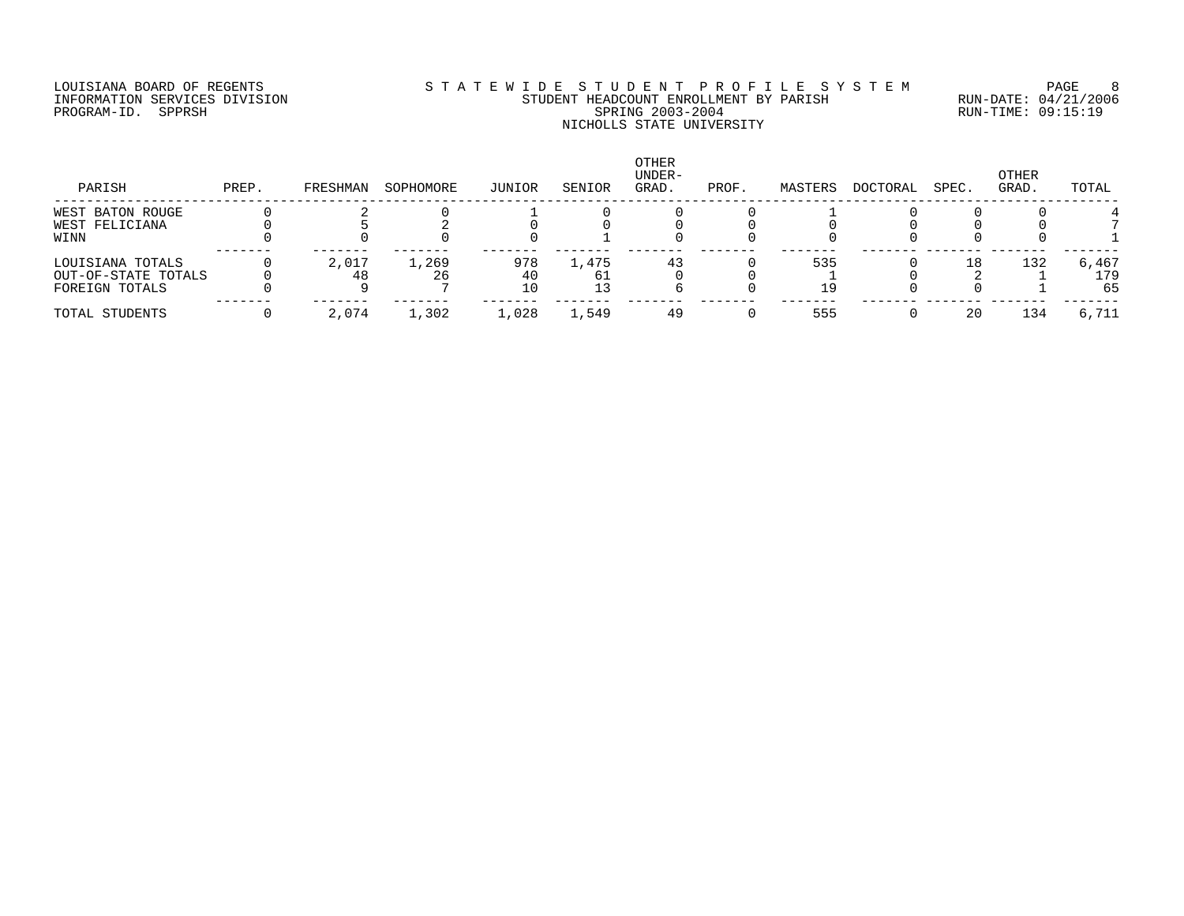LOUISIANA BOARD OF REGENTS
INFORMATION SERVICES DIVISION
PROGRAM-ID. SPPRSH

STATEWIDE STUDENT PROFILE SYSTEM
STUDENT HEADCOUNT ENROLLMENT BY PARISH
SPRING 2003-2004
NICHOLLS STATE UNIVERSITY

RUN-DATE: 04/21/2006
RUN-TIME: 09:15:19

| PARISH | PREP. | FRESHMAN | SOPHOMORE | JUNIOR | SENIOR | OTHER UNDER-GRAD. | PROF. | MASTERS | DOCTORAL | SPEC. | OTHER GRAD. | TOTAL |
|---|---|---|---|---|---|---|---|---|---|---|---|---|
| WEST BATON ROUGE | 0 | 2 | 0 | 1 | 0 | 0 | 0 | 1 | 0 | 0 | 0 | 4 |
| WEST FELICIANA | 0 | 5 | 2 | 0 | 0 | 0 | 0 | 0 | 0 | 0 | 0 | 7 |
| WINN | 0 | 0 | 0 | 0 | 1 | 0 | 0 | 0 | 0 | 0 | 0 | 1 |
| LOUISIANA TOTALS | 0 | 2,017 | 1,269 | 978 | 1,475 | 43 | 0 | 535 | 0 | 18 | 132 | 6,467 |
| OUT-OF-STATE TOTALS | 0 | 48 | 26 | 40 | 61 | 0 | 0 | 1 | 0 | 2 | 1 | 179 |
| FOREIGN TOTALS | 0 | 9 | 7 | 10 | 13 | 6 | 0 | 19 | 0 | 0 | 1 | 65 |
| TOTAL STUDENTS | 0 | 2,074 | 1,302 | 1,028 | 1,549 | 49 | 0 | 555 | 0 | 20 | 134 | 6,711 |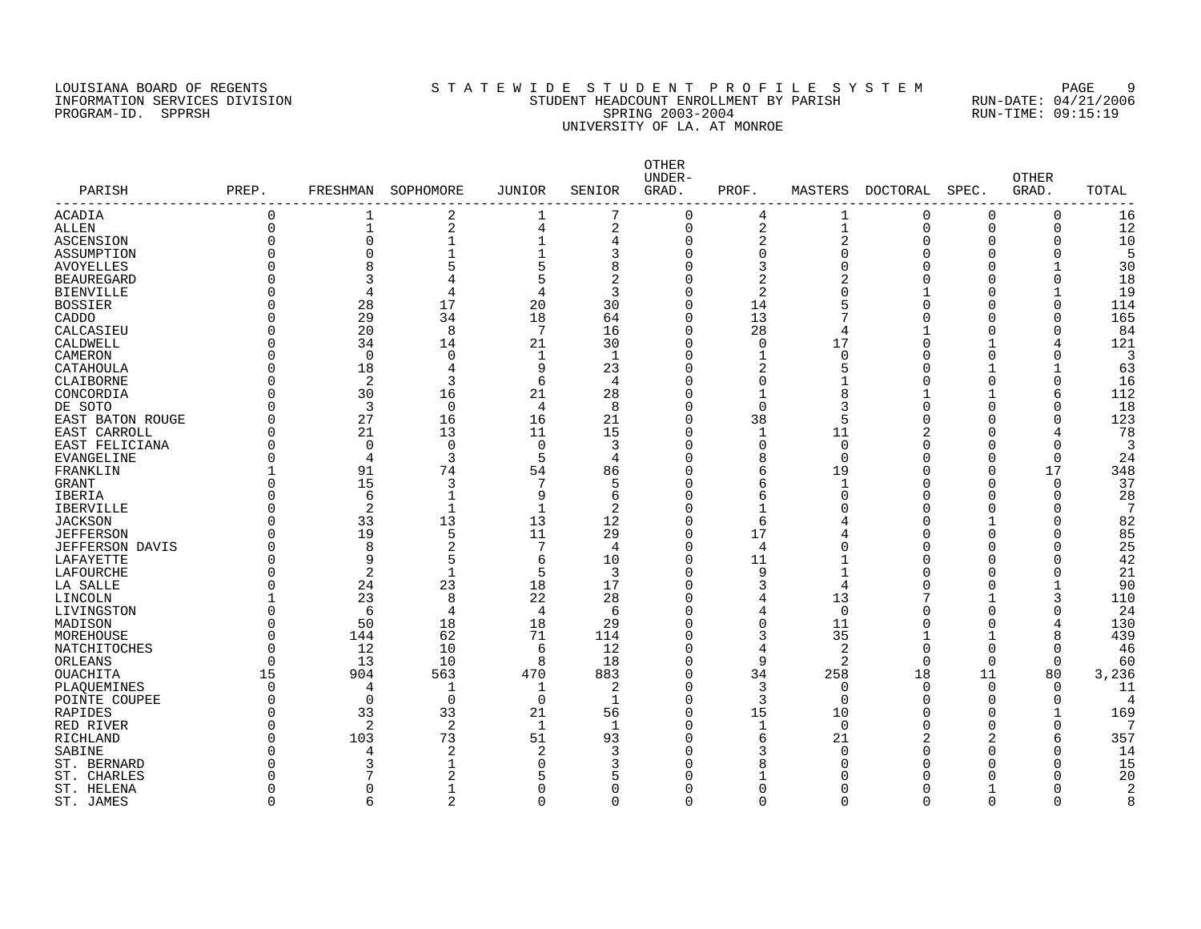LOUISIANA BOARD OF REGENTS
INFORMATION SERVICES DIVISION
PROGRAM-ID. SPPRSH

# S T A T E W I D E S T U D E N T P R O F I L E S Y S T E M
## STUDENT HEADCOUNT ENROLLMENT BY PARISH
## SPRING 2003-2004
## UNIVERSITY OF LA. AT MONROE

RUN-DATE: 04/21/2006
RUN-TIME: 09:15:19

| PARISH | PREP. | FRESHMAN | SOPHOMORE | JUNIOR | SENIOR | OTHER UNDER-GRAD. | PROF. | MASTERS | DOCTORAL | SPEC. | OTHER GRAD. | TOTAL |
|---|---|---|---|---|---|---|---|---|---|---|---|---|
| ACADIA | 0 | 1 | 2 | 1 | 7 | 0 | 4 | 1 | 0 | 0 | 0 | 16 |
| ALLEN | 0 | 1 | 2 | 4 | 2 | 0 | 2 | 1 | 0 | 0 | 0 | 12 |
| ASCENSION | 0 | 0 | 1 | 1 | 4 | 0 | 2 | 2 | 0 | 0 | 0 | 10 |
| ASSUMPTION | 0 | 0 | 1 | 1 | 3 | 0 | 0 | 0 | 0 | 0 | 0 | 5 |
| AVOYELLES | 0 | 8 | 5 | 5 | 8 | 0 | 3 | 0 | 0 | 0 | 1 | 30 |
| BEAUREGARD | 0 | 3 | 4 | 5 | 2 | 0 | 2 | 2 | 0 | 0 | 0 | 18 |
| BIENVILLE | 0 | 4 | 4 | 4 | 3 | 0 | 2 | 0 | 1 | 0 | 1 | 19 |
| BOSSIER | 0 | 28 | 17 | 20 | 30 | 0 | 14 | 5 | 0 | 0 | 0 | 114 |
| CADDO | 0 | 29 | 34 | 18 | 64 | 0 | 13 | 7 | 0 | 0 | 0 | 165 |
| CALCASIEU | 0 | 20 | 8 | 7 | 16 | 0 | 28 | 4 | 1 | 0 | 0 | 84 |
| CALDWELL | 0 | 34 | 14 | 21 | 30 | 0 | 0 | 17 | 0 | 1 | 4 | 121 |
| CAMERON | 0 | 0 | 0 | 1 | 1 | 0 | 1 | 0 | 0 | 0 | 0 | 3 |
| CATAHOULA | 0 | 18 | 4 | 9 | 23 | 0 | 2 | 5 | 0 | 1 | 1 | 63 |
| CLAIBORNE | 0 | 2 | 3 | 6 | 4 | 0 | 0 | 1 | 0 | 0 | 0 | 16 |
| CONCORDIA | 0 | 30 | 16 | 21 | 28 | 0 | 1 | 8 | 1 | 1 | 6 | 112 |
| DE SOTO | 0 | 3 | 0 | 4 | 8 | 0 | 0 | 3 | 0 | 0 | 0 | 18 |
| EAST BATON ROUGE | 0 | 27 | 16 | 16 | 21 | 0 | 38 | 5 | 0 | 0 | 0 | 123 |
| EAST CARROLL | 0 | 21 | 13 | 11 | 15 | 0 | 1 | 11 | 2 | 0 | 4 | 78 |
| EAST FELICIANA | 0 | 0 | 0 | 0 | 3 | 0 | 0 | 0 | 0 | 0 | 0 | 3 |
| EVANGELINE | 0 | 4 | 3 | 5 | 4 | 0 | 8 | 0 | 0 | 0 | 0 | 24 |
| FRANKLIN | 1 | 91 | 74 | 54 | 86 | 0 | 6 | 19 | 0 | 0 | 17 | 348 |
| GRANT | 0 | 15 | 3 | 7 | 5 | 0 | 6 | 1 | 0 | 0 | 0 | 37 |
| IBERIA | 0 | 6 | 1 | 9 | 6 | 0 | 6 | 0 | 0 | 0 | 0 | 28 |
| IBERVILLE | 0 | 2 | 1 | 1 | 2 | 0 | 1 | 0 | 0 | 0 | 0 | 7 |
| JACKSON | 0 | 33 | 13 | 13 | 12 | 0 | 6 | 4 | 0 | 1 | 0 | 82 |
| JEFFERSON | 0 | 19 | 5 | 11 | 29 | 0 | 17 | 4 | 0 | 0 | 0 | 85 |
| JEFFERSON DAVIS | 0 | 8 | 2 | 7 | 4 | 0 | 4 | 0 | 0 | 0 | 0 | 25 |
| LAFAYETTE | 0 | 9 | 5 | 6 | 10 | 0 | 11 | 1 | 0 | 0 | 0 | 42 |
| LAFOURCHE | 0 | 2 | 1 | 5 | 3 | 0 | 9 | 1 | 0 | 0 | 0 | 21 |
| LA SALLE | 0 | 24 | 23 | 18 | 17 | 0 | 3 | 4 | 0 | 0 | 1 | 90 |
| LINCOLN | 1 | 23 | 8 | 22 | 28 | 0 | 4 | 13 | 7 | 1 | 3 | 110 |
| LIVINGSTON | 0 | 6 | 4 | 4 | 6 | 0 | 4 | 0 | 0 | 0 | 0 | 24 |
| MADISON | 0 | 50 | 18 | 18 | 29 | 0 | 0 | 11 | 0 | 0 | 4 | 130 |
| MOREHOUSE | 0 | 144 | 62 | 71 | 114 | 0 | 3 | 35 | 1 | 1 | 8 | 439 |
| NATCHITOCHES | 0 | 12 | 10 | 6 | 12 | 0 | 4 | 2 | 0 | 0 | 0 | 46 |
| ORLEANS | 0 | 13 | 10 | 8 | 18 | 0 | 9 | 2 | 0 | 0 | 0 | 60 |
| OUACHITA | 15 | 904 | 563 | 470 | 883 | 0 | 34 | 258 | 18 | 11 | 80 | 3,236 |
| PLAQUEMINES | 0 | 4 | 1 | 1 | 2 | 0 | 3 | 0 | 0 | 0 | 0 | 11 |
| POINTE COUPEE | 0 | 0 | 0 | 0 | 1 | 0 | 3 | 0 | 0 | 0 | 0 | 4 |
| RAPIDES | 0 | 33 | 33 | 21 | 56 | 0 | 15 | 10 | 0 | 0 | 1 | 169 |
| RED RIVER | 0 | 2 | 2 | 1 | 1 | 0 | 1 | 0 | 0 | 0 | 0 | 7 |
| RICHLAND | 0 | 103 | 73 | 51 | 93 | 0 | 6 | 21 | 2 | 2 | 6 | 357 |
| SABINE | 0 | 4 | 2 | 2 | 3 | 0 | 3 | 0 | 0 | 0 | 0 | 14 |
| ST. BERNARD | 0 | 3 | 1 | 0 | 3 | 0 | 8 | 0 | 0 | 0 | 0 | 15 |
| ST. CHARLES | 0 | 7 | 2 | 5 | 5 | 0 | 1 | 0 | 0 | 0 | 0 | 20 |
| ST. HELENA | 0 | 0 | 1 | 0 | 0 | 0 | 0 | 0 | 0 | 1 | 0 | 2 |
| ST. JAMES | 0 | 6 | 2 | 0 | 0 | 0 | 0 | 0 | 0 | 0 | 0 | 8 |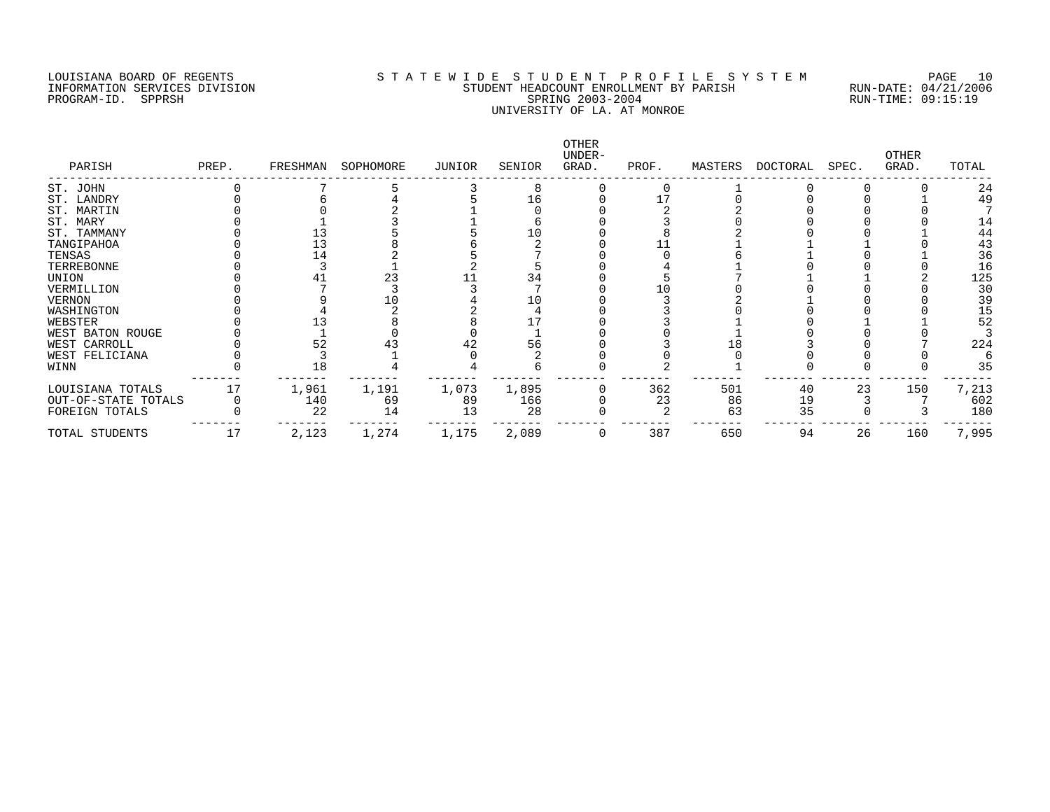LOUISIANA BOARD OF REGENTS
INFORMATION SERVICES DIVISION
PROGRAM-ID. SPPRSH

# STATEWIDE STUDENT PROFILE SYSTEM
## STUDENT HEADCOUNT ENROLLMENT BY PARISH
## SPRING 2003-2004
## UNIVERSITY OF LA. AT MONROE

RUN-DATE: 04/21/2006
RUN-TIME: 09:15:19

| PARISH | PREP. | FRESHMAN | SOPHOMORE | JUNIOR | SENIOR | OTHER UNDER-GRAD. | PROF. | MASTERS | DOCTORAL | SPEC. | OTHER GRAD. | TOTAL |
|---|---|---|---|---|---|---|---|---|---|---|---|---|
| ST. JOHN | 0 | 7 | 5 | 3 | 8 | 0 | 0 | 1 | 0 | 0 | 0 | 24 |
| ST. LANDRY | 0 | 6 | 4 | 5 | 16 | 0 | 17 | 0 | 0 | 0 | 1 | 49 |
| ST. MARTIN | 0 | 0 | 2 | 1 | 0 | 0 | 2 | 2 | 0 | 0 | 0 | 7 |
| ST. MARY | 0 | 1 | 3 | 1 | 6 | 0 | 3 | 0 | 0 | 0 | 0 | 14 |
| ST. TAMMANY | 0 | 13 | 5 | 5 | 10 | 0 | 8 | 2 | 0 | 0 | 1 | 44 |
| TANGIPAHOA | 0 | 13 | 8 | 6 | 2 | 0 | 11 | 1 | 1 | 1 | 0 | 43 |
| TENSAS | 0 | 14 | 2 | 5 | 7 | 0 | 0 | 6 | 1 | 0 | 1 | 36 |
| TERREBONNE | 0 | 3 | 1 | 2 | 5 | 0 | 4 | 1 | 0 | 0 | 0 | 16 |
| UNION | 0 | 41 | 23 | 11 | 34 | 0 | 5 | 7 | 1 | 1 | 2 | 125 |
| VERMILLION | 0 | 7 | 3 | 3 | 7 | 0 | 10 | 0 | 0 | 0 | 0 | 30 |
| VERNON | 0 | 9 | 10 | 4 | 10 | 0 | 3 | 2 | 1 | 0 | 0 | 39 |
| WASHINGTON | 0 | 4 | 2 | 2 | 4 | 0 | 3 | 0 | 0 | 0 | 0 | 15 |
| WEBSTER | 0 | 13 | 8 | 8 | 17 | 0 | 3 | 1 | 0 | 1 | 1 | 52 |
| WEST BATON ROUGE | 0 | 1 | 0 | 0 | 1 | 0 | 0 | 1 | 0 | 0 | 0 | 3 |
| WEST CARROLL | 0 | 52 | 43 | 42 | 56 | 0 | 3 | 18 | 3 | 0 | 7 | 224 |
| WEST FELICIANA | 0 | 3 | 1 | 0 | 2 | 0 | 0 | 0 | 0 | 0 | 0 | 6 |
| WINN | 0 | 18 | 4 | 4 | 6 | 0 | 2 | 1 | 0 | 0 | 0 | 35 |
| LOUISIANA TOTALS | 17 | 1,961 | 1,191 | 1,073 | 1,895 | 0 | 362 | 501 | 40 | 23 | 150 | 7,213 |
| OUT-OF-STATE TOTALS | 0 | 140 | 69 | 89 | 166 | 0 | 23 | 86 | 19 | 3 | 7 | 602 |
| FOREIGN TOTALS | 0 | 22 | 14 | 13 | 28 | 0 | 2 | 63 | 35 | 0 | 3 | 180 |
| TOTAL STUDENTS | 17 | 2,123 | 1,274 | 1,175 | 2,089 | 0 | 387 | 650 | 94 | 26 | 160 | 7,995 |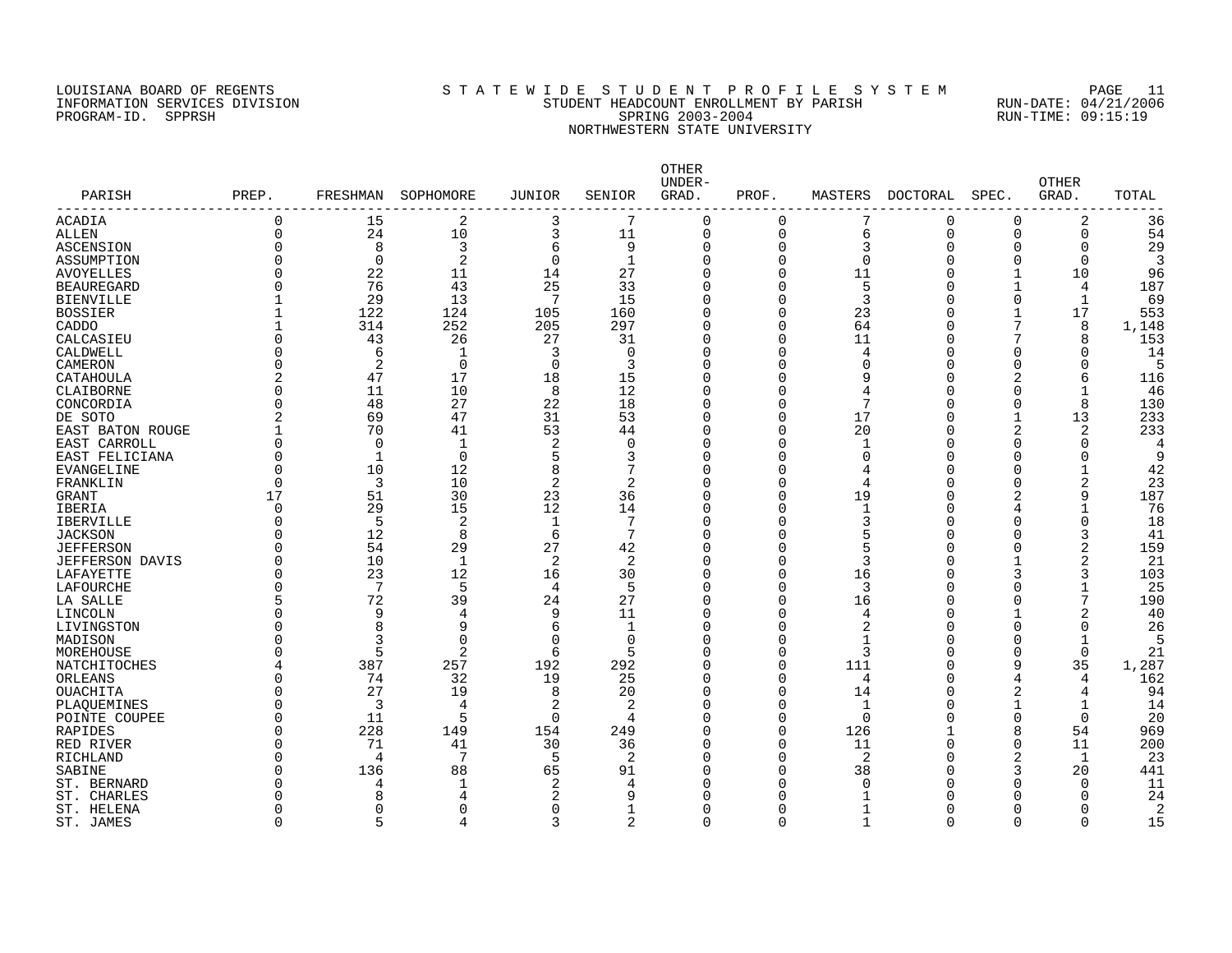LOUISIANA BOARD OF REGENTS
INFORMATION SERVICES DIVISION
PROGRAM-ID. SPPRSH

STATEWIDE STUDENT PROFILE SYSTEM
STUDENT HEADCOUNT ENROLLMENT BY PARISH
SPRING 2003-2004
NORTHWESTERN STATE UNIVERSITY

RUN-DATE: 04/21/2006
RUN-TIME: 09:15:19

| PARISH | PREP. | FRESHMAN | SOPHOMORE | JUNIOR | SENIOR | OTHER UNDER-GRAD. | PROF. | MASTERS | DOCTORAL | SPEC. | OTHER GRAD. | TOTAL |
|---|---|---|---|---|---|---|---|---|---|---|---|---|
| ACADIA | 0 | 15 | 2 | 3 | 7 | 0 | 0 | 7 | 0 | 0 | 2 | 36 |
| ALLEN | 0 | 24 | 10 | 3 | 11 | 0 | 0 | 6 | 0 | 0 | 0 | 54 |
| ASCENSION | 0 | 8 | 3 | 6 | 9 | 0 | 0 | 3 | 0 | 0 | 0 | 29 |
| ASSUMPTION | 0 | 0 | 2 | 0 | 1 | 0 | 0 | 0 | 0 | 0 | 0 | 3 |
| AVOYELLES | 0 | 22 | 11 | 14 | 27 | 0 | 0 | 11 | 0 | 1 | 10 | 96 |
| BEAUREGARD | 0 | 76 | 43 | 25 | 33 | 0 | 0 | 5 | 0 | 1 | 4 | 187 |
| BIENVILLE | 1 | 29 | 13 | 7 | 15 | 0 | 0 | 3 | 0 | 0 | 1 | 69 |
| BOSSIER | 1 | 122 | 124 | 105 | 160 | 0 | 0 | 23 | 0 | 1 | 17 | 553 |
| CADDO | 1 | 314 | 252 | 205 | 297 | 0 | 0 | 64 | 0 | 7 | 8 | 1,148 |
| CALCASIEU | 0 | 43 | 26 | 27 | 31 | 0 | 0 | 11 | 0 | 7 | 8 | 153 |
| CALDWELL | 0 | 6 | 1 | 3 | 0 | 0 | 0 | 4 | 0 | 0 | 0 | 14 |
| CAMERON | 0 | 2 | 0 | 0 | 3 | 0 | 0 | 0 | 0 | 0 | 0 | 5 |
| CATAHOULA | 2 | 47 | 17 | 18 | 15 | 0 | 0 | 9 | 0 | 2 | 6 | 116 |
| CLAIBORNE | 0 | 11 | 10 | 8 | 12 | 0 | 0 | 4 | 0 | 0 | 1 | 46 |
| CONCORDIA | 0 | 48 | 27 | 22 | 18 | 0 | 0 | 7 | 0 | 0 | 8 | 130 |
| DE SOTO | 2 | 69 | 47 | 31 | 53 | 0 | 0 | 17 | 0 | 1 | 13 | 233 |
| EAST BATON ROUGE | 1 | 70 | 41 | 53 | 44 | 0 | 0 | 20 | 0 | 2 | 2 | 233 |
| EAST CARROLL | 0 | 0 | 1 | 2 | 0 | 0 | 0 | 1 | 0 | 0 | 0 | 4 |
| EAST FELICIANA | 0 | 1 | 0 | 5 | 3 | 0 | 0 | 0 | 0 | 0 | 0 | 9 |
| EVANGELINE | 0 | 10 | 12 | 8 | 7 | 0 | 0 | 4 | 0 | 0 | 1 | 42 |
| FRANKLIN | 0 | 3 | 10 | 2 | 2 | 0 | 0 | 4 | 0 | 0 | 2 | 23 |
| GRANT | 17 | 51 | 30 | 23 | 36 | 0 | 0 | 19 | 0 | 2 | 9 | 187 |
| IBERIA | 0 | 29 | 15 | 12 | 14 | 0 | 0 | 1 | 0 | 4 | 1 | 76 |
| IBERVILLE | 0 | 5 | 2 | 1 | 7 | 0 | 0 | 3 | 0 | 0 | 0 | 18 |
| JACKSON | 0 | 12 | 8 | 6 | 7 | 0 | 0 | 5 | 0 | 0 | 3 | 41 |
| JEFFERSON | 0 | 54 | 29 | 27 | 42 | 0 | 0 | 5 | 0 | 0 | 2 | 159 |
| JEFFERSON DAVIS | 0 | 10 | 1 | 2 | 2 | 0 | 0 | 3 | 0 | 1 | 2 | 21 |
| LAFAYETTE | 0 | 23 | 12 | 16 | 30 | 0 | 0 | 16 | 0 | 3 | 3 | 103 |
| LAFOURCHE | 0 | 7 | 5 | 4 | 5 | 0 | 0 | 3 | 0 | 0 | 1 | 25 |
| LA SALLE | 5 | 72 | 39 | 24 | 27 | 0 | 0 | 16 | 0 | 0 | 7 | 190 |
| LINCOLN | 0 | 9 | 4 | 9 | 11 | 0 | 0 | 4 | 0 | 1 | 2 | 40 |
| LIVINGSTON | 0 | 8 | 9 | 6 | 1 | 0 | 0 | 2 | 0 | 0 | 0 | 26 |
| MADISON | 0 | 3 | 0 | 0 | 0 | 0 | 0 | 1 | 0 | 0 | 1 | 5 |
| MOREHOUSE | 0 | 5 | 2 | 6 | 5 | 0 | 0 | 3 | 0 | 0 | 0 | 21 |
| NATCHITOCHES | 4 | 387 | 257 | 192 | 292 | 0 | 0 | 111 | 0 | 9 | 35 | 1,287 |
| ORLEANS | 0 | 74 | 32 | 19 | 25 | 0 | 0 | 4 | 0 | 4 | 4 | 162 |
| OUACHITA | 0 | 27 | 19 | 8 | 20 | 0 | 0 | 14 | 0 | 2 | 4 | 94 |
| PLAQUEMINES | 0 | 3 | 4 | 2 | 2 | 0 | 0 | 1 | 0 | 1 | 1 | 14 |
| POINTE COUPEE | 0 | 11 | 5 | 0 | 4 | 0 | 0 | 0 | 0 | 0 | 0 | 20 |
| RAPIDES | 0 | 228 | 149 | 154 | 249 | 0 | 0 | 126 | 1 | 8 | 54 | 969 |
| RED RIVER | 0 | 71 | 41 | 30 | 36 | 0 | 0 | 11 | 0 | 0 | 11 | 200 |
| RICHLAND | 0 | 4 | 7 | 5 | 2 | 0 | 0 | 2 | 0 | 2 | 1 | 23 |
| SABINE | 0 | 136 | 88 | 65 | 91 | 0 | 0 | 38 | 0 | 3 | 20 | 441 |
| ST. BERNARD | 0 | 4 | 1 | 2 | 4 | 0 | 0 | 0 | 0 | 0 | 0 | 11 |
| ST. CHARLES | 0 | 8 | 4 | 2 | 9 | 0 | 0 | 1 | 0 | 0 | 0 | 24 |
| ST. HELENA | 0 | 0 | 0 | 0 | 1 | 0 | 0 | 1 | 0 | 0 | 0 | 2 |
| ST. JAMES | 0 | 5 | 4 | 3 | 2 | 0 | 0 | 1 | 0 | 0 | 0 | 15 |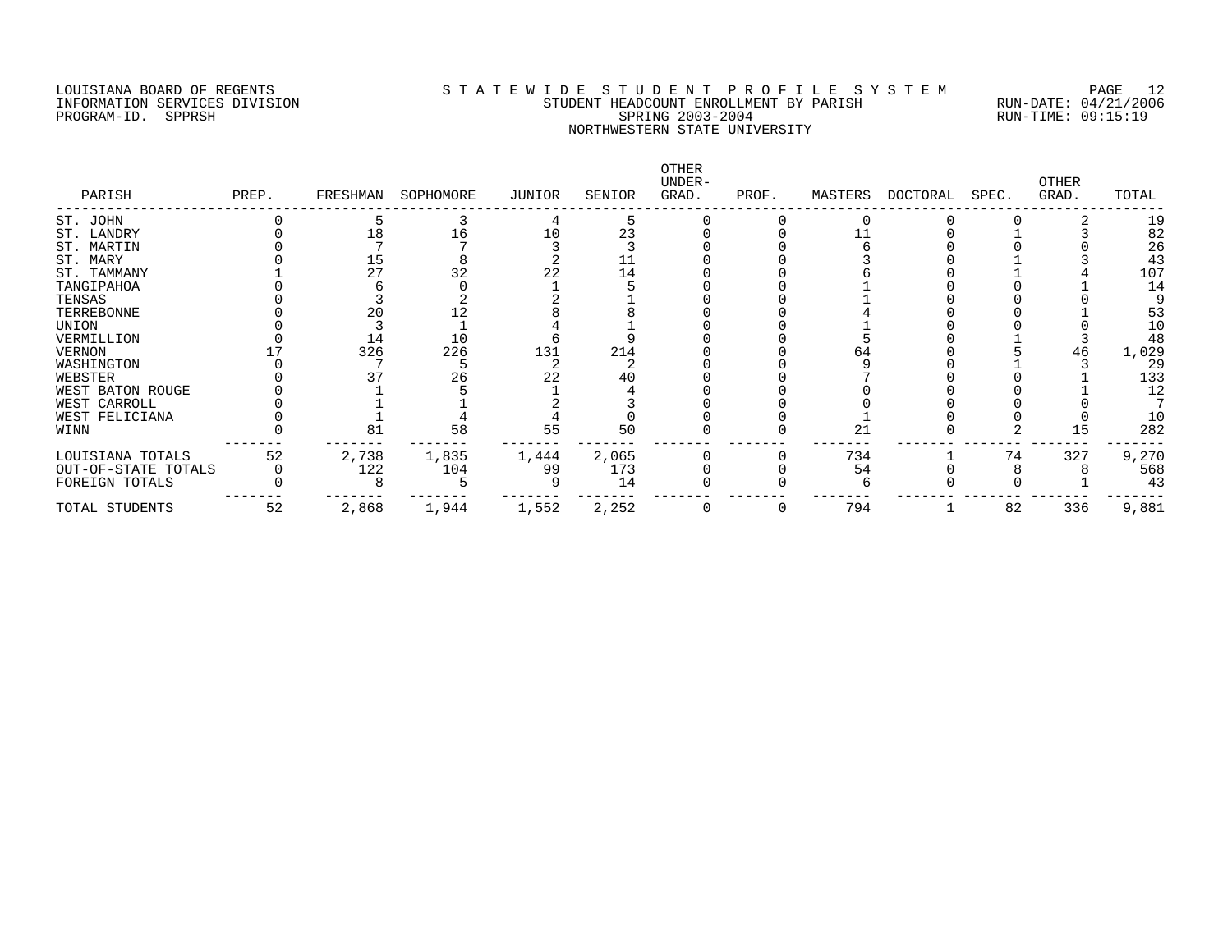LOUISIANA BOARD OF REGENTS
INFORMATION SERVICES DIVISION
PROGRAM-ID. SPPRSH

STATEWIDE STUDENT PROFILE SYSTEM
STUDENT HEADCOUNT ENROLLMENT BY PARISH
SPRING 2003-2004
NORTHWESTERN STATE UNIVERSITY

RUN-DATE: 04/21/2006
RUN-TIME: 09:15:19

| PARISH | PREP. | FRESHMAN | SOPHOMORE | JUNIOR | SENIOR | OTHER UNDER-GRAD. | PROF. | MASTERS | DOCTORAL | SPEC. | OTHER GRAD. | TOTAL |
|---|---|---|---|---|---|---|---|---|---|---|---|---|
| ST. JOHN | 0 | 5 | 3 | 4 | 5 | 0 | 0 | 0 | 0 | 0 | 2 | 19 |
| ST. LANDRY | 0 | 18 | 16 | 10 | 23 | 0 | 0 | 11 | 0 | 1 | 3 | 82 |
| ST. MARTIN | 0 | 7 | 7 | 3 | 3 | 0 | 0 | 6 | 0 | 0 | 0 | 26 |
| ST. MARY | 0 | 15 | 8 | 2 | 11 | 0 | 0 | 3 | 0 | 1 | 3 | 43 |
| ST. TAMMANY | 1 | 27 | 32 | 22 | 14 | 0 | 0 | 6 | 0 | 1 | 4 | 107 |
| TANGIPAHOA | 0 | 6 | 0 | 1 | 5 | 0 | 0 | 1 | 0 | 0 | 1 | 14 |
| TENSAS | 0 | 3 | 2 | 2 | 1 | 0 | 0 | 1 | 0 | 0 | 0 | 9 |
| TERREBONNE | 0 | 20 | 12 | 8 | 8 | 0 | 0 | 4 | 0 | 0 | 1 | 53 |
| UNION | 0 | 3 | 1 | 4 | 1 | 0 | 0 | 1 | 0 | 0 | 0 | 10 |
| VERMILLION | 0 | 14 | 10 | 6 | 9 | 0 | 0 | 5 | 0 | 1 | 3 | 48 |
| VERNON | 17 | 326 | 226 | 131 | 214 | 0 | 0 | 64 | 0 | 5 | 46 | 1,029 |
| WASHINGTON | 0 | 7 | 5 | 2 | 2 | 0 | 0 | 9 | 0 | 1 | 3 | 29 |
| WEBSTER | 0 | 37 | 26 | 22 | 40 | 0 | 0 | 7 | 0 | 0 | 1 | 133 |
| WEST BATON ROUGE | 0 | 1 | 5 | 1 | 4 | 0 | 0 | 0 | 0 | 0 | 1 | 12 |
| WEST CARROLL | 0 | 1 | 1 | 2 | 3 | 0 | 0 | 0 | 0 | 0 | 0 | 7 |
| WEST FELICIANA | 0 | 1 | 4 | 4 | 0 | 0 | 0 | 1 | 0 | 0 | 0 | 10 |
| WINN | 0 | 81 | 58 | 55 | 50 | 0 | 0 | 21 | 0 | 2 | 15 | 282 |
| LOUISIANA TOTALS | 52 | 2,738 | 1,835 | 1,444 | 2,065 | 0 | 0 | 734 | 1 | 74 | 327 | 9,270 |
| OUT-OF-STATE TOTALS | 0 | 122 | 104 | 99 | 173 | 0 | 0 | 54 | 0 | 8 | 8 | 568 |
| FOREIGN TOTALS | 0 | 8 | 5 | 9 | 14 | 0 | 0 | 6 | 0 | 0 | 1 | 43 |
| TOTAL STUDENTS | 52 | 2,868 | 1,944 | 1,552 | 2,252 | 0 | 0 | 794 | 1 | 82 | 336 | 9,881 |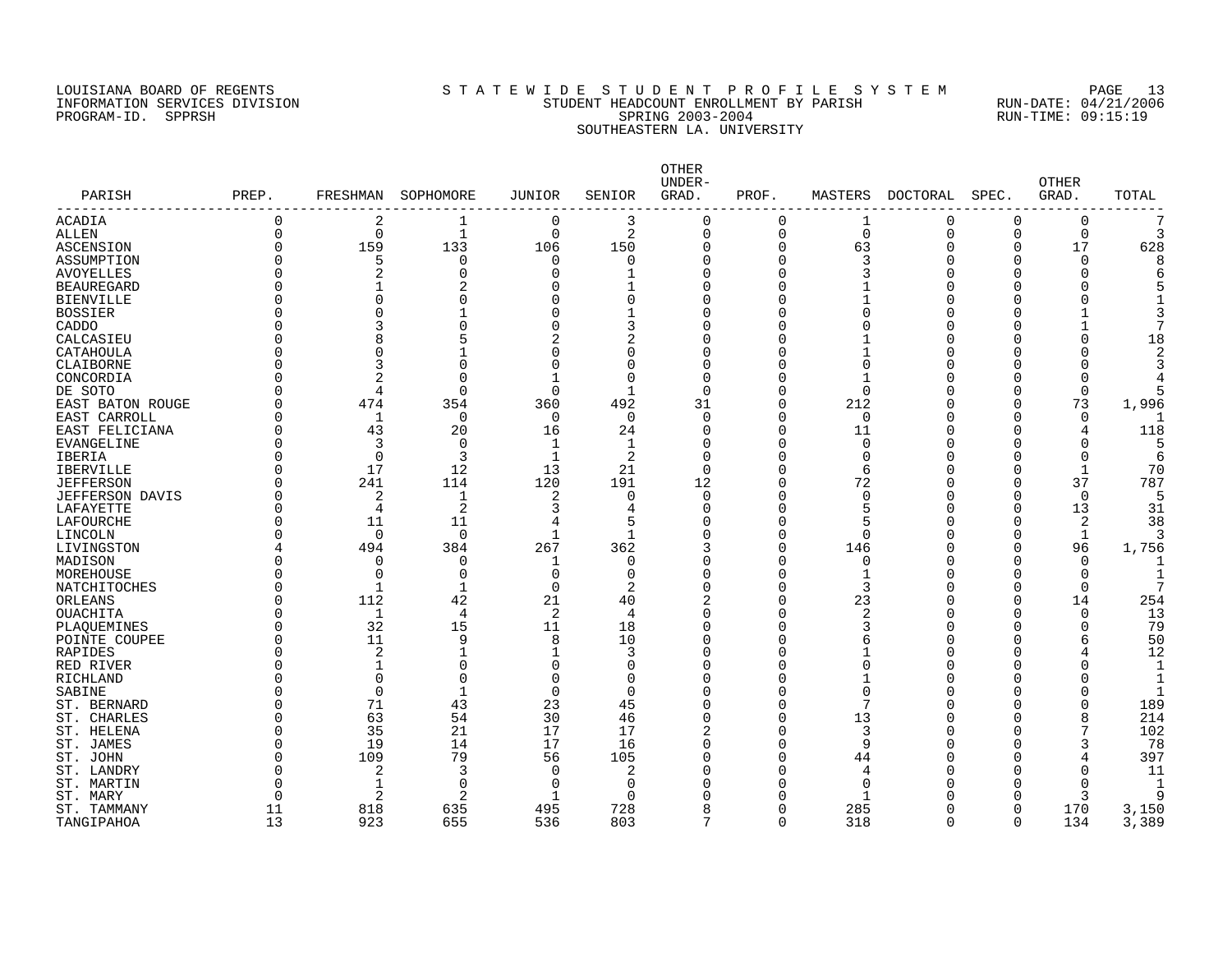LOUISIANA BOARD OF REGENTS
INFORMATION SERVICES DIVISION
PROGRAM-ID. SPPRSH

S T A T E W I D E S T U D E N T P R O F I L E S Y S T E M
STUDENT HEADCOUNT ENROLLMENT BY PARISH
SPRING 2003-2004
SOUTHEASTERN LA. UNIVERSITY

RUN-DATE: 04/21/2006
RUN-TIME: 09:15:19

| PARISH | PREP. | FRESHMAN | SOPHOMORE | JUNIOR | SENIOR | OTHER UNDER-GRAD. | PROF. | MASTERS | DOCTORAL | SPEC. | OTHER GRAD. | TOTAL |
|---|---|---|---|---|---|---|---|---|---|---|---|---|
| ACADIA | 0 | 2 | 1 | 0 | 3 | 0 | 0 | 1 | 0 | 0 | 0 | 7 |
| ALLEN | 0 | 0 | 1 | 0 | 2 | 0 | 0 | 0 | 0 | 0 | 0 | 3 |
| ASCENSION | 0 | 159 | 133 | 106 | 150 | 0 | 0 | 63 | 0 | 0 | 17 | 628 |
| ASSUMPTION | 0 | 5 | 0 | 0 | 0 | 0 | 0 | 3 | 0 | 0 | 0 | 8 |
| AVOYELLES | 0 | 2 | 0 | 0 | 1 | 0 | 0 | 3 | 0 | 0 | 0 | 6 |
| BEAUREGARD | 0 | 1 | 2 | 0 | 1 | 0 | 0 | 1 | 0 | 0 | 0 | 5 |
| BIENVILLE | 0 | 0 | 0 | 0 | 0 | 0 | 0 | 1 | 0 | 0 | 0 | 1 |
| BOSSIER | 0 | 0 | 1 | 0 | 1 | 0 | 0 | 0 | 0 | 0 | 1 | 3 |
| CADDO | 0 | 3 | 0 | 0 | 3 | 0 | 0 | 0 | 0 | 0 | 1 | 7 |
| CALCASIEU | 0 | 8 | 5 | 2 | 2 | 0 | 0 | 1 | 0 | 0 | 0 | 18 |
| CATAHOULA | 0 | 0 | 1 | 0 | 0 | 0 | 0 | 1 | 0 | 0 | 0 | 2 |
| CLAIBORNE | 0 | 3 | 0 | 0 | 0 | 0 | 0 | 0 | 0 | 0 | 0 | 3 |
| CONCORDIA | 0 | 2 | 0 | 1 | 0 | 0 | 0 | 1 | 0 | 0 | 0 | 4 |
| DE SOTO | 0 | 4 | 0 | 0 | 1 | 0 | 0 | 0 | 0 | 0 | 0 | 5 |
| EAST BATON ROUGE | 0 | 474 | 354 | 360 | 492 | 31 | 0 | 212 | 0 | 0 | 73 | 1,996 |
| EAST CARROLL | 0 | 1 | 0 | 0 | 0 | 0 | 0 | 0 | 0 | 0 | 0 | 1 |
| EAST FELICIANA | 0 | 43 | 20 | 16 | 24 | 0 | 0 | 11 | 0 | 0 | 4 | 118 |
| EVANGELINE | 0 | 3 | 0 | 1 | 1 | 0 | 0 | 0 | 0 | 0 | 0 | 5 |
| IBERIA | 0 | 0 | 3 | 1 | 2 | 0 | 0 | 0 | 0 | 0 | 0 | 6 |
| IBERVILLE | 0 | 17 | 12 | 13 | 21 | 0 | 0 | 6 | 0 | 0 | 1 | 70 |
| JEFFERSON | 0 | 241 | 114 | 120 | 191 | 12 | 0 | 72 | 0 | 0 | 37 | 787 |
| JEFFERSON DAVIS | 0 | 2 | 1 | 2 | 0 | 0 | 0 | 0 | 0 | 0 | 0 | 5 |
| LAFAYETTE | 0 | 4 | 2 | 3 | 4 | 0 | 0 | 5 | 0 | 0 | 13 | 31 |
| LAFOURCHE | 0 | 11 | 11 | 4 | 5 | 0 | 0 | 5 | 0 | 0 | 2 | 38 |
| LINCOLN | 0 | 0 | 0 | 1 | 1 | 0 | 0 | 0 | 0 | 0 | 1 | 3 |
| LIVINGSTON | 4 | 494 | 384 | 267 | 362 | 3 | 0 | 146 | 0 | 0 | 96 | 1,756 |
| MADISON | 0 | 0 | 0 | 1 | 0 | 0 | 0 | 0 | 0 | 0 | 0 | 1 |
| MOREHOUSE | 0 | 0 | 0 | 0 | 0 | 0 | 0 | 1 | 0 | 0 | 0 | 1 |
| NATCHITOCHES | 0 | 1 | 1 | 0 | 2 | 0 | 0 | 3 | 0 | 0 | 0 | 7 |
| ORLEANS | 0 | 112 | 42 | 21 | 40 | 2 | 0 | 23 | 0 | 0 | 14 | 254 |
| OUACHITA | 0 | 1 | 4 | 2 | 4 | 0 | 0 | 2 | 0 | 0 | 0 | 13 |
| PLAQUEMINES | 0 | 32 | 15 | 11 | 18 | 0 | 0 | 3 | 0 | 0 | 0 | 79 |
| POINTE COUPEE | 0 | 11 | 9 | 8 | 10 | 0 | 0 | 6 | 0 | 0 | 6 | 50 |
| RAPIDES | 0 | 2 | 1 | 1 | 3 | 0 | 0 | 1 | 0 | 0 | 4 | 12 |
| RED RIVER | 0 | 1 | 0 | 0 | 0 | 0 | 0 | 0 | 0 | 0 | 0 | 1 |
| RICHLAND | 0 | 0 | 0 | 0 | 0 | 0 | 0 | 1 | 0 | 0 | 0 | 1 |
| SABINE | 0 | 0 | 1 | 0 | 0 | 0 | 0 | 0 | 0 | 0 | 0 | 1 |
| ST. BERNARD | 0 | 71 | 43 | 23 | 45 | 0 | 0 | 7 | 0 | 0 | 0 | 189 |
| ST. CHARLES | 0 | 63 | 54 | 30 | 46 | 0 | 0 | 13 | 0 | 0 | 8 | 214 |
| ST. HELENA | 0 | 35 | 21 | 17 | 17 | 2 | 0 | 3 | 0 | 0 | 7 | 102 |
| ST. JAMES | 0 | 19 | 14 | 17 | 16 | 0 | 0 | 9 | 0 | 0 | 3 | 78 |
| ST. JOHN | 0 | 109 | 79 | 56 | 105 | 0 | 0 | 44 | 0 | 0 | 4 | 397 |
| ST. LANDRY | 0 | 2 | 3 | 0 | 2 | 0 | 0 | 4 | 0 | 0 | 0 | 11 |
| ST. MARTIN | 0 | 1 | 0 | 0 | 0 | 0 | 0 | 0 | 0 | 0 | 0 | 1 |
| ST. MARY | 0 | 2 | 2 | 1 | 0 | 0 | 0 | 1 | 0 | 0 | 3 | 9 |
| ST. TAMMANY | 11 | 818 | 635 | 495 | 728 | 8 | 0 | 285 | 0 | 0 | 170 | 3,150 |
| TANGIPAHOA | 13 | 923 | 655 | 536 | 803 | 7 | 0 | 318 | 0 | 0 | 134 | 3,389 |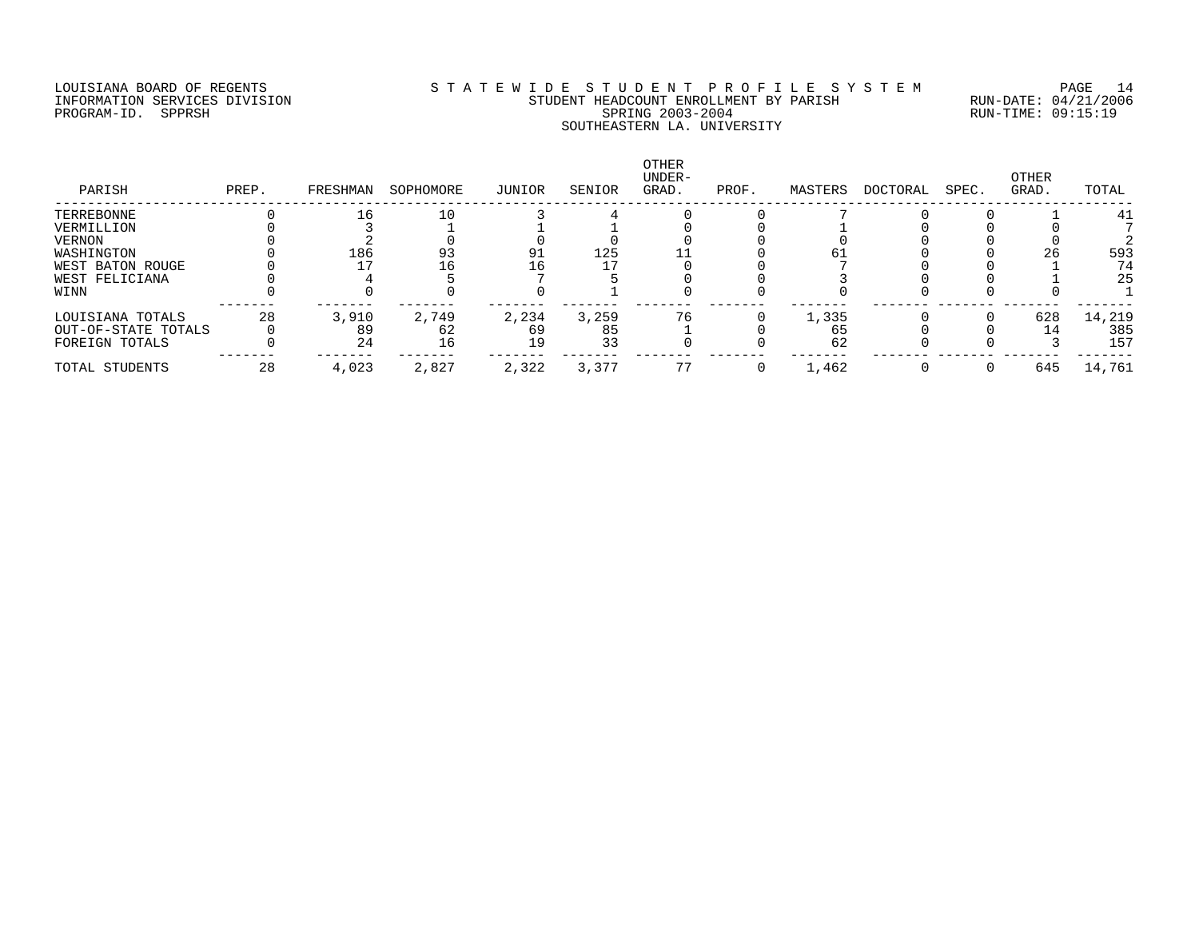LOUISIANA BOARD OF REGENTS
INFORMATION SERVICES DIVISION
PROGRAM-ID. SPPRSH

S T A T E W I D E S T U D E N T P R O F I L E S Y S T E M
STUDENT HEADCOUNT ENROLLMENT BY PARISH
SPRING 2003-2004
SOUTHEASTERN LA. UNIVERSITY

RUN-DATE: 04/21/2006
RUN-TIME: 09:15:19

| PARISH | PREP. | FRESHMAN | SOPHOMORE | JUNIOR | SENIOR | OTHER UNDER-GRAD. | PROF. | MASTERS | DOCTORAL | SPEC. | OTHER GRAD. | TOTAL |
|---|---|---|---|---|---|---|---|---|---|---|---|---|
| TERREBONNE | 0 | 16 | 10 | 3 | 4 | 0 | 0 | 7 | 0 | 0 | 1 | 41 |
| VERMILLION | 0 | 3 | 1 | 1 | 1 | 0 | 0 | 1 | 0 | 0 | 0 | 7 |
| VERNON | 0 | 2 | 0 | 0 | 0 | 0 | 0 | 0 | 0 | 0 | 0 | 2 |
| WASHINGTON | 0 | 186 | 93 | 91 | 125 | 11 | 0 | 61 | 0 | 0 | 26 | 593 |
| WEST BATON ROUGE | 0 | 17 | 16 | 16 | 17 | 0 | 0 | 7 | 0 | 0 | 1 | 74 |
| WEST FELICIANA | 0 | 4 | 5 | 7 | 5 | 0 | 0 | 3 | 0 | 0 | 1 | 25 |
| WINN | 0 | 0 | 0 | 0 | 1 | 0 | 0 | 0 | 0 | 0 | 0 | 1 |
| LOUISIANA TOTALS | 28 | 3,910 | 2,749 | 2,234 | 3,259 | 76 | 0 | 1,335 | 0 | 0 | 628 | 14,219 |
| OUT-OF-STATE TOTALS | 0 | 89 | 62 | 69 | 85 | 1 | 0 | 65 | 0 | 0 | 14 | 385 |
| FOREIGN TOTALS | 0 | 24 | 16 | 19 | 33 | 0 | 0 | 62 | 0 | 0 | 3 | 157 |
| TOTAL STUDENTS | 28 | 4,023 | 2,827 | 2,322 | 3,377 | 77 | 0 | 1,462 | 0 | 0 | 645 | 14,761 |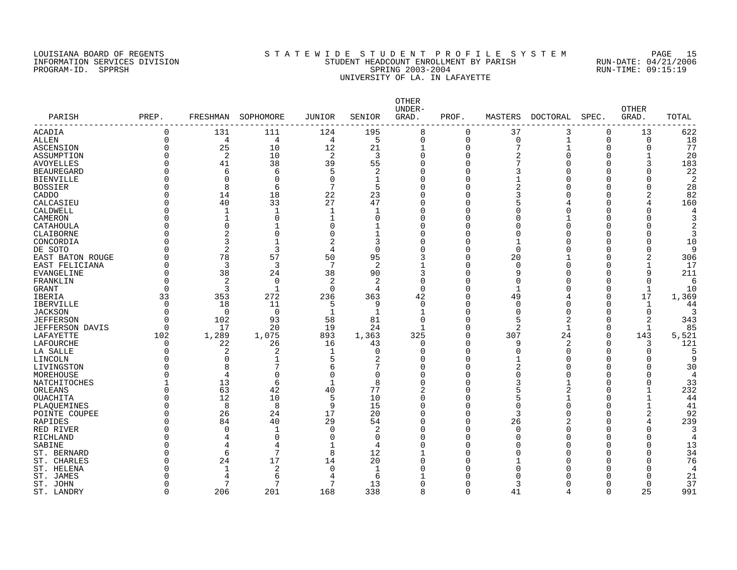LOUISIANA BOARD OF REGENTS
INFORMATION SERVICES DIVISION
PROGRAM-ID. SPPRSH

STATEWIDE STUDENT PROFILE SYSTEM
STUDENT HEADCOUNT ENROLLMENT BY PARISH
SPRING 2003-2004
UNIVERSITY OF LA. IN LAFAYETTE

RUN-DATE: 04/21/2006
RUN-TIME: 09:15:19

| PARISH | PREP. | FRESHMAN | SOPHOMORE | JUNIOR | SENIOR | OTHER UNDER-GRAD. | PROF. | MASTERS | DOCTORAL | SPEC. | OTHER GRAD. | TOTAL |
|---|---|---|---|---|---|---|---|---|---|---|---|---|
| ACADIA | 0 | 131 | 111 | 124 | 195 | 8 | 0 | 37 | 3 | 0 | 13 | 622 |
| ALLEN | 0 | 4 | 4 | 4 | 5 | 0 | 0 | 0 | 1 | 0 | 0 | 18 |
| ASCENSION | 0 | 25 | 10 | 12 | 21 | 1 | 0 | 7 | 1 | 0 | 0 | 77 |
| ASSUMPTION | 0 | 2 | 10 | 2 | 3 | 0 | 0 | 2 | 0 | 0 | 1 | 20 |
| AVOYELLES | 0 | 41 | 38 | 39 | 55 | 0 | 0 | 7 | 0 | 0 | 3 | 183 |
| BEAUREGARD | 0 | 6 | 6 | 5 | 2 | 0 | 0 | 3 | 0 | 0 | 0 | 22 |
| BIENVILLE | 0 | 0 | 0 | 0 | 1 | 0 | 0 | 1 | 0 | 0 | 0 | 2 |
| BOSSIER | 0 | 8 | 6 | 7 | 5 | 0 | 0 | 2 | 0 | 0 | 0 | 28 |
| CADDO | 0 | 14 | 18 | 22 | 23 | 0 | 0 | 3 | 0 | 0 | 2 | 82 |
| CALCASIEU | 0 | 40 | 33 | 27 | 47 | 0 | 0 | 5 | 4 | 0 | 4 | 160 |
| CALDWELL | 0 | 1 | 1 | 1 | 1 | 0 | 0 | 0 | 0 | 0 | 0 | 4 |
| CAMERON | 0 | 1 | 0 | 1 | 0 | 0 | 0 | 0 | 1 | 0 | 0 | 3 |
| CATAHOULA | 0 | 0 | 1 | 0 | 1 | 0 | 0 | 0 | 0 | 0 | 0 | 2 |
| CLAIBORNE | 0 | 2 | 0 | 0 | 1 | 0 | 0 | 0 | 0 | 0 | 0 | 3 |
| CONCORDIA | 0 | 3 | 1 | 2 | 3 | 0 | 0 | 1 | 0 | 0 | 0 | 10 |
| DE SOTO | 0 | 2 | 3 | 4 | 0 | 0 | 0 | 0 | 0 | 0 | 0 | 9 |
| EAST BATON ROUGE | 0 | 78 | 57 | 50 | 95 | 3 | 0 | 20 | 1 | 0 | 2 | 306 |
| EAST FELICIANA | 0 | 3 | 3 | 7 | 2 | 1 | 0 | 0 | 0 | 0 | 1 | 17 |
| EVANGELINE | 0 | 38 | 24 | 38 | 90 | 3 | 0 | 9 | 0 | 0 | 9 | 211 |
| FRANKLIN | 0 | 2 | 0 | 2 | 2 | 0 | 0 | 0 | 0 | 0 | 0 | 6 |
| GRANT | 0 | 3 | 1 | 0 | 4 | 0 | 0 | 1 | 0 | 0 | 1 | 10 |
| IBERIA | 33 | 353 | 272 | 236 | 363 | 42 | 0 | 49 | 4 | 0 | 17 | 1,369 |
| IBERVILLE | 0 | 18 | 11 | 5 | 9 | 0 | 0 | 0 | 0 | 0 | 1 | 44 |
| JACKSON | 0 | 0 | 0 | 1 | 1 | 1 | 0 | 0 | 0 | 0 | 0 | 3 |
| JEFFERSON | 0 | 102 | 93 | 58 | 81 | 0 | 0 | 5 | 2 | 0 | 2 | 343 |
| JEFFERSON DAVIS | 0 | 17 | 20 | 19 | 24 | 1 | 0 | 2 | 1 | 0 | 1 | 85 |
| LAFAYETTE | 102 | 1,289 | 1,075 | 893 | 1,363 | 325 | 0 | 307 | 24 | 0 | 143 | 5,521 |
| LAFOURCHE | 0 | 22 | 26 | 16 | 43 | 0 | 0 | 9 | 2 | 0 | 3 | 121 |
| LA SALLE | 0 | 2 | 2 | 1 | 0 | 0 | 0 | 0 | 0 | 0 | 0 | 5 |
| LINCOLN | 0 | 0 | 1 | 5 | 2 | 0 | 0 | 1 | 0 | 0 | 0 | 9 |
| LIVINGSTON | 0 | 8 | 7 | 6 | 7 | 0 | 0 | 2 | 0 | 0 | 0 | 30 |
| MOREHOUSE | 0 | 4 | 0 | 0 | 0 | 0 | 0 | 0 | 0 | 0 | 0 | 4 |
| NATCHITOCHES | 1 | 13 | 6 | 1 | 8 | 0 | 0 | 3 | 1 | 0 | 0 | 33 |
| ORLEANS | 0 | 63 | 42 | 40 | 77 | 2 | 0 | 5 | 2 | 0 | 1 | 232 |
| OUACHITA | 0 | 12 | 10 | 5 | 10 | 0 | 0 | 5 | 1 | 0 | 1 | 44 |
| PLAQUEMINES | 0 | 8 | 8 | 9 | 15 | 0 | 0 | 0 | 0 | 0 | 1 | 41 |
| POINTE COUPEE | 0 | 26 | 24 | 17 | 20 | 0 | 0 | 3 | 0 | 0 | 2 | 92 |
| RAPIDES | 0 | 84 | 40 | 29 | 54 | 0 | 0 | 26 | 2 | 0 | 4 | 239 |
| RED RIVER | 0 | 0 | 1 | 0 | 2 | 0 | 0 | 0 | 0 | 0 | 0 | 3 |
| RICHLAND | 0 | 4 | 0 | 0 | 0 | 0 | 0 | 0 | 0 | 0 | 0 | 4 |
| SABINE | 0 | 4 | 4 | 1 | 4 | 0 | 0 | 0 | 0 | 0 | 0 | 13 |
| ST. BERNARD | 0 | 6 | 7 | 8 | 12 | 1 | 0 | 0 | 0 | 0 | 0 | 34 |
| ST. CHARLES | 0 | 24 | 17 | 14 | 20 | 0 | 0 | 1 | 0 | 0 | 0 | 76 |
| ST. HELENA | 0 | 1 | 2 | 0 | 1 | 0 | 0 | 0 | 0 | 0 | 0 | 4 |
| ST. JAMES | 0 | 4 | 6 | 4 | 6 | 1 | 0 | 0 | 0 | 0 | 0 | 21 |
| ST. JOHN | 0 | 7 | 7 | 7 | 13 | 0 | 0 | 3 | 0 | 0 | 0 | 37 |
| ST. LANDRY | 0 | 206 | 201 | 168 | 338 | 8 | 0 | 41 | 4 | 0 | 25 | 991 |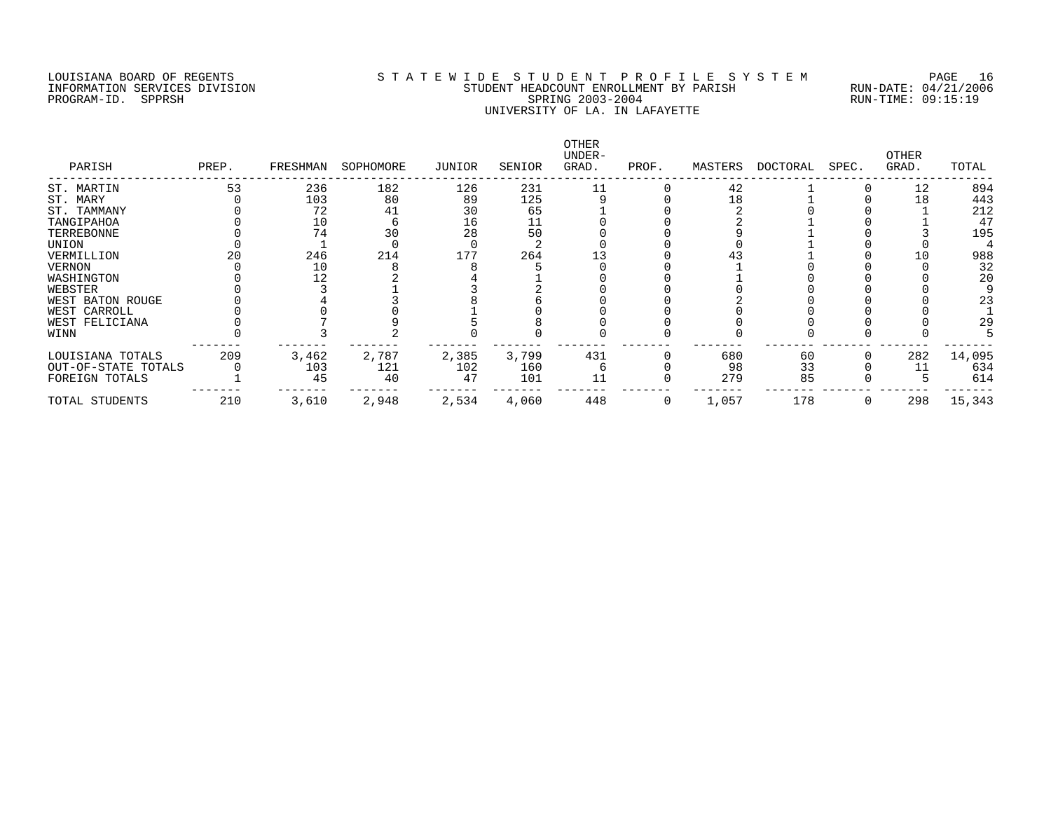LOUISIANA BOARD OF REGENTS
INFORMATION SERVICES DIVISION
PROGRAM-ID. SPPRSH

# S T A T E W I D E   S T U D E N T   P R O F I L E   S Y S T E M

## STUDENT HEADCOUNT ENROLLMENT BY PARISH
## SPRING 2003-2004
## UNIVERSITY OF LA. IN LAFAYETTE

RUN-DATE: 04/21/2006
RUN-TIME: 09:15:19

| PARISH | PREP. | FRESHMAN | SOPHOMORE | JUNIOR | SENIOR | OTHER UNDER-GRAD. | PROF. | MASTERS | DOCTORAL | SPEC. | OTHER GRAD. | TOTAL |
|---|---|---|---|---|---|---|---|---|---|---|---|---|
| ST. MARTIN | 53 | 236 | 182 | 126 | 231 | 11 | 0 | 42 | 1 | 0 | 12 | 894 |
| ST. MARY | 0 | 103 | 80 | 89 | 125 | 9 | 0 | 18 | 1 | 0 | 18 | 443 |
| ST. TAMMANY | 0 | 72 | 41 | 30 | 65 | 1 | 0 | 2 | 0 | 0 | 1 | 212 |
| TANGIPAHOA | 0 | 10 | 6 | 16 | 11 | 0 | 0 | 2 | 1 | 0 | 1 | 47 |
| TERREBONNE | 0 | 74 | 30 | 28 | 50 | 0 | 0 | 9 | 1 | 0 | 3 | 195 |
| UNION | 0 | 1 | 0 | 0 | 2 | 0 | 0 | 0 | 1 | 0 | 0 | 4 |
| VERMILLION | 20 | 246 | 214 | 177 | 264 | 13 | 0 | 43 | 1 | 0 | 10 | 988 |
| VERNON | 0 | 10 | 8 | 8 | 5 | 0 | 0 | 1 | 0 | 0 | 0 | 32 |
| WASHINGTON | 0 | 12 | 2 | 4 | 1 | 0 | 0 | 1 | 0 | 0 | 0 | 20 |
| WEBSTER | 0 | 3 | 1 | 3 | 2 | 0 | 0 | 0 | 0 | 0 | 0 | 9 |
| WEST BATON ROUGE | 0 | 4 | 3 | 8 | 6 | 0 | 0 | 2 | 0 | 0 | 0 | 23 |
| WEST CARROLL | 0 | 0 | 0 | 1 | 0 | 0 | 0 | 0 | 0 | 0 | 0 | 1 |
| WEST FELICIANA | 0 | 7 | 9 | 5 | 8 | 0 | 0 | 0 | 0 | 0 | 0 | 29 |
| WINN | 0 | 3 | 2 | 0 | 0 | 0 | 0 | 0 | 0 | 0 | 0 | 5 |
| LOUISIANA TOTALS | 209 | 3,462 | 2,787 | 2,385 | 3,799 | 431 | 0 | 680 | 60 | 0 | 282 | 14,095 |
| OUT-OF-STATE TOTALS | 0 | 103 | 121 | 102 | 160 | 6 | 0 | 98 | 33 | 0 | 11 | 634 |
| FOREIGN TOTALS | 1 | 45 | 40 | 47 | 101 | 11 | 0 | 279 | 85 | 0 | 5 | 614 |
| TOTAL STUDENTS | 210 | 3,610 | 2,948 | 2,534 | 4,060 | 448 | 0 | 1,057 | 178 | 0 | 298 | 15,343 |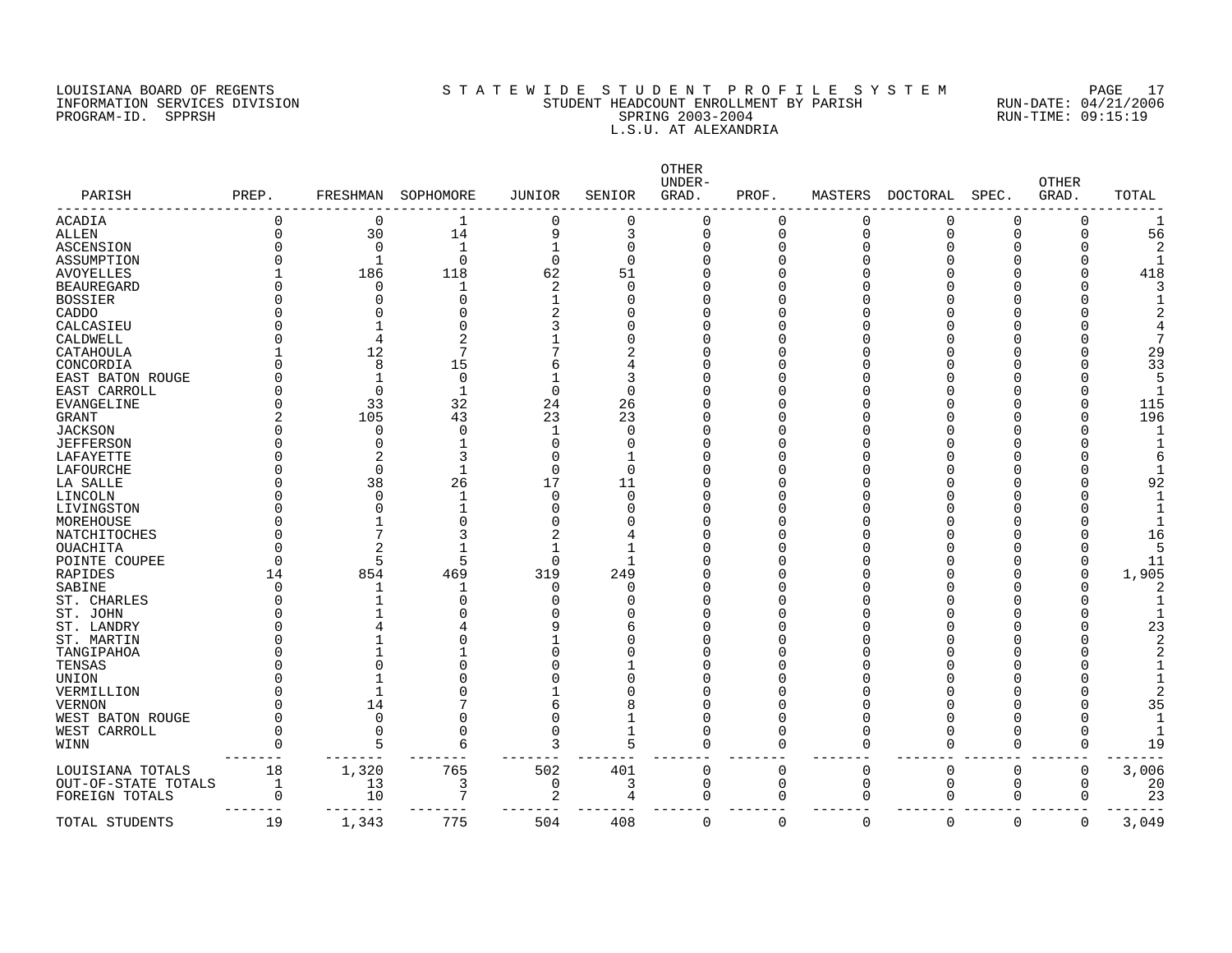LOUISIANA BOARD OF REGENTS
INFORMATION SERVICES DIVISION
PROGRAM-ID. SPPRSH

# S T A T E W I D E S T U D E N T P R O F I L E S Y S T E M

## STUDENT HEADCOUNT ENROLLMENT BY PARISH
## SPRING 2003-2004
## L.S.U. AT ALEXANDRIA

RUN-DATE: 04/21/2006
RUN-TIME: 09:15:19

| PARISH | PREP. | FRESHMAN | SOPHOMORE | JUNIOR | SENIOR | OTHER UNDER-GRAD. | PROF. | MASTERS | DOCTORAL | SPEC. | OTHER GRAD. | TOTAL |
|---|---|---|---|---|---|---|---|---|---|---|---|---|
| ACADIA | 0 | 0 | 1 | 0 | 0 | 0 | 0 | 0 | 0 | 0 | 0 | 1 |
| ALLEN | 0 | 30 | 14 | 9 | 3 | 0 | 0 | 0 | 0 | 0 | 0 | 56 |
| ASCENSION | 0 | 0 | 1 | 1 | 0 | 0 | 0 | 0 | 0 | 0 | 0 | 2 |
| ASSUMPTION | 0 | 1 | 0 | 0 | 0 | 0 | 0 | 0 | 0 | 0 | 0 | 1 |
| AVOYELLES | 1 | 186 | 118 | 62 | 51 | 0 | 0 | 0 | 0 | 0 | 0 | 418 |
| BEAUREGARD | 0 | 0 | 1 | 2 | 0 | 0 | 0 | 0 | 0 | 0 | 0 | 3 |
| BOSSIER | 0 | 0 | 0 | 1 | 0 | 0 | 0 | 0 | 0 | 0 | 0 | 1 |
| CADDO | 0 | 0 | 0 | 2 | 0 | 0 | 0 | 0 | 0 | 0 | 0 | 2 |
| CALCASIEU | 0 | 1 | 0 | 3 | 0 | 0 | 0 | 0 | 0 | 0 | 0 | 4 |
| CALDWELL | 0 | 4 | 2 | 1 | 0 | 0 | 0 | 0 | 0 | 0 | 0 | 7 |
| CATAHOULA | 1 | 12 | 7 | 7 | 2 | 0 | 0 | 0 | 0 | 0 | 0 | 29 |
| CONCORDIA | 0 | 8 | 15 | 6 | 4 | 0 | 0 | 0 | 0 | 0 | 0 | 33 |
| EAST BATON ROUGE | 0 | 1 | 0 | 1 | 3 | 0 | 0 | 0 | 0 | 0 | 0 | 5 |
| EAST CARROLL | 0 | 0 | 1 | 0 | 0 | 0 | 0 | 0 | 0 | 0 | 0 | 1 |
| EVANGELINE | 0 | 33 | 32 | 24 | 26 | 0 | 0 | 0 | 0 | 0 | 0 | 115 |
| GRANT | 2 | 105 | 43 | 23 | 23 | 0 | 0 | 0 | 0 | 0 | 0 | 196 |
| JACKSON | 0 | 0 | 0 | 1 | 0 | 0 | 0 | 0 | 0 | 0 | 0 | 1 |
| JEFFERSON | 0 | 0 | 1 | 0 | 0 | 0 | 0 | 0 | 0 | 0 | 0 | 1 |
| LAFAYETTE | 0 | 2 | 3 | 0 | 1 | 0 | 0 | 0 | 0 | 0 | 0 | 6 |
| LAFOURCHE | 0 | 0 | 1 | 0 | 0 | 0 | 0 | 0 | 0 | 0 | 0 | 1 |
| LA SALLE | 0 | 38 | 26 | 17 | 11 | 0 | 0 | 0 | 0 | 0 | 0 | 92 |
| LINCOLN | 0 | 0 | 1 | 0 | 0 | 0 | 0 | 0 | 0 | 0 | 0 | 1 |
| LIVINGSTON | 0 | 0 | 1 | 0 | 0 | 0 | 0 | 0 | 0 | 0 | 0 | 1 |
| MOREHOUSE | 0 | 1 | 0 | 0 | 0 | 0 | 0 | 0 | 0 | 0 | 0 | 1 |
| NATCHITOCHES | 0 | 7 | 3 | 2 | 4 | 0 | 0 | 0 | 0 | 0 | 0 | 16 |
| OUACHITA | 0 | 2 | 1 | 1 | 1 | 0 | 0 | 0 | 0 | 0 | 0 | 5 |
| POINTE COUPEE | 0 | 5 | 5 | 0 | 1 | 0 | 0 | 0 | 0 | 0 | 0 | 11 |
| RAPIDES | 14 | 854 | 469 | 319 | 249 | 0 | 0 | 0 | 0 | 0 | 0 | 1,905 |
| SABINE | 0 | 1 | 1 | 0 | 0 | 0 | 0 | 0 | 0 | 0 | 0 | 2 |
| ST. CHARLES | 0 | 1 | 0 | 0 | 0 | 0 | 0 | 0 | 0 | 0 | 0 | 1 |
| ST. JOHN | 0 | 1 | 0 | 0 | 0 | 0 | 0 | 0 | 0 | 0 | 0 | 1 |
| ST. LANDRY | 0 | 4 | 4 | 9 | 6 | 0 | 0 | 0 | 0 | 0 | 0 | 23 |
| ST. MARTIN | 0 | 1 | 0 | 1 | 0 | 0 | 0 | 0 | 0 | 0 | 0 | 2 |
| TANGIPAHOA | 0 | 1 | 1 | 0 | 0 | 0 | 0 | 0 | 0 | 0 | 0 | 2 |
| TENSAS | 0 | 0 | 0 | 0 | 1 | 0 | 0 | 0 | 0 | 0 | 0 | 1 |
| UNION | 0 | 1 | 0 | 0 | 0 | 0 | 0 | 0 | 0 | 0 | 0 | 1 |
| VERMILLION | 0 | 1 | 0 | 1 | 0 | 0 | 0 | 0 | 0 | 0 | 0 | 2 |
| VERNON | 0 | 14 | 7 | 6 | 8 | 0 | 0 | 0 | 0 | 0 | 0 | 35 |
| WEST BATON ROUGE | 0 | 0 | 0 | 0 | 1 | 0 | 0 | 0 | 0 | 0 | 0 | 1 |
| WEST CARROLL | 0 | 0 | 0 | 0 | 1 | 0 | 0 | 0 | 0 | 0 | 0 | 1 |
| WINN | 0 | 5 | 6 | 3 | 5 | 0 | 0 | 0 | 0 | 0 | 0 | 19 |
| LOUISIANA TOTALS | 18 | 1,320 | 765 | 502 | 401 | 0 | 0 | 0 | 0 | 0 | 0 | 3,006 |
| OUT-OF-STATE TOTALS | 1 | 13 | 3 | 0 | 3 | 0 | 0 | 0 | 0 | 0 | 0 | 20 |
| FOREIGN TOTALS | 0 | 10 | 7 | 2 | 4 | 0 | 0 | 0 | 0 | 0 | 0 | 23 |
| TOTAL STUDENTS | 19 | 1,343 | 775 | 504 | 408 | 0 | 0 | 0 | 0 | 0 | 0 | 3,049 |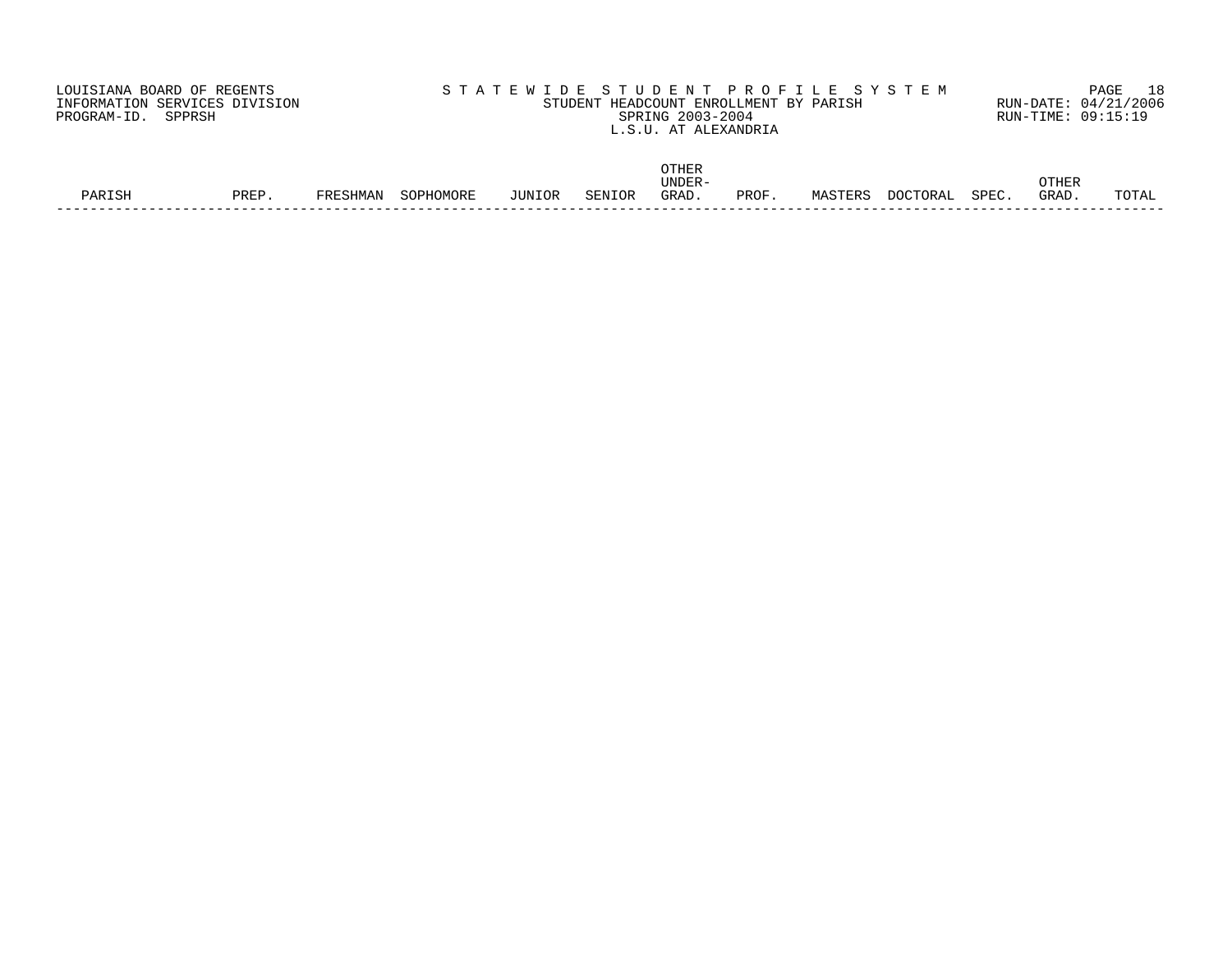LOUISIANA BOARD OF REGENTS
INFORMATION SERVICES DIVISION
PROGRAM-ID. SPPRSH

# S T A T E W I D E   S T U D E N T   P R O F I L E   S Y S T E M

## STUDENT HEADCOUNT ENROLLMENT BY PARISH

SPRING 2003-2004

L.S.U. AT ALEXANDRIA

RUN-DATE: 04/21/2006
RUN-TIME: 09:15:19

| PARISH | PREP. | FRESHMAN | SOPHOMORE | JUNIOR | SENIOR | OTHER UNDER-GRAD. | PROF. | MASTERS | DOCTORAL | SPEC. | OTHER GRAD. | TOTAL |
|---|---|---|---|---|---|---|---|---|---|---|---|---|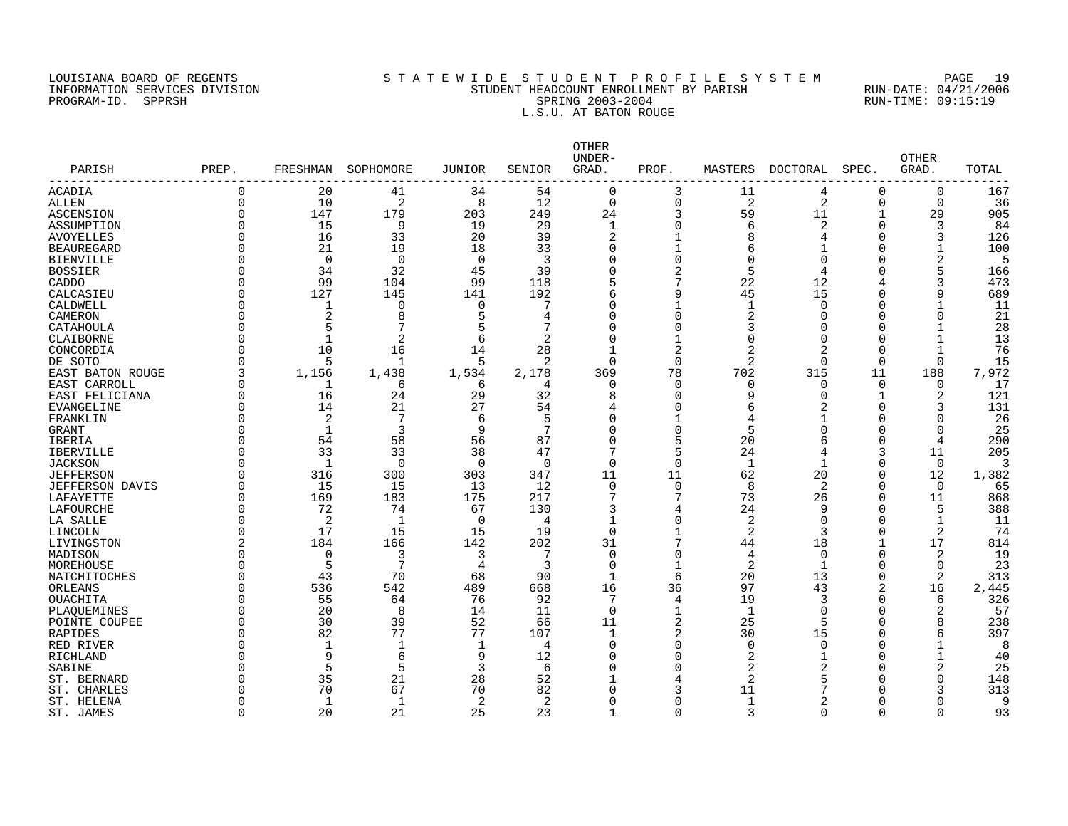LOUISIANA BOARD OF REGENTS
INFORMATION SERVICES DIVISION
PROGRAM-ID. SPPRSH

S T A T E W I D E   S T U D E N T   P R O F I L E   S Y S T E M
STUDENT HEADCOUNT ENROLLMENT BY PARISH
SPRING 2003-2004
L.S.U. AT BATON ROUGE

RUN-DATE: 04/21/2006
RUN-TIME: 09:15:19

| PARISH | PREP. | FRESHMAN | SOPHOMORE | JUNIOR | SENIOR | OTHER UNDER-GRAD. | PROF. | MASTERS | DOCTORAL | SPEC. | OTHER GRAD. | TOTAL |
|---|---|---|---|---|---|---|---|---|---|---|---|---|
| ACADIA | 0 | 20 | 41 | 34 | 54 | 0 | 3 | 11 | 4 | 0 | 0 | 167 |
| ALLEN | 0 | 10 | 2 | 8 | 12 | 0 | 0 | 2 | 2 | 0 | 0 | 36 |
| ASCENSION | 0 | 147 | 179 | 203 | 249 | 24 | 3 | 59 | 11 | 1 | 29 | 905 |
| ASSUMPTION | 0 | 15 | 9 | 19 | 29 | 1 | 0 | 6 | 2 | 0 | 3 | 84 |
| AVOYELLES | 0 | 16 | 33 | 20 | 39 | 2 | 1 | 8 | 4 | 0 | 3 | 126 |
| BEAUREGARD | 0 | 21 | 19 | 18 | 33 | 0 | 1 | 6 | 1 | 0 | 1 | 100 |
| BIENVILLE | 0 | 0 | 0 | 0 | 3 | 0 | 0 | 0 | 0 | 0 | 2 | 5 |
| BOSSIER | 0 | 34 | 32 | 45 | 39 | 0 | 2 | 5 | 4 | 0 | 5 | 166 |
| CADDO | 0 | 99 | 104 | 99 | 118 | 5 | 7 | 22 | 12 | 4 | 3 | 473 |
| CALCASIEU | 0 | 127 | 145 | 141 | 192 | 6 | 9 | 45 | 15 | 0 | 9 | 689 |
| CALDWELL | 0 | 1 | 0 | 0 | 7 | 0 | 1 | 1 | 0 | 0 | 1 | 11 |
| CAMERON | 0 | 2 | 8 | 5 | 4 | 0 | 0 | 2 | 0 | 0 | 0 | 21 |
| CATAHOULA | 0 | 5 | 7 | 5 | 7 | 0 | 0 | 3 | 0 | 0 | 1 | 28 |
| CLAIBORNE | 0 | 1 | 2 | 6 | 2 | 0 | 1 | 0 | 0 | 0 | 1 | 13 |
| CONCORDIA | 0 | 10 | 16 | 14 | 28 | 1 | 2 | 2 | 2 | 0 | 1 | 76 |
| DE SOTO | 0 | 5 | 1 | 5 | 2 | 0 | 0 | 2 | 0 | 0 | 0 | 15 |
| EAST BATON ROUGE | 3 | 1,156 | 1,438 | 1,534 | 2,178 | 369 | 78 | 702 | 315 | 11 | 188 | 7,972 |
| EAST CARROLL | 0 | 1 | 6 | 6 | 4 | 0 | 0 | 0 | 0 | 0 | 0 | 17 |
| EAST FELICIANA | 0 | 16 | 24 | 29 | 32 | 8 | 0 | 9 | 0 | 1 | 2 | 121 |
| EVANGELINE | 0 | 14 | 21 | 27 | 54 | 4 | 0 | 6 | 2 | 0 | 3 | 131 |
| FRANKLIN | 0 | 2 | 7 | 6 | 5 | 0 | 1 | 4 | 1 | 0 | 0 | 26 |
| GRANT | 0 | 1 | 3 | 9 | 7 | 0 | 0 | 5 | 0 | 0 | 0 | 25 |
| IBERIA | 0 | 54 | 58 | 56 | 87 | 0 | 5 | 20 | 6 | 0 | 4 | 290 |
| IBERVILLE | 0 | 33 | 33 | 38 | 47 | 7 | 5 | 24 | 4 | 3 | 11 | 205 |
| JACKSON | 0 | 1 | 0 | 0 | 0 | 0 | 0 | 1 | 1 | 0 | 0 | 3 |
| JEFFERSON | 0 | 316 | 300 | 303 | 347 | 11 | 11 | 62 | 20 | 0 | 12 | 1,382 |
| JEFFERSON DAVIS | 0 | 15 | 15 | 13 | 12 | 0 | 0 | 8 | 2 | 0 | 0 | 65 |
| LAFAYETTE | 0 | 169 | 183 | 175 | 217 | 7 | 7 | 73 | 26 | 0 | 11 | 868 |
| LAFOURCHE | 0 | 72 | 74 | 67 | 130 | 3 | 4 | 24 | 9 | 0 | 5 | 388 |
| LA SALLE | 0 | 2 | 1 | 0 | 4 | 1 | 0 | 2 | 0 | 0 | 1 | 11 |
| LINCOLN | 0 | 17 | 15 | 15 | 19 | 0 | 1 | 2 | 3 | 0 | 2 | 74 |
| LIVINGSTON | 2 | 184 | 166 | 142 | 202 | 31 | 7 | 44 | 18 | 1 | 17 | 814 |
| MADISON | 0 | 0 | 3 | 3 | 7 | 0 | 0 | 4 | 0 | 0 | 2 | 19 |
| MOREHOUSE | 0 | 5 | 7 | 4 | 3 | 0 | 1 | 2 | 1 | 0 | 0 | 23 |
| NATCHITOCHES | 0 | 43 | 70 | 68 | 90 | 1 | 6 | 20 | 13 | 0 | 2 | 313 |
| ORLEANS | 0 | 536 | 542 | 489 | 668 | 16 | 36 | 97 | 43 | 2 | 16 | 2,445 |
| OUACHITA | 0 | 55 | 64 | 76 | 92 | 7 | 4 | 19 | 3 | 0 | 6 | 326 |
| PLAQUEMINES | 0 | 20 | 8 | 14 | 11 | 0 | 1 | 1 | 0 | 0 | 2 | 57 |
| POINTE COUPEE | 0 | 30 | 39 | 52 | 66 | 11 | 2 | 25 | 5 | 0 | 8 | 238 |
| RAPIDES | 0 | 82 | 77 | 77 | 107 | 1 | 2 | 30 | 15 | 0 | 6 | 397 |
| RED RIVER | 0 | 1 | 1 | 1 | 4 | 0 | 0 | 0 | 0 | 0 | 1 | 8 |
| RICHLAND | 0 | 9 | 6 | 9 | 12 | 0 | 0 | 2 | 1 | 0 | 1 | 40 |
| SABINE | 0 | 5 | 5 | 3 | 6 | 0 | 0 | 2 | 2 | 0 | 2 | 25 |
| ST. BERNARD | 0 | 35 | 21 | 28 | 52 | 1 | 4 | 2 | 5 | 0 | 0 | 148 |
| ST. CHARLES | 0 | 70 | 67 | 70 | 82 | 0 | 3 | 11 | 7 | 0 | 3 | 313 |
| ST. HELENA | 0 | 1 | 1 | 2 | 2 | 0 | 0 | 1 | 2 | 0 | 0 | 9 |
| ST. JAMES | 0 | 20 | 21 | 25 | 23 | 1 | 0 | 3 | 0 | 0 | 0 | 93 |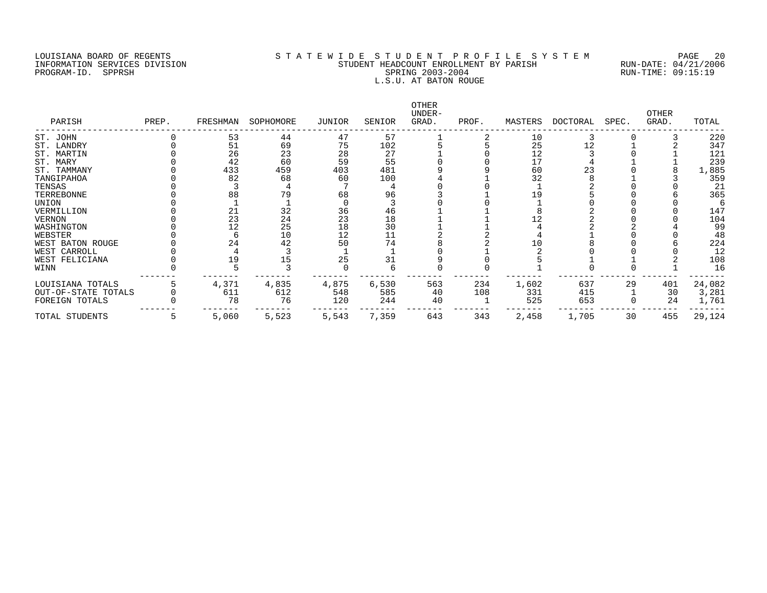LOUISIANA BOARD OF REGENTS
INFORMATION SERVICES DIVISION
PROGRAM-ID. SPPRSH

# STATEWIDE STUDENT PROFILE SYSTEM
## STUDENT HEADCOUNT ENROLLMENT BY PARISH
## SPRING 2003-2004
## L.S.U. AT BATON ROUGE

RUN-DATE: 04/21/2006
RUN-TIME: 09:15:19

| PARISH | PREP. | FRESHMAN | SOPHOMORE | JUNIOR | SENIOR | OTHER UNDER-GRAD. | PROF. | MASTERS | DOCTORAL | SPEC. | OTHER GRAD. | TOTAL |
|---|---|---|---|---|---|---|---|---|---|---|---|---|
| ST. JOHN | 0 | 53 | 44 | 47 | 57 | 1 | 2 | 10 | 3 | 0 | 3 | 220 |
| ST. LANDRY | 0 | 51 | 69 | 75 | 102 | 5 | 5 | 25 | 12 | 1 | 2 | 347 |
| ST. MARTIN | 0 | 26 | 23 | 28 | 27 | 1 | 0 | 12 | 3 | 0 | 1 | 121 |
| ST. MARY | 0 | 42 | 60 | 59 | 55 | 0 | 0 | 17 | 4 | 1 | 1 | 239 |
| ST. TAMMANY | 0 | 433 | 459 | 403 | 481 | 9 | 9 | 60 | 23 | 0 | 8 | 1,885 |
| TANGIPAHOA | 0 | 82 | 68 | 60 | 100 | 4 | 1 | 32 | 8 | 1 | 3 | 359 |
| TENSAS | 0 | 3 | 4 | 7 | 4 | 0 | 0 | 1 | 2 | 0 | 0 | 21 |
| TERREBONNE | 0 | 88 | 79 | 68 | 96 | 3 | 1 | 19 | 5 | 0 | 6 | 365 |
| UNION | 0 | 1 | 1 | 0 | 3 | 0 | 0 | 1 | 0 | 0 | 0 | 6 |
| VERMILLION | 0 | 21 | 32 | 36 | 46 | 1 | 1 | 8 | 2 | 0 | 0 | 147 |
| VERNON | 0 | 23 | 24 | 23 | 18 | 1 | 1 | 12 | 2 | 0 | 0 | 104 |
| WASHINGTON | 0 | 12 | 25 | 18 | 30 | 1 | 1 | 4 | 2 | 2 | 4 | 99 |
| WEBSTER | 0 | 6 | 10 | 12 | 11 | 2 | 2 | 4 | 1 | 0 | 0 | 48 |
| WEST BATON ROUGE | 0 | 24 | 42 | 50 | 74 | 8 | 2 | 10 | 8 | 0 | 6 | 224 |
| WEST CARROLL | 0 | 4 | 3 | 1 | 1 | 0 | 1 | 2 | 0 | 0 | 0 | 12 |
| WEST FELICIANA | 0 | 19 | 15 | 25 | 31 | 9 | 0 | 5 | 1 | 1 | 2 | 108 |
| WINN | 0 | 5 | 3 | 0 | 6 | 0 | 0 | 1 | 0 | 0 | 1 | 16 |
| LOUISIANA TOTALS | 5 | 4,371 | 4,835 | 4,875 | 6,530 | 563 | 234 | 1,602 | 637 | 29 | 401 | 24,082 |
| OUT-OF-STATE TOTALS | 0 | 611 | 612 | 548 | 585 | 40 | 108 | 331 | 415 | 1 | 30 | 3,281 |
| FOREIGN TOTALS | 0 | 78 | 76 | 120 | 244 | 40 | 1 | 525 | 653 | 0 | 24 | 1,761 |
| TOTAL STUDENTS | 5 | 5,060 | 5,523 | 5,543 | 7,359 | 643 | 343 | 2,458 | 1,705 | 30 | 455 | 29,124 |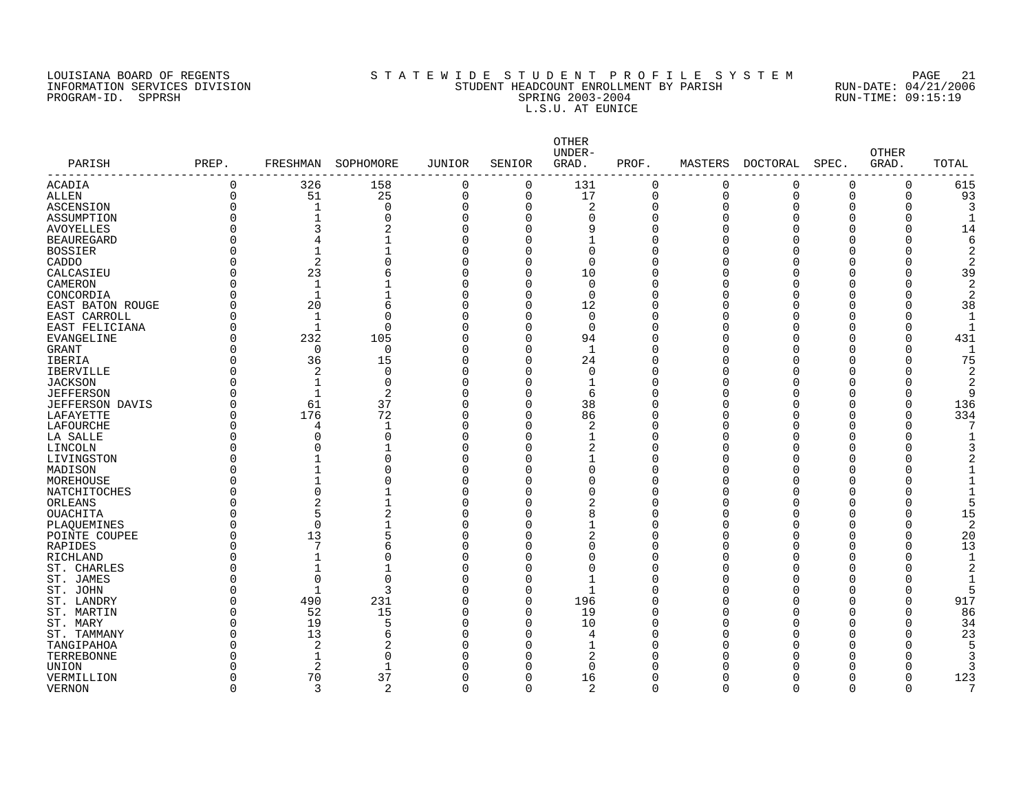LOUISIANA BOARD OF REGENTS
INFORMATION SERVICES DIVISION
PROGRAM-ID. SPPRSH

STATEWIDE STUDENT PROFILE SYSTEM
STUDENT HEADCOUNT ENROLLMENT BY PARISH
SPRING 2003-2004
L.S.U. AT EUNICE

RUN-DATE: 04/21/2006
RUN-TIME: 09:15:19

| PARISH | PREP. | FRESHMAN | SOPHOMORE | JUNIOR | SENIOR | OTHER UNDER-GRAD. | PROF. | MASTERS | DOCTORAL | SPEC. | OTHER GRAD. | TOTAL |
|---|---|---|---|---|---|---|---|---|---|---|---|---|
| ACADIA | 0 | 326 | 158 | 0 | 0 | 131 | 0 | 0 | 0 | 0 | 0 | 615 |
| ALLEN | 0 | 51 | 25 | 0 | 0 | 17 | 0 | 0 | 0 | 0 | 0 | 93 |
| ASCENSION | 0 | 1 | 0 | 0 | 0 | 2 | 0 | 0 | 0 | 0 | 0 | 3 |
| ASSUMPTION | 0 | 1 | 0 | 0 | 0 | 0 | 0 | 0 | 0 | 0 | 0 | 1 |
| AVOYELLES | 0 | 3 | 2 | 0 | 0 | 9 | 0 | 0 | 0 | 0 | 0 | 14 |
| BEAUREGARD | 0 | 4 | 1 | 0 | 0 | 1 | 0 | 0 | 0 | 0 | 0 | 6 |
| BOSSIER | 0 | 1 | 1 | 0 | 0 | 0 | 0 | 0 | 0 | 0 | 0 | 2 |
| CADDO | 0 | 2 | 0 | 0 | 0 | 0 | 0 | 0 | 0 | 0 | 0 | 2 |
| CALCASIEU | 0 | 23 | 6 | 0 | 0 | 10 | 0 | 0 | 0 | 0 | 0 | 39 |
| CAMERON | 0 | 1 | 1 | 0 | 0 | 0 | 0 | 0 | 0 | 0 | 0 | 2 |
| CONCORDIA | 0 | 1 | 1 | 0 | 0 | 0 | 0 | 0 | 0 | 0 | 0 | 2 |
| EAST BATON ROUGE | 0 | 20 | 6 | 0 | 0 | 12 | 0 | 0 | 0 | 0 | 0 | 38 |
| EAST CARROLL | 0 | 1 | 0 | 0 | 0 | 0 | 0 | 0 | 0 | 0 | 0 | 1 |
| EAST FELICIANA | 0 | 1 | 0 | 0 | 0 | 0 | 0 | 0 | 0 | 0 | 0 | 1 |
| EVANGELINE | 0 | 232 | 105 | 0 | 0 | 94 | 0 | 0 | 0 | 0 | 0 | 431 |
| GRANT | 0 | 0 | 0 | 0 | 0 | 1 | 0 | 0 | 0 | 0 | 0 | 1 |
| IBERIA | 0 | 36 | 15 | 0 | 0 | 24 | 0 | 0 | 0 | 0 | 0 | 75 |
| IBERVILLE | 0 | 2 | 0 | 0 | 0 | 0 | 0 | 0 | 0 | 0 | 0 | 2 |
| JACKSON | 0 | 1 | 0 | 0 | 0 | 1 | 0 | 0 | 0 | 0 | 0 | 2 |
| JEFFERSON | 0 | 1 | 2 | 0 | 0 | 6 | 0 | 0 | 0 | 0 | 0 | 9 |
| JEFFERSON DAVIS | 0 | 61 | 37 | 0 | 0 | 38 | 0 | 0 | 0 | 0 | 0 | 136 |
| LAFAYETTE | 0 | 176 | 72 | 0 | 0 | 86 | 0 | 0 | 0 | 0 | 0 | 334 |
| LAFOURCHE | 0 | 4 | 1 | 0 | 0 | 2 | 0 | 0 | 0 | 0 | 0 | 7 |
| LA SALLE | 0 | 0 | 0 | 0 | 0 | 1 | 0 | 0 | 0 | 0 | 0 | 1 |
| LINCOLN | 0 | 0 | 1 | 0 | 0 | 2 | 0 | 0 | 0 | 0 | 0 | 3 |
| LIVINGSTON | 0 | 1 | 0 | 0 | 0 | 1 | 0 | 0 | 0 | 0 | 0 | 2 |
| MADISON | 0 | 1 | 0 | 0 | 0 | 0 | 0 | 0 | 0 | 0 | 0 | 1 |
| MOREHOUSE | 0 | 1 | 0 | 0 | 0 | 0 | 0 | 0 | 0 | 0 | 0 | 1 |
| NATCHITOCHES | 0 | 0 | 1 | 0 | 0 | 0 | 0 | 0 | 0 | 0 | 0 | 1 |
| ORLEANS | 0 | 2 | 1 | 0 | 0 | 2 | 0 | 0 | 0 | 0 | 0 | 5 |
| OUACHITA | 0 | 5 | 2 | 0 | 0 | 8 | 0 | 0 | 0 | 0 | 0 | 15 |
| PLAQUEMINES | 0 | 0 | 1 | 0 | 0 | 1 | 0 | 0 | 0 | 0 | 0 | 2 |
| POINTE COUPEE | 0 | 13 | 5 | 0 | 0 | 2 | 0 | 0 | 0 | 0 | 0 | 20 |
| RAPIDES | 0 | 7 | 6 | 0 | 0 | 0 | 0 | 0 | 0 | 0 | 0 | 13 |
| RICHLAND | 0 | 1 | 0 | 0 | 0 | 0 | 0 | 0 | 0 | 0 | 0 | 1 |
| ST. CHARLES | 0 | 1 | 1 | 0 | 0 | 0 | 0 | 0 | 0 | 0 | 0 | 2 |
| ST. JAMES | 0 | 0 | 0 | 0 | 0 | 1 | 0 | 0 | 0 | 0 | 0 | 1 |
| ST. JOHN | 0 | 1 | 3 | 0 | 0 | 1 | 0 | 0 | 0 | 0 | 0 | 5 |
| ST. LANDRY | 0 | 490 | 231 | 0 | 0 | 196 | 0 | 0 | 0 | 0 | 0 | 917 |
| ST. MARTIN | 0 | 52 | 15 | 0 | 0 | 19 | 0 | 0 | 0 | 0 | 0 | 86 |
| ST. MARY | 0 | 19 | 5 | 0 | 0 | 10 | 0 | 0 | 0 | 0 | 0 | 34 |
| ST. TAMMANY | 0 | 13 | 6 | 0 | 0 | 4 | 0 | 0 | 0 | 0 | 0 | 23 |
| TANGIPAHOA | 0 | 2 | 2 | 0 | 0 | 1 | 0 | 0 | 0 | 0 | 0 | 5 |
| TERREBONNE | 0 | 1 | 0 | 0 | 0 | 2 | 0 | 0 | 0 | 0 | 0 | 3 |
| UNION | 0 | 2 | 1 | 0 | 0 | 0 | 0 | 0 | 0 | 0 | 0 | 3 |
| VERMILLION | 0 | 70 | 37 | 0 | 0 | 16 | 0 | 0 | 0 | 0 | 0 | 123 |
| VERNON | 0 | 3 | 2 | 0 | 0 | 2 | 0 | 0 | 0 | 0 | 0 | 7 |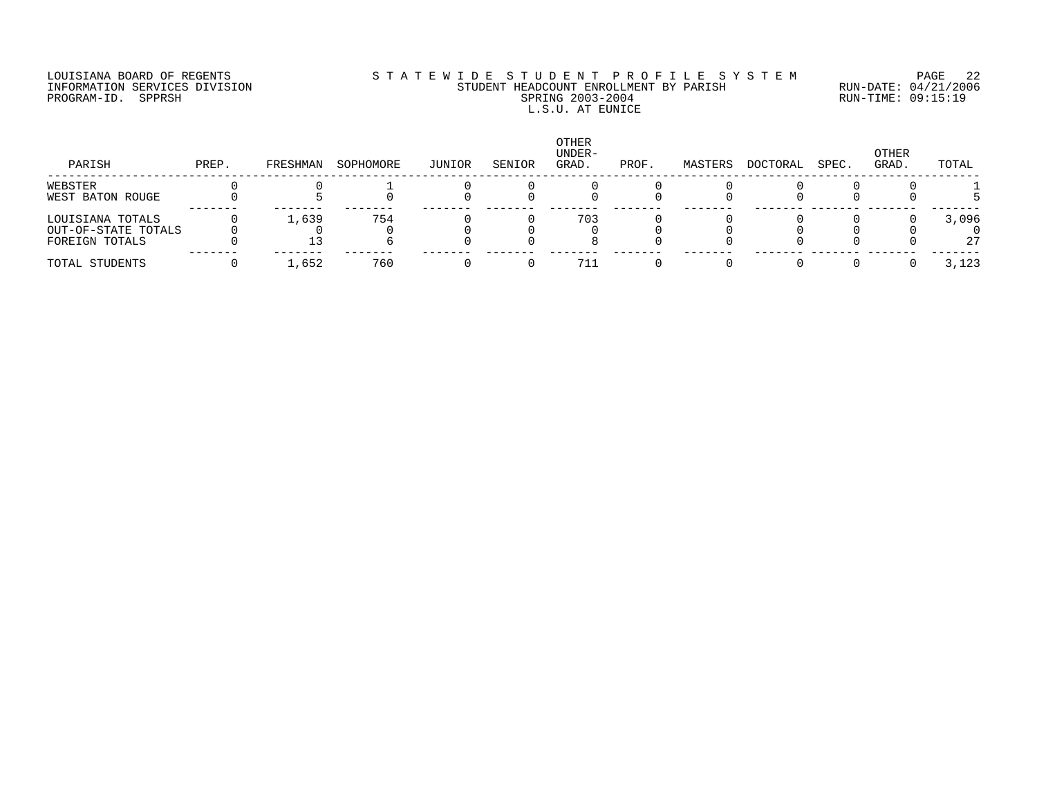LOUISIANA BOARD OF REGENTS
INFORMATION SERVICES DIVISION
PROGRAM-ID. SPPRSH

STATEWIDE STUDENT PROFILE SYSTEM
STUDENT HEADCOUNT ENROLLMENT BY PARISH
SPRING 2003-2004
L.S.U. AT EUNICE

RUN-DATE: 04/21/2006
RUN-TIME: 09:15:19

| PARISH | PREP. | FRESHMAN | SOPHOMORE | JUNIOR | SENIOR | OTHER UNDER-GRAD. | PROF. | MASTERS | DOCTORAL | SPEC. | OTHER GRAD. | TOTAL |
|---|---|---|---|---|---|---|---|---|---|---|---|---|
| WEBSTER | 0 | 0 | 1 | 0 | 0 | 0 | 0 | 0 | 0 | 0 | 0 | 1 |
| WEST BATON ROUGE | 0 | 5 | 0 | 0 | 0 | 0 | 0 | 0 | 0 | 0 | 0 | 5 |
| LOUISIANA TOTALS | 0 | 1,639 | 754 | 0 | 0 | 703 | 0 | 0 | 0 | 0 | 0 | 3,096 |
| OUT-OF-STATE TOTALS | 0 | 0 | 0 | 0 | 0 | 0 | 0 | 0 | 0 | 0 | 0 | 0 |
| FOREIGN TOTALS | 0 | 13 | 6 | 0 | 0 | 8 | 0 | 0 | 0 | 0 | 0 | 27 |
| TOTAL STUDENTS | 0 | 1,652 | 760 | 0 | 0 | 711 | 0 | 0 | 0 | 0 | 0 | 3,123 |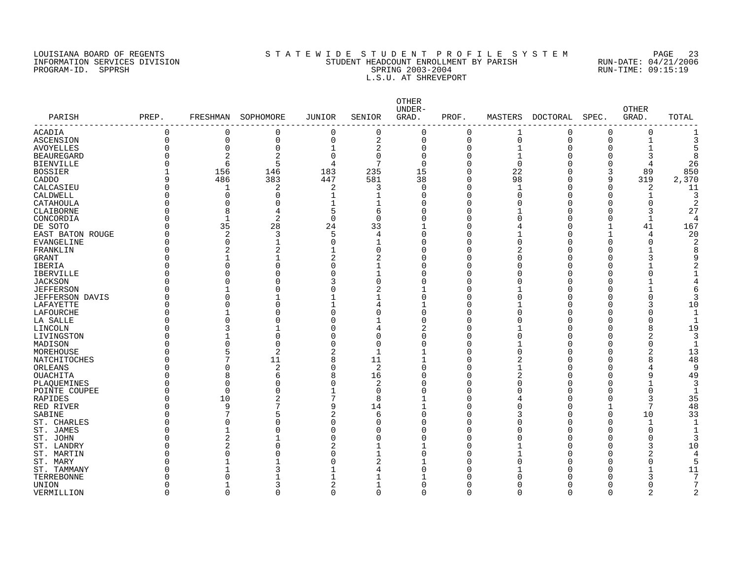LOUISIANA BOARD OF REGENTS — INFORMATION SERVICES DIVISION — PROGRAM-ID. SPPRSH

STATEWIDE STUDENT PROFILE SYSTEM
STUDENT HEADCOUNT ENROLLMENT BY PARISH
SPRING 2003-2004
L.S.U. AT SHREVEPORT

RUN-DATE: 04/21/2006
RUN-TIME: 09:15:19

| PARISH | PREP. | FRESHMAN | SOPHOMORE | JUNIOR | SENIOR | OTHER UNDER-GRAD. | PROF. | MASTERS | DOCTORAL | SPEC. | OTHER GRAD. | TOTAL |
|---|---|---|---|---|---|---|---|---|---|---|---|---|
| ACADIA | 0 | 0 | 0 | 0 | 0 | 0 | 0 | 1 | 0 | 0 | 0 | 1 |
| ASCENSION | 0 | 0 | 0 | 0 | 2 | 0 | 0 | 0 | 0 | 0 | 1 | 3 |
| AVOYELLES | 0 | 0 | 0 | 1 | 2 | 0 | 0 | 1 | 0 | 0 | 1 | 5 |
| BEAUREGARD | 0 | 2 | 2 | 0 | 0 | 0 | 0 | 1 | 0 | 0 | 3 | 8 |
| BIENVILLE | 0 | 6 | 5 | 4 | 7 | 0 | 0 | 0 | 0 | 0 | 4 | 26 |
| BOSSIER | 1 | 156 | 146 | 183 | 235 | 15 | 0 | 22 | 0 | 3 | 89 | 850 |
| CADDO | 9 | 486 | 383 | 447 | 581 | 38 | 0 | 98 | 0 | 9 | 319 | 2,370 |
| CALCASIEU | 0 | 1 | 2 | 2 | 3 | 0 | 0 | 1 | 0 | 0 | 2 | 11 |
| CALDWELL | 0 | 0 | 0 | 1 | 1 | 0 | 0 | 0 | 0 | 0 | 1 | 3 |
| CATAHOULA | 0 | 0 | 0 | 1 | 1 | 0 | 0 | 0 | 0 | 0 | 0 | 2 |
| CLAIBORNE | 0 | 8 | 4 | 5 | 6 | 0 | 0 | 1 | 0 | 0 | 3 | 27 |
| CONCORDIA | 0 | 1 | 2 | 0 | 0 | 0 | 0 | 0 | 0 | 0 | 1 | 4 |
| DE SOTO | 0 | 35 | 28 | 24 | 33 | 1 | 0 | 4 | 0 | 1 | 41 | 167 |
| EAST BATON ROUGE | 0 | 2 | 3 | 5 | 4 | 0 | 0 | 1 | 0 | 1 | 4 | 20 |
| EVANGELINE | 0 | 0 | 1 | 0 | 1 | 0 | 0 | 0 | 0 | 0 | 0 | 2 |
| FRANKLIN | 0 | 2 | 2 | 1 | 0 | 0 | 0 | 2 | 0 | 0 | 1 | 8 |
| GRANT | 0 | 1 | 1 | 2 | 2 | 0 | 0 | 0 | 0 | 0 | 3 | 9 |
| IBERIA | 0 | 0 | 0 | 0 | 1 | 0 | 0 | 0 | 0 | 0 | 1 | 2 |
| IBERVILLE | 0 | 0 | 0 | 0 | 1 | 0 | 0 | 0 | 0 | 0 | 0 | 1 |
| JACKSON | 0 | 0 | 0 | 3 | 0 | 0 | 0 | 0 | 0 | 0 | 1 | 4 |
| JEFFERSON | 0 | 1 | 0 | 0 | 2 | 1 | 0 | 1 | 0 | 0 | 1 | 6 |
| JEFFERSON DAVIS | 0 | 0 | 1 | 1 | 1 | 0 | 0 | 0 | 0 | 0 | 0 | 3 |
| LAFAYETTE | 0 | 0 | 0 | 1 | 4 | 1 | 0 | 1 | 0 | 0 | 3 | 10 |
| LAFOURCHE | 0 | 1 | 0 | 0 | 0 | 0 | 0 | 0 | 0 | 0 | 0 | 1 |
| LA SALLE | 0 | 0 | 0 | 0 | 1 | 0 | 0 | 0 | 0 | 0 | 0 | 1 |
| LINCOLN | 0 | 3 | 1 | 0 | 4 | 2 | 0 | 1 | 0 | 0 | 8 | 19 |
| LIVINGSTON | 0 | 1 | 0 | 0 | 0 | 0 | 0 | 0 | 0 | 0 | 2 | 3 |
| MADISON | 0 | 0 | 0 | 0 | 0 | 0 | 0 | 1 | 0 | 0 | 0 | 1 |
| MOREHOUSE | 0 | 5 | 2 | 2 | 1 | 1 | 0 | 0 | 0 | 0 | 2 | 13 |
| NATCHITOCHES | 0 | 7 | 11 | 8 | 11 | 1 | 0 | 2 | 0 | 0 | 8 | 48 |
| ORLEANS | 0 | 0 | 2 | 0 | 2 | 0 | 0 | 1 | 0 | 0 | 4 | 9 |
| OUACHITA | 0 | 8 | 6 | 8 | 16 | 0 | 0 | 2 | 0 | 0 | 9 | 49 |
| PLAQUEMINES | 0 | 0 | 0 | 0 | 2 | 0 | 0 | 0 | 0 | 0 | 1 | 3 |
| POINTE COUPEE | 0 | 0 | 0 | 1 | 0 | 0 | 0 | 0 | 0 | 0 | 0 | 1 |
| RAPIDES | 0 | 10 | 2 | 7 | 8 | 1 | 0 | 4 | 0 | 0 | 3 | 35 |
| RED RIVER | 0 | 9 | 7 | 9 | 14 | 1 | 0 | 0 | 0 | 1 | 7 | 48 |
| SABINE | 0 | 7 | 5 | 2 | 6 | 0 | 0 | 3 | 0 | 0 | 10 | 33 |
| ST. CHARLES | 0 | 0 | 0 | 0 | 0 | 0 | 0 | 0 | 0 | 0 | 1 | 1 |
| ST. JAMES | 0 | 1 | 0 | 0 | 0 | 0 | 0 | 0 | 0 | 0 | 0 | 1 |
| ST. JOHN | 0 | 2 | 1 | 0 | 0 | 0 | 0 | 0 | 0 | 0 | 0 | 3 |
| ST. LANDRY | 0 | 2 | 0 | 2 | 1 | 1 | 0 | 1 | 0 | 0 | 3 | 10 |
| ST. MARTIN | 0 | 0 | 0 | 0 | 1 | 0 | 0 | 1 | 0 | 0 | 2 | 4 |
| ST. MARY | 0 | 1 | 1 | 0 | 2 | 1 | 0 | 0 | 0 | 0 | 0 | 5 |
| ST. TAMMANY | 0 | 1 | 3 | 1 | 4 | 0 | 0 | 1 | 0 | 0 | 1 | 11 |
| TERREBONNE | 0 | 0 | 1 | 1 | 1 | 1 | 0 | 0 | 0 | 0 | 3 | 7 |
| UNION | 0 | 1 | 3 | 2 | 1 | 0 | 0 | 0 | 0 | 0 | 0 | 7 |
| VERMILLION | 0 | 0 | 0 | 0 | 0 | 0 | 0 | 0 | 0 | 0 | 2 | 2 |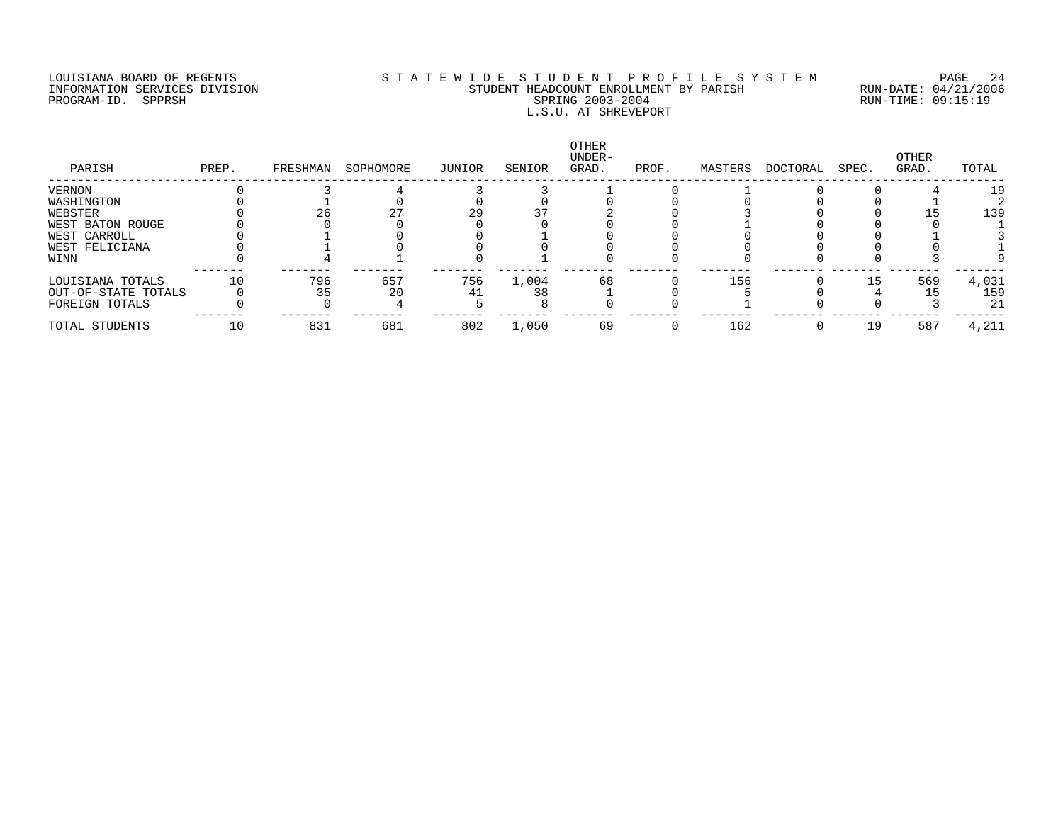LOUISIANA BOARD OF REGENTS
INFORMATION SERVICES DIVISION
PROGRAM-ID. SPPRSH

STATEWIDE STUDENT PROFILE SYSTEM
STUDENT HEADCOUNT ENROLLMENT BY PARISH
SPRING 2003-2004
L.S.U. AT SHREVEPORT

RUN-DATE: 04/21/2006
RUN-TIME: 09:15:19

| PARISH | PREP. | FRESHMAN | SOPHOMORE | JUNIOR | SENIOR | OTHER UNDER-GRAD. | PROF. | MASTERS | DOCTORAL | SPEC. | OTHER GRAD. | TOTAL |
|---|---|---|---|---|---|---|---|---|---|---|---|---|
| VERNON | 0 | 3 | 4 | 3 | 3 | 1 | 0 | 1 | 0 | 0 | 4 | 19 |
| WASHINGTON | 0 | 1 | 0 | 0 | 0 | 0 | 0 | 0 | 0 | 0 | 1 | 2 |
| WEBSTER | 0 | 26 | 27 | 29 | 37 | 2 | 0 | 3 | 0 | 0 | 15 | 139 |
| WEST BATON ROUGE | 0 | 0 | 0 | 0 | 0 | 0 | 0 | 1 | 0 | 0 | 0 | 1 |
| WEST CARROLL | 0 | 1 | 0 | 0 | 1 | 0 | 0 | 0 | 0 | 0 | 1 | 3 |
| WEST FELICIANA | 0 | 1 | 0 | 0 | 0 | 0 | 0 | 0 | 0 | 0 | 0 | 1 |
| WINN | 0 | 4 | 1 | 0 | 1 | 0 | 0 | 0 | 0 | 0 | 3 | 9 |
| LOUISIANA TOTALS | 10 | 796 | 657 | 756 | 1,004 | 68 | 0 | 156 | 0 | 15 | 569 | 4,031 |
| OUT-OF-STATE TOTALS | 0 | 35 | 20 | 41 | 38 | 1 | 0 | 5 | 0 | 4 | 15 | 159 |
| FOREIGN TOTALS | 0 | 0 | 4 | 5 | 8 | 0 | 0 | 1 | 0 | 0 | 3 | 21 |
| TOTAL STUDENTS | 10 | 831 | 681 | 802 | 1,050 | 69 | 0 | 162 | 0 | 19 | 587 | 4,211 |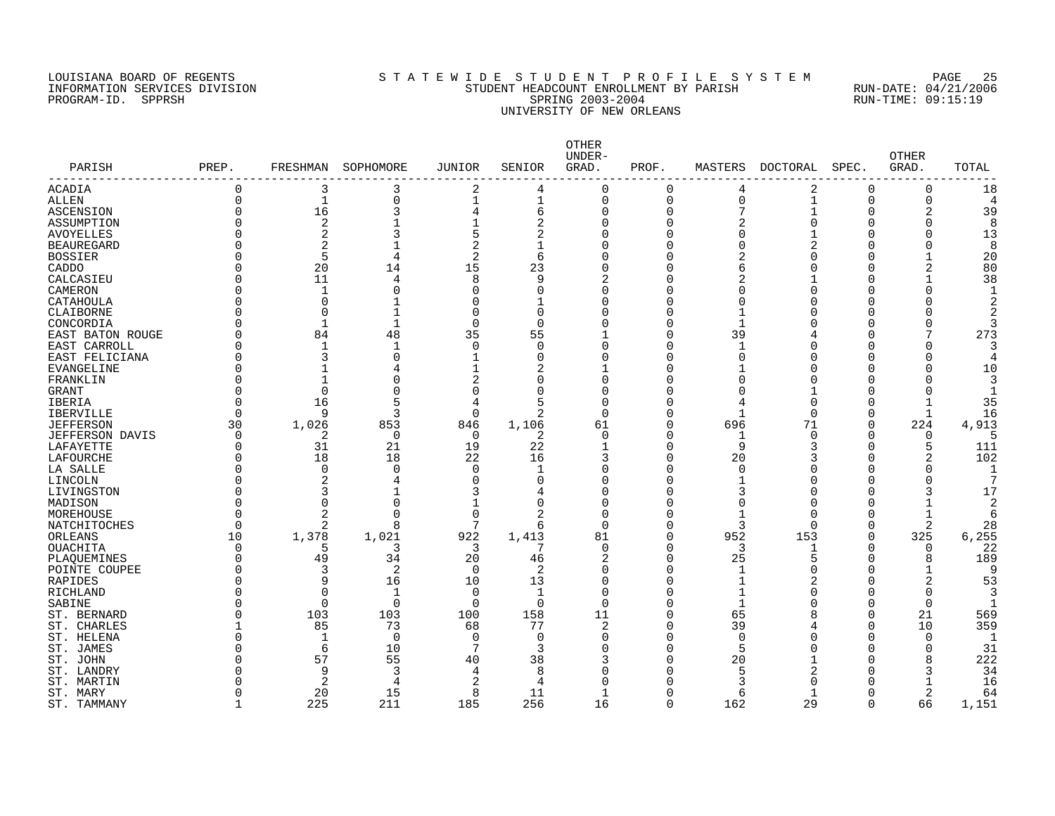LOUISIANA BOARD OF REGENTS
INFORMATION SERVICES DIVISION
PROGRAM-ID. SPPRSH

# STATEWIDE STUDENT PROFILE SYSTEM
## STUDENT HEADCOUNT ENROLLMENT BY PARISH
### SPRING 2003-2004
### UNIVERSITY OF NEW ORLEANS

RUN-DATE: 04/21/2006
RUN-TIME: 09:15:19

| PARISH | PREP. | FRESHMAN | SOPHOMORE | JUNIOR | SENIOR | OTHER UNDER-GRAD. | PROF. | MASTERS | DOCTORAL | SPEC. | OTHER GRAD. | TOTAL |
|---|---|---|---|---|---|---|---|---|---|---|---|---|
| ACADIA | 0 | 3 | 3 | 2 | 4 | 0 | 0 | 4 | 2 | 0 | 0 | 18 |
| ALLEN | 0 | 1 | 0 | 1 | 1 | 0 | 0 | 0 | 1 | 0 | 0 | 4 |
| ASCENSION | 0 | 16 | 3 | 4 | 6 | 0 | 0 | 7 | 1 | 0 | 2 | 39 |
| ASSUMPTION | 0 | 2 | 1 | 1 | 2 | 0 | 0 | 2 | 0 | 0 | 0 | 8 |
| AVOYELLES | 0 | 2 | 3 | 5 | 2 | 0 | 0 | 0 | 1 | 0 | 0 | 13 |
| BEAUREGARD | 0 | 2 | 1 | 2 | 1 | 0 | 0 | 0 | 2 | 0 | 0 | 8 |
| BOSSIER | 0 | 5 | 4 | 2 | 6 | 0 | 0 | 2 | 0 | 0 | 1 | 20 |
| CADDO | 0 | 20 | 14 | 15 | 23 | 0 | 0 | 6 | 0 | 0 | 2 | 80 |
| CALCASIEU | 0 | 11 | 4 | 8 | 9 | 2 | 0 | 2 | 1 | 0 | 1 | 38 |
| CAMERON | 0 | 1 | 0 | 0 | 0 | 0 | 0 | 0 | 0 | 0 | 0 | 1 |
| CATAHOULA | 0 | 0 | 1 | 0 | 1 | 0 | 0 | 0 | 0 | 0 | 0 | 2 |
| CLAIBORNE | 0 | 0 | 1 | 0 | 0 | 0 | 0 | 1 | 0 | 0 | 0 | 2 |
| CONCORDIA | 0 | 1 | 1 | 0 | 0 | 0 | 0 | 1 | 0 | 0 | 0 | 3 |
| EAST BATON ROUGE | 0 | 84 | 48 | 35 | 55 | 1 | 0 | 39 | 4 | 0 | 7 | 273 |
| EAST CARROLL | 0 | 1 | 1 | 0 | 0 | 0 | 0 | 1 | 0 | 0 | 0 | 3 |
| EAST FELICIANA | 0 | 3 | 0 | 1 | 0 | 0 | 0 | 0 | 0 | 0 | 0 | 4 |
| EVANGELINE | 0 | 1 | 4 | 1 | 2 | 1 | 0 | 1 | 0 | 0 | 0 | 10 |
| FRANKLIN | 0 | 1 | 0 | 2 | 0 | 0 | 0 | 0 | 0 | 0 | 0 | 3 |
| GRANT | 0 | 0 | 0 | 0 | 0 | 0 | 0 | 0 | 1 | 0 | 0 | 1 |
| IBERIA | 0 | 16 | 5 | 4 | 5 | 0 | 0 | 4 | 0 | 0 | 1 | 35 |
| IBERVILLE | 0 | 9 | 3 | 0 | 2 | 0 | 0 | 1 | 0 | 0 | 1 | 16 |
| JEFFERSON | 30 | 1,026 | 853 | 846 | 1,106 | 61 | 0 | 696 | 71 | 0 | 224 | 4,913 |
| JEFFERSON DAVIS | 0 | 2 | 0 | 0 | 2 | 0 | 0 | 1 | 0 | 0 | 0 | 5 |
| LAFAYETTE | 0 | 31 | 21 | 19 | 22 | 1 | 0 | 9 | 3 | 0 | 5 | 111 |
| LAFOURCHE | 0 | 18 | 18 | 22 | 16 | 3 | 0 | 20 | 3 | 0 | 2 | 102 |
| LA SALLE | 0 | 0 | 0 | 0 | 1 | 0 | 0 | 0 | 0 | 0 | 0 | 1 |
| LINCOLN | 0 | 2 | 4 | 0 | 0 | 0 | 0 | 1 | 0 | 0 | 0 | 7 |
| LIVINGSTON | 0 | 3 | 1 | 3 | 4 | 0 | 0 | 3 | 0 | 0 | 3 | 17 |
| MADISON | 0 | 0 | 0 | 1 | 0 | 0 | 0 | 0 | 0 | 0 | 1 | 2 |
| MOREHOUSE | 0 | 2 | 0 | 0 | 2 | 0 | 0 | 1 | 0 | 0 | 1 | 6 |
| NATCHITOCHES | 0 | 2 | 8 | 7 | 6 | 0 | 0 | 3 | 0 | 0 | 2 | 28 |
| ORLEANS | 10 | 1,378 | 1,021 | 922 | 1,413 | 81 | 0 | 952 | 153 | 0 | 325 | 6,255 |
| OUACHITA | 0 | 5 | 3 | 3 | 7 | 0 | 0 | 3 | 1 | 0 | 0 | 22 |
| PLAQUEMINES | 0 | 49 | 34 | 20 | 46 | 2 | 0 | 25 | 5 | 0 | 8 | 189 |
| POINTE COUPEE | 0 | 3 | 2 | 0 | 2 | 0 | 0 | 1 | 0 | 0 | 1 | 9 |
| RAPIDES | 0 | 9 | 16 | 10 | 13 | 0 | 0 | 1 | 2 | 0 | 2 | 53 |
| RICHLAND | 0 | 0 | 1 | 0 | 1 | 0 | 0 | 1 | 0 | 0 | 0 | 3 |
| SABINE | 0 | 0 | 0 | 0 | 0 | 0 | 0 | 1 | 0 | 0 | 0 | 1 |
| ST. BERNARD | 0 | 103 | 103 | 100 | 158 | 11 | 0 | 65 | 8 | 0 | 21 | 569 |
| ST. CHARLES | 1 | 85 | 73 | 68 | 77 | 2 | 0 | 39 | 4 | 0 | 10 | 359 |
| ST. HELENA | 0 | 1 | 0 | 0 | 0 | 0 | 0 | 0 | 0 | 0 | 0 | 1 |
| ST. JAMES | 0 | 6 | 10 | 7 | 3 | 0 | 0 | 5 | 0 | 0 | 0 | 31 |
| ST. JOHN | 0 | 57 | 55 | 40 | 38 | 3 | 0 | 20 | 1 | 0 | 8 | 222 |
| ST. LANDRY | 0 | 9 | 3 | 4 | 8 | 0 | 0 | 5 | 2 | 0 | 3 | 34 |
| ST. MARTIN | 0 | 2 | 4 | 2 | 4 | 0 | 0 | 3 | 0 | 0 | 1 | 16 |
| ST. MARY | 0 | 20 | 15 | 8 | 11 | 1 | 0 | 6 | 1 | 0 | 2 | 64 |
| ST. TAMMANY | 1 | 225 | 211 | 185 | 256 | 16 | 0 | 162 | 29 | 0 | 66 | 1,151 |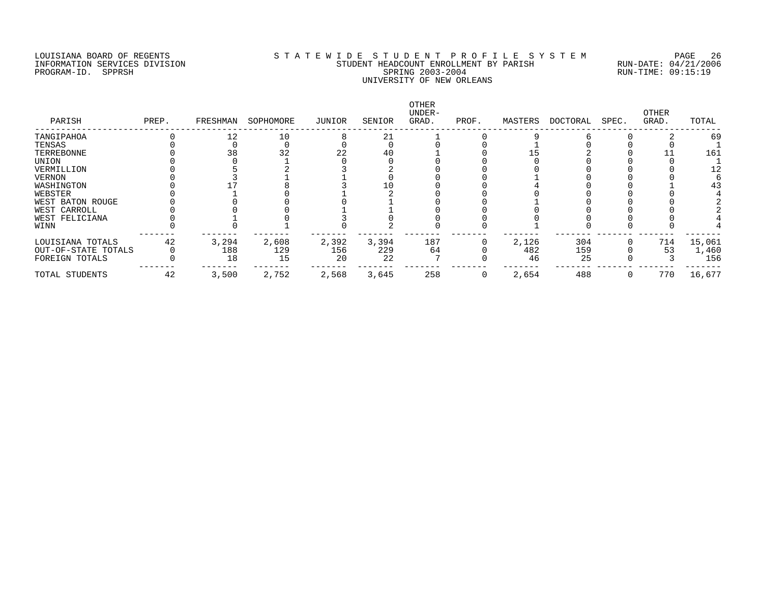LOUISIANA BOARD OF REGENTS
INFORMATION SERVICES DIVISION
PROGRAM-ID. SPPRSH

STATEWIDE STUDENT PROFILE SYSTEM
STUDENT HEADCOUNT ENROLLMENT BY PARISH
SPRING 2003-2004
UNIVERSITY OF NEW ORLEANS

RUN-DATE: 04/21/2006
RUN-TIME: 09:15:19

| PARISH | PREP. | FRESHMAN | SOPHOMORE | JUNIOR | SENIOR | OTHER UNDER-GRAD. | PROF. | MASTERS | DOCTORAL | SPEC. | OTHER GRAD. | TOTAL |
|---|---|---|---|---|---|---|---|---|---|---|---|---|
| TANGIPAHOA | 0 | 12 | 10 | 8 | 21 | 1 | 0 | 9 | 6 | 0 | 2 | 69 |
| TENSAS | 0 | 0 | 0 | 0 | 0 | 0 | 0 | 1 | 0 | 0 | 0 | 1 |
| TERREBONNE | 0 | 38 | 32 | 22 | 40 | 1 | 0 | 15 | 2 | 0 | 11 | 161 |
| UNION | 0 | 0 | 1 | 0 | 0 | 0 | 0 | 0 | 0 | 0 | 0 | 1 |
| VERMILLION | 0 | 5 | 2 | 3 | 2 | 0 | 0 | 0 | 0 | 0 | 0 | 12 |
| VERNON | 0 | 3 | 1 | 1 | 0 | 0 | 0 | 1 | 0 | 0 | 0 | 6 |
| WASHINGTON | 0 | 17 | 8 | 3 | 10 | 0 | 0 | 4 | 0 | 0 | 1 | 43 |
| WEBSTER | 0 | 1 | 0 | 1 | 2 | 0 | 0 | 0 | 0 | 0 | 0 | 4 |
| WEST BATON ROUGE | 0 | 0 | 0 | 0 | 1 | 0 | 0 | 1 | 0 | 0 | 0 | 2 |
| WEST CARROLL | 0 | 0 | 0 | 1 | 1 | 0 | 0 | 0 | 0 | 0 | 0 | 2 |
| WEST FELICIANA | 0 | 1 | 0 | 3 | 0 | 0 | 0 | 0 | 0 | 0 | 0 | 4 |
| WINN | 0 | 0 | 1 | 0 | 2 | 0 | 0 | 1 | 0 | 0 | 0 | 4 |
| LOUISIANA TOTALS | 42 | 3,294 | 2,608 | 2,392 | 3,394 | 187 | 0 | 2,126 | 304 | 0 | 714 | 15,061 |
| OUT-OF-STATE TOTALS | 0 | 188 | 129 | 156 | 229 | 64 | 0 | 482 | 159 | 0 | 53 | 1,460 |
| FOREIGN TOTALS | 0 | 18 | 15 | 20 | 22 | 7 | 0 | 46 | 25 | 0 | 3 | 156 |
| TOTAL STUDENTS | 42 | 3,500 | 2,752 | 2,568 | 3,645 | 258 | 0 | 2,654 | 488 | 0 | 770 | 16,677 |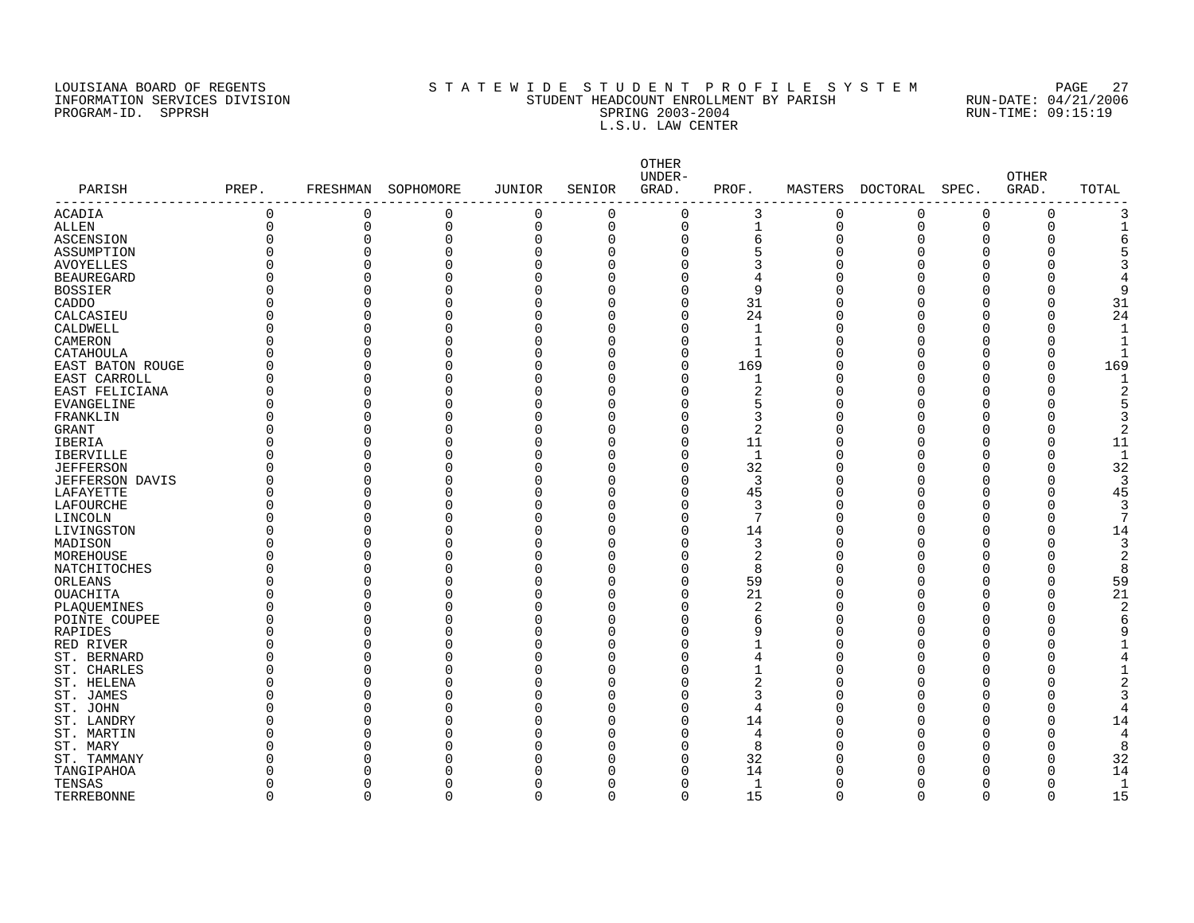LOUISIANA BOARD OF REGENTS
INFORMATION SERVICES DIVISION
PROGRAM-ID. SPPRSH

# S T A T E W I D E S T U D E N T P R O F I L E S Y S T E M

STUDENT HEADCOUNT ENROLLMENT BY PARISH
SPRING 2003-2004
L.S.U. LAW CENTER

RUN-DATE: 04/21/2006
RUN-TIME: 09:15:19

| PARISH | PREP. | FRESHMAN | SOPHOMORE | JUNIOR | SENIOR | OTHER UNDER-GRAD. | PROF. | MASTERS | DOCTORAL | SPEC. | OTHER GRAD. | TOTAL |
|---|---|---|---|---|---|---|---|---|---|---|---|---|
| ACADIA | 0 | 0 | 0 | 0 | 0 | 0 | 3 | 0 | 0 | 0 | 0 | 3 |
| ALLEN | 0 | 0 | 0 | 0 | 0 | 0 | 1 | 0 | 0 | 0 | 0 | 1 |
| ASCENSION | 0 | 0 | 0 | 0 | 0 | 0 | 6 | 0 | 0 | 0 | 0 | 6 |
| ASSUMPTION | 0 | 0 | 0 | 0 | 0 | 0 | 5 | 0 | 0 | 0 | 0 | 5 |
| AVOYELLES | 0 | 0 | 0 | 0 | 0 | 0 | 3 | 0 | 0 | 0 | 0 | 3 |
| BEAUREGARD | 0 | 0 | 0 | 0 | 0 | 0 | 4 | 0 | 0 | 0 | 0 | 4 |
| BOSSIER | 0 | 0 | 0 | 0 | 0 | 0 | 9 | 0 | 0 | 0 | 0 | 9 |
| CADDO | 0 | 0 | 0 | 0 | 0 | 0 | 31 | 0 | 0 | 0 | 0 | 31 |
| CALCASIEU | 0 | 0 | 0 | 0 | 0 | 0 | 24 | 0 | 0 | 0 | 0 | 24 |
| CALDWELL | 0 | 0 | 0 | 0 | 0 | 0 | 1 | 0 | 0 | 0 | 0 | 1 |
| CAMERON | 0 | 0 | 0 | 0 | 0 | 0 | 1 | 0 | 0 | 0 | 0 | 1 |
| CATAHOULA | 0 | 0 | 0 | 0 | 0 | 0 | 1 | 0 | 0 | 0 | 0 | 1 |
| EAST BATON ROUGE | 0 | 0 | 0 | 0 | 0 | 0 | 169 | 0 | 0 | 0 | 0 | 169 |
| EAST CARROLL | 0 | 0 | 0 | 0 | 0 | 0 | 1 | 0 | 0 | 0 | 0 | 1 |
| EAST FELICIANA | 0 | 0 | 0 | 0 | 0 | 0 | 2 | 0 | 0 | 0 | 0 | 2 |
| EVANGELINE | 0 | 0 | 0 | 0 | 0 | 0 | 5 | 0 | 0 | 0 | 0 | 5 |
| FRANKLIN | 0 | 0 | 0 | 0 | 0 | 0 | 3 | 0 | 0 | 0 | 0 | 3 |
| GRANT | 0 | 0 | 0 | 0 | 0 | 0 | 2 | 0 | 0 | 0 | 0 | 2 |
| IBERIA | 0 | 0 | 0 | 0 | 0 | 0 | 11 | 0 | 0 | 0 | 0 | 11 |
| IBERVILLE | 0 | 0 | 0 | 0 | 0 | 0 | 1 | 0 | 0 | 0 | 0 | 1 |
| JEFFERSON | 0 | 0 | 0 | 0 | 0 | 0 | 32 | 0 | 0 | 0 | 0 | 32 |
| JEFFERSON DAVIS | 0 | 0 | 0 | 0 | 0 | 0 | 3 | 0 | 0 | 0 | 0 | 3 |
| LAFAYETTE | 0 | 0 | 0 | 0 | 0 | 0 | 45 | 0 | 0 | 0 | 0 | 45 |
| LAFOURCHE | 0 | 0 | 0 | 0 | 0 | 0 | 3 | 0 | 0 | 0 | 0 | 3 |
| LINCOLN | 0 | 0 | 0 | 0 | 0 | 0 | 7 | 0 | 0 | 0 | 0 | 7 |
| LIVINGSTON | 0 | 0 | 0 | 0 | 0 | 0 | 14 | 0 | 0 | 0 | 0 | 14 |
| MADISON | 0 | 0 | 0 | 0 | 0 | 0 | 3 | 0 | 0 | 0 | 0 | 3 |
| MOREHOUSE | 0 | 0 | 0 | 0 | 0 | 0 | 2 | 0 | 0 | 0 | 0 | 2 |
| NATCHITOCHES | 0 | 0 | 0 | 0 | 0 | 0 | 8 | 0 | 0 | 0 | 0 | 8 |
| ORLEANS | 0 | 0 | 0 | 0 | 0 | 0 | 59 | 0 | 0 | 0 | 0 | 59 |
| OUACHITA | 0 | 0 | 0 | 0 | 0 | 0 | 21 | 0 | 0 | 0 | 0 | 21 |
| PLAQUEMINES | 0 | 0 | 0 | 0 | 0 | 0 | 2 | 0 | 0 | 0 | 0 | 2 |
| POINTE COUPEE | 0 | 0 | 0 | 0 | 0 | 0 | 6 | 0 | 0 | 0 | 0 | 6 |
| RAPIDES | 0 | 0 | 0 | 0 | 0 | 0 | 9 | 0 | 0 | 0 | 0 | 9 |
| RED RIVER | 0 | 0 | 0 | 0 | 0 | 0 | 1 | 0 | 0 | 0 | 0 | 1 |
| ST. BERNARD | 0 | 0 | 0 | 0 | 0 | 0 | 4 | 0 | 0 | 0 | 0 | 4 |
| ST. CHARLES | 0 | 0 | 0 | 0 | 0 | 0 | 1 | 0 | 0 | 0 | 0 | 1 |
| ST. HELENA | 0 | 0 | 0 | 0 | 0 | 0 | 2 | 0 | 0 | 0 | 0 | 2 |
| ST. JAMES | 0 | 0 | 0 | 0 | 0 | 0 | 3 | 0 | 0 | 0 | 0 | 3 |
| ST. JOHN | 0 | 0 | 0 | 0 | 0 | 0 | 4 | 0 | 0 | 0 | 0 | 4 |
| ST. LANDRY | 0 | 0 | 0 | 0 | 0 | 0 | 14 | 0 | 0 | 0 | 0 | 14 |
| ST. MARTIN | 0 | 0 | 0 | 0 | 0 | 0 | 4 | 0 | 0 | 0 | 0 | 4 |
| ST. MARY | 0 | 0 | 0 | 0 | 0 | 0 | 8 | 0 | 0 | 0 | 0 | 8 |
| ST. TAMMANY | 0 | 0 | 0 | 0 | 0 | 0 | 32 | 0 | 0 | 0 | 0 | 32 |
| TANGIPAHOA | 0 | 0 | 0 | 0 | 0 | 0 | 14 | 0 | 0 | 0 | 0 | 14 |
| TENSAS | 0 | 0 | 0 | 0 | 0 | 0 | 1 | 0 | 0 | 0 | 0 | 1 |
| TERREBONNE | 0 | 0 | 0 | 0 | 0 | 0 | 15 | 0 | 0 | 0 | 0 | 15 |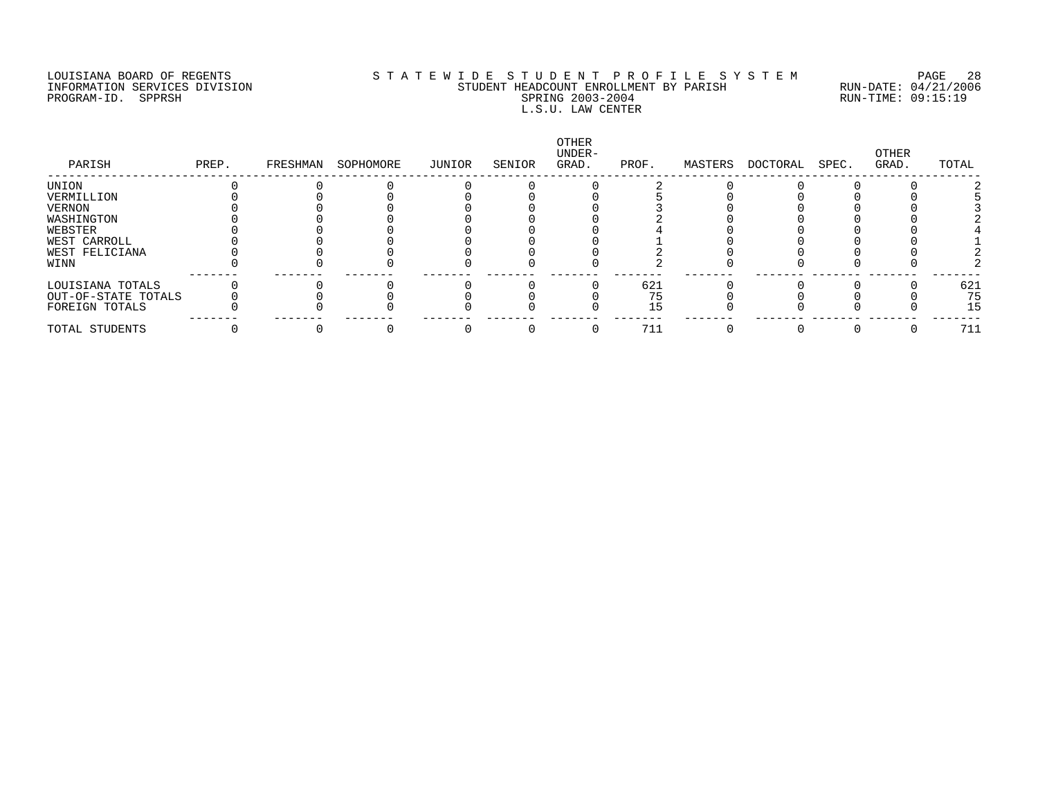LOUISIANA BOARD OF REGENTS
INFORMATION SERVICES DIVISION
PROGRAM-ID. SPPRSH

STATEWIDE STUDENT PROFILE SYSTEM
STUDENT HEADCOUNT ENROLLMENT BY PARISH
SPRING 2003-2004
L.S.U. LAW CENTER

RUN-DATE: 04/21/2006
RUN-TIME: 09:15:19

| PARISH | PREP. | FRESHMAN | SOPHOMORE | JUNIOR | SENIOR | OTHER UNDER-GRAD. | PROF. | MASTERS | DOCTORAL | SPEC. | OTHER GRAD. | TOTAL |
|---|---|---|---|---|---|---|---|---|---|---|---|---|
| UNION | 0 | 0 | 0 | 0 | 0 | 0 | 2 | 0 | 0 | 0 | 0 | 2 |
| VERMILLION | 0 | 0 | 0 | 0 | 0 | 0 | 5 | 0 | 0 | 0 | 0 | 5 |
| VERNON | 0 | 0 | 0 | 0 | 0 | 0 | 3 | 0 | 0 | 0 | 0 | 3 |
| WASHINGTON | 0 | 0 | 0 | 0 | 0 | 0 | 2 | 0 | 0 | 0 | 0 | 2 |
| WEBSTER | 0 | 0 | 0 | 0 | 0 | 0 | 4 | 0 | 0 | 0 | 0 | 4 |
| WEST CARROLL | 0 | 0 | 0 | 0 | 0 | 0 | 1 | 0 | 0 | 0 | 0 | 1 |
| WEST FELICIANA | 0 | 0 | 0 | 0 | 0 | 0 | 2 | 0 | 0 | 0 | 0 | 2 |
| WINN | 0 | 0 | 0 | 0 | 0 | 0 | 2 | 0 | 0 | 0 | 0 | 2 |
| LOUISIANA TOTALS | 0 | 0 | 0 | 0 | 0 | 0 | 621 | 0 | 0 | 0 | 0 | 621 |
| OUT-OF-STATE TOTALS | 0 | 0 | 0 | 0 | 0 | 0 | 75 | 0 | 0 | 0 | 0 | 75 |
| FOREIGN TOTALS | 0 | 0 | 0 | 0 | 0 | 0 | 15 | 0 | 0 | 0 | 0 | 15 |
| TOTAL STUDENTS | 0 | 0 | 0 | 0 | 0 | 0 | 711 | 0 | 0 | 0 | 0 | 711 |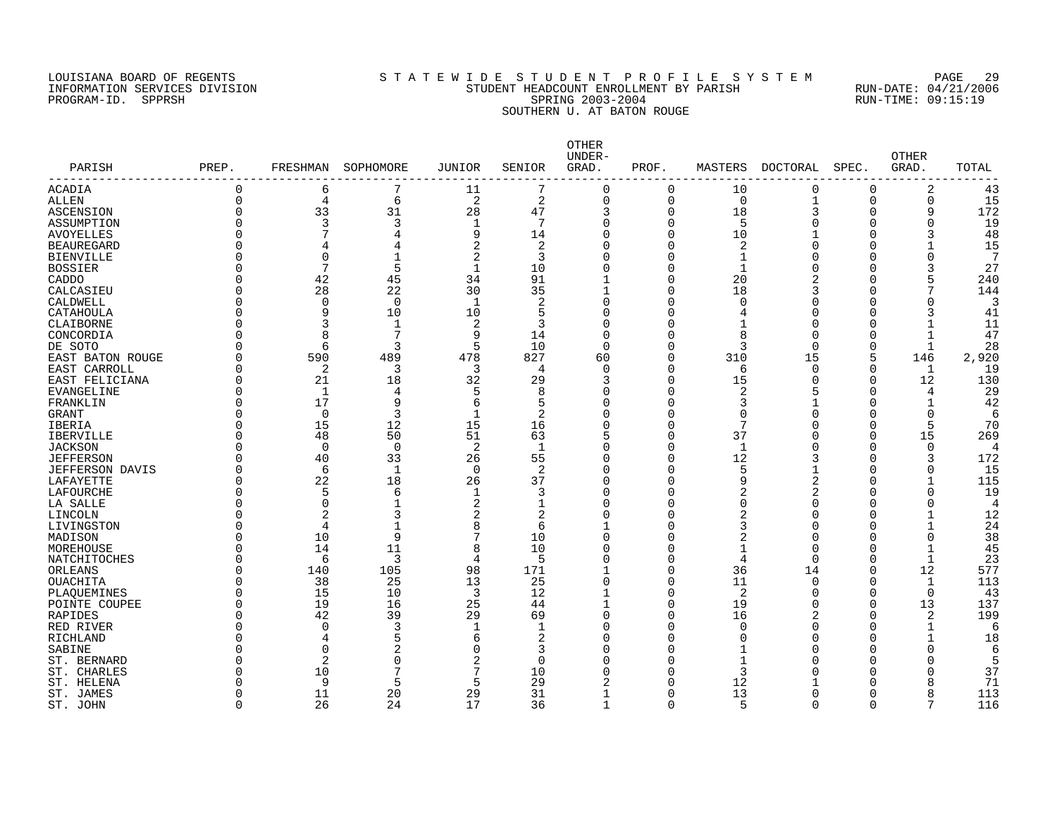LOUISIANA BOARD OF REGENTS
INFORMATION SERVICES DIVISION
PROGRAM-ID. SPPRSH

STATEWIDE STUDENT PROFILE SYSTEM
STUDENT HEADCOUNT ENROLLMENT BY PARISH
SPRING 2003-2004
SOUTHERN U. AT BATON ROUGE

RUN-DATE: 04/21/2006
RUN-TIME: 09:15:19

| PARISH | PREP. | FRESHMAN | SOPHOMORE | JUNIOR | SENIOR | OTHER UNDER-GRAD. | PROF. | MASTERS | DOCTORAL | SPEC. | OTHER GRAD. | TOTAL |
|---|---|---|---|---|---|---|---|---|---|---|---|---|
| ACADIA | 0 | 6 | 7 | 11 | 7 | 0 | 0 | 10 | 0 | 0 | 2 | 43 |
| ALLEN | 0 | 4 | 6 | 2 | 2 | 0 | 0 | 0 | 1 | 0 | 0 | 15 |
| ASCENSION | 0 | 33 | 31 | 28 | 47 | 3 | 0 | 18 | 3 | 0 | 9 | 172 |
| ASSUMPTION | 0 | 3 | 3 | 1 | 7 | 0 | 0 | 5 | 0 | 0 | 0 | 19 |
| AVOYELLES | 0 | 7 | 4 | 9 | 14 | 0 | 0 | 10 | 1 | 0 | 3 | 48 |
| BEAUREGARD | 0 | 4 | 4 | 2 | 2 | 0 | 0 | 2 | 0 | 0 | 1 | 15 |
| BIENVILLE | 0 | 0 | 1 | 2 | 3 | 0 | 0 | 1 | 0 | 0 | 0 | 7 |
| BOSSIER | 0 | 7 | 5 | 1 | 10 | 0 | 0 | 1 | 0 | 0 | 3 | 27 |
| CADDO | 0 | 42 | 45 | 34 | 91 | 1 | 0 | 20 | 2 | 0 | 5 | 240 |
| CALCASIEU | 0 | 28 | 22 | 30 | 35 | 1 | 0 | 18 | 3 | 0 | 7 | 144 |
| CALDWELL | 0 | 0 | 0 | 1 | 2 | 0 | 0 | 0 | 0 | 0 | 0 | 3 |
| CATAHOULA | 0 | 9 | 10 | 10 | 5 | 0 | 0 | 4 | 0 | 0 | 3 | 41 |
| CLAIBORNE | 0 | 3 | 1 | 2 | 3 | 0 | 0 | 1 | 0 | 0 | 1 | 11 |
| CONCORDIA | 0 | 8 | 7 | 9 | 14 | 0 | 0 | 8 | 0 | 0 | 1 | 47 |
| DE SOTO | 0 | 6 | 3 | 5 | 10 | 0 | 0 | 3 | 0 | 0 | 1 | 28 |
| EAST BATON ROUGE | 0 | 590 | 489 | 478 | 827 | 60 | 0 | 310 | 15 | 5 | 146 | 2,920 |
| EAST CARROLL | 0 | 2 | 3 | 3 | 4 | 0 | 0 | 6 | 0 | 0 | 1 | 19 |
| EAST FELICIANA | 0 | 21 | 18 | 32 | 29 | 3 | 0 | 15 | 0 | 0 | 12 | 130 |
| EVANGELINE | 0 | 1 | 4 | 5 | 8 | 0 | 0 | 2 | 5 | 0 | 4 | 29 |
| FRANKLIN | 0 | 17 | 9 | 6 | 5 | 0 | 0 | 3 | 1 | 0 | 1 | 42 |
| GRANT | 0 | 0 | 3 | 1 | 2 | 0 | 0 | 0 | 0 | 0 | 0 | 6 |
| IBERIA | 0 | 15 | 12 | 15 | 16 | 0 | 0 | 7 | 0 | 0 | 5 | 70 |
| IBERVILLE | 0 | 48 | 50 | 51 | 63 | 5 | 0 | 37 | 0 | 0 | 15 | 269 |
| JACKSON | 0 | 0 | 0 | 2 | 1 | 0 | 0 | 1 | 0 | 0 | 0 | 4 |
| JEFFERSON | 0 | 40 | 33 | 26 | 55 | 0 | 0 | 12 | 3 | 0 | 3 | 172 |
| JEFFERSON DAVIS | 0 | 6 | 1 | 0 | 2 | 0 | 0 | 5 | 1 | 0 | 0 | 15 |
| LAFAYETTE | 0 | 22 | 18 | 26 | 37 | 0 | 0 | 9 | 2 | 0 | 1 | 115 |
| LAFOURCHE | 0 | 5 | 6 | 1 | 3 | 0 | 0 | 2 | 2 | 0 | 0 | 19 |
| LA SALLE | 0 | 0 | 1 | 2 | 1 | 0 | 0 | 0 | 0 | 0 | 0 | 4 |
| LINCOLN | 0 | 2 | 3 | 2 | 2 | 0 | 0 | 2 | 0 | 0 | 1 | 12 |
| LIVINGSTON | 0 | 4 | 1 | 8 | 6 | 1 | 0 | 3 | 0 | 0 | 1 | 24 |
| MADISON | 0 | 10 | 9 | 7 | 10 | 0 | 0 | 2 | 0 | 0 | 0 | 38 |
| MOREHOUSE | 0 | 14 | 11 | 8 | 10 | 0 | 0 | 1 | 0 | 0 | 1 | 45 |
| NATCHITOCHES | 0 | 6 | 3 | 4 | 5 | 0 | 0 | 4 | 0 | 0 | 1 | 23 |
| ORLEANS | 0 | 140 | 105 | 98 | 171 | 1 | 0 | 36 | 14 | 0 | 12 | 577 |
| OUACHITA | 0 | 38 | 25 | 13 | 25 | 0 | 0 | 11 | 0 | 0 | 1 | 113 |
| PLAQUEMINES | 0 | 15 | 10 | 3 | 12 | 1 | 0 | 2 | 0 | 0 | 0 | 43 |
| POINTE COUPEE | 0 | 19 | 16 | 25 | 44 | 1 | 0 | 19 | 0 | 0 | 13 | 137 |
| RAPIDES | 0 | 42 | 39 | 29 | 69 | 0 | 0 | 16 | 2 | 0 | 2 | 199 |
| RED RIVER | 0 | 0 | 3 | 1 | 1 | 0 | 0 | 0 | 0 | 0 | 1 | 6 |
| RICHLAND | 0 | 4 | 5 | 6 | 2 | 0 | 0 | 0 | 0 | 0 | 1 | 18 |
| SABINE | 0 | 0 | 2 | 0 | 3 | 0 | 0 | 1 | 0 | 0 | 0 | 6 |
| ST. BERNARD | 0 | 2 | 0 | 2 | 0 | 0 | 0 | 1 | 0 | 0 | 0 | 5 |
| ST. CHARLES | 0 | 10 | 7 | 7 | 10 | 0 | 0 | 3 | 0 | 0 | 0 | 37 |
| ST. HELENA | 0 | 9 | 5 | 5 | 29 | 2 | 0 | 12 | 1 | 0 | 8 | 71 |
| ST. JAMES | 0 | 11 | 20 | 29 | 31 | 1 | 0 | 13 | 0 | 0 | 8 | 113 |
| ST. JOHN | 0 | 26 | 24 | 17 | 36 | 1 | 0 | 5 | 0 | 0 | 7 | 116 |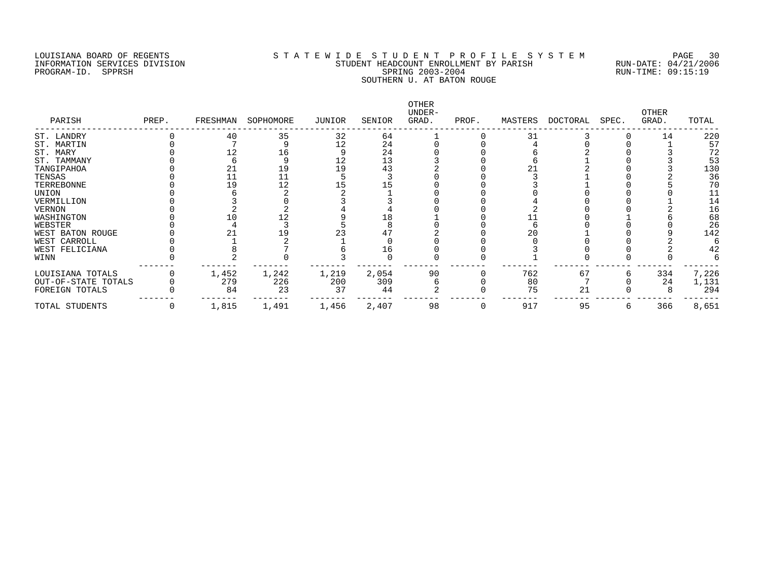LOUISIANA BOARD OF REGENTS
INFORMATION SERVICES DIVISION
PROGRAM-ID. SPPRSH

S T A T E W I D E  S T U D E N T  P R O F I L E  S Y S T E M
STUDENT HEADCOUNT ENROLLMENT BY PARISH
SPRING 2003-2004
SOUTHERN U. AT BATON ROUGE

RUN-DATE: 04/21/2006
RUN-TIME: 09:15:19

| PARISH | PREP. | FRESHMAN | SOPHOMORE | JUNIOR | SENIOR | OTHER UNDER-GRAD. | PROF. | MASTERS | DOCTORAL | SPEC. | OTHER GRAD. | TOTAL |
|---|---|---|---|---|---|---|---|---|---|---|---|---|
| ST. LANDRY | 0 | 40 | 35 | 32 | 64 | 1 | 0 | 31 | 3 | 0 | 14 | 220 |
| ST. MARTIN | 0 | 7 | 9 | 12 | 24 | 0 | 0 | 4 | 0 | 0 | 1 | 57 |
| ST. MARY | 0 | 12 | 16 | 9 | 24 | 0 | 0 | 6 | 2 | 0 | 3 | 72 |
| ST. TAMMANY | 0 | 6 | 9 | 12 | 13 | 3 | 0 | 6 | 1 | 0 | 3 | 53 |
| TANGIPAHOA | 0 | 21 | 19 | 19 | 43 | 2 | 0 | 21 | 2 | 0 | 3 | 130 |
| TENSAS | 0 | 11 | 11 | 5 | 3 | 0 | 0 | 3 | 1 | 0 | 2 | 36 |
| TERREBONNE | 0 | 19 | 12 | 15 | 15 | 0 | 0 | 3 | 1 | 0 | 5 | 70 |
| UNION | 0 | 6 | 2 | 2 | 1 | 0 | 0 | 0 | 0 | 0 | 0 | 11 |
| VERMILLION | 0 | 3 | 0 | 3 | 3 | 0 | 0 | 4 | 0 | 0 | 1 | 14 |
| VERNON | 0 | 2 | 2 | 4 | 4 | 0 | 0 | 2 | 0 | 0 | 2 | 16 |
| WASHINGTON | 0 | 10 | 12 | 9 | 18 | 1 | 0 | 11 | 0 | 1 | 6 | 68 |
| WEBSTER | 0 | 4 | 3 | 5 | 8 | 0 | 0 | 6 | 0 | 0 | 0 | 26 |
| WEST BATON ROUGE | 0 | 21 | 19 | 23 | 47 | 2 | 0 | 20 | 1 | 0 | 9 | 142 |
| WEST CARROLL | 0 | 1 | 2 | 1 | 0 | 0 | 0 | 0 | 0 | 0 | 2 | 6 |
| WEST FELICIANA | 0 | 8 | 7 | 6 | 16 | 0 | 0 | 3 | 0 | 0 | 2 | 42 |
| WINN | 0 | 2 | 0 | 3 | 0 | 0 | 0 | 1 | 0 | 0 | 0 | 6 |
| LOUISIANA TOTALS | 0 | 1,452 | 1,242 | 1,219 | 2,054 | 90 | 0 | 762 | 67 | 6 | 334 | 7,226 |
| OUT-OF-STATE TOTALS | 0 | 279 | 226 | 200 | 309 | 6 | 0 | 80 | 7 | 0 | 24 | 1,131 |
| FOREIGN TOTALS | 0 | 84 | 23 | 37 | 44 | 2 | 0 | 75 | 21 | 0 | 8 | 294 |
| TOTAL STUDENTS | 0 | 1,815 | 1,491 | 1,456 | 2,407 | 98 | 0 | 917 | 95 | 6 | 366 | 8,651 |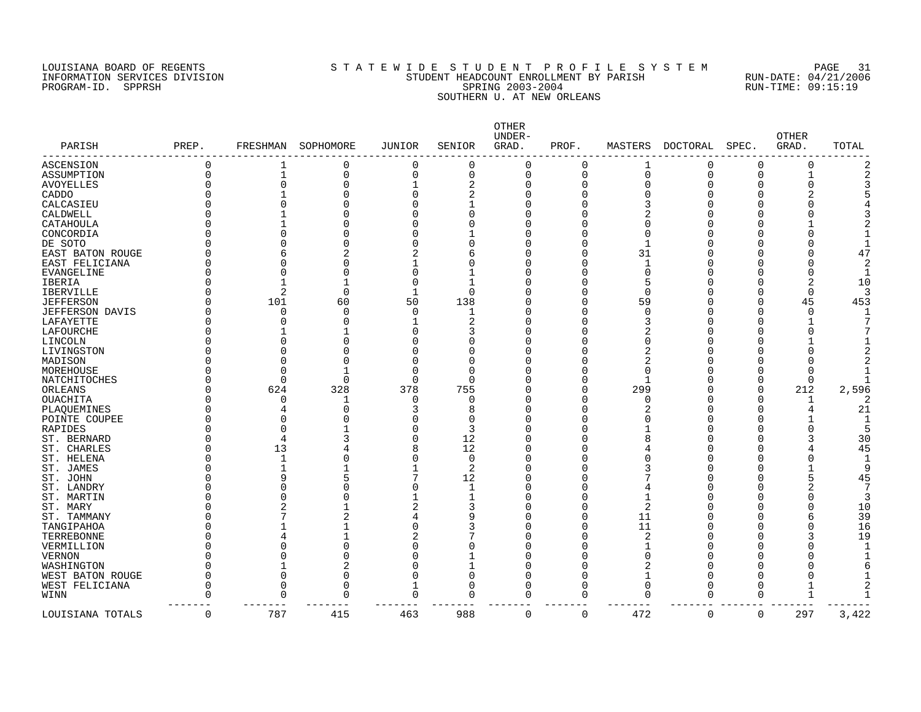LOUISIANA BOARD OF REGENTS
INFORMATION SERVICES DIVISION
PROGRAM-ID. SPPRSH

# S T A T E W I D E S T U D E N T P R O F I L E S Y S T E M

## STUDENT HEADCOUNT ENROLLMENT BY PARISH
## SPRING 2003-2004
## SOUTHERN U. AT NEW ORLEANS

RUN-DATE: 04/21/2006
RUN-TIME: 09:15:19

| PARISH | PREP. | FRESHMAN | SOPHOMORE | JUNIOR | SENIOR | OTHER UNDER-GRAD. | PROF. | MASTERS | DOCTORAL | SPEC. | OTHER GRAD. | TOTAL |
|---|---|---|---|---|---|---|---|---|---|---|---|---|
| ASCENSION | 0 | 1 | 0 | 0 | 0 | 0 | 0 | 1 | 0 | 0 | 0 | 2 |
| ASSUMPTION | 0 | 1 | 0 | 0 | 0 | 0 | 0 | 0 | 0 | 0 | 1 | 2 |
| AVOYELLES | 0 | 0 | 0 | 1 | 2 | 0 | 0 | 0 | 0 | 0 | 0 | 3 |
| CADDO | 0 | 1 | 0 | 0 | 2 | 0 | 0 | 0 | 0 | 0 | 2 | 5 |
| CALCASIEU | 0 | 0 | 0 | 0 | 1 | 0 | 0 | 3 | 0 | 0 | 0 | 4 |
| CALDWELL | 0 | 1 | 0 | 0 | 0 | 0 | 0 | 2 | 0 | 0 | 0 | 3 |
| CATAHOULA | 0 | 1 | 0 | 0 | 0 | 0 | 0 | 0 | 0 | 0 | 1 | 2 |
| CONCORDIA | 0 | 0 | 0 | 0 | 1 | 0 | 0 | 0 | 0 | 0 | 0 | 1 |
| DE SOTO | 0 | 0 | 0 | 0 | 0 | 0 | 0 | 1 | 0 | 0 | 0 | 1 |
| EAST BATON ROUGE | 0 | 6 | 2 | 2 | 6 | 0 | 0 | 31 | 0 | 0 | 0 | 47 |
| EAST FELICIANA | 0 | 0 | 0 | 1 | 0 | 0 | 0 | 1 | 0 | 0 | 0 | 2 |
| EVANGELINE | 0 | 0 | 0 | 0 | 1 | 0 | 0 | 0 | 0 | 0 | 0 | 1 |
| IBERIA | 0 | 1 | 1 | 0 | 1 | 0 | 0 | 5 | 0 | 0 | 2 | 10 |
| IBERVILLE | 0 | 2 | 0 | 1 | 0 | 0 | 0 | 0 | 0 | 0 | 0 | 3 |
| JEFFERSON | 0 | 101 | 60 | 50 | 138 | 0 | 0 | 59 | 0 | 0 | 45 | 453 |
| JEFFERSON DAVIS | 0 | 0 | 0 | 0 | 1 | 0 | 0 | 0 | 0 | 0 | 0 | 1 |
| LAFAYETTE | 0 | 0 | 0 | 1 | 2 | 0 | 0 | 3 | 0 | 0 | 1 | 7 |
| LAFOURCHE | 0 | 1 | 1 | 0 | 3 | 0 | 0 | 2 | 0 | 0 | 0 | 7 |
| LINCOLN | 0 | 0 | 0 | 0 | 0 | 0 | 0 | 0 | 0 | 0 | 1 | 1 |
| LIVINGSTON | 0 | 0 | 0 | 0 | 0 | 0 | 0 | 2 | 0 | 0 | 0 | 2 |
| MADISON | 0 | 0 | 0 | 0 | 0 | 0 | 0 | 2 | 0 | 0 | 0 | 2 |
| MOREHOUSE | 0 | 0 | 1 | 0 | 0 | 0 | 0 | 0 | 0 | 0 | 0 | 1 |
| NATCHITOCHES | 0 | 0 | 0 | 0 | 0 | 0 | 0 | 1 | 0 | 0 | 0 | 1 |
| ORLEANS | 0 | 624 | 328 | 378 | 755 | 0 | 0 | 299 | 0 | 0 | 212 | 2,596 |
| OUACHITA | 0 | 0 | 1 | 0 | 0 | 0 | 0 | 0 | 0 | 0 | 1 | 2 |
| PLAQUEMINES | 0 | 4 | 0 | 3 | 8 | 0 | 0 | 2 | 0 | 0 | 4 | 21 |
| POINTE COUPEE | 0 | 0 | 0 | 0 | 0 | 0 | 0 | 0 | 0 | 0 | 1 | 1 |
| RAPIDES | 0 | 0 | 1 | 0 | 3 | 0 | 0 | 1 | 0 | 0 | 0 | 5 |
| ST. BERNARD | 0 | 4 | 3 | 0 | 12 | 0 | 0 | 8 | 0 | 0 | 3 | 30 |
| ST. CHARLES | 0 | 13 | 4 | 8 | 12 | 0 | 0 | 4 | 0 | 0 | 4 | 45 |
| ST. HELENA | 0 | 1 | 0 | 0 | 0 | 0 | 0 | 0 | 0 | 0 | 0 | 1 |
| ST. JAMES | 0 | 1 | 1 | 1 | 2 | 0 | 0 | 3 | 0 | 0 | 1 | 9 |
| ST. JOHN | 0 | 9 | 5 | 7 | 12 | 0 | 0 | 7 | 0 | 0 | 5 | 45 |
| ST. LANDRY | 0 | 0 | 0 | 0 | 1 | 0 | 0 | 4 | 0 | 0 | 2 | 7 |
| ST. MARTIN | 0 | 0 | 0 | 1 | 1 | 0 | 0 | 1 | 0 | 0 | 0 | 3 |
| ST. MARY | 0 | 2 | 1 | 2 | 3 | 0 | 0 | 2 | 0 | 0 | 0 | 10 |
| ST. TAMMANY | 0 | 7 | 2 | 4 | 9 | 0 | 0 | 11 | 0 | 0 | 6 | 39 |
| TANGIPAHOA | 0 | 1 | 1 | 0 | 3 | 0 | 0 | 11 | 0 | 0 | 0 | 16 |
| TERREBONNE | 0 | 4 | 1 | 2 | 7 | 0 | 0 | 2 | 0 | 0 | 3 | 19 |
| VERMILLION | 0 | 0 | 0 | 0 | 0 | 0 | 0 | 1 | 0 | 0 | 0 | 1 |
| VERNON | 0 | 0 | 0 | 0 | 1 | 0 | 0 | 0 | 0 | 0 | 0 | 1 |
| WASHINGTON | 0 | 1 | 2 | 0 | 1 | 0 | 0 | 2 | 0 | 0 | 0 | 6 |
| WEST BATON ROUGE | 0 | 0 | 0 | 0 | 0 | 0 | 0 | 1 | 0 | 0 | 0 | 1 |
| WEST FELICIANA | 0 | 0 | 0 | 1 | 0 | 0 | 0 | 0 | 0 | 0 | 1 | 2 |
| WINN | 0 | 0 | 0 | 0 | 0 | 0 | 0 | 0 | 0 | 0 | 1 | 1 |
| LOUISIANA TOTALS | 0 | 787 | 415 | 463 | 988 | 0 | 0 | 472 | 0 | 0 | 297 | 3,422 |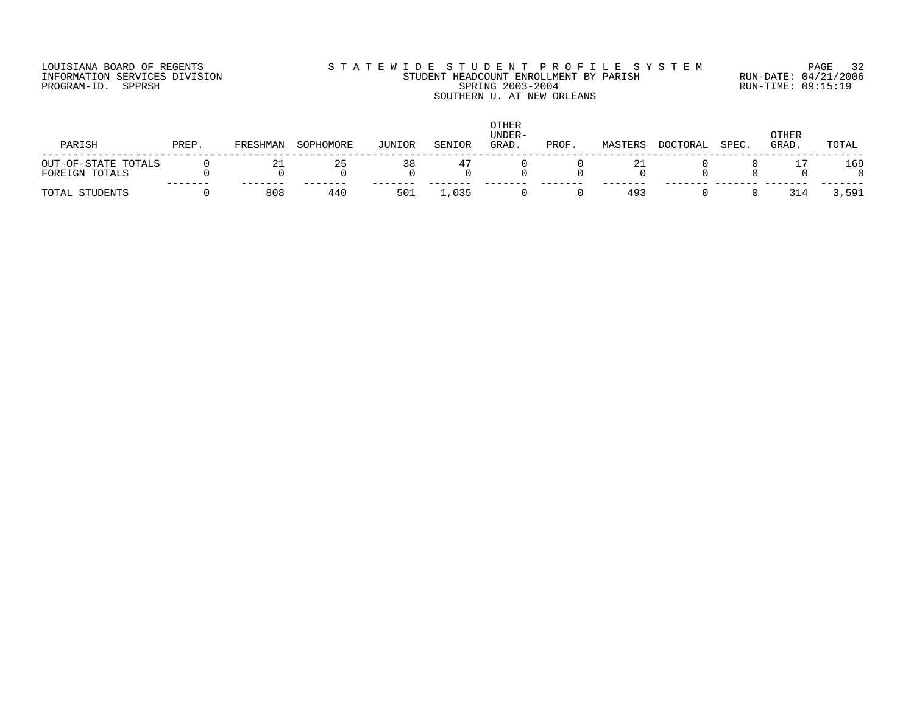LOUISIANA BOARD OF REGENTS
INFORMATION SERVICES DIVISION
PROGRAM-ID. SPPRSH

STATEWIDE STUDENT PROFILE SYSTEM
STUDENT HEADCOUNT ENROLLMENT BY PARISH
SPRING 2003-2004
SOUTHERN U. AT NEW ORLEANS

RUN-DATE: 04/21/2006
RUN-TIME: 09:15:19

| PARISH | PREP. | FRESHMAN | SOPHOMORE | JUNIOR | SENIOR | OTHER UNDER-GRAD. | PROF. | MASTERS | DOCTORAL | SPEC. | OTHER GRAD. | TOTAL |
|---|---|---|---|---|---|---|---|---|---|---|---|---|
| OUT-OF-STATE TOTALS | 0 | 21 | 25 | 38 | 47 | 0 | 0 | 21 | 0 | 0 | 17 | 169 |
| FOREIGN TOTALS | 0 | 0 | 0 | 0 | 0 | 0 | 0 | 0 | 0 | 0 | 0 | 0 |
| TOTAL STUDENTS | 0 | 808 | 440 | 501 | 1,035 | 0 | 0 | 493 | 0 | 0 | 314 | 3,591 |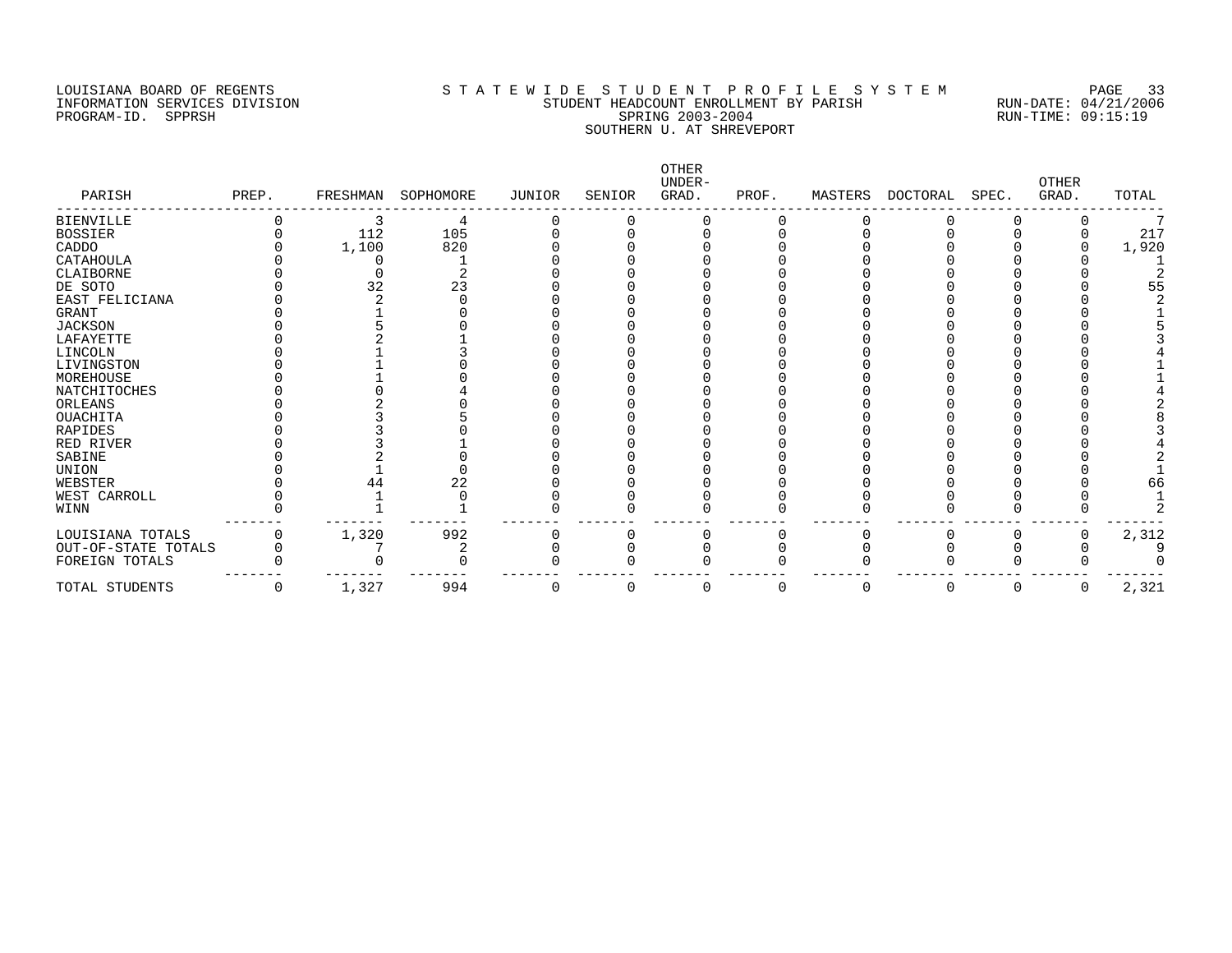LOUISIANA BOARD OF REGENTS
INFORMATION SERVICES DIVISION
PROGRAM-ID. SPPRSH

STATEWIDE STUDENT PROFILE SYSTEM
STUDENT HEADCOUNT ENROLLMENT BY PARISH
SPRING 2003-2004
SOUTHERN U. AT SHREVEPORT

RUN-DATE: 04/21/2006
RUN-TIME: 09:15:19

| PARISH | PREP. | FRESHMAN | SOPHOMORE | JUNIOR | SENIOR | OTHER UNDER-GRAD. | PROF. | MASTERS | DOCTORAL | SPEC. | OTHER GRAD. | TOTAL |
|---|---|---|---|---|---|---|---|---|---|---|---|---|
| BIENVILLE | 0 | 3 | 4 | 0 | 0 | 0 | 0 | 0 | 0 | 0 | 0 | 7 |
| BOSSIER | 0 | 112 | 105 | 0 | 0 | 0 | 0 | 0 | 0 | 0 | 0 | 217 |
| CADDO | 0 | 1,100 | 820 | 0 | 0 | 0 | 0 | 0 | 0 | 0 | 0 | 1,920 |
| CATAHOULA | 0 | 0 | 1 | 0 | 0 | 0 | 0 | 0 | 0 | 0 | 0 | 1 |
| CLAIBORNE | 0 | 0 | 2 | 0 | 0 | 0 | 0 | 0 | 0 | 0 | 0 | 2 |
| DE SOTO | 0 | 32 | 23 | 0 | 0 | 0 | 0 | 0 | 0 | 0 | 0 | 55 |
| EAST FELICIANA | 0 | 2 | 0 | 0 | 0 | 0 | 0 | 0 | 0 | 0 | 0 | 2 |
| GRANT | 0 | 1 | 0 | 0 | 0 | 0 | 0 | 0 | 0 | 0 | 0 | 1 |
| JACKSON | 0 | 5 | 0 | 0 | 0 | 0 | 0 | 0 | 0 | 0 | 0 | 5 |
| LAFAYETTE | 0 | 2 | 1 | 0 | 0 | 0 | 0 | 0 | 0 | 0 | 0 | 3 |
| LINCOLN | 0 | 1 | 3 | 0 | 0 | 0 | 0 | 0 | 0 | 0 | 0 | 4 |
| LIVINGSTON | 0 | 1 | 0 | 0 | 0 | 0 | 0 | 0 | 0 | 0 | 0 | 1 |
| MOREHOUSE | 0 | 1 | 0 | 0 | 0 | 0 | 0 | 0 | 0 | 0 | 0 | 1 |
| NATCHITOCHES | 0 | 0 | 4 | 0 | 0 | 0 | 0 | 0 | 0 | 0 | 0 | 4 |
| ORLEANS | 0 | 2 | 0 | 0 | 0 | 0 | 0 | 0 | 0 | 0 | 0 | 2 |
| OUACHITA | 0 | 3 | 5 | 0 | 0 | 0 | 0 | 0 | 0 | 0 | 0 | 8 |
| RAPIDES | 0 | 3 | 0 | 0 | 0 | 0 | 0 | 0 | 0 | 0 | 0 | 3 |
| RED RIVER | 0 | 3 | 1 | 0 | 0 | 0 | 0 | 0 | 0 | 0 | 0 | 4 |
| SABINE | 0 | 2 | 0 | 0 | 0 | 0 | 0 | 0 | 0 | 0 | 0 | 2 |
| UNION | 0 | 1 | 0 | 0 | 0 | 0 | 0 | 0 | 0 | 0 | 0 | 1 |
| WEBSTER | 0 | 44 | 22 | 0 | 0 | 0 | 0 | 0 | 0 | 0 | 0 | 66 |
| WEST CARROLL | 0 | 1 | 0 | 0 | 0 | 0 | 0 | 0 | 0 | 0 | 0 | 1 |
| WINN | 0 | 1 | 1 | 0 | 0 | 0 | 0 | 0 | 0 | 0 | 0 | 2 |
| LOUISIANA TOTALS | 0 | 1,320 | 992 | 0 | 0 | 0 | 0 | 0 | 0 | 0 | 0 | 2,312 |
| OUT-OF-STATE TOTALS | 0 | 7 | 2 | 0 | 0 | 0 | 0 | 0 | 0 | 0 | 0 | 9 |
| FOREIGN TOTALS | 0 | 0 | 0 | 0 | 0 | 0 | 0 | 0 | 0 | 0 | 0 | 0 |
| TOTAL STUDENTS | 0 | 1,327 | 994 | 0 | 0 | 0 | 0 | 0 | 0 | 0 | 0 | 2,321 |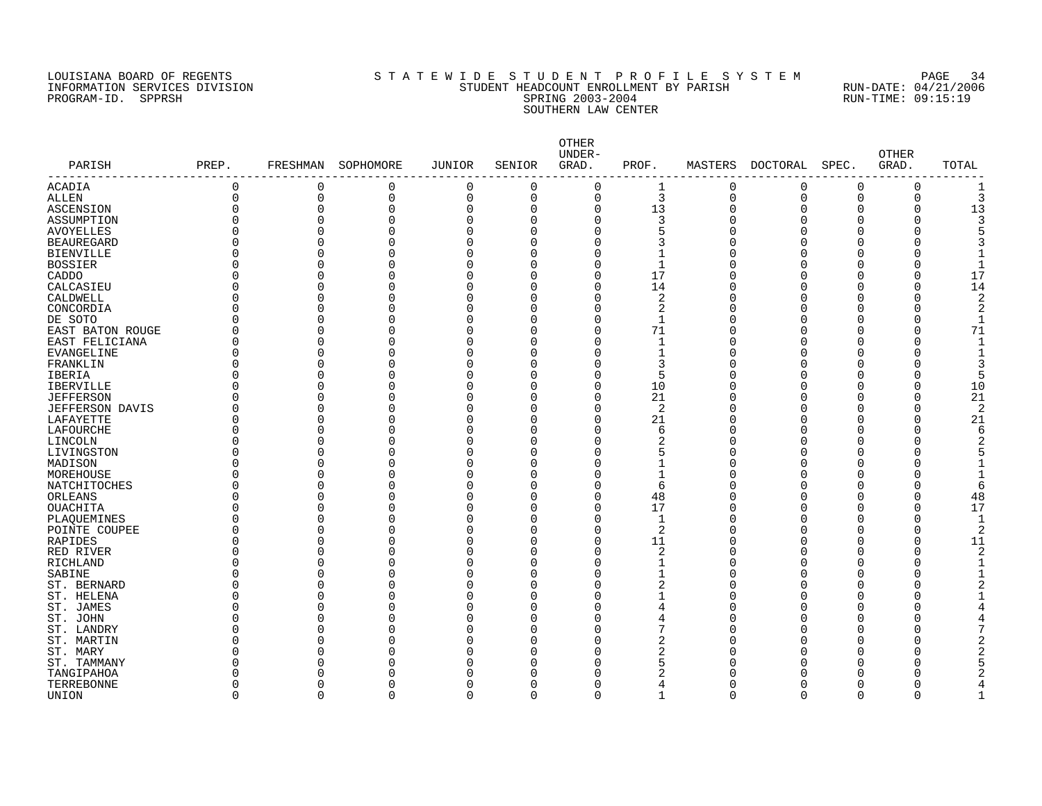LOUISIANA BOARD OF REGENTS
INFORMATION SERVICES DIVISION
PROGRAM-ID. SPPRSH

S T A T E W I D E  S T U D E N T  P R O F I L E  S Y S T E M
STUDENT HEADCOUNT ENROLLMENT BY PARISH
SPRING 2003-2004
SOUTHERN LAW CENTER

RUN-DATE: 04/21/2006
RUN-TIME: 09:15:19

| PARISH | PREP. | FRESHMAN | SOPHOMORE | JUNIOR | SENIOR | OTHER UNDER-GRAD. | PROF. | MASTERS | DOCTORAL | SPEC. | OTHER GRAD. | TOTAL |
|---|---|---|---|---|---|---|---|---|---|---|---|---|
| ACADIA | 0 | 0 | 0 | 0 | 0 | 0 | 1 | 0 | 0 | 0 | 0 | 1 |
| ALLEN | 0 | 0 | 0 | 0 | 0 | 0 | 3 | 0 | 0 | 0 | 0 | 3 |
| ASCENSION | 0 | 0 | 0 | 0 | 0 | 0 | 13 | 0 | 0 | 0 | 0 | 13 |
| ASSUMPTION | 0 | 0 | 0 | 0 | 0 | 0 | 3 | 0 | 0 | 0 | 0 | 3 |
| AVOYELLES | 0 | 0 | 0 | 0 | 0 | 0 | 5 | 0 | 0 | 0 | 0 | 5 |
| BEAUREGARD | 0 | 0 | 0 | 0 | 0 | 0 | 3 | 0 | 0 | 0 | 0 | 3 |
| BIENVILLE | 0 | 0 | 0 | 0 | 0 | 0 | 1 | 0 | 0 | 0 | 0 | 1 |
| BOSSIER | 0 | 0 | 0 | 0 | 0 | 0 | 1 | 0 | 0 | 0 | 0 | 1 |
| CADDO | 0 | 0 | 0 | 0 | 0 | 0 | 17 | 0 | 0 | 0 | 0 | 17 |
| CALCASIEU | 0 | 0 | 0 | 0 | 0 | 0 | 14 | 0 | 0 | 0 | 0 | 14 |
| CALDWELL | 0 | 0 | 0 | 0 | 0 | 0 | 2 | 0 | 0 | 0 | 0 | 2 |
| CONCORDIA | 0 | 0 | 0 | 0 | 0 | 0 | 2 | 0 | 0 | 0 | 0 | 2 |
| DE SOTO | 0 | 0 | 0 | 0 | 0 | 0 | 1 | 0 | 0 | 0 | 0 | 1 |
| EAST BATON ROUGE | 0 | 0 | 0 | 0 | 0 | 0 | 71 | 0 | 0 | 0 | 0 | 71 |
| EAST FELICIANA | 0 | 0 | 0 | 0 | 0 | 0 | 1 | 0 | 0 | 0 | 0 | 1 |
| EVANGELINE | 0 | 0 | 0 | 0 | 0 | 0 | 1 | 0 | 0 | 0 | 0 | 1 |
| FRANKLIN | 0 | 0 | 0 | 0 | 0 | 0 | 3 | 0 | 0 | 0 | 0 | 3 |
| IBERIA | 0 | 0 | 0 | 0 | 0 | 0 | 5 | 0 | 0 | 0 | 0 | 5 |
| IBERVILLE | 0 | 0 | 0 | 0 | 0 | 0 | 10 | 0 | 0 | 0 | 0 | 10 |
| JEFFERSON | 0 | 0 | 0 | 0 | 0 | 0 | 21 | 0 | 0 | 0 | 0 | 21 |
| JEFFERSON DAVIS | 0 | 0 | 0 | 0 | 0 | 0 | 2 | 0 | 0 | 0 | 0 | 2 |
| LAFAYETTE | 0 | 0 | 0 | 0 | 0 | 0 | 21 | 0 | 0 | 0 | 0 | 21 |
| LAFOURCHE | 0 | 0 | 0 | 0 | 0 | 0 | 6 | 0 | 0 | 0 | 0 | 6 |
| LINCOLN | 0 | 0 | 0 | 0 | 0 | 0 | 2 | 0 | 0 | 0 | 0 | 2 |
| LIVINGSTON | 0 | 0 | 0 | 0 | 0 | 0 | 5 | 0 | 0 | 0 | 0 | 5 |
| MADISON | 0 | 0 | 0 | 0 | 0 | 0 | 1 | 0 | 0 | 0 | 0 | 1 |
| MOREHOUSE | 0 | 0 | 0 | 0 | 0 | 0 | 1 | 0 | 0 | 0 | 0 | 1 |
| NATCHITOCHES | 0 | 0 | 0 | 0 | 0 | 0 | 6 | 0 | 0 | 0 | 0 | 6 |
| ORLEANS | 0 | 0 | 0 | 0 | 0 | 0 | 48 | 0 | 0 | 0 | 0 | 48 |
| OUACHITA | 0 | 0 | 0 | 0 | 0 | 0 | 17 | 0 | 0 | 0 | 0 | 17 |
| PLAQUEMINES | 0 | 0 | 0 | 0 | 0 | 0 | 1 | 0 | 0 | 0 | 0 | 1 |
| POINTE COUPEE | 0 | 0 | 0 | 0 | 0 | 0 | 2 | 0 | 0 | 0 | 0 | 2 |
| RAPIDES | 0 | 0 | 0 | 0 | 0 | 0 | 11 | 0 | 0 | 0 | 0 | 11 |
| RED RIVER | 0 | 0 | 0 | 0 | 0 | 0 | 2 | 0 | 0 | 0 | 0 | 2 |
| RICHLAND | 0 | 0 | 0 | 0 | 0 | 0 | 1 | 0 | 0 | 0 | 0 | 1 |
| SABINE | 0 | 0 | 0 | 0 | 0 | 0 | 1 | 0 | 0 | 0 | 0 | 1 |
| ST. BERNARD | 0 | 0 | 0 | 0 | 0 | 0 | 2 | 0 | 0 | 0 | 0 | 2 |
| ST. HELENA | 0 | 0 | 0 | 0 | 0 | 0 | 1 | 0 | 0 | 0 | 0 | 1 |
| ST. JAMES | 0 | 0 | 0 | 0 | 0 | 0 | 4 | 0 | 0 | 0 | 0 | 4 |
| ST. JOHN | 0 | 0 | 0 | 0 | 0 | 0 | 4 | 0 | 0 | 0 | 0 | 4 |
| ST. LANDRY | 0 | 0 | 0 | 0 | 0 | 0 | 7 | 0 | 0 | 0 | 0 | 7 |
| ST. MARTIN | 0 | 0 | 0 | 0 | 0 | 0 | 2 | 0 | 0 | 0 | 0 | 2 |
| ST. MARY | 0 | 0 | 0 | 0 | 0 | 0 | 2 | 0 | 0 | 0 | 0 | 2 |
| ST. TAMMANY | 0 | 0 | 0 | 0 | 0 | 0 | 5 | 0 | 0 | 0 | 0 | 5 |
| TANGIPAHOA | 0 | 0 | 0 | 0 | 0 | 0 | 2 | 0 | 0 | 0 | 0 | 2 |
| TERREBONNE | 0 | 0 | 0 | 0 | 0 | 0 | 4 | 0 | 0 | 0 | 0 | 4 |
| UNION | 0 | 0 | 0 | 0 | 0 | 0 | 1 | 0 | 0 | 0 | 0 | 1 |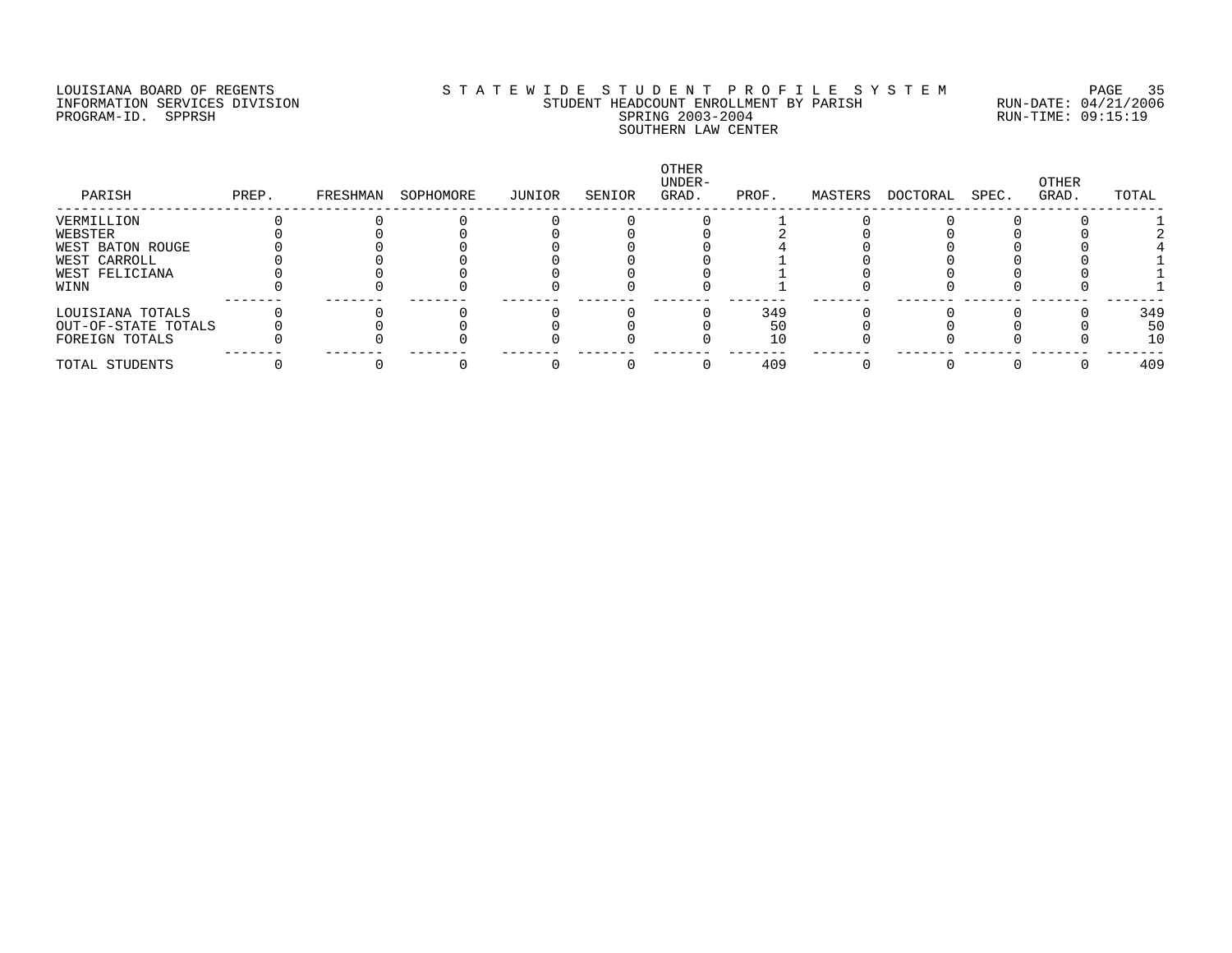LOUISIANA BOARD OF REGENTS
INFORMATION SERVICES DIVISION
PROGRAM-ID. SPPRSH

STATEWIDE STUDENT PROFILE SYSTEM
STUDENT HEADCOUNT ENROLLMENT BY PARISH
SPRING 2003-2004
SOUTHERN LAW CENTER

RUN-DATE: 04/21/2006
RUN-TIME: 09:15:19

| PARISH | PREP. | FRESHMAN | SOPHOMORE | JUNIOR | SENIOR | OTHER UNDER-GRAD. | PROF. | MASTERS | DOCTORAL | SPEC. | OTHER GRAD. | TOTAL |
|---|---|---|---|---|---|---|---|---|---|---|---|---|
| VERMILLION | 0 | 0 | 0 | 0 | 0 | 0 | 1 | 0 | 0 | 0 | 0 | 1 |
| WEBSTER | 0 | 0 | 0 | 0 | 0 | 0 | 2 | 0 | 0 | 0 | 0 | 2 |
| WEST BATON ROUGE | 0 | 0 | 0 | 0 | 0 | 0 | 4 | 0 | 0 | 0 | 0 | 4 |
| WEST CARROLL | 0 | 0 | 0 | 0 | 0 | 0 | 1 | 0 | 0 | 0 | 0 | 1 |
| WEST FELICIANA | 0 | 0 | 0 | 0 | 0 | 0 | 1 | 0 | 0 | 0 | 0 | 1 |
| WINN | 0 | 0 | 0 | 0 | 0 | 0 | 1 | 0 | 0 | 0 | 0 | 1 |
| LOUISIANA TOTALS | 0 | 0 | 0 | 0 | 0 | 0 | 349 | 0 | 0 | 0 | 0 | 349 |
| OUT-OF-STATE TOTALS | 0 | 0 | 0 | 0 | 0 | 0 | 50 | 0 | 0 | 0 | 0 | 50 |
| FOREIGN TOTALS | 0 | 0 | 0 | 0 | 0 | 0 | 10 | 0 | 0 | 0 | 0 | 10 |
| TOTAL STUDENTS | 0 | 0 | 0 | 0 | 0 | 0 | 409 | 0 | 0 | 0 | 0 | 409 |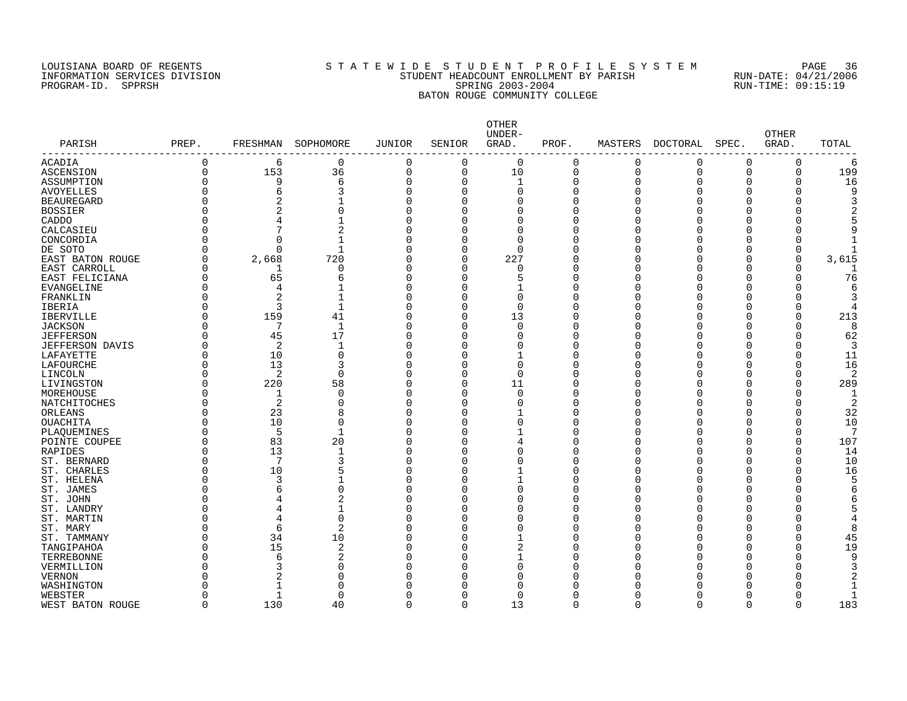LOUISIANA BOARD OF REGENTS
INFORMATION SERVICES DIVISION
PROGRAM-ID. SPPRSH

# S T A T E W I D E S T U D E N T P R O F I L E S Y S T E M
## STUDENT HEADCOUNT ENROLLMENT BY PARISH
## SPRING 2003-2004
## BATON ROUGE COMMUNITY COLLEGE

RUN-DATE: 04/21/2006
RUN-TIME: 09:15:19

| PARISH | PREP. | FRESHMAN | SOPHOMORE | JUNIOR | SENIOR | OTHER UNDER-GRAD. | PROF. | MASTERS | DOCTORAL | SPEC. | OTHER GRAD. | TOTAL |
|---|---|---|---|---|---|---|---|---|---|---|---|---|
| ACADIA | 0 | 6 | 0 | 0 | 0 | 0 | 0 | 0 | 0 | 0 | 0 | 6 |
| ASCENSION | 0 | 153 | 36 | 0 | 0 | 10 | 0 | 0 | 0 | 0 | 0 | 199 |
| ASSUMPTION | 0 | 9 | 6 | 0 | 0 | 1 | 0 | 0 | 0 | 0 | 0 | 16 |
| AVOYELLES | 0 | 6 | 3 | 0 | 0 | 0 | 0 | 0 | 0 | 0 | 0 | 9 |
| BEAUREGARD | 0 | 2 | 1 | 0 | 0 | 0 | 0 | 0 | 0 | 0 | 0 | 3 |
| BOSSIER | 0 | 2 | 0 | 0 | 0 | 0 | 0 | 0 | 0 | 0 | 0 | 2 |
| CADDO | 0 | 4 | 1 | 0 | 0 | 0 | 0 | 0 | 0 | 0 | 0 | 5 |
| CALCASIEU | 0 | 7 | 2 | 0 | 0 | 0 | 0 | 0 | 0 | 0 | 0 | 9 |
| CONCORDIA | 0 | 0 | 1 | 0 | 0 | 0 | 0 | 0 | 0 | 0 | 0 | 1 |
| DE SOTO | 0 | 0 | 1 | 0 | 0 | 0 | 0 | 0 | 0 | 0 | 0 | 1 |
| EAST BATON ROUGE | 0 | 2,668 | 720 | 0 | 0 | 227 | 0 | 0 | 0 | 0 | 0 | 3,615 |
| EAST CARROLL | 0 | 1 | 0 | 0 | 0 | 0 | 0 | 0 | 0 | 0 | 0 | 1 |
| EAST FELICIANA | 0 | 65 | 6 | 0 | 0 | 5 | 0 | 0 | 0 | 0 | 0 | 76 |
| EVANGELINE | 0 | 4 | 1 | 0 | 0 | 1 | 0 | 0 | 0 | 0 | 0 | 6 |
| FRANKLIN | 0 | 2 | 1 | 0 | 0 | 0 | 0 | 0 | 0 | 0 | 0 | 3 |
| IBERIA | 0 | 3 | 1 | 0 | 0 | 0 | 0 | 0 | 0 | 0 | 0 | 4 |
| IBERVILLE | 0 | 159 | 41 | 0 | 0 | 13 | 0 | 0 | 0 | 0 | 0 | 213 |
| JACKSON | 0 | 7 | 1 | 0 | 0 | 0 | 0 | 0 | 0 | 0 | 0 | 8 |
| JEFFERSON | 0 | 45 | 17 | 0 | 0 | 0 | 0 | 0 | 0 | 0 | 0 | 62 |
| JEFFERSON DAVIS | 0 | 2 | 1 | 0 | 0 | 0 | 0 | 0 | 0 | 0 | 0 | 3 |
| LAFAYETTE | 0 | 10 | 0 | 0 | 0 | 1 | 0 | 0 | 0 | 0 | 0 | 11 |
| LAFOURCHE | 0 | 13 | 3 | 0 | 0 | 0 | 0 | 0 | 0 | 0 | 0 | 16 |
| LINCOLN | 0 | 2 | 0 | 0 | 0 | 0 | 0 | 0 | 0 | 0 | 0 | 2 |
| LIVINGSTON | 0 | 220 | 58 | 0 | 0 | 11 | 0 | 0 | 0 | 0 | 0 | 289 |
| MOREHOUSE | 0 | 1 | 0 | 0 | 0 | 0 | 0 | 0 | 0 | 0 | 0 | 1 |
| NATCHITOCHES | 0 | 2 | 0 | 0 | 0 | 0 | 0 | 0 | 0 | 0 | 0 | 2 |
| ORLEANS | 0 | 23 | 8 | 0 | 0 | 1 | 0 | 0 | 0 | 0 | 0 | 32 |
| OUACHITA | 0 | 10 | 0 | 0 | 0 | 0 | 0 | 0 | 0 | 0 | 0 | 10 |
| PLAQUEMINES | 0 | 5 | 1 | 0 | 0 | 1 | 0 | 0 | 0 | 0 | 0 | 7 |
| POINTE COUPEE | 0 | 83 | 20 | 0 | 0 | 4 | 0 | 0 | 0 | 0 | 0 | 107 |
| RAPIDES | 0 | 13 | 1 | 0 | 0 | 0 | 0 | 0 | 0 | 0 | 0 | 14 |
| ST. BERNARD | 0 | 7 | 3 | 0 | 0 | 0 | 0 | 0 | 0 | 0 | 0 | 10 |
| ST. CHARLES | 0 | 10 | 5 | 0 | 0 | 1 | 0 | 0 | 0 | 0 | 0 | 16 |
| ST. HELENA | 0 | 3 | 1 | 0 | 0 | 1 | 0 | 0 | 0 | 0 | 0 | 5 |
| ST. JAMES | 0 | 6 | 0 | 0 | 0 | 0 | 0 | 0 | 0 | 0 | 0 | 6 |
| ST. JOHN | 0 | 4 | 2 | 0 | 0 | 0 | 0 | 0 | 0 | 0 | 0 | 6 |
| ST. LANDRY | 0 | 4 | 1 | 0 | 0 | 0 | 0 | 0 | 0 | 0 | 0 | 5 |
| ST. MARTIN | 0 | 4 | 0 | 0 | 0 | 0 | 0 | 0 | 0 | 0 | 0 | 4 |
| ST. MARY | 0 | 6 | 2 | 0 | 0 | 0 | 0 | 0 | 0 | 0 | 0 | 8 |
| ST. TAMMANY | 0 | 34 | 10 | 0 | 0 | 1 | 0 | 0 | 0 | 0 | 0 | 45 |
| TANGIPAHOA | 0 | 15 | 2 | 0 | 0 | 2 | 0 | 0 | 0 | 0 | 0 | 19 |
| TERREBONNE | 0 | 6 | 2 | 0 | 0 | 1 | 0 | 0 | 0 | 0 | 0 | 9 |
| VERMILLION | 0 | 3 | 0 | 0 | 0 | 0 | 0 | 0 | 0 | 0 | 0 | 3 |
| VERNON | 0 | 2 | 0 | 0 | 0 | 0 | 0 | 0 | 0 | 0 | 0 | 2 |
| WASHINGTON | 0 | 1 | 0 | 0 | 0 | 0 | 0 | 0 | 0 | 0 | 0 | 1 |
| WEBSTER | 0 | 1 | 0 | 0 | 0 | 0 | 0 | 0 | 0 | 0 | 0 | 1 |
| WEST BATON ROUGE | 0 | 130 | 40 | 0 | 0 | 13 | 0 | 0 | 0 | 0 | 0 | 183 |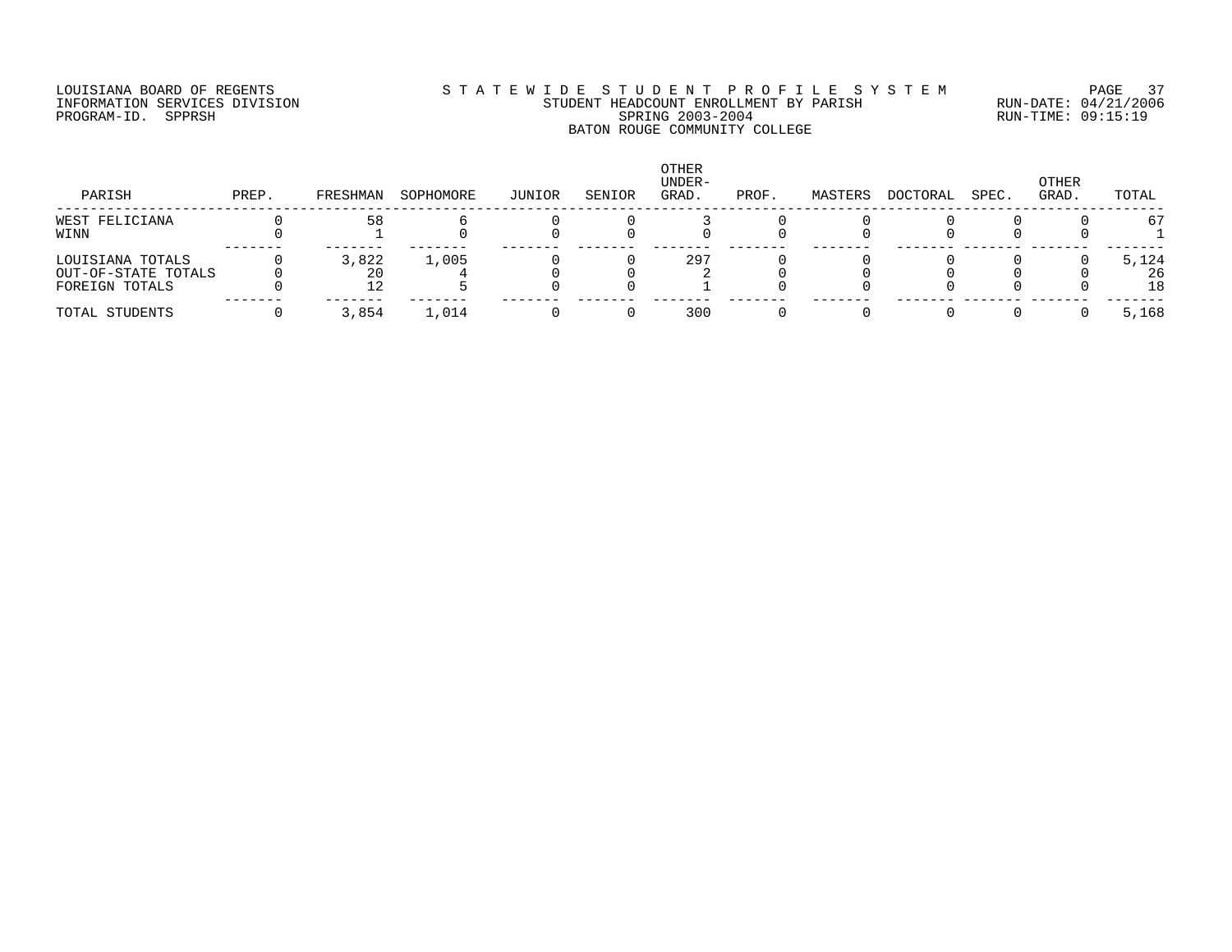LOUISIANA BOARD OF REGENTS
INFORMATION SERVICES DIVISION
PROGRAM-ID. SPPRSH

STATEWIDE STUDENT PROFILE SYSTEM
STUDENT HEADCOUNT ENROLLMENT BY PARISH
SPRING 2003-2004
BATON ROUGE COMMUNITY COLLEGE

RUN-DATE: 04/21/2006
RUN-TIME: 09:15:19

| PARISH | PREP. | FRESHMAN | SOPHOMORE | JUNIOR | SENIOR | OTHER UNDER-GRAD. | PROF. | MASTERS | DOCTORAL | SPEC. | OTHER GRAD. | TOTAL |
|---|---|---|---|---|---|---|---|---|---|---|---|---|
| WEST FELICIANA | 0 | 58 | 6 | 0 | 0 | 3 | 0 | 0 | 0 | 0 | 0 | 67 |
| WINN | 0 | 1 | 0 | 0 | 0 | 0 | 0 | 0 | 0 | 0 | 0 | 1 |
| LOUISIANA TOTALS | 0 | 3,822 | 1,005 | 0 | 0 | 297 | 0 | 0 | 0 | 0 | 0 | 5,124 |
| OUT-OF-STATE TOTALS | 0 | 20 | 4 | 0 | 0 | 2 | 0 | 0 | 0 | 0 | 0 | 26 |
| FOREIGN TOTALS | 0 | 12 | 5 | 0 | 0 | 1 | 0 | 0 | 0 | 0 | 0 | 18 |
| TOTAL STUDENTS | 0 | 3,854 | 1,014 | 0 | 0 | 300 | 0 | 0 | 0 | 0 | 0 | 5,168 |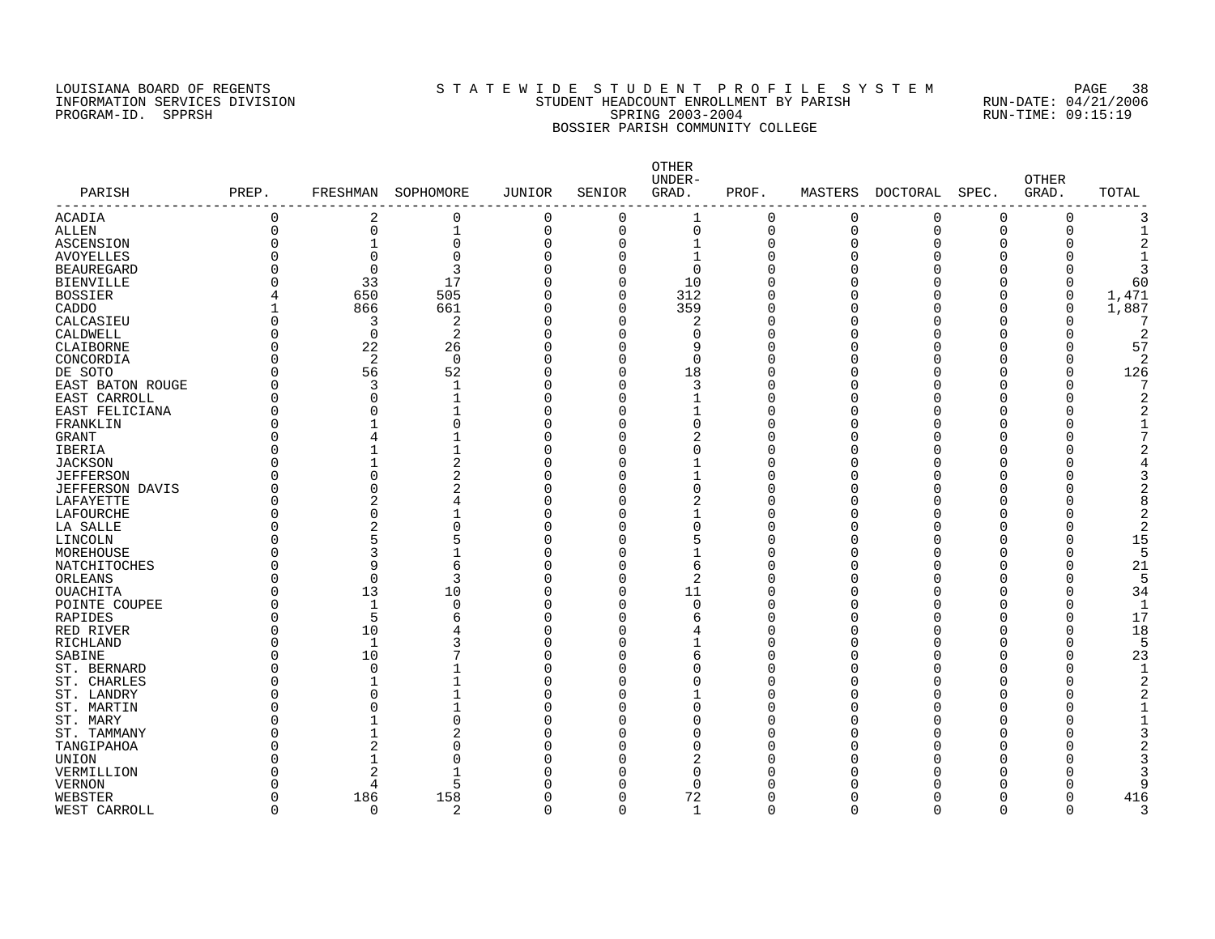LOUISIANA BOARD OF REGENTS
INFORMATION SERVICES DIVISION
PROGRAM-ID. SPPRSH

STATEWIDE STUDENT PROFILE SYSTEM
STUDENT HEADCOUNT ENROLLMENT BY PARISH
SPRING 2003-2004
BOSSIER PARISH COMMUNITY COLLEGE

RUN-DATE: 04/21/2006
RUN-TIME: 09:15:19

| PARISH | PREP. | FRESHMAN | SOPHOMORE | JUNIOR | SENIOR | OTHER UNDER-GRAD. | PROF. | MASTERS | DOCTORAL | SPEC. | OTHER GRAD. | TOTAL |
|---|---|---|---|---|---|---|---|---|---|---|---|---|
| ACADIA | 0 | 2 | 0 | 0 | 0 | 1 | 0 | 0 | 0 | 0 | 0 | 3 |
| ALLEN | 0 | 0 | 1 | 0 | 0 | 0 | 0 | 0 | 0 | 0 | 0 | 1 |
| ASCENSION | 0 | 1 | 0 | 0 | 0 | 1 | 0 | 0 | 0 | 0 | 0 | 2 |
| AVOYELLES | 0 | 0 | 0 | 0 | 0 | 1 | 0 | 0 | 0 | 0 | 0 | 1 |
| BEAUREGARD | 0 | 0 | 3 | 0 | 0 | 0 | 0 | 0 | 0 | 0 | 0 | 3 |
| BIENVILLE | 0 | 33 | 17 | 0 | 0 | 10 | 0 | 0 | 0 | 0 | 0 | 60 |
| BOSSIER | 4 | 650 | 505 | 0 | 0 | 312 | 0 | 0 | 0 | 0 | 0 | 1,471 |
| CADDO | 1 | 866 | 661 | 0 | 0 | 359 | 0 | 0 | 0 | 0 | 0 | 1,887 |
| CALCASIEU | 0 | 3 | 2 | 0 | 0 | 2 | 0 | 0 | 0 | 0 | 0 | 7 |
| CALDWELL | 0 | 0 | 2 | 0 | 0 | 0 | 0 | 0 | 0 | 0 | 0 | 2 |
| CLAIBORNE | 0 | 22 | 26 | 0 | 0 | 9 | 0 | 0 | 0 | 0 | 0 | 57 |
| CONCORDIA | 0 | 2 | 0 | 0 | 0 | 0 | 0 | 0 | 0 | 0 | 0 | 2 |
| DE SOTO | 0 | 56 | 52 | 0 | 0 | 18 | 0 | 0 | 0 | 0 | 0 | 126 |
| EAST BATON ROUGE | 0 | 3 | 1 | 0 | 0 | 3 | 0 | 0 | 0 | 0 | 0 | 7 |
| EAST CARROLL | 0 | 0 | 1 | 0 | 0 | 1 | 0 | 0 | 0 | 0 | 0 | 2 |
| EAST FELICIANA | 0 | 0 | 1 | 0 | 0 | 1 | 0 | 0 | 0 | 0 | 0 | 2 |
| FRANKLIN | 0 | 1 | 0 | 0 | 0 | 0 | 0 | 0 | 0 | 0 | 0 | 1 |
| GRANT | 0 | 4 | 1 | 0 | 0 | 2 | 0 | 0 | 0 | 0 | 0 | 7 |
| IBERIA | 0 | 1 | 1 | 0 | 0 | 0 | 0 | 0 | 0 | 0 | 0 | 2 |
| JACKSON | 0 | 1 | 2 | 0 | 0 | 1 | 0 | 0 | 0 | 0 | 0 | 4 |
| JEFFERSON | 0 | 0 | 2 | 0 | 0 | 1 | 0 | 0 | 0 | 0 | 0 | 3 |
| JEFFERSON DAVIS | 0 | 0 | 2 | 0 | 0 | 0 | 0 | 0 | 0 | 0 | 0 | 2 |
| LAFAYETTE | 0 | 2 | 4 | 0 | 0 | 2 | 0 | 0 | 0 | 0 | 0 | 8 |
| LAFOURCHE | 0 | 0 | 1 | 0 | 0 | 1 | 0 | 0 | 0 | 0 | 0 | 2 |
| LA SALLE | 0 | 2 | 0 | 0 | 0 | 0 | 0 | 0 | 0 | 0 | 0 | 2 |
| LINCOLN | 0 | 5 | 5 | 0 | 0 | 5 | 0 | 0 | 0 | 0 | 0 | 15 |
| MOREHOUSE | 0 | 3 | 1 | 0 | 0 | 1 | 0 | 0 | 0 | 0 | 0 | 5 |
| NATCHITOCHES | 0 | 9 | 6 | 0 | 0 | 6 | 0 | 0 | 0 | 0 | 0 | 21 |
| ORLEANS | 0 | 0 | 3 | 0 | 0 | 2 | 0 | 0 | 0 | 0 | 0 | 5 |
| OUACHITA | 0 | 13 | 10 | 0 | 0 | 11 | 0 | 0 | 0 | 0 | 0 | 34 |
| POINTE COUPEE | 0 | 1 | 0 | 0 | 0 | 0 | 0 | 0 | 0 | 0 | 0 | 1 |
| RAPIDES | 0 | 5 | 6 | 0 | 0 | 6 | 0 | 0 | 0 | 0 | 0 | 17 |
| RED RIVER | 0 | 10 | 4 | 0 | 0 | 4 | 0 | 0 | 0 | 0 | 0 | 18 |
| RICHLAND | 0 | 1 | 3 | 0 | 0 | 1 | 0 | 0 | 0 | 0 | 0 | 5 |
| SABINE | 0 | 10 | 7 | 0 | 0 | 6 | 0 | 0 | 0 | 0 | 0 | 23 |
| ST. BERNARD | 0 | 0 | 1 | 0 | 0 | 0 | 0 | 0 | 0 | 0 | 0 | 1 |
| ST. CHARLES | 0 | 1 | 1 | 0 | 0 | 0 | 0 | 0 | 0 | 0 | 0 | 2 |
| ST. LANDRY | 0 | 0 | 1 | 0 | 0 | 1 | 0 | 0 | 0 | 0 | 0 | 2 |
| ST. MARTIN | 0 | 0 | 1 | 0 | 0 | 0 | 0 | 0 | 0 | 0 | 0 | 1 |
| ST. MARY | 0 | 1 | 0 | 0 | 0 | 0 | 0 | 0 | 0 | 0 | 0 | 1 |
| ST. TAMMANY | 0 | 1 | 2 | 0 | 0 | 0 | 0 | 0 | 0 | 0 | 0 | 3 |
| TANGIPAHOA | 0 | 2 | 0 | 0 | 0 | 0 | 0 | 0 | 0 | 0 | 0 | 2 |
| UNION | 0 | 1 | 0 | 0 | 0 | 2 | 0 | 0 | 0 | 0 | 0 | 3 |
| VERMILLION | 0 | 2 | 1 | 0 | 0 | 0 | 0 | 0 | 0 | 0 | 0 | 3 |
| VERNON | 0 | 4 | 5 | 0 | 0 | 0 | 0 | 0 | 0 | 0 | 0 | 9 |
| WEBSTER | 0 | 186 | 158 | 0 | 0 | 72 | 0 | 0 | 0 | 0 | 0 | 416 |
| WEST CARROLL | 0 | 0 | 2 | 0 | 0 | 1 | 0 | 0 | 0 | 0 | 0 | 3 |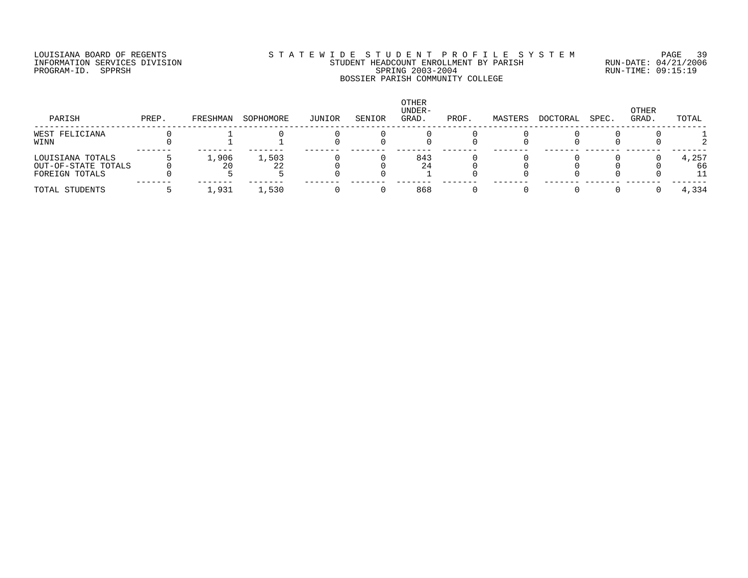LOUISIANA BOARD OF REGENTS
INFORMATION SERVICES DIVISION
PROGRAM-ID. SPPRSH

STATEWIDE STUDENT PROFILE SYSTEM
STUDENT HEADCOUNT ENROLLMENT BY PARISH
SPRING 2003-2004
BOSSIER PARISH COMMUNITY COLLEGE

RUN-DATE: 04/21/2006
RUN-TIME: 09:15:19

| PARISH | PREP. | FRESHMAN | SOPHOMORE | JUNIOR | SENIOR | OTHER UNDER-GRAD. | PROF. | MASTERS | DOCTORAL | SPEC. | OTHER GRAD. | TOTAL |
|---|---|---|---|---|---|---|---|---|---|---|---|---|
| WEST FELICIANA | 0 | 1 | 0 | 0 | 0 | 0 | 0 | 0 | 0 | 0 | 0 | 1 |
| WINN | 0 | 1 | 1 | 0 | 0 | 0 | 0 | 0 | 0 | 0 | 0 | 2 |
| LOUISIANA TOTALS | 5 | 1,906 | 1,503 | 0 | 0 | 843 | 0 | 0 | 0 | 0 | 0 | 4,257 |
| OUT-OF-STATE TOTALS | 0 | 20 | 22 | 0 | 0 | 24 | 0 | 0 | 0 | 0 | 0 | 66 |
| FOREIGN TOTALS | 0 | 5 | 5 | 0 | 0 | 1 | 0 | 0 | 0 | 0 | 0 | 11 |
| TOTAL STUDENTS | 5 | 1,931 | 1,530 | 0 | 0 | 868 | 0 | 0 | 0 | 0 | 0 | 4,334 |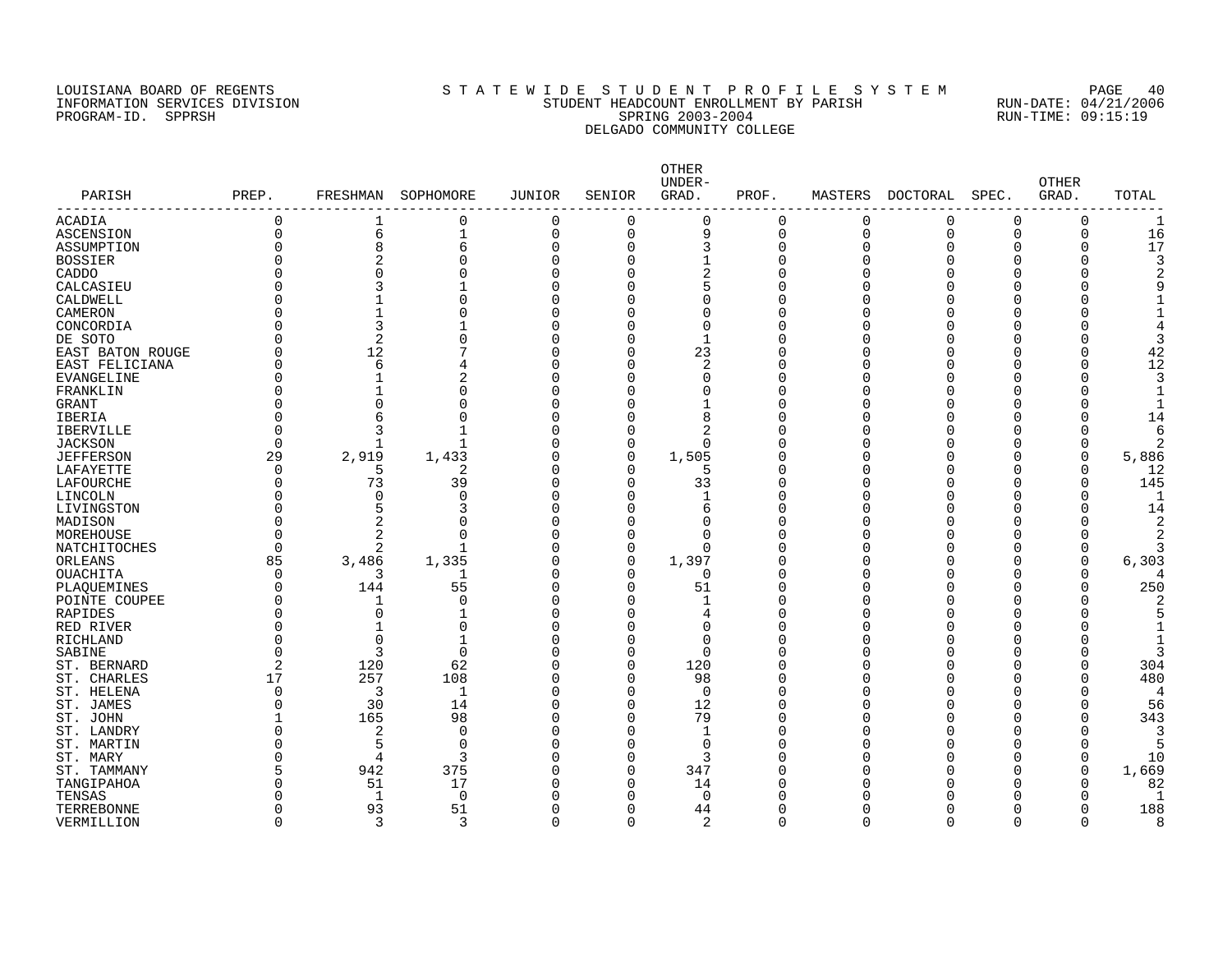LOUISIANA BOARD OF REGENTS — INFORMATION SERVICES DIVISION — PROGRAM-ID. SPPRSH

# STATEWIDE STUDENT PROFILE SYSTEM

## STUDENT HEADCOUNT ENROLLMENT BY PARISH
### SPRING 2003-2004
### DELGADO COMMUNITY COLLEGE

RUN-DATE: 04/21/2006  
RUN-TIME: 09:15:19

| PARISH | PREP. | FRESHMAN | SOPHOMORE | JUNIOR | SENIOR | OTHER UNDER-GRAD. | PROF. | MASTERS | DOCTORAL | SPEC. | OTHER GRAD. | TOTAL |
|---|---|---|---|---|---|---|---|---|---|---|---|---|
| ACADIA | 0 | 1 | 0 | 0 | 0 | 0 | 0 | 0 | 0 | 0 | 0 | 1 |
| ASCENSION | 0 | 6 | 1 | 0 | 0 | 9 | 0 | 0 | 0 | 0 | 0 | 16 |
| ASSUMPTION | 0 | 8 | 6 | 0 | 0 | 3 | 0 | 0 | 0 | 0 | 0 | 17 |
| BOSSIER | 0 | 2 | 0 | 0 | 0 | 1 | 0 | 0 | 0 | 0 | 0 | 3 |
| CADDO | 0 | 0 | 0 | 0 | 0 | 2 | 0 | 0 | 0 | 0 | 0 | 2 |
| CALCASIEU | 0 | 3 | 1 | 0 | 0 | 5 | 0 | 0 | 0 | 0 | 0 | 9 |
| CALDWELL | 0 | 1 | 0 | 0 | 0 | 0 | 0 | 0 | 0 | 0 | 0 | 1 |
| CAMERON | 0 | 1 | 0 | 0 | 0 | 0 | 0 | 0 | 0 | 0 | 0 | 1 |
| CONCORDIA | 0 | 3 | 1 | 0 | 0 | 0 | 0 | 0 | 0 | 0 | 0 | 4 |
| DE SOTO | 0 | 2 | 0 | 0 | 0 | 1 | 0 | 0 | 0 | 0 | 0 | 3 |
| EAST BATON ROUGE | 0 | 12 | 7 | 0 | 0 | 23 | 0 | 0 | 0 | 0 | 0 | 42 |
| EAST FELICIANA | 0 | 6 | 4 | 0 | 0 | 2 | 0 | 0 | 0 | 0 | 0 | 12 |
| EVANGELINE | 0 | 1 | 2 | 0 | 0 | 0 | 0 | 0 | 0 | 0 | 0 | 3 |
| FRANKLIN | 0 | 1 | 0 | 0 | 0 | 0 | 0 | 0 | 0 | 0 | 0 | 1 |
| GRANT | 0 | 0 | 0 | 0 | 0 | 1 | 0 | 0 | 0 | 0 | 0 | 1 |
| IBERIA | 0 | 6 | 0 | 0 | 0 | 8 | 0 | 0 | 0 | 0 | 0 | 14 |
| IBERVILLE | 0 | 3 | 1 | 0 | 0 | 2 | 0 | 0 | 0 | 0 | 0 | 6 |
| JACKSON | 0 | 1 | 1 | 0 | 0 | 0 | 0 | 0 | 0 | 0 | 0 | 2 |
| JEFFERSON | 29 | 2,919 | 1,433 | 0 | 0 | 1,505 | 0 | 0 | 0 | 0 | 0 | 5,886 |
| LAFAYETTE | 0 | 5 | 2 | 0 | 0 | 5 | 0 | 0 | 0 | 0 | 0 | 12 |
| LAFOURCHE | 0 | 73 | 39 | 0 | 0 | 33 | 0 | 0 | 0 | 0 | 0 | 145 |
| LINCOLN | 0 | 0 | 0 | 0 | 0 | 1 | 0 | 0 | 0 | 0 | 0 | 1 |
| LIVINGSTON | 0 | 5 | 3 | 0 | 0 | 6 | 0 | 0 | 0 | 0 | 0 | 14 |
| MADISON | 0 | 2 | 0 | 0 | 0 | 0 | 0 | 0 | 0 | 0 | 0 | 2 |
| MOREHOUSE | 0 | 2 | 0 | 0 | 0 | 0 | 0 | 0 | 0 | 0 | 0 | 2 |
| NATCHITOCHES | 0 | 2 | 1 | 0 | 0 | 0 | 0 | 0 | 0 | 0 | 0 | 3 |
| ORLEANS | 85 | 3,486 | 1,335 | 0 | 0 | 1,397 | 0 | 0 | 0 | 0 | 0 | 6,303 |
| OUACHITA | 0 | 3 | 1 | 0 | 0 | 0 | 0 | 0 | 0 | 0 | 0 | 4 |
| PLAQUEMINES | 0 | 144 | 55 | 0 | 0 | 51 | 0 | 0 | 0 | 0 | 0 | 250 |
| POINTE COUPEE | 0 | 1 | 0 | 0 | 0 | 1 | 0 | 0 | 0 | 0 | 0 | 2 |
| RAPIDES | 0 | 0 | 1 | 0 | 0 | 4 | 0 | 0 | 0 | 0 | 0 | 5 |
| RED RIVER | 0 | 1 | 0 | 0 | 0 | 0 | 0 | 0 | 0 | 0 | 0 | 1 |
| RICHLAND | 0 | 0 | 1 | 0 | 0 | 0 | 0 | 0 | 0 | 0 | 0 | 1 |
| SABINE | 0 | 3 | 0 | 0 | 0 | 0 | 0 | 0 | 0 | 0 | 0 | 3 |
| ST. BERNARD | 2 | 120 | 62 | 0 | 0 | 120 | 0 | 0 | 0 | 0 | 0 | 304 |
| ST. CHARLES | 17 | 257 | 108 | 0 | 0 | 98 | 0 | 0 | 0 | 0 | 0 | 480 |
| ST. HELENA | 0 | 3 | 1 | 0 | 0 | 0 | 0 | 0 | 0 | 0 | 0 | 4 |
| ST. JAMES | 0 | 30 | 14 | 0 | 0 | 12 | 0 | 0 | 0 | 0 | 0 | 56 |
| ST. JOHN | 1 | 165 | 98 | 0 | 0 | 79 | 0 | 0 | 0 | 0 | 0 | 343 |
| ST. LANDRY | 0 | 2 | 0 | 0 | 0 | 1 | 0 | 0 | 0 | 0 | 0 | 3 |
| ST. MARTIN | 0 | 5 | 0 | 0 | 0 | 0 | 0 | 0 | 0 | 0 | 0 | 5 |
| ST. MARY | 0 | 4 | 3 | 0 | 0 | 3 | 0 | 0 | 0 | 0 | 0 | 10 |
| ST. TAMMANY | 5 | 942 | 375 | 0 | 0 | 347 | 0 | 0 | 0 | 0 | 0 | 1,669 |
| TANGIPAHOA | 0 | 51 | 17 | 0 | 0 | 14 | 0 | 0 | 0 | 0 | 0 | 82 |
| TENSAS | 0 | 1 | 0 | 0 | 0 | 0 | 0 | 0 | 0 | 0 | 0 | 1 |
| TERREBONNE | 0 | 93 | 51 | 0 | 0 | 44 | 0 | 0 | 0 | 0 | 0 | 188 |
| VERMILLION | 0 | 3 | 3 | 0 | 0 | 2 | 0 | 0 | 0 | 0 | 0 | 8 |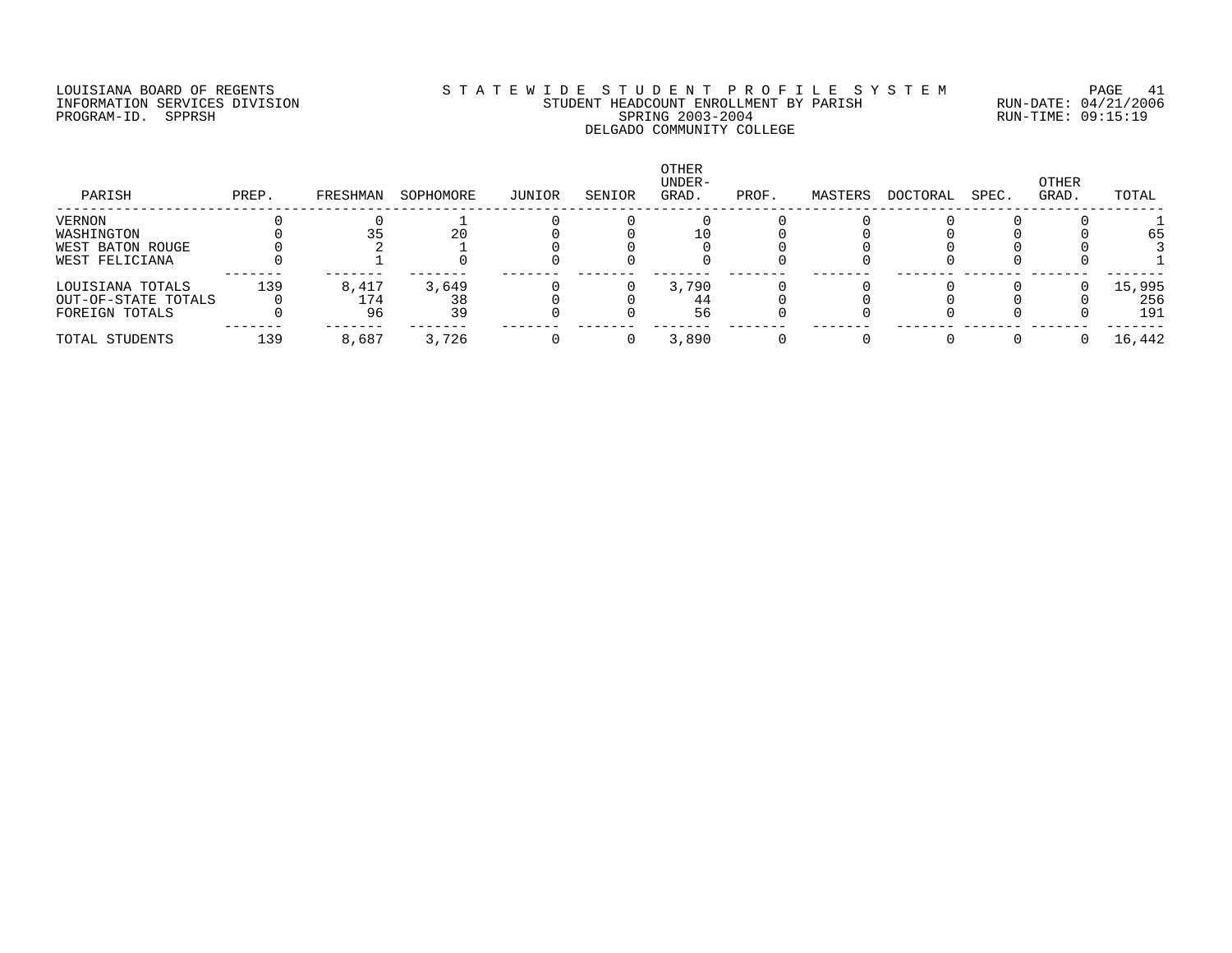LOUISIANA BOARD OF REGENTS
INFORMATION SERVICES DIVISION
PROGRAM-ID. SPPRSH

STATEWIDE STUDENT PROFILE SYSTEM
STUDENT HEADCOUNT ENROLLMENT BY PARISH
SPRING 2003-2004
DELGADO COMMUNITY COLLEGE

RUN-DATE: 04/21/2006
RUN-TIME: 09:15:19

| PARISH | PREP. | FRESHMAN | SOPHOMORE | JUNIOR | SENIOR | OTHER UNDER-GRAD. | PROF. | MASTERS | DOCTORAL | SPEC. | OTHER GRAD. | TOTAL |
|---|---|---|---|---|---|---|---|---|---|---|---|---|
| VERNON | 0 | 0 | 1 | 0 | 0 | 0 | 0 | 0 | 0 | 0 | 0 | 1 |
| WASHINGTON | 0 | 35 | 20 | 0 | 0 | 10 | 0 | 0 | 0 | 0 | 0 | 65 |
| WEST BATON ROUGE | 0 | 2 | 1 | 0 | 0 | 0 | 0 | 0 | 0 | 0 | 0 | 3 |
| WEST FELICIANA | 0 | 1 | 0 | 0 | 0 | 0 | 0 | 0 | 0 | 0 | 0 | 1 |
| LOUISIANA TOTALS | 139 | 8,417 | 3,649 | 0 | 0 | 3,790 | 0 | 0 | 0 | 0 | 0 | 15,995 |
| OUT-OF-STATE TOTALS | 0 | 174 | 38 | 0 | 0 | 44 | 0 | 0 | 0 | 0 | 0 | 256 |
| FOREIGN TOTALS | 0 | 96 | 39 | 0 | 0 | 56 | 0 | 0 | 0 | 0 | 0 | 191 |
| TOTAL STUDENTS | 139 | 8,687 | 3,726 | 0 | 0 | 3,890 | 0 | 0 | 0 | 0 | 0 | 16,442 |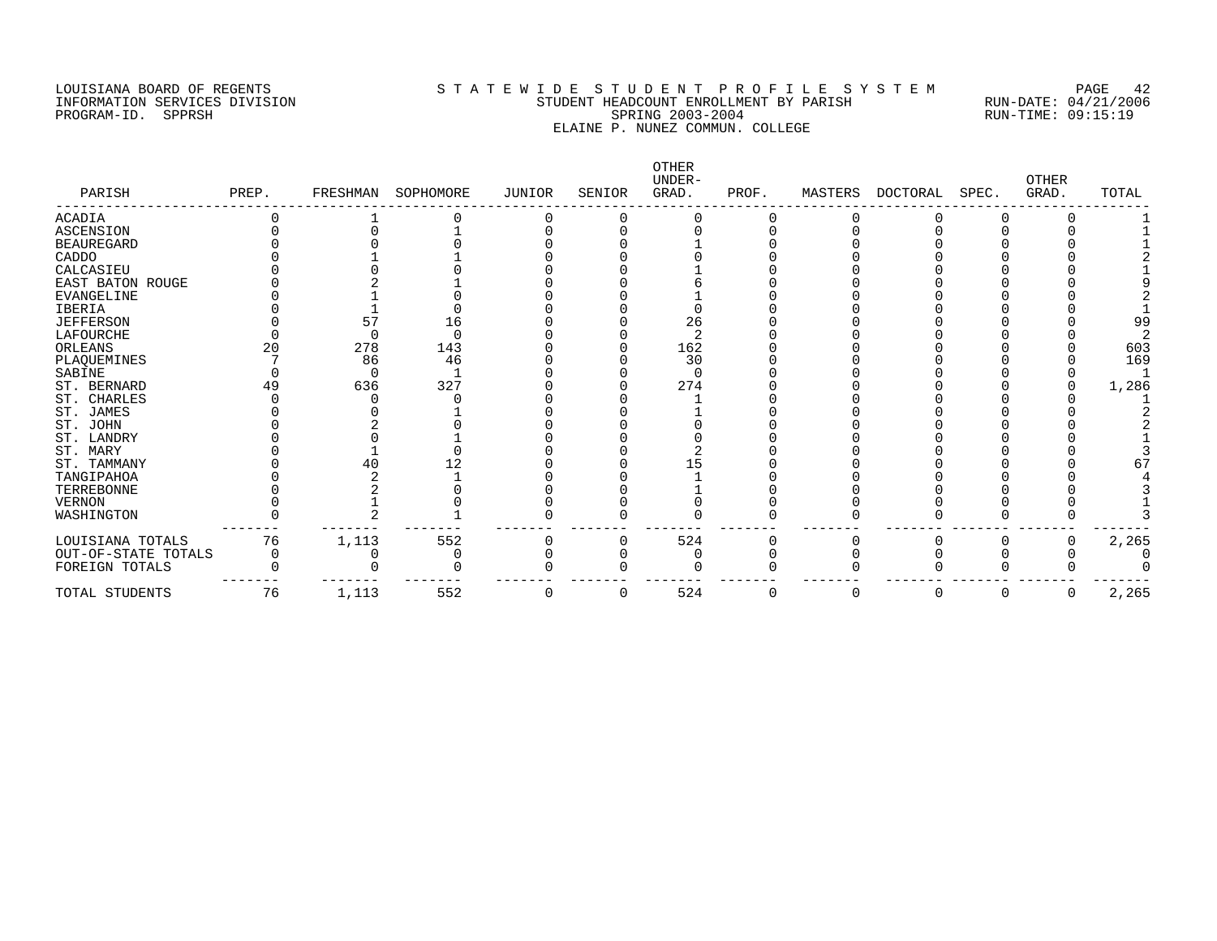LOUISIANA BOARD OF REGENTS
INFORMATION SERVICES DIVISION
PROGRAM-ID. SPPRSH

STATEWIDE STUDENT PROFILE SYSTEM
STUDENT HEADCOUNT ENROLLMENT BY PARISH
SPRING 2003-2004
ELAINE P. NUNEZ COMMUN. COLLEGE

RUN-DATE: 04/21/2006
RUN-TIME: 09:15:19

| PARISH | PREP. | FRESHMAN | SOPHOMORE | JUNIOR | SENIOR | OTHER UNDER-GRAD. | PROF. | MASTERS | DOCTORAL | SPEC. | OTHER GRAD. | TOTAL |
|---|---|---|---|---|---|---|---|---|---|---|---|---|
| ACADIA | 0 | 1 | 0 | 0 | 0 | 0 | 0 | 0 | 0 | 0 | 0 | 1 |
| ASCENSION | 0 | 0 | 1 | 0 | 0 | 0 | 0 | 0 | 0 | 0 | 0 | 1 |
| BEAUREGARD | 0 | 0 | 0 | 0 | 0 | 1 | 0 | 0 | 0 | 0 | 0 | 1 |
| CADDO | 0 | 1 | 1 | 0 | 0 | 0 | 0 | 0 | 0 | 0 | 0 | 2 |
| CALCASIEU | 0 | 0 | 0 | 0 | 0 | 1 | 0 | 0 | 0 | 0 | 0 | 1 |
| EAST BATON ROUGE | 0 | 2 | 1 | 0 | 0 | 6 | 0 | 0 | 0 | 0 | 0 | 9 |
| EVANGELINE | 0 | 1 | 0 | 0 | 0 | 1 | 0 | 0 | 0 | 0 | 0 | 2 |
| IBERIA | 0 | 1 | 0 | 0 | 0 | 0 | 0 | 0 | 0 | 0 | 0 | 1 |
| JEFFERSON | 0 | 57 | 16 | 0 | 0 | 26 | 0 | 0 | 0 | 0 | 0 | 99 |
| LAFOURCHE | 0 | 0 | 0 | 0 | 0 | 2 | 0 | 0 | 0 | 0 | 0 | 2 |
| ORLEANS | 20 | 278 | 143 | 0 | 0 | 162 | 0 | 0 | 0 | 0 | 0 | 603 |
| PLAQUEMINES | 7 | 86 | 46 | 0 | 0 | 30 | 0 | 0 | 0 | 0 | 0 | 169 |
| SABINE | 0 | 0 | 1 | 0 | 0 | 0 | 0 | 0 | 0 | 0 | 0 | 1 |
| ST. BERNARD | 49 | 636 | 327 | 0 | 0 | 274 | 0 | 0 | 0 | 0 | 0 | 1,286 |
| ST. CHARLES | 0 | 0 | 0 | 0 | 0 | 1 | 0 | 0 | 0 | 0 | 0 | 1 |
| ST. JAMES | 0 | 0 | 1 | 0 | 0 | 1 | 0 | 0 | 0 | 0 | 0 | 2 |
| ST. JOHN | 0 | 2 | 0 | 0 | 0 | 0 | 0 | 0 | 0 | 0 | 0 | 2 |
| ST. LANDRY | 0 | 0 | 1 | 0 | 0 | 0 | 0 | 0 | 0 | 0 | 0 | 1 |
| ST. MARY | 0 | 1 | 0 | 0 | 0 | 2 | 0 | 0 | 0 | 0 | 0 | 3 |
| ST. TAMMANY | 0 | 40 | 12 | 0 | 0 | 15 | 0 | 0 | 0 | 0 | 0 | 67 |
| TANGIPAHOA | 0 | 2 | 1 | 0 | 0 | 1 | 0 | 0 | 0 | 0 | 0 | 4 |
| TERREBONNE | 0 | 2 | 0 | 0 | 0 | 1 | 0 | 0 | 0 | 0 | 0 | 3 |
| VERNON | 0 | 1 | 0 | 0 | 0 | 0 | 0 | 0 | 0 | 0 | 0 | 1 |
| WASHINGTON | 0 | 2 | 1 | 0 | 0 | 0 | 0 | 0 | 0 | 0 | 0 | 3 |
| LOUISIANA TOTALS | 76 | 1,113 | 552 | 0 | 0 | 524 | 0 | 0 | 0 | 0 | 0 | 2,265 |
| OUT-OF-STATE TOTALS | 0 | 0 | 0 | 0 | 0 | 0 | 0 | 0 | 0 | 0 | 0 | 0 |
| FOREIGN TOTALS | 0 | 0 | 0 | 0 | 0 | 0 | 0 | 0 | 0 | 0 | 0 | 0 |
| TOTAL STUDENTS | 76 | 1,113 | 552 | 0 | 0 | 524 | 0 | 0 | 0 | 0 | 0 | 2,265 |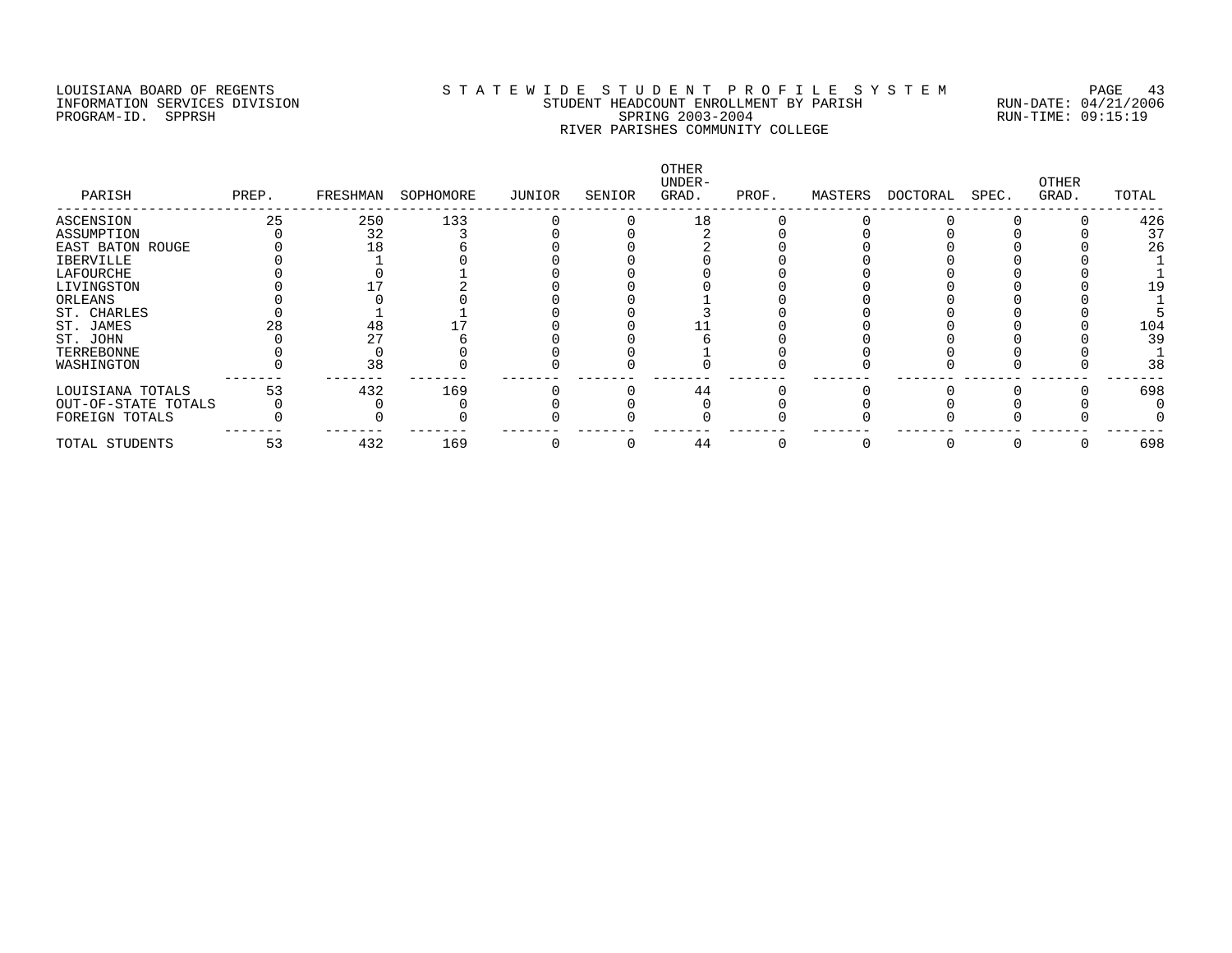LOUISIANA BOARD OF REGENTS
INFORMATION SERVICES DIVISION
PROGRAM-ID. SPPRSH

STATEWIDE STUDENT PROFILE SYSTEM
STUDENT HEADCOUNT ENROLLMENT BY PARISH
SPRING 2003-2004
RIVER PARISHES COMMUNITY COLLEGE

RUN-DATE: 04/21/2006
RUN-TIME: 09:15:19

| PARISH | PREP. | FRESHMAN | SOPHOMORE | JUNIOR | SENIOR | OTHER UNDER-GRAD. | PROF. | MASTERS | DOCTORAL | SPEC. | OTHER GRAD. | TOTAL |
|---|---|---|---|---|---|---|---|---|---|---|---|---|
| ASCENSION | 25 | 250 | 133 | 0 | 0 | 18 | 0 | 0 | 0 | 0 | 0 | 426 |
| ASSUMPTION | 0 | 32 | 3 | 0 | 0 | 2 | 0 | 0 | 0 | 0 | 0 | 37 |
| EAST BATON ROUGE | 0 | 18 | 6 | 0 | 0 | 2 | 0 | 0 | 0 | 0 | 0 | 26 |
| IBERVILLE | 0 | 1 | 0 | 0 | 0 | 0 | 0 | 0 | 0 | 0 | 0 | 1 |
| LAFOURCHE | 0 | 0 | 1 | 0 | 0 | 0 | 0 | 0 | 0 | 0 | 0 | 1 |
| LIVINGSTON | 0 | 17 | 2 | 0 | 0 | 0 | 0 | 0 | 0 | 0 | 0 | 19 |
| ORLEANS | 0 | 0 | 0 | 0 | 0 | 1 | 0 | 0 | 0 | 0 | 0 | 1 |
| ST. CHARLES | 0 | 1 | 1 | 0 | 0 | 3 | 0 | 0 | 0 | 0 | 0 | 5 |
| ST. JAMES | 28 | 48 | 17 | 0 | 0 | 11 | 0 | 0 | 0 | 0 | 0 | 104 |
| ST. JOHN | 0 | 27 | 6 | 0 | 0 | 6 | 0 | 0 | 0 | 0 | 0 | 39 |
| TERREBONNE | 0 | 0 | 0 | 0 | 0 | 1 | 0 | 0 | 0 | 0 | 0 | 1 |
| WASHINGTON | 0 | 38 | 0 | 0 | 0 | 0 | 0 | 0 | 0 | 0 | 0 | 38 |
| LOUISIANA TOTALS | 53 | 432 | 169 | 0 | 0 | 44 | 0 | 0 | 0 | 0 | 0 | 698 |
| OUT-OF-STATE TOTALS | 0 | 0 | 0 | 0 | 0 | 0 | 0 | 0 | 0 | 0 | 0 | 0 |
| FOREIGN TOTALS | 0 | 0 | 0 | 0 | 0 | 0 | 0 | 0 | 0 | 0 | 0 | 0 |
| TOTAL STUDENTS | 53 | 432 | 169 | 0 | 0 | 44 | 0 | 0 | 0 | 0 | 0 | 698 |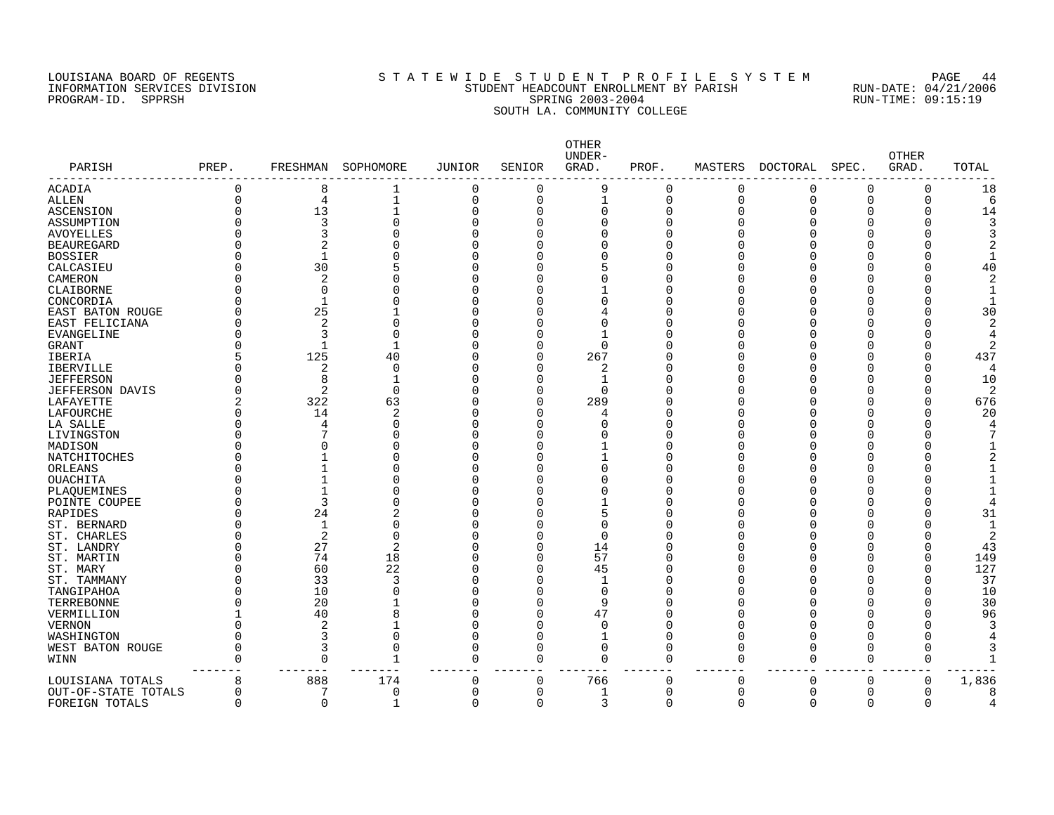LOUISIANA BOARD OF REGENTS
INFORMATION SERVICES DIVISION
PROGRAM-ID. SPPRSH

# S T A T E W I D E   S T U D E N T   P R O F I L E   S Y S T E M

STUDENT HEADCOUNT ENROLLMENT BY PARISH
SPRING 2003-2004
SOUTH LA. COMMUNITY COLLEGE

RUN-DATE: 04/21/2006
RUN-TIME: 09:15:19

| PARISH | PREP. | FRESHMAN | SOPHOMORE | JUNIOR | SENIOR | OTHER UNDER-GRAD. | PROF. | MASTERS | DOCTORAL | SPEC. | OTHER GRAD. | TOTAL |
|---|---|---|---|---|---|---|---|---|---|---|---|---|
| ACADIA | 0 | 8 | 1 | 0 | 0 | 9 | 0 | 0 | 0 | 0 | 0 | 18 |
| ALLEN | 0 | 4 | 1 | 0 | 0 | 1 | 0 | 0 | 0 | 0 | 0 | 6 |
| ASCENSION | 0 | 13 | 1 | 0 | 0 | 0 | 0 | 0 | 0 | 0 | 0 | 14 |
| ASSUMPTION | 0 | 3 | 0 | 0 | 0 | 0 | 0 | 0 | 0 | 0 | 0 | 3 |
| AVOYELLES | 0 | 3 | 0 | 0 | 0 | 0 | 0 | 0 | 0 | 0 | 0 | 3 |
| BEAUREGARD | 0 | 2 | 0 | 0 | 0 | 0 | 0 | 0 | 0 | 0 | 0 | 2 |
| BOSSIER | 0 | 1 | 0 | 0 | 0 | 0 | 0 | 0 | 0 | 0 | 0 | 1 |
| CALCASIEU | 0 | 30 | 5 | 0 | 0 | 5 | 0 | 0 | 0 | 0 | 0 | 40 |
| CAMERON | 0 | 2 | 0 | 0 | 0 | 0 | 0 | 0 | 0 | 0 | 0 | 2 |
| CLAIBORNE | 0 | 0 | 0 | 0 | 0 | 1 | 0 | 0 | 0 | 0 | 0 | 1 |
| CONCORDIA | 0 | 1 | 0 | 0 | 0 | 0 | 0 | 0 | 0 | 0 | 0 | 1 |
| EAST BATON ROUGE | 0 | 25 | 1 | 0 | 0 | 4 | 0 | 0 | 0 | 0 | 0 | 30 |
| EAST FELICIANA | 0 | 2 | 0 | 0 | 0 | 0 | 0 | 0 | 0 | 0 | 0 | 2 |
| EVANGELINE | 0 | 3 | 0 | 0 | 0 | 1 | 0 | 0 | 0 | 0 | 0 | 4 |
| GRANT | 0 | 1 | 1 | 0 | 0 | 0 | 0 | 0 | 0 | 0 | 0 | 2 |
| IBERIA | 5 | 125 | 40 | 0 | 0 | 267 | 0 | 0 | 0 | 0 | 0 | 437 |
| IBERVILLE | 0 | 2 | 0 | 0 | 0 | 2 | 0 | 0 | 0 | 0 | 0 | 4 |
| JEFFERSON | 0 | 8 | 1 | 0 | 0 | 1 | 0 | 0 | 0 | 0 | 0 | 10 |
| JEFFERSON DAVIS | 0 | 2 | 0 | 0 | 0 | 0 | 0 | 0 | 0 | 0 | 0 | 2 |
| LAFAYETTE | 2 | 322 | 63 | 0 | 0 | 289 | 0 | 0 | 0 | 0 | 0 | 676 |
| LAFOURCHE | 0 | 14 | 2 | 0 | 0 | 4 | 0 | 0 | 0 | 0 | 0 | 20 |
| LA SALLE | 0 | 4 | 0 | 0 | 0 | 0 | 0 | 0 | 0 | 0 | 0 | 4 |
| LIVINGSTON | 0 | 7 | 0 | 0 | 0 | 0 | 0 | 0 | 0 | 0 | 0 | 7 |
| MADISON | 0 | 0 | 0 | 0 | 0 | 1 | 0 | 0 | 0 | 0 | 0 | 1 |
| NATCHITOCHES | 0 | 1 | 0 | 0 | 0 | 1 | 0 | 0 | 0 | 0 | 0 | 2 |
| ORLEANS | 0 | 1 | 0 | 0 | 0 | 0 | 0 | 0 | 0 | 0 | 0 | 1 |
| OUACHITA | 0 | 1 | 0 | 0 | 0 | 0 | 0 | 0 | 0 | 0 | 0 | 1 |
| PLAQUEMINES | 0 | 1 | 0 | 0 | 0 | 0 | 0 | 0 | 0 | 0 | 0 | 1 |
| POINTE COUPEE | 0 | 3 | 0 | 0 | 0 | 1 | 0 | 0 | 0 | 0 | 0 | 4 |
| RAPIDES | 0 | 24 | 2 | 0 | 0 | 5 | 0 | 0 | 0 | 0 | 0 | 31 |
| ST. BERNARD | 0 | 1 | 0 | 0 | 0 | 0 | 0 | 0 | 0 | 0 | 0 | 1 |
| ST. CHARLES | 0 | 2 | 0 | 0 | 0 | 0 | 0 | 0 | 0 | 0 | 0 | 2 |
| ST. LANDRY | 0 | 27 | 2 | 0 | 0 | 14 | 0 | 0 | 0 | 0 | 0 | 43 |
| ST. MARTIN | 0 | 74 | 18 | 0 | 0 | 57 | 0 | 0 | 0 | 0 | 0 | 149 |
| ST. MARY | 0 | 60 | 22 | 0 | 0 | 45 | 0 | 0 | 0 | 0 | 0 | 127 |
| ST. TAMMANY | 0 | 33 | 3 | 0 | 0 | 1 | 0 | 0 | 0 | 0 | 0 | 37 |
| TANGIPAHOA | 0 | 10 | 0 | 0 | 0 | 0 | 0 | 0 | 0 | 0 | 0 | 10 |
| TERREBONNE | 0 | 20 | 1 | 0 | 0 | 9 | 0 | 0 | 0 | 0 | 0 | 30 |
| VERMILLION | 1 | 40 | 8 | 0 | 0 | 47 | 0 | 0 | 0 | 0 | 0 | 96 |
| VERNON | 0 | 2 | 1 | 0 | 0 | 0 | 0 | 0 | 0 | 0 | 0 | 3 |
| WASHINGTON | 0 | 3 | 0 | 0 | 0 | 1 | 0 | 0 | 0 | 0 | 0 | 4 |
| WEST BATON ROUGE | 0 | 3 | 0 | 0 | 0 | 0 | 0 | 0 | 0 | 0 | 0 | 3 |
| WINN | 0 | 0 | 1 | 0 | 0 | 0 | 0 | 0 | 0 | 0 | 0 | 1 |
| LOUISIANA TOTALS | 8 | 888 | 174 | 0 | 0 | 766 | 0 | 0 | 0 | 0 | 0 | 1,836 |
| OUT-OF-STATE TOTALS | 0 | 7 | 0 | 0 | 0 | 1 | 0 | 0 | 0 | 0 | 0 | 8 |
| FOREIGN TOTALS | 0 | 0 | 1 | 0 | 0 | 3 | 0 | 0 | 0 | 0 | 0 | 4 |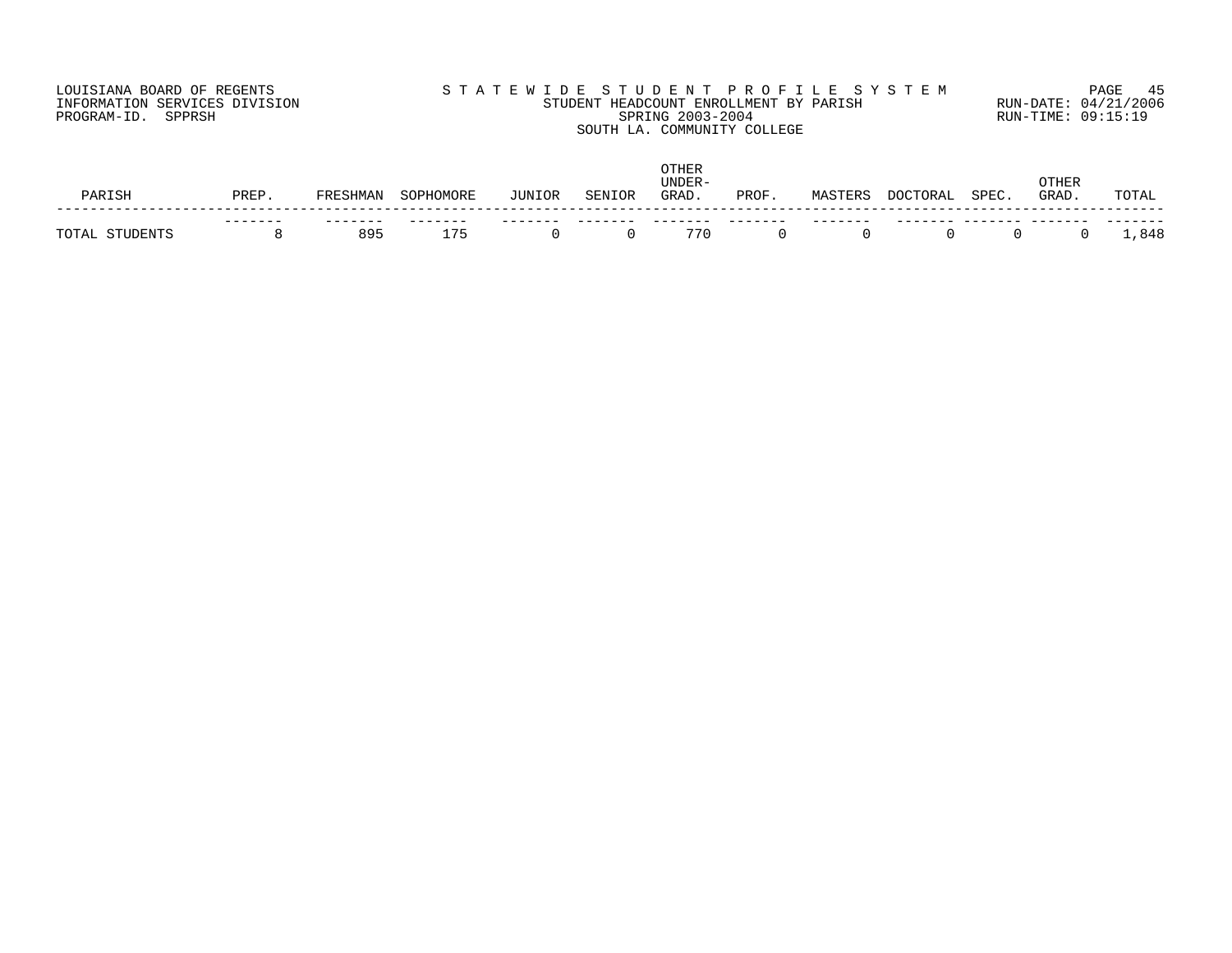LOUISIANA BOARD OF REGENTS
INFORMATION SERVICES DIVISION
PROGRAM-ID. SPPRSH

# STATEWIDE STUDENT PROFILE SYSTEM
## STUDENT HEADCOUNT ENROLLMENT BY PARISH
## SPRING 2003-2004
## SOUTH LA. COMMUNITY COLLEGE

RUN-DATE: 04/21/2006
RUN-TIME: 09:15:19

| PARISH | PREP. | FRESHMAN | SOPHOMORE | JUNIOR | SENIOR | OTHER UNDER-GRAD. | PROF. | MASTERS | DOCTORAL | SPEC. | OTHER GRAD. | TOTAL |
|---|---|---|---|---|---|---|---|---|---|---|---|---|
| TOTAL STUDENTS | 8 | 895 | 175 | 0 | 0 | 770 | 0 | 0 | 0 | 0 | 0 | 1,848 |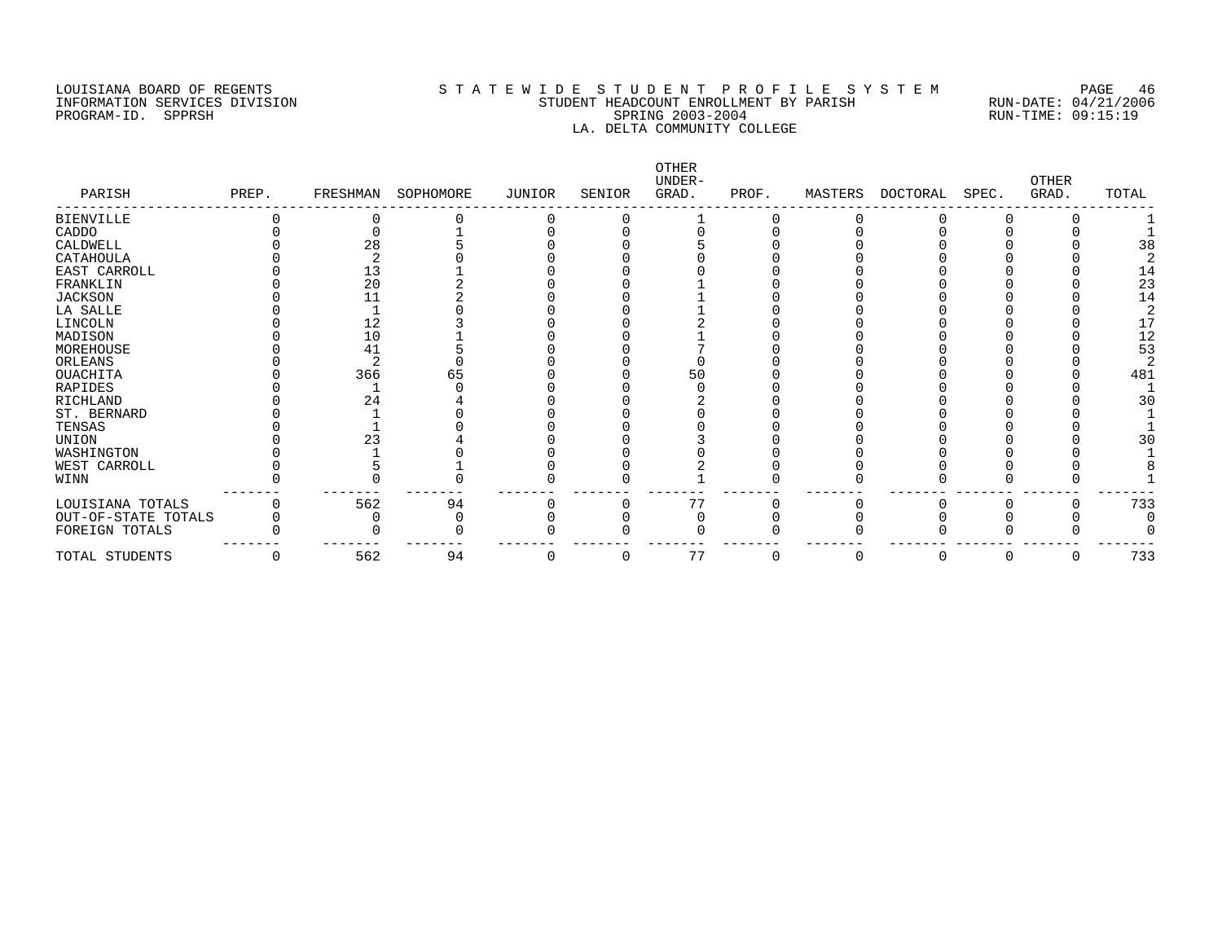LOUISIANA BOARD OF REGENTS
INFORMATION SERVICES DIVISION
PROGRAM-ID. SPPRSH

STATEWIDE STUDENT PROFILE SYSTEM
STUDENT HEADCOUNT ENROLLMENT BY PARISH
SPRING 2003-2004
LA. DELTA COMMUNITY COLLEGE

RUN-DATE: 04/21/2006
RUN-TIME: 09:15:19

| PARISH | PREP. | FRESHMAN | SOPHOMORE | JUNIOR | SENIOR | OTHER UNDER-GRAD. | PROF. | MASTERS | DOCTORAL | SPEC. | OTHER GRAD. | TOTAL |
|---|---|---|---|---|---|---|---|---|---|---|---|---|
| BIENVILLE | 0 | 0 | 0 | 0 | 0 | 1 | 0 | 0 | 0 | 0 | 0 | 1 |
| CADDO | 0 | 0 | 1 | 0 | 0 | 0 | 0 | 0 | 0 | 0 | 0 | 1 |
| CALDWELL | 0 | 28 | 5 | 0 | 0 | 5 | 0 | 0 | 0 | 0 | 0 | 38 |
| CATAHOULA | 0 | 2 | 0 | 0 | 0 | 0 | 0 | 0 | 0 | 0 | 0 | 2 |
| EAST CARROLL | 0 | 13 | 1 | 0 | 0 | 0 | 0 | 0 | 0 | 0 | 0 | 14 |
| FRANKLIN | 0 | 20 | 2 | 0 | 0 | 1 | 0 | 0 | 0 | 0 | 0 | 23 |
| JACKSON | 0 | 11 | 2 | 0 | 0 | 1 | 0 | 0 | 0 | 0 | 0 | 14 |
| LA SALLE | 0 | 1 | 0 | 0 | 0 | 1 | 0 | 0 | 0 | 0 | 0 | 2 |
| LINCOLN | 0 | 12 | 3 | 0 | 0 | 2 | 0 | 0 | 0 | 0 | 0 | 17 |
| MADISON | 0 | 10 | 1 | 0 | 0 | 1 | 0 | 0 | 0 | 0 | 0 | 12 |
| MOREHOUSE | 0 | 41 | 5 | 0 | 0 | 7 | 0 | 0 | 0 | 0 | 0 | 53 |
| ORLEANS | 0 | 2 | 0 | 0 | 0 | 0 | 0 | 0 | 0 | 0 | 0 | 2 |
| OUACHITA | 0 | 366 | 65 | 0 | 0 | 50 | 0 | 0 | 0 | 0 | 0 | 481 |
| RAPIDES | 0 | 1 | 0 | 0 | 0 | 0 | 0 | 0 | 0 | 0 | 0 | 1 |
| RICHLAND | 0 | 24 | 4 | 0 | 0 | 2 | 0 | 0 | 0 | 0 | 0 | 30 |
| ST. BERNARD | 0 | 1 | 0 | 0 | 0 | 0 | 0 | 0 | 0 | 0 | 0 | 1 |
| TENSAS | 0 | 1 | 0 | 0 | 0 | 0 | 0 | 0 | 0 | 0 | 0 | 1 |
| UNION | 0 | 23 | 4 | 0 | 0 | 3 | 0 | 0 | 0 | 0 | 0 | 30 |
| WASHINGTON | 0 | 1 | 0 | 0 | 0 | 0 | 0 | 0 | 0 | 0 | 0 | 1 |
| WEST CARROLL | 0 | 5 | 1 | 0 | 0 | 2 | 0 | 0 | 0 | 0 | 0 | 8 |
| WINN | 0 | 0 | 0 | 0 | 0 | 1 | 0 | 0 | 0 | 0 | 0 | 1 |
| LOUISIANA TOTALS | 0 | 562 | 94 | 0 | 0 | 77 | 0 | 0 | 0 | 0 | 0 | 733 |
| OUT-OF-STATE TOTALS | 0 | 0 | 0 | 0 | 0 | 0 | 0 | 0 | 0 | 0 | 0 | 0 |
| FOREIGN TOTALS | 0 | 0 | 0 | 0 | 0 | 0 | 0 | 0 | 0 | 0 | 0 | 0 |
| TOTAL STUDENTS | 0 | 562 | 94 | 0 | 0 | 77 | 0 | 0 | 0 | 0 | 0 | 733 |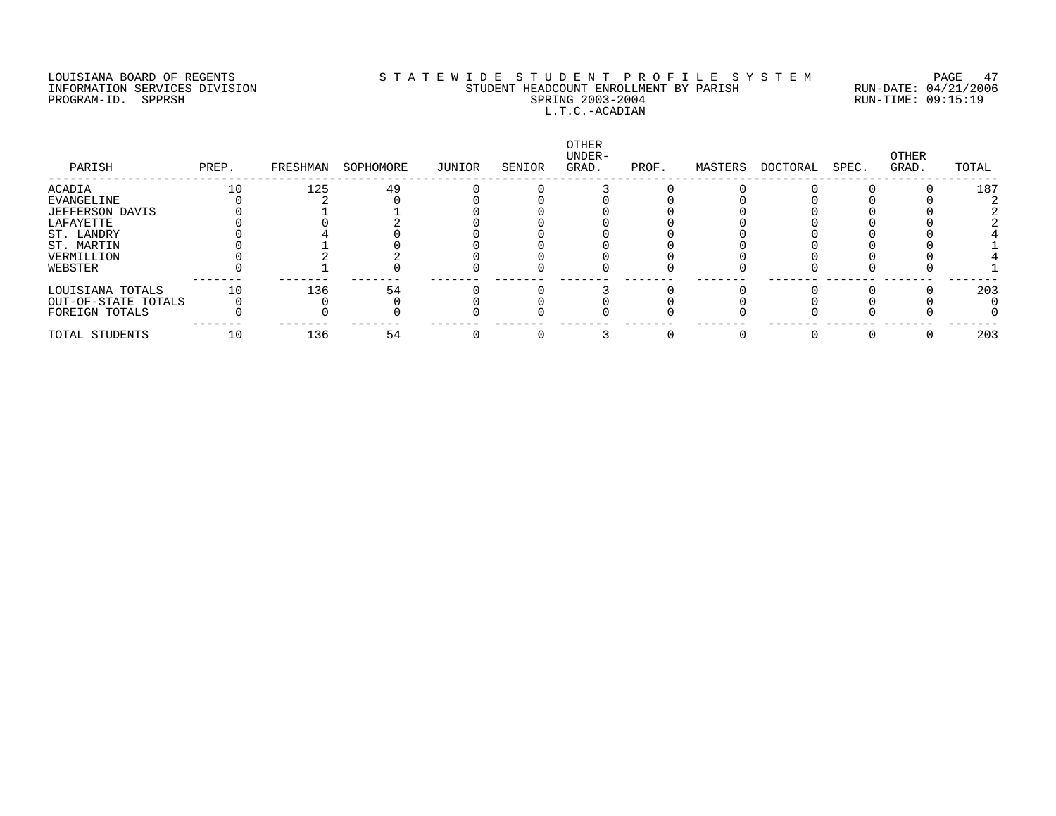LOUISIANA BOARD OF REGENTS
INFORMATION SERVICES DIVISION
PROGRAM-ID. SPPRSH

STATEWIDE STUDENT PROFILE SYSTEM
STUDENT HEADCOUNT ENROLLMENT BY PARISH
SPRING 2003-2004
L.T.C.-ACADIAN

RUN-DATE: 04/21/2006
RUN-TIME: 09:15:19

| PARISH | PREP. | FRESHMAN | SOPHOMORE | JUNIOR | SENIOR | OTHER UNDER-GRAD. | PROF. | MASTERS | DOCTORAL | SPEC. | OTHER GRAD. | TOTAL |
|---|---|---|---|---|---|---|---|---|---|---|---|---|
| ACADIA | 10 | 125 | 49 | 0 | 0 | 3 | 0 | 0 | 0 | 0 | 0 | 187 |
| EVANGELINE | 0 | 2 | 0 | 0 | 0 | 0 | 0 | 0 | 0 | 0 | 0 | 2 |
| JEFFERSON DAVIS | 0 | 1 | 1 | 0 | 0 | 0 | 0 | 0 | 0 | 0 | 0 | 2 |
| LAFAYETTE | 0 | 0 | 2 | 0 | 0 | 0 | 0 | 0 | 0 | 0 | 0 | 2 |
| ST. LANDRY | 0 | 4 | 0 | 0 | 0 | 0 | 0 | 0 | 0 | 0 | 0 | 4 |
| ST. MARTIN | 0 | 1 | 0 | 0 | 0 | 0 | 0 | 0 | 0 | 0 | 0 | 1 |
| VERMILLION | 0 | 2 | 2 | 0 | 0 | 0 | 0 | 0 | 0 | 0 | 0 | 4 |
| WEBSTER | 0 | 1 | 0 | 0 | 0 | 0 | 0 | 0 | 0 | 0 | 0 | 1 |
| LOUISIANA TOTALS | 10 | 136 | 54 | 0 | 0 | 3 | 0 | 0 | 0 | 0 | 0 | 203 |
| OUT-OF-STATE TOTALS | 0 | 0 | 0 | 0 | 0 | 0 | 0 | 0 | 0 | 0 | 0 | 0 |
| FOREIGN TOTALS | 0 | 0 | 0 | 0 | 0 | 0 | 0 | 0 | 0 | 0 | 0 | 0 |
| TOTAL STUDENTS | 10 | 136 | 54 | 0 | 0 | 3 | 0 | 0 | 0 | 0 | 0 | 203 |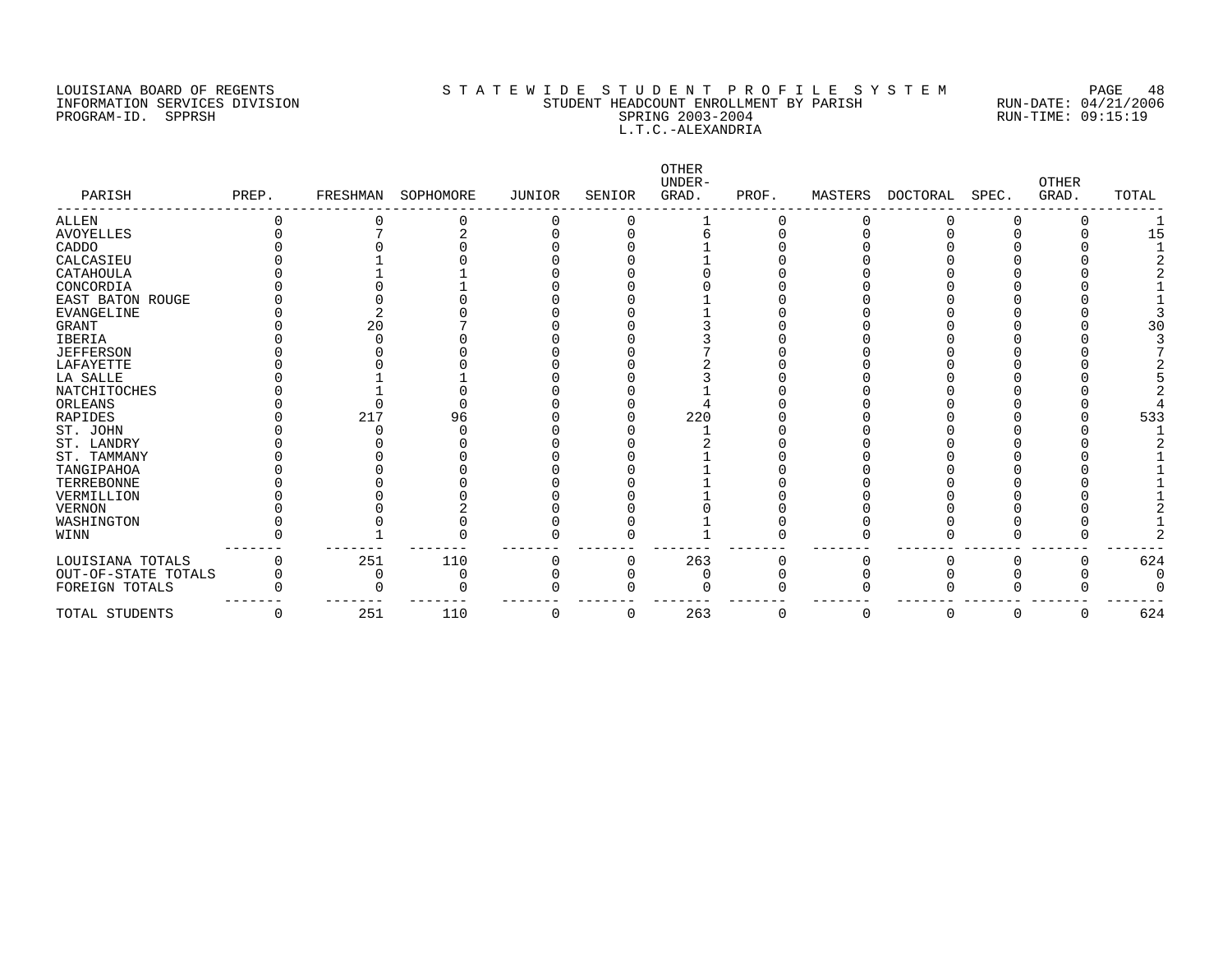LOUISIANA BOARD OF REGENTS
INFORMATION SERVICES DIVISION
PROGRAM-ID. SPPRSH

STATEWIDE STUDENT PROFILE SYSTEM
STUDENT HEADCOUNT ENROLLMENT BY PARISH
SPRING 2003-2004
L.T.C.-ALEXANDRIA

RUN-DATE: 04/21/2006
RUN-TIME: 09:15:19

| PARISH | PREP. | FRESHMAN | SOPHOMORE | JUNIOR | SENIOR | OTHER UNDER-GRAD. | PROF. | MASTERS | DOCTORAL | SPEC. | OTHER GRAD. | TOTAL |
|---|---|---|---|---|---|---|---|---|---|---|---|---|
| ALLEN | 0 | 0 | 0 | 0 | 0 | 1 | 0 | 0 | 0 | 0 | 0 | 1 |
| AVOYELLES | 0 | 7 | 2 | 0 | 0 | 6 | 0 | 0 | 0 | 0 | 0 | 15 |
| CADDO | 0 | 0 | 0 | 0 | 0 | 1 | 0 | 0 | 0 | 0 | 0 | 1 |
| CALCASIEU | 0 | 1 | 0 | 0 | 0 | 1 | 0 | 0 | 0 | 0 | 0 | 2 |
| CATAHOULA | 0 | 1 | 1 | 0 | 0 | 0 | 0 | 0 | 0 | 0 | 0 | 2 |
| CONCORDIA | 0 | 0 | 1 | 0 | 0 | 0 | 0 | 0 | 0 | 0 | 0 | 1 |
| EAST BATON ROUGE | 0 | 0 | 0 | 0 | 0 | 1 | 0 | 0 | 0 | 0 | 0 | 1 |
| EVANGELINE | 0 | 2 | 0 | 0 | 0 | 1 | 0 | 0 | 0 | 0 | 0 | 3 |
| GRANT | 0 | 20 | 7 | 0 | 0 | 3 | 0 | 0 | 0 | 0 | 0 | 30 |
| IBERIA | 0 | 0 | 0 | 0 | 0 | 3 | 0 | 0 | 0 | 0 | 0 | 3 |
| JEFFERSON | 0 | 0 | 0 | 0 | 0 | 7 | 0 | 0 | 0 | 0 | 0 | 7 |
| LAFAYETTE | 0 | 0 | 0 | 0 | 0 | 2 | 0 | 0 | 0 | 0 | 0 | 2 |
| LA SALLE | 0 | 1 | 1 | 0 | 0 | 3 | 0 | 0 | 0 | 0 | 0 | 5 |
| NATCHITOCHES | 0 | 1 | 0 | 0 | 0 | 1 | 0 | 0 | 0 | 0 | 0 | 2 |
| ORLEANS | 0 | 0 | 0 | 0 | 0 | 4 | 0 | 0 | 0 | 0 | 0 | 4 |
| RAPIDES | 0 | 217 | 96 | 0 | 0 | 220 | 0 | 0 | 0 | 0 | 0 | 533 |
| ST. JOHN | 0 | 0 | 0 | 0 | 0 | 1 | 0 | 0 | 0 | 0 | 0 | 1 |
| ST. LANDRY | 0 | 0 | 0 | 0 | 0 | 2 | 0 | 0 | 0 | 0 | 0 | 2 |
| ST. TAMMANY | 0 | 0 | 0 | 0 | 0 | 1 | 0 | 0 | 0 | 0 | 0 | 1 |
| TANGIPAHOA | 0 | 0 | 0 | 0 | 0 | 1 | 0 | 0 | 0 | 0 | 0 | 1 |
| TERREBONNE | 0 | 0 | 0 | 0 | 0 | 1 | 0 | 0 | 0 | 0 | 0 | 1 |
| VERMILLION | 0 | 0 | 0 | 0 | 0 | 1 | 0 | 0 | 0 | 0 | 0 | 1 |
| VERNON | 0 | 0 | 2 | 0 | 0 | 0 | 0 | 0 | 0 | 0 | 0 | 2 |
| WASHINGTON | 0 | 0 | 0 | 0 | 0 | 1 | 0 | 0 | 0 | 0 | 0 | 1 |
| WINN | 0 | 1 | 0 | 0 | 0 | 1 | 0 | 0 | 0 | 0 | 0 | 2 |
| LOUISIANA TOTALS | 0 | 251 | 110 | 0 | 0 | 263 | 0 | 0 | 0 | 0 | 0 | 624 |
| OUT-OF-STATE TOTALS | 0 | 0 | 0 | 0 | 0 | 0 | 0 | 0 | 0 | 0 | 0 | 0 |
| FOREIGN TOTALS | 0 | 0 | 0 | 0 | 0 | 0 | 0 | 0 | 0 | 0 | 0 | 0 |
| TOTAL STUDENTS | 0 | 251 | 110 | 0 | 0 | 263 | 0 | 0 | 0 | 0 | 0 | 624 |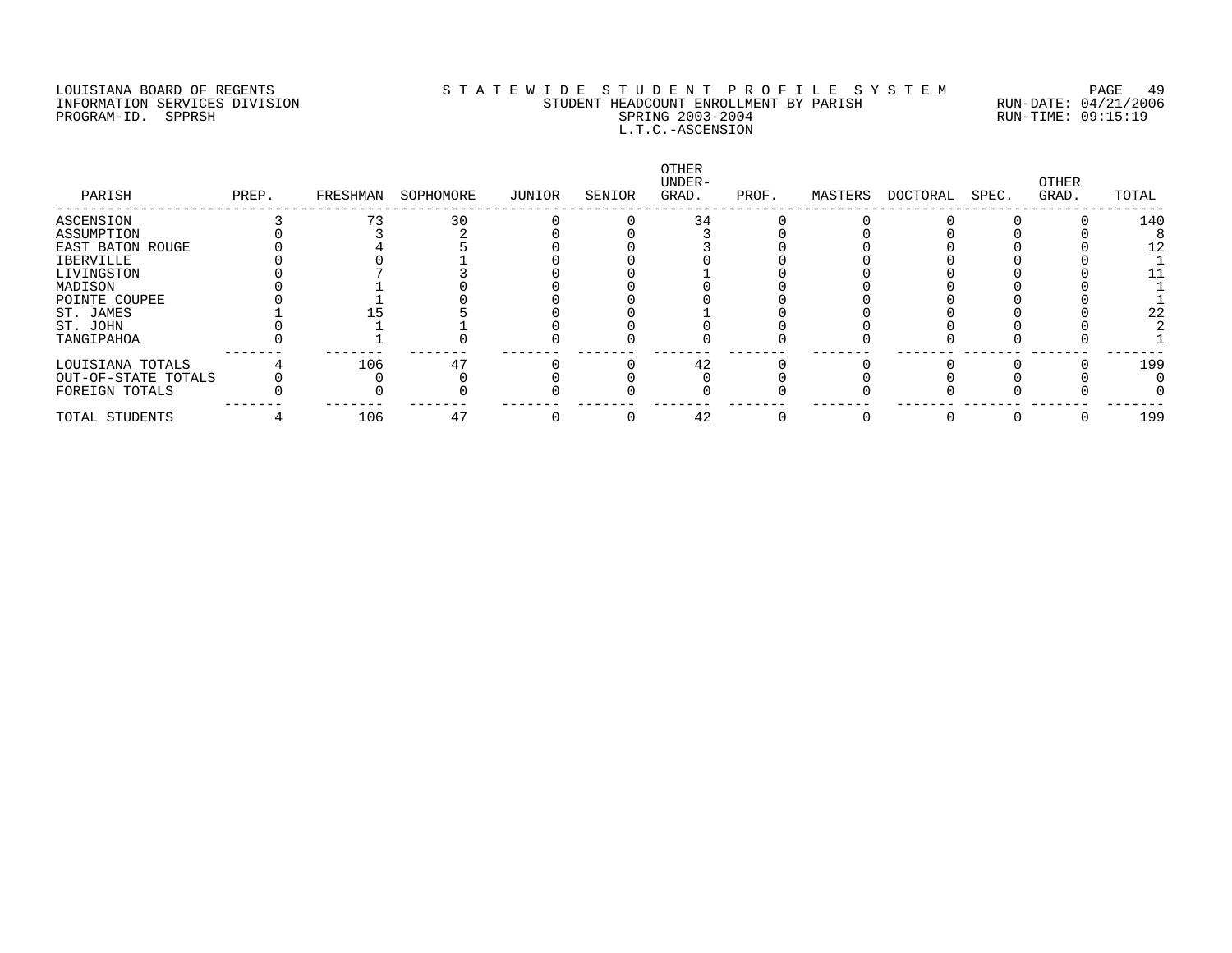LOUISIANA BOARD OF REGENTS
INFORMATION SERVICES DIVISION
PROGRAM-ID. SPPRSH

STATEWIDE STUDENT PROFILE SYSTEM
STUDENT HEADCOUNT ENROLLMENT BY PARISH
SPRING 2003-2004
L.T.C.-ASCENSION

RUN-DATE: 04/21/2006
RUN-TIME: 09:15:19

| PARISH | PREP. | FRESHMAN | SOPHOMORE | JUNIOR | SENIOR | OTHER UNDER-GRAD. | PROF. | MASTERS | DOCTORAL | SPEC. | OTHER GRAD. | TOTAL |
|---|---|---|---|---|---|---|---|---|---|---|---|---|
| ASCENSION | 3 | 73 | 30 | 0 | 0 | 34 | 0 | 0 | 0 | 0 | 0 | 140 |
| ASSUMPTION | 0 | 3 | 2 | 0 | 0 | 3 | 0 | 0 | 0 | 0 | 0 | 8 |
| EAST BATON ROUGE | 0 | 4 | 5 | 0 | 0 | 3 | 0 | 0 | 0 | 0 | 0 | 12 |
| IBERVILLE | 0 | 0 | 1 | 0 | 0 | 0 | 0 | 0 | 0 | 0 | 0 | 1 |
| LIVINGSTON | 0 | 7 | 3 | 0 | 0 | 1 | 0 | 0 | 0 | 0 | 0 | 11 |
| MADISON | 0 | 1 | 0 | 0 | 0 | 0 | 0 | 0 | 0 | 0 | 0 | 1 |
| POINTE COUPEE | 0 | 1 | 0 | 0 | 0 | 0 | 0 | 0 | 0 | 0 | 0 | 1 |
| ST. JAMES | 1 | 15 | 5 | 0 | 0 | 1 | 0 | 0 | 0 | 0 | 0 | 22 |
| ST. JOHN | 0 | 1 | 1 | 0 | 0 | 0 | 0 | 0 | 0 | 0 | 0 | 2 |
| TANGIPAHOA | 0 | 1 | 0 | 0 | 0 | 0 | 0 | 0 | 0 | 0 | 0 | 1 |
| LOUISIANA TOTALS | 4 | 106 | 47 | 0 | 0 | 42 | 0 | 0 | 0 | 0 | 0 | 199 |
| OUT-OF-STATE TOTALS | 0 | 0 | 0 | 0 | 0 | 0 | 0 | 0 | 0 | 0 | 0 | 0 |
| FOREIGN TOTALS | 0 | 0 | 0 | 0 | 0 | 0 | 0 | 0 | 0 | 0 | 0 | 0 |
| TOTAL STUDENTS | 4 | 106 | 47 | 0 | 0 | 42 | 0 | 0 | 0 | 0 | 0 | 199 |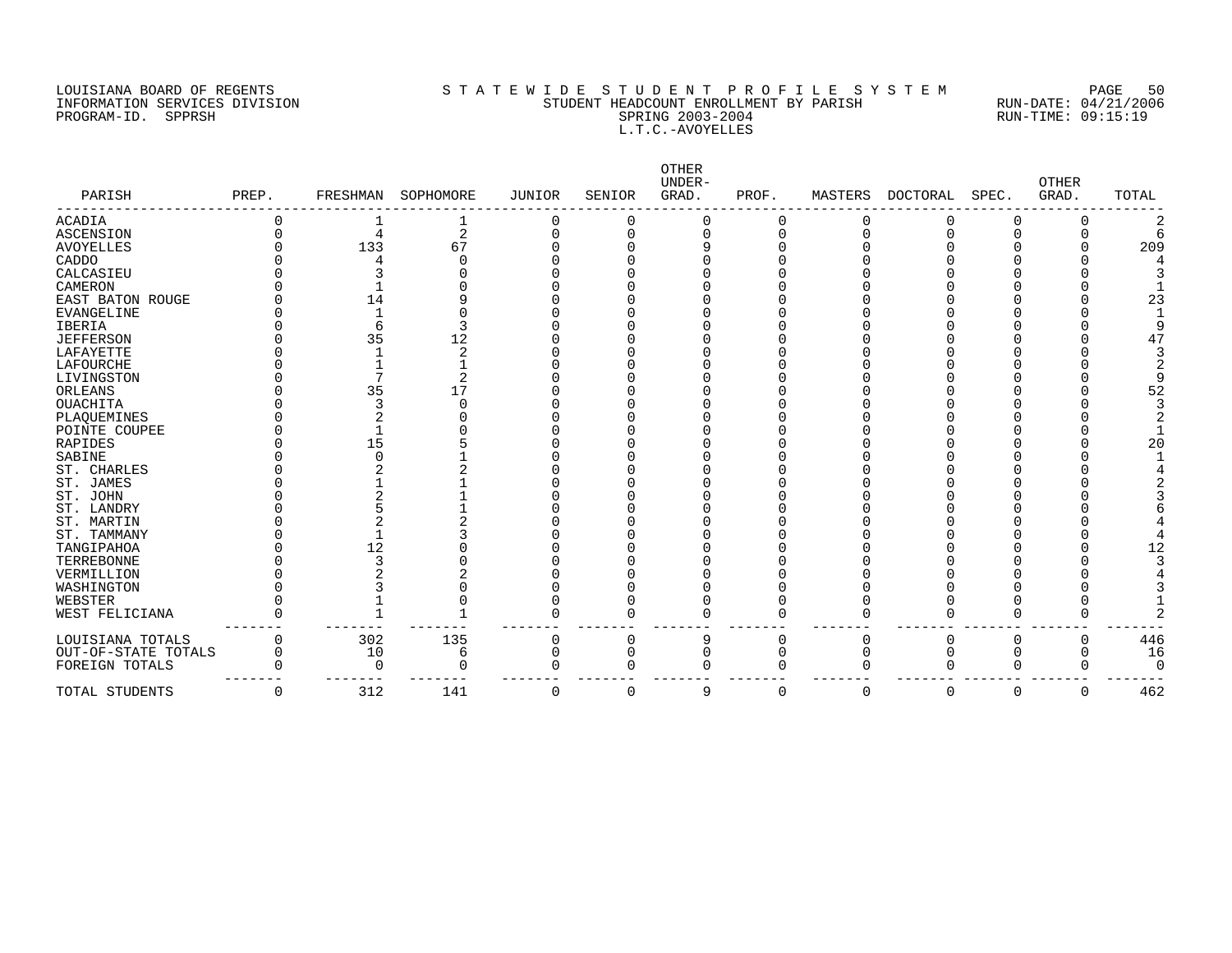LOUISIANA BOARD OF REGENTS
INFORMATION SERVICES DIVISION
PROGRAM-ID. SPPRSH

STATEWIDE STUDENT PROFILE SYSTEM
STUDENT HEADCOUNT ENROLLMENT BY PARISH
SPRING 2003-2004
L.T.C.-AVOYELLES

RUN-DATE: 04/21/2006
RUN-TIME: 09:15:19

| PARISH | PREP. | FRESHMAN | SOPHOMORE | JUNIOR | SENIOR | OTHER UNDER-GRAD. | PROF. | MASTERS | DOCTORAL | SPEC. | OTHER GRAD. | TOTAL |
|---|---|---|---|---|---|---|---|---|---|---|---|---|
| ACADIA | 0 | 1 | 1 | 0 | 0 | 0 | 0 | 0 | 0 | 0 | 0 | 2 |
| ASCENSION | 0 | 4 | 2 | 0 | 0 | 0 | 0 | 0 | 0 | 0 | 0 | 6 |
| AVOYELLES | 0 | 133 | 67 | 0 | 0 | 9 | 0 | 0 | 0 | 0 | 0 | 209 |
| CADDO | 0 | 4 | 0 | 0 | 0 | 0 | 0 | 0 | 0 | 0 | 0 | 4 |
| CALCASIEU | 0 | 3 | 0 | 0 | 0 | 0 | 0 | 0 | 0 | 0 | 0 | 3 |
| CAMERON | 0 | 1 | 0 | 0 | 0 | 0 | 0 | 0 | 0 | 0 | 0 | 1 |
| EAST BATON ROUGE | 0 | 14 | 9 | 0 | 0 | 0 | 0 | 0 | 0 | 0 | 0 | 23 |
| EVANGELINE | 0 | 1 | 0 | 0 | 0 | 0 | 0 | 0 | 0 | 0 | 0 | 1 |
| IBERIA | 0 | 6 | 3 | 0 | 0 | 0 | 0 | 0 | 0 | 0 | 0 | 9 |
| JEFFERSON | 0 | 35 | 12 | 0 | 0 | 0 | 0 | 0 | 0 | 0 | 0 | 47 |
| LAFAYETTE | 0 | 1 | 2 | 0 | 0 | 0 | 0 | 0 | 0 | 0 | 0 | 3 |
| LAFOURCHE | 0 | 1 | 1 | 0 | 0 | 0 | 0 | 0 | 0 | 0 | 0 | 2 |
| LIVINGSTON | 0 | 7 | 2 | 0 | 0 | 0 | 0 | 0 | 0 | 0 | 0 | 9 |
| ORLEANS | 0 | 35 | 17 | 0 | 0 | 0 | 0 | 0 | 0 | 0 | 0 | 52 |
| OUACHITA | 0 | 3 | 0 | 0 | 0 | 0 | 0 | 0 | 0 | 0 | 0 | 3 |
| PLAQUEMINES | 0 | 2 | 0 | 0 | 0 | 0 | 0 | 0 | 0 | 0 | 0 | 2 |
| POINTE COUPEE | 0 | 1 | 0 | 0 | 0 | 0 | 0 | 0 | 0 | 0 | 0 | 1 |
| RAPIDES | 0 | 15 | 5 | 0 | 0 | 0 | 0 | 0 | 0 | 0 | 0 | 20 |
| SABINE | 0 | 0 | 1 | 0 | 0 | 0 | 0 | 0 | 0 | 0 | 0 | 1 |
| ST. CHARLES | 0 | 2 | 2 | 0 | 0 | 0 | 0 | 0 | 0 | 0 | 0 | 4 |
| ST. JAMES | 0 | 1 | 1 | 0 | 0 | 0 | 0 | 0 | 0 | 0 | 0 | 2 |
| ST. JOHN | 0 | 2 | 1 | 0 | 0 | 0 | 0 | 0 | 0 | 0 | 0 | 3 |
| ST. LANDRY | 0 | 5 | 1 | 0 | 0 | 0 | 0 | 0 | 0 | 0 | 0 | 6 |
| ST. MARTIN | 0 | 2 | 2 | 0 | 0 | 0 | 0 | 0 | 0 | 0 | 0 | 4 |
| ST. TAMMANY | 0 | 1 | 3 | 0 | 0 | 0 | 0 | 0 | 0 | 0 | 0 | 4 |
| TANGIPAHOA | 0 | 12 | 0 | 0 | 0 | 0 | 0 | 0 | 0 | 0 | 0 | 12 |
| TERREBONNE | 0 | 3 | 0 | 0 | 0 | 0 | 0 | 0 | 0 | 0 | 0 | 3 |
| VERMILLION | 0 | 2 | 2 | 0 | 0 | 0 | 0 | 0 | 0 | 0 | 0 | 4 |
| WASHINGTON | 0 | 3 | 0 | 0 | 0 | 0 | 0 | 0 | 0 | 0 | 0 | 3 |
| WEBSTER | 0 | 1 | 0 | 0 | 0 | 0 | 0 | 0 | 0 | 0 | 0 | 1 |
| WEST FELICIANA | 0 | 1 | 1 | 0 | 0 | 0 | 0 | 0 | 0 | 0 | 0 | 2 |
| LOUISIANA TOTALS | 0 | 302 | 135 | 0 | 0 | 9 | 0 | 0 | 0 | 0 | 0 | 446 |
| OUT-OF-STATE TOTALS | 0 | 10 | 6 | 0 | 0 | 0 | 0 | 0 | 0 | 0 | 0 | 16 |
| FOREIGN TOTALS | 0 | 0 | 0 | 0 | 0 | 0 | 0 | 0 | 0 | 0 | 0 | 0 |
| TOTAL STUDENTS | 0 | 312 | 141 | 0 | 0 | 9 | 0 | 0 | 0 | 0 | 0 | 462 |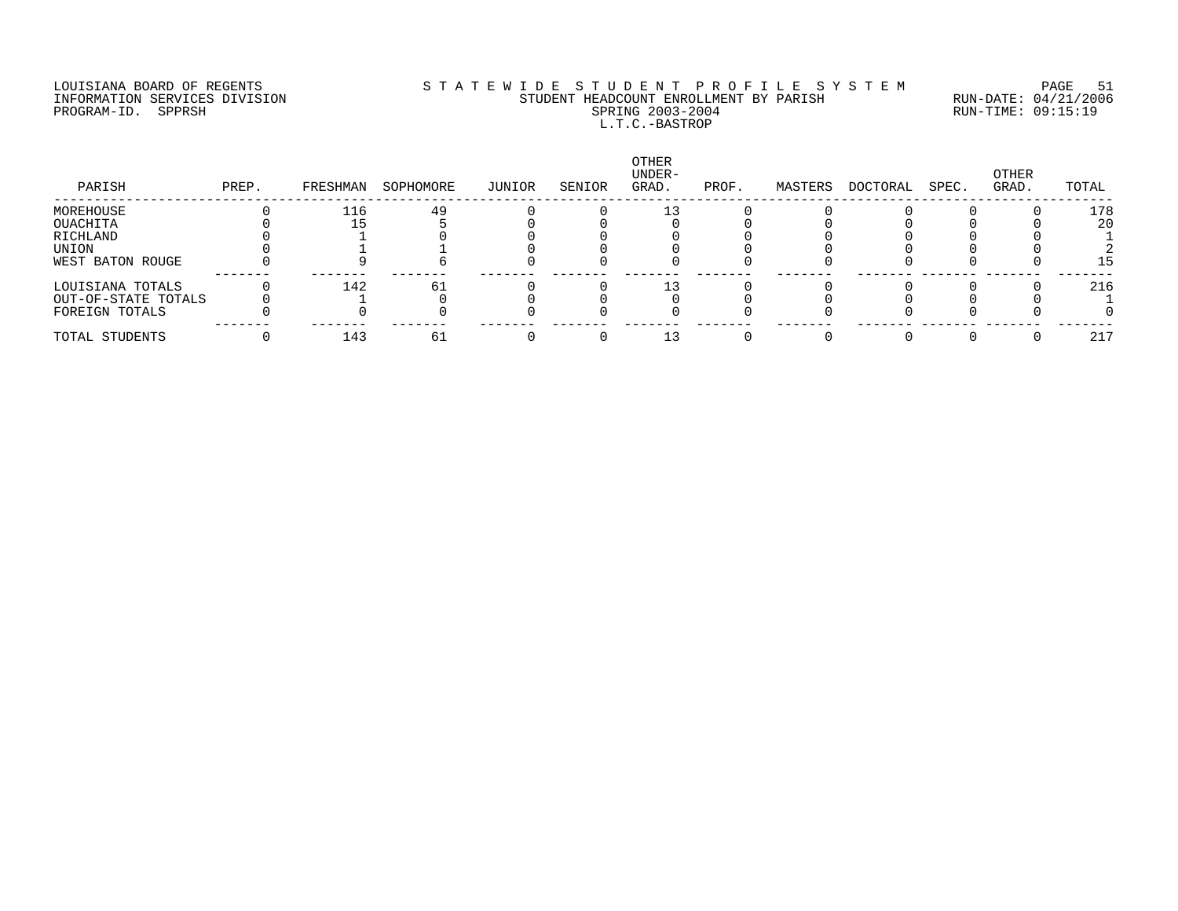LOUISIANA BOARD OF REGENTS
INFORMATION SERVICES DIVISION
PROGRAM-ID. SPPRSH

# STATEWIDE STUDENT PROFILE SYSTEM
## STUDENT HEADCOUNT ENROLLMENT BY PARISH
## SPRING 2003-2004
## L.T.C.-BASTROP

RUN-DATE: 04/21/2006
RUN-TIME: 09:15:19

| PARISH | PREP. | FRESHMAN | SOPHOMORE | JUNIOR | SENIOR | OTHER UNDER-GRAD. | PROF. | MASTERS | DOCTORAL | SPEC. | OTHER GRAD. | TOTAL |
|---|---|---|---|---|---|---|---|---|---|---|---|---|
| MOREHOUSE | 0 | 116 | 49 | 0 | 0 | 13 | 0 | 0 | 0 | 0 | 0 | 178 |
| OUACHITA | 0 | 15 | 5 | 0 | 0 | 0 | 0 | 0 | 0 | 0 | 0 | 20 |
| RICHLAND | 0 | 1 | 0 | 0 | 0 | 0 | 0 | 0 | 0 | 0 | 0 | 1 |
| UNION | 0 | 1 | 1 | 0 | 0 | 0 | 0 | 0 | 0 | 0 | 0 | 2 |
| WEST BATON ROUGE | 0 | 9 | 6 | 0 | 0 | 0 | 0 | 0 | 0 | 0 | 0 | 15 |
| LOUISIANA TOTALS | 0 | 142 | 61 | 0 | 0 | 13 | 0 | 0 | 0 | 0 | 0 | 216 |
| OUT-OF-STATE TOTALS | 0 | 1 | 0 | 0 | 0 | 0 | 0 | 0 | 0 | 0 | 0 | 1 |
| FOREIGN TOTALS | 0 | 0 | 0 | 0 | 0 | 0 | 0 | 0 | 0 | 0 | 0 | 0 |
| TOTAL STUDENTS | 0 | 143 | 61 | 0 | 0 | 13 | 0 | 0 | 0 | 0 | 0 | 217 |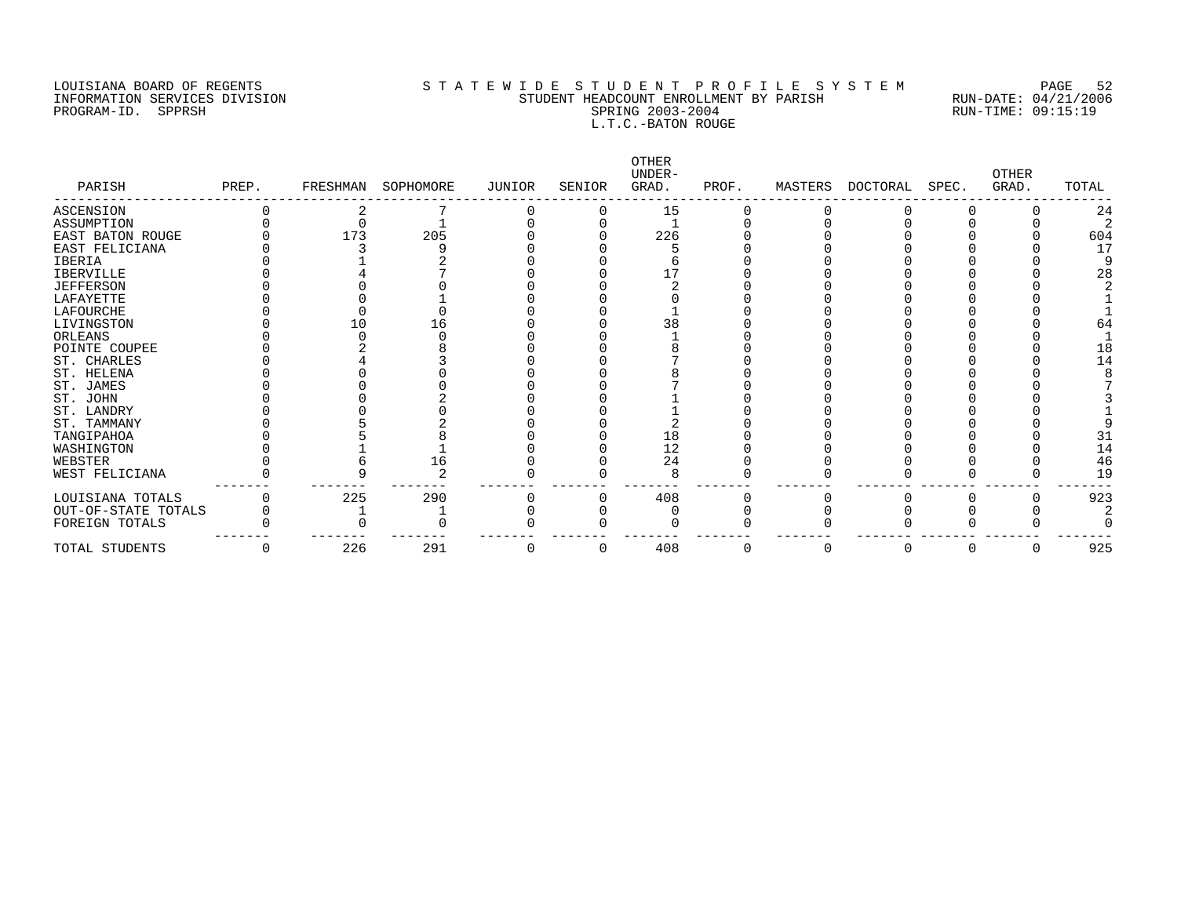LOUISIANA BOARD OF REGENTS
INFORMATION SERVICES DIVISION
PROGRAM-ID. SPPRSH

STATEWIDE STUDENT PROFILE SYSTEM
STUDENT HEADCOUNT ENROLLMENT BY PARISH
SPRING 2003-2004
L.T.C.-BATON ROUGE

RUN-DATE: 04/21/2006
RUN-TIME: 09:15:19

| PARISH | PREP. | FRESHMAN | SOPHOMORE | JUNIOR | SENIOR | OTHER UNDER-GRAD. | PROF. | MASTERS | DOCTORAL | SPEC. | OTHER GRAD. | TOTAL |
|---|---|---|---|---|---|---|---|---|---|---|---|---|
| ASCENSION | 0 | 2 | 7 | 0 | 0 | 15 | 0 | 0 | 0 | 0 | 0 | 24 |
| ASSUMPTION | 0 | 0 | 1 | 0 | 0 | 1 | 0 | 0 | 0 | 0 | 0 | 2 |
| EAST BATON ROUGE | 0 | 173 | 205 | 0 | 0 | 226 | 0 | 0 | 0 | 0 | 0 | 604 |
| EAST FELICIANA | 0 | 3 | 9 | 0 | 0 | 5 | 0 | 0 | 0 | 0 | 0 | 17 |
| IBERIA | 0 | 1 | 2 | 0 | 0 | 6 | 0 | 0 | 0 | 0 | 0 | 9 |
| IBERVILLE | 0 | 4 | 7 | 0 | 0 | 17 | 0 | 0 | 0 | 0 | 0 | 28 |
| JEFFERSON | 0 | 0 | 0 | 0 | 0 | 2 | 0 | 0 | 0 | 0 | 0 | 2 |
| LAFAYETTE | 0 | 0 | 1 | 0 | 0 | 0 | 0 | 0 | 0 | 0 | 0 | 1 |
| LAFOURCHE | 0 | 0 | 0 | 0 | 0 | 1 | 0 | 0 | 0 | 0 | 0 | 1 |
| LIVINGSTON | 0 | 10 | 16 | 0 | 0 | 38 | 0 | 0 | 0 | 0 | 0 | 64 |
| ORLEANS | 0 | 0 | 0 | 0 | 0 | 1 | 0 | 0 | 0 | 0 | 0 | 1 |
| POINTE COUPEE | 0 | 2 | 8 | 0 | 0 | 8 | 0 | 0 | 0 | 0 | 0 | 18 |
| ST. CHARLES | 0 | 4 | 3 | 0 | 0 | 7 | 0 | 0 | 0 | 0 | 0 | 14 |
| ST. HELENA | 0 | 0 | 0 | 0 | 0 | 8 | 0 | 0 | 0 | 0 | 0 | 8 |
| ST. JAMES | 0 | 0 | 0 | 0 | 0 | 7 | 0 | 0 | 0 | 0 | 0 | 7 |
| ST. JOHN | 0 | 0 | 2 | 0 | 0 | 1 | 0 | 0 | 0 | 0 | 0 | 3 |
| ST. LANDRY | 0 | 0 | 0 | 0 | 0 | 1 | 0 | 0 | 0 | 0 | 0 | 1 |
| ST. TAMMANY | 0 | 5 | 2 | 0 | 0 | 2 | 0 | 0 | 0 | 0 | 0 | 9 |
| TANGIPAHOA | 0 | 5 | 8 | 0 | 0 | 18 | 0 | 0 | 0 | 0 | 0 | 31 |
| WASHINGTON | 0 | 1 | 1 | 0 | 0 | 12 | 0 | 0 | 0 | 0 | 0 | 14 |
| WEBSTER | 0 | 6 | 16 | 0 | 0 | 24 | 0 | 0 | 0 | 0 | 0 | 46 |
| WEST FELICIANA | 0 | 9 | 2 | 0 | 0 | 8 | 0 | 0 | 0 | 0 | 0 | 19 |
| LOUISIANA TOTALS | 0 | 225 | 290 | 0 | 0 | 408 | 0 | 0 | 0 | 0 | 0 | 923 |
| OUT-OF-STATE TOTALS | 0 | 1 | 1 | 0 | 0 | 0 | 0 | 0 | 0 | 0 | 0 | 2 |
| FOREIGN TOTALS | 0 | 0 | 0 | 0 | 0 | 0 | 0 | 0 | 0 | 0 | 0 | 0 |
| TOTAL STUDENTS | 0 | 226 | 291 | 0 | 0 | 408 | 0 | 0 | 0 | 0 | 0 | 925 |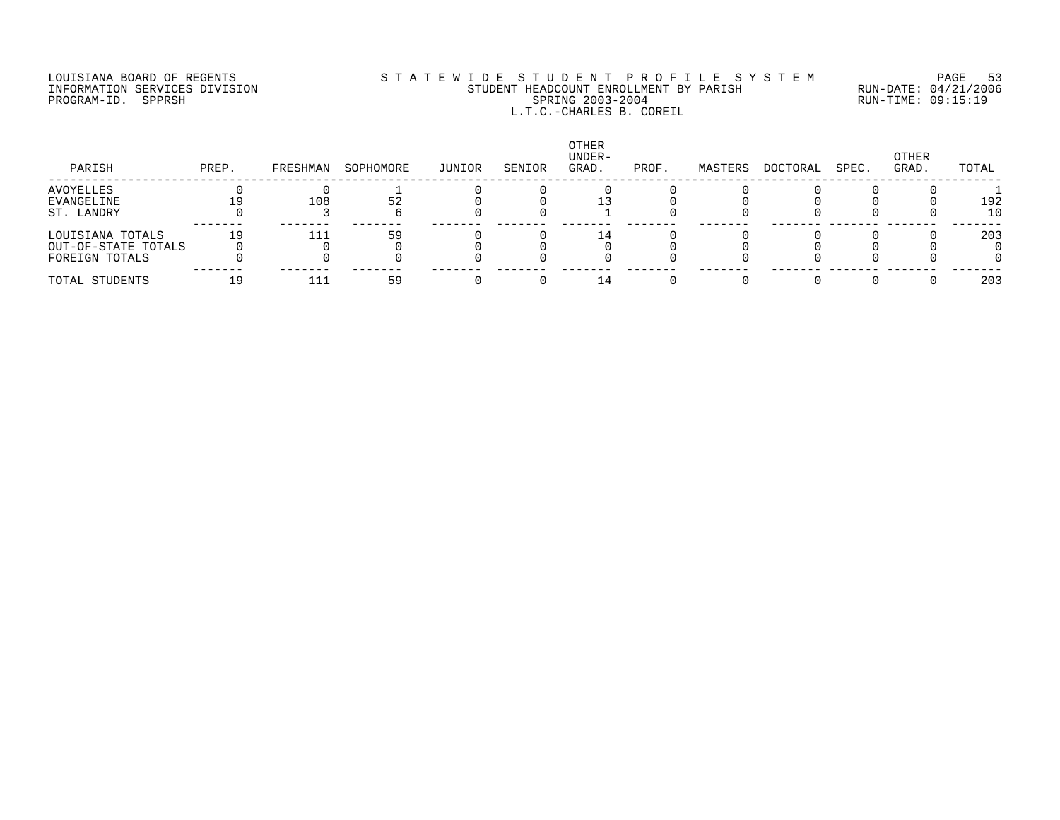LOUISIANA BOARD OF REGENTS
INFORMATION SERVICES DIVISION
PROGRAM-ID. SPPRSH

# STATEWIDE STUDENT PROFILE SYSTEM

STUDENT HEADCOUNT ENROLLMENT BY PARISH
SPRING 2003-2004
L.T.C.-CHARLES B. COREIL

RUN-DATE: 04/21/2006
RUN-TIME: 09:15:19

| PARISH | PREP. | FRESHMAN | SOPHOMORE | JUNIOR | SENIOR | OTHER UNDER-GRAD. | PROF. | MASTERS | DOCTORAL | SPEC. | OTHER GRAD. | TOTAL |
|---|---|---|---|---|---|---|---|---|---|---|---|---|
| AVOYELLES | 0 | 0 | 1 | 0 | 0 | 0 | 0 | 0 | 0 | 0 | 0 | 1 |
| EVANGELINE | 19 | 108 | 52 | 0 | 0 | 13 | 0 | 0 | 0 | 0 | 0 | 192 |
| ST. LANDRY | 0 | 3 | 6 | 0 | 0 | 1 | 0 | 0 | 0 | 0 | 0 | 10 |
| LOUISIANA TOTALS | 19 | 111 | 59 | 0 | 0 | 14 | 0 | 0 | 0 | 0 | 0 | 203 |
| OUT-OF-STATE TOTALS | 0 | 0 | 0 | 0 | 0 | 0 | 0 | 0 | 0 | 0 | 0 | 0 |
| FOREIGN TOTALS | 0 | 0 | 0 | 0 | 0 | 0 | 0 | 0 | 0 | 0 | 0 | 0 |
| TOTAL STUDENTS | 19 | 111 | 59 | 0 | 0 | 14 | 0 | 0 | 0 | 0 | 0 | 203 |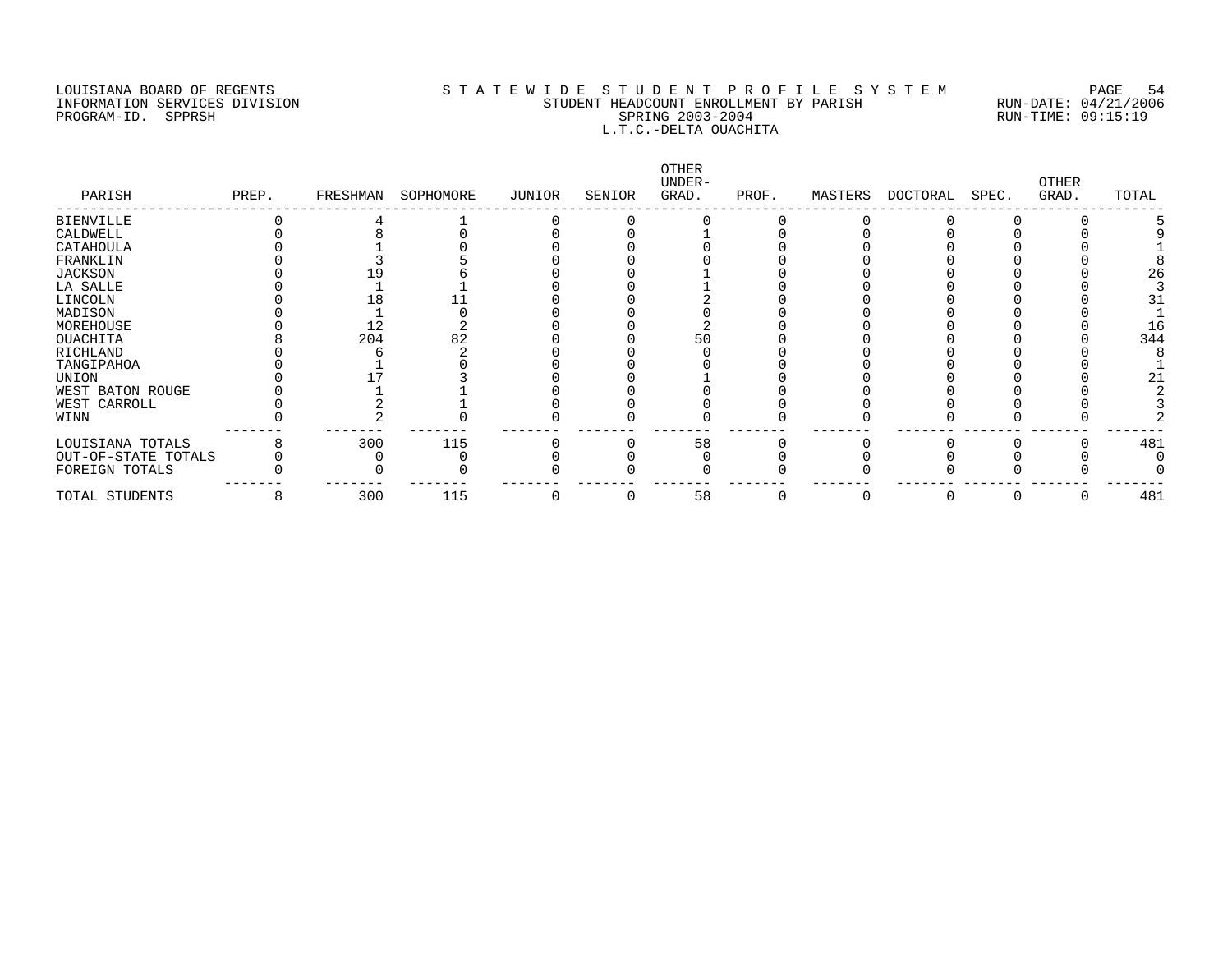LOUISIANA BOARD OF REGENTS
INFORMATION SERVICES DIVISION
PROGRAM-ID. SPPRSH

# STATEWIDE STUDENT PROFILE SYSTEM
## STUDENT HEADCOUNT ENROLLMENT BY PARISH
## SPRING 2003-2004
## L.T.C.-DELTA OUACHITA

RUN-DATE: 04/21/2006
RUN-TIME: 09:15:19

| PARISH | PREP. | FRESHMAN | SOPHOMORE | JUNIOR | SENIOR | OTHER UNDER-GRAD. | PROF. | MASTERS | DOCTORAL | SPEC. | OTHER GRAD. | TOTAL |
|---|---|---|---|---|---|---|---|---|---|---|---|---|
| BIENVILLE | 0 | 4 | 1 | 0 | 0 | 0 | 0 | 0 | 0 | 0 | 0 | 5 |
| CALDWELL | 0 | 8 | 0 | 0 | 0 | 1 | 0 | 0 | 0 | 0 | 0 | 9 |
| CATAHOULA | 0 | 1 | 0 | 0 | 0 | 0 | 0 | 0 | 0 | 0 | 0 | 1 |
| FRANKLIN | 0 | 3 | 5 | 0 | 0 | 0 | 0 | 0 | 0 | 0 | 0 | 8 |
| JACKSON | 0 | 19 | 6 | 0 | 0 | 1 | 0 | 0 | 0 | 0 | 0 | 26 |
| LA SALLE | 0 | 1 | 1 | 0 | 0 | 1 | 0 | 0 | 0 | 0 | 0 | 3 |
| LINCOLN | 0 | 18 | 11 | 0 | 0 | 2 | 0 | 0 | 0 | 0 | 0 | 31 |
| MADISON | 0 | 1 | 0 | 0 | 0 | 0 | 0 | 0 | 0 | 0 | 0 | 1 |
| MOREHOUSE | 0 | 12 | 2 | 0 | 0 | 2 | 0 | 0 | 0 | 0 | 0 | 16 |
| OUACHITA | 8 | 204 | 82 | 0 | 0 | 50 | 0 | 0 | 0 | 0 | 0 | 344 |
| RICHLAND | 0 | 6 | 2 | 0 | 0 | 0 | 0 | 0 | 0 | 0 | 0 | 8 |
| TANGIPAHOA | 0 | 1 | 0 | 0 | 0 | 0 | 0 | 0 | 0 | 0 | 0 | 1 |
| UNION | 0 | 17 | 3 | 0 | 0 | 1 | 0 | 0 | 0 | 0 | 0 | 21 |
| WEST BATON ROUGE | 0 | 1 | 1 | 0 | 0 | 0 | 0 | 0 | 0 | 0 | 0 | 2 |
| WEST CARROLL | 0 | 2 | 1 | 0 | 0 | 0 | 0 | 0 | 0 | 0 | 0 | 3 |
| WINN | 0 | 2 | 0 | 0 | 0 | 0 | 0 | 0 | 0 | 0 | 0 | 2 |
| LOUISIANA TOTALS | 8 | 300 | 115 | 0 | 0 | 58 | 0 | 0 | 0 | 0 | 0 | 481 |
| OUT-OF-STATE TOTALS | 0 | 0 | 0 | 0 | 0 | 0 | 0 | 0 | 0 | 0 | 0 | 0 |
| FOREIGN TOTALS | 0 | 0 | 0 | 0 | 0 | 0 | 0 | 0 | 0 | 0 | 0 | 0 |
| TOTAL STUDENTS | 8 | 300 | 115 | 0 | 0 | 58 | 0 | 0 | 0 | 0 | 0 | 481 |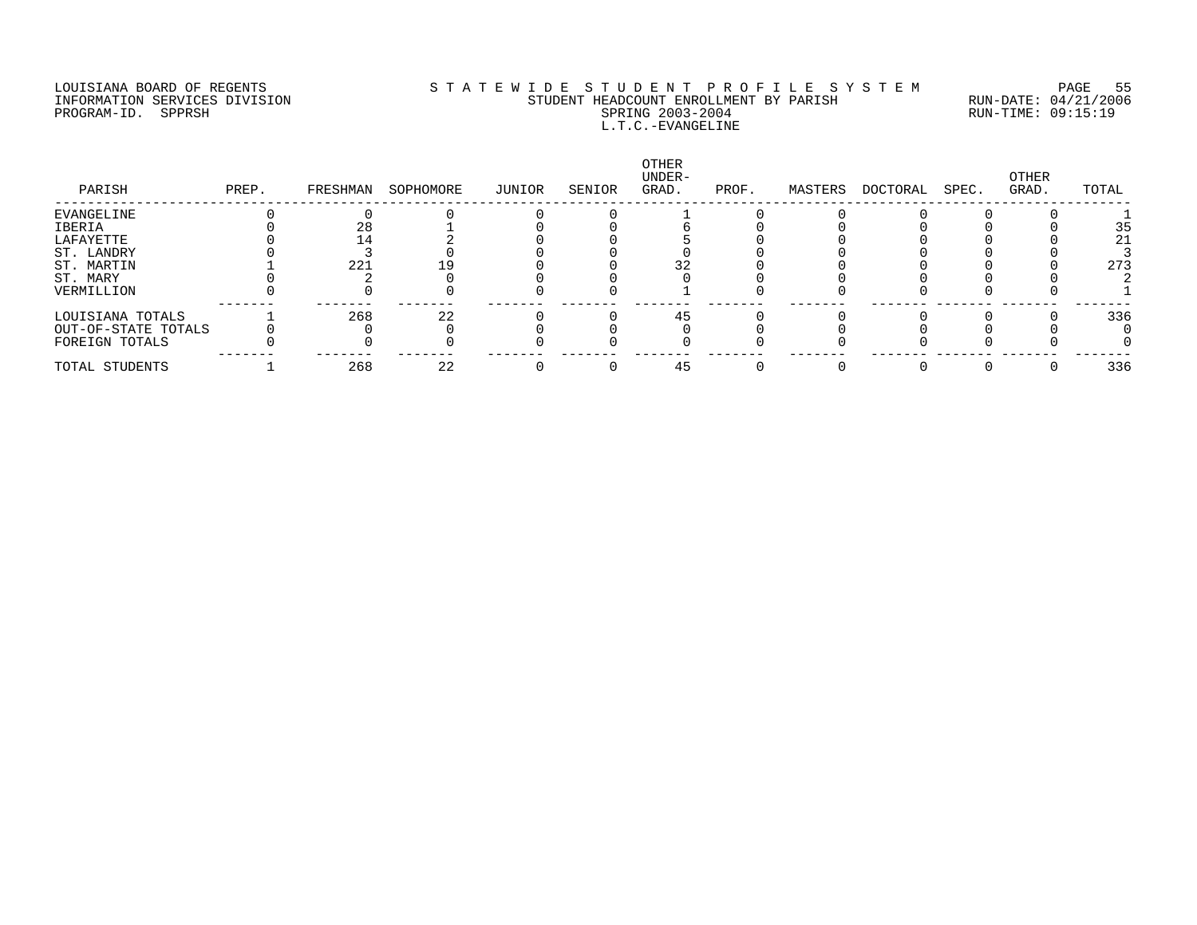LOUISIANA BOARD OF REGENTS
INFORMATION SERVICES DIVISION
PROGRAM-ID. SPPRSH

STATEWIDE STUDENT PROFILE SYSTEM
STUDENT HEADCOUNT ENROLLMENT BY PARISH
SPRING 2003-2004
L.T.C.-EVANGELINE

RUN-DATE: 04/21/2006
RUN-TIME: 09:15:19

| PARISH | PREP. | FRESHMAN | SOPHOMORE | JUNIOR | SENIOR | OTHER UNDER-GRAD. | PROF. | MASTERS | DOCTORAL | SPEC. | OTHER GRAD. | TOTAL |
|---|---|---|---|---|---|---|---|---|---|---|---|---|
| EVANGELINE | 0 | 0 | 0 | 0 | 0 | 1 | 0 | 0 | 0 | 0 | 0 | 1 |
| IBERIA | 0 | 28 | 1 | 0 | 0 | 6 | 0 | 0 | 0 | 0 | 0 | 35 |
| LAFAYETTE | 0 | 14 | 2 | 0 | 0 | 5 | 0 | 0 | 0 | 0 | 0 | 21 |
| ST. LANDRY | 0 | 3 | 0 | 0 | 0 | 0 | 0 | 0 | 0 | 0 | 0 | 3 |
| ST. MARTIN | 1 | 221 | 19 | 0 | 0 | 32 | 0 | 0 | 0 | 0 | 0 | 273 |
| ST. MARY | 0 | 2 | 0 | 0 | 0 | 0 | 0 | 0 | 0 | 0 | 0 | 2 |
| VERMILLION | 0 | 0 | 0 | 0 | 0 | 1 | 0 | 0 | 0 | 0 | 0 | 1 |
| LOUISIANA TOTALS | 1 | 268 | 22 | 0 | 0 | 45 | 0 | 0 | 0 | 0 | 0 | 336 |
| OUT-OF-STATE TOTALS | 0 | 0 | 0 | 0 | 0 | 0 | 0 | 0 | 0 | 0 | 0 | 0 |
| FOREIGN TOTALS | 0 | 0 | 0 | 0 | 0 | 0 | 0 | 0 | 0 | 0 | 0 | 0 |
| TOTAL STUDENTS | 1 | 268 | 22 | 0 | 0 | 45 | 0 | 0 | 0 | 0 | 0 | 336 |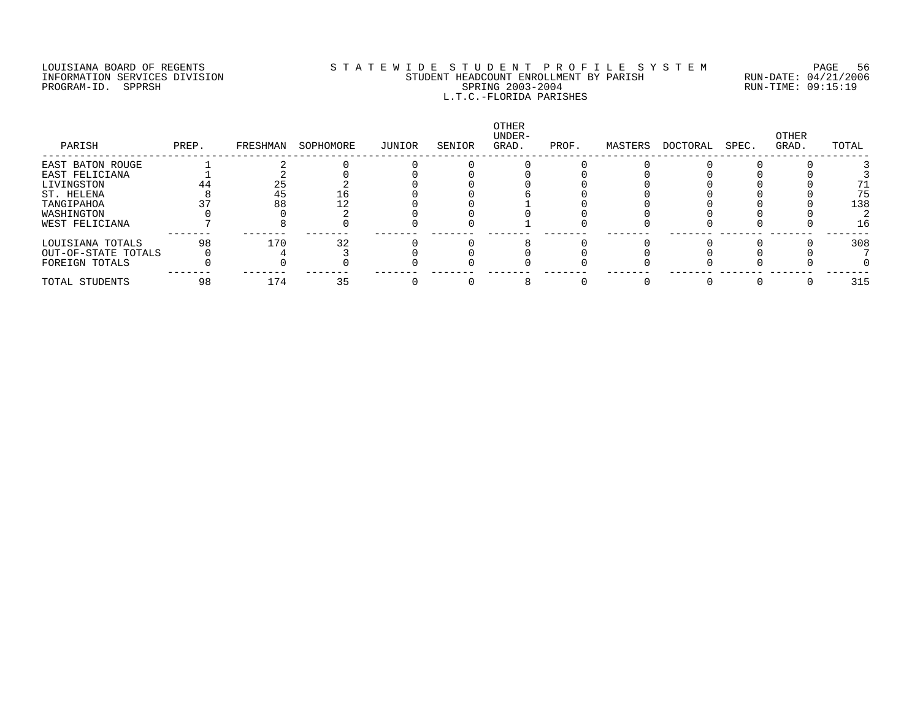LOUISIANA BOARD OF REGENTS
INFORMATION SERVICES DIVISION
PROGRAM-ID. SPPRSH

S T A T E W I D E   S T U D E N T   P R O F I L E   S Y S T E M
STUDENT HEADCOUNT ENROLLMENT BY PARISH
SPRING 2003-2004
L.T.C.-FLORIDA PARISHES

RUN-DATE: 04/21/2006
RUN-TIME: 09:15:19

| PARISH | PREP. | FRESHMAN | SOPHOMORE | JUNIOR | SENIOR | OTHER UNDER-GRAD. | PROF. | MASTERS | DOCTORAL | SPEC. | OTHER GRAD. | TOTAL |
|---|---|---|---|---|---|---|---|---|---|---|---|---|
| EAST BATON ROUGE | 1 | 2 | 0 | 0 | 0 | 0 | 0 | 0 | 0 | 0 | 0 | 3 |
| EAST FELICIANA | 1 | 2 | 0 | 0 | 0 | 0 | 0 | 0 | 0 | 0 | 0 | 3 |
| LIVINGSTON | 44 | 25 | 2 | 0 | 0 | 0 | 0 | 0 | 0 | 0 | 0 | 71 |
| ST. HELENA | 8 | 45 | 16 | 0 | 0 | 6 | 0 | 0 | 0 | 0 | 0 | 75 |
| TANGIPAHOA | 37 | 88 | 12 | 0 | 0 | 1 | 0 | 0 | 0 | 0 | 0 | 138 |
| WASHINGTON | 0 | 0 | 2 | 0 | 0 | 0 | 0 | 0 | 0 | 0 | 0 | 2 |
| WEST FELICIANA | 7 | 8 | 0 | 0 | 0 | 1 | 0 | 0 | 0 | 0 | 0 | 16 |
| LOUISIANA TOTALS | 98 | 170 | 32 | 0 | 0 | 8 | 0 | 0 | 0 | 0 | 0 | 308 |
| OUT-OF-STATE TOTALS | 0 | 4 | 3 | 0 | 0 | 0 | 0 | 0 | 0 | 0 | 0 | 7 |
| FOREIGN TOTALS | 0 | 0 | 0 | 0 | 0 | 0 | 0 | 0 | 0 | 0 | 0 | 0 |
| TOTAL STUDENTS | 98 | 174 | 35 | 0 | 0 | 8 | 0 | 0 | 0 | 0 | 0 | 315 |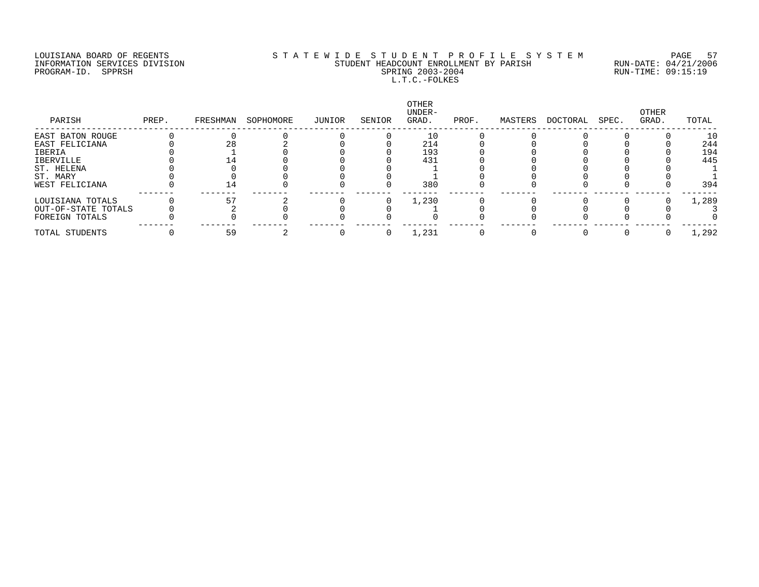LOUISIANA BOARD OF REGENTS
INFORMATION SERVICES DIVISION
PROGRAM-ID. SPPRSH

STATEWIDE STUDENT PROFILE SYSTEM
STUDENT HEADCOUNT ENROLLMENT BY PARISH
SPRING 2003-2004
L.T.C.-FOLKES

RUN-DATE: 04/21/2006
RUN-TIME: 09:15:19

| PARISH | PREP. | FRESHMAN | SOPHOMORE | JUNIOR | SENIOR | OTHER UNDER-GRAD. | PROF. | MASTERS | DOCTORAL | SPEC. | OTHER GRAD. | TOTAL |
|---|---|---|---|---|---|---|---|---|---|---|---|---|
| EAST BATON ROUGE | 0 | 0 | 0 | 0 | 0 | 10 | 0 | 0 | 0 | 0 | 0 | 10 |
| EAST FELICIANA | 0 | 28 | 2 | 0 | 0 | 214 | 0 | 0 | 0 | 0 | 0 | 244 |
| IBERIA | 0 | 1 | 0 | 0 | 0 | 193 | 0 | 0 | 0 | 0 | 0 | 194 |
| IBERVILLE | 0 | 14 | 0 | 0 | 0 | 431 | 0 | 0 | 0 | 0 | 0 | 445 |
| ST. HELENA | 0 | 0 | 0 | 0 | 0 | 1 | 0 | 0 | 0 | 0 | 0 | 1 |
| ST. MARY | 0 | 0 | 0 | 0 | 0 | 1 | 0 | 0 | 0 | 0 | 0 | 1 |
| WEST FELICIANA | 0 | 14 | 0 | 0 | 0 | 380 | 0 | 0 | 0 | 0 | 0 | 394 |
| LOUISIANA TOTALS | 0 | 57 | 2 | 0 | 0 | 1,230 | 0 | 0 | 0 | 0 | 0 | 1,289 |
| OUT-OF-STATE TOTALS | 0 | 2 | 0 | 0 | 0 | 1 | 0 | 0 | 0 | 0 | 0 | 3 |
| FOREIGN TOTALS | 0 | 0 | 0 | 0 | 0 | 0 | 0 | 0 | 0 | 0 | 0 | 0 |
| TOTAL STUDENTS | 0 | 59 | 2 | 0 | 0 | 1,231 | 0 | 0 | 0 | 0 | 0 | 1,292 |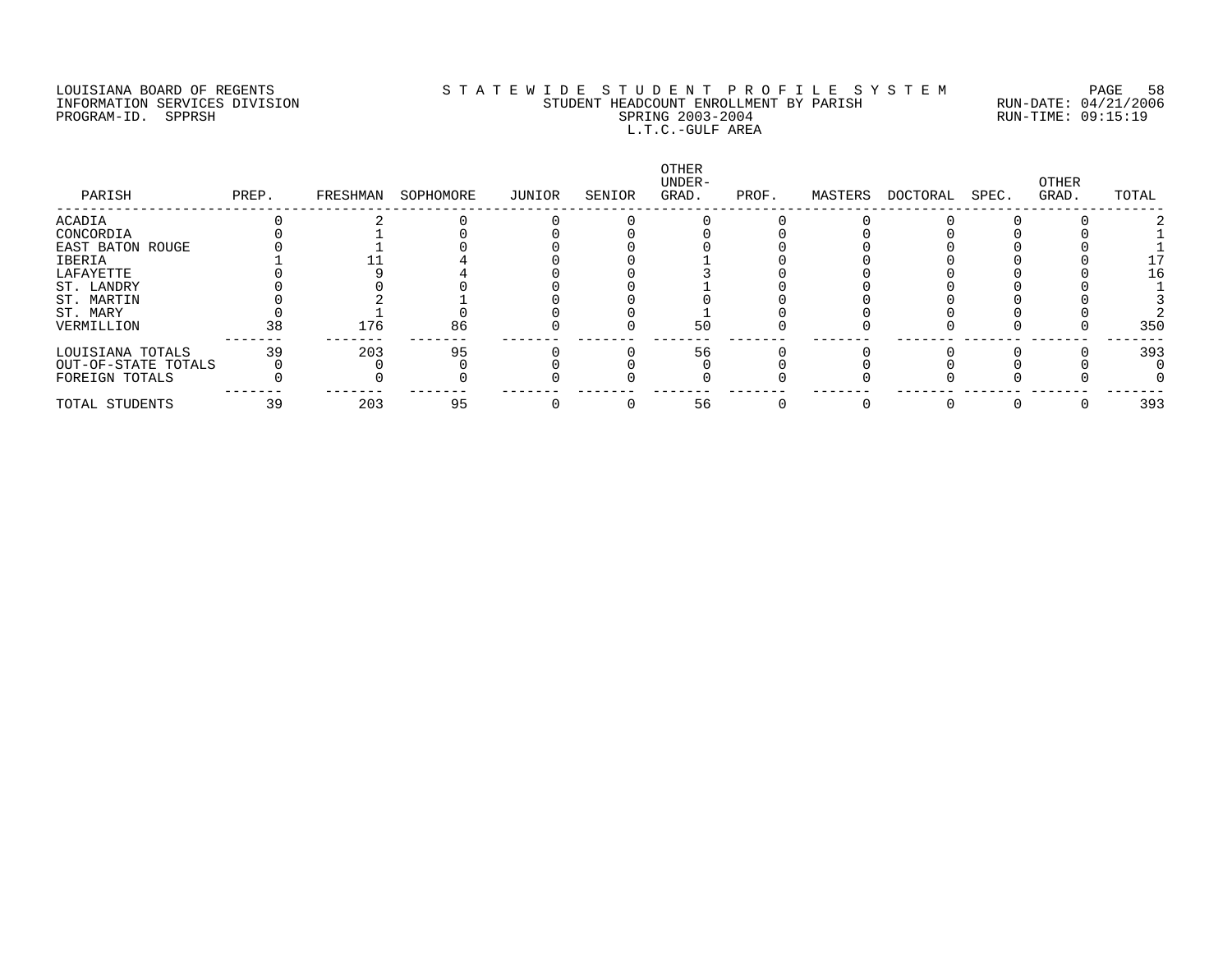LOUISIANA BOARD OF REGENTS — STATEWIDE STUDENT PROFILE SYSTEM
INFORMATION SERVICES DIVISION — STUDENT HEADCOUNT ENROLLMENT BY PARISH — RUN-DATE: 04/21/2006
PROGRAM-ID. SPPRSH — SPRING 2003-2004 — RUN-TIME: 09:15:19

L.T.C.-GULF AREA

| PARISH | PREP. | FRESHMAN | SOPHOMORE | JUNIOR | SENIOR | OTHER UNDER-GRAD. | PROF. | MASTERS | DOCTORAL | SPEC. | OTHER GRAD. | TOTAL |
|---|---|---|---|---|---|---|---|---|---|---|---|---|
| ACADIA | 0 | 2 | 0 | 0 | 0 | 0 | 0 | 0 | 0 | 0 | 0 | 2 |
| CONCORDIA | 0 | 1 | 0 | 0 | 0 | 0 | 0 | 0 | 0 | 0 | 0 | 1 |
| EAST BATON ROUGE | 0 | 1 | 0 | 0 | 0 | 0 | 0 | 0 | 0 | 0 | 0 | 1 |
| IBERIA | 1 | 11 | 4 | 0 | 0 | 1 | 0 | 0 | 0 | 0 | 0 | 17 |
| LAFAYETTE | 0 | 9 | 4 | 0 | 0 | 3 | 0 | 0 | 0 | 0 | 0 | 16 |
| ST. LANDRY | 0 | 0 | 0 | 0 | 0 | 1 | 0 | 0 | 0 | 0 | 0 | 1 |
| ST. MARTIN | 0 | 2 | 1 | 0 | 0 | 0 | 0 | 0 | 0 | 0 | 0 | 3 |
| ST. MARY | 0 | 1 | 0 | 0 | 0 | 1 | 0 | 0 | 0 | 0 | 0 | 2 |
| VERMILLION | 38 | 176 | 86 | 0 | 0 | 50 | 0 | 0 | 0 | 0 | 0 | 350 |
| LOUISIANA TOTALS | 39 | 203 | 95 | 0 | 0 | 56 | 0 | 0 | 0 | 0 | 0 | 393 |
| OUT-OF-STATE TOTALS | 0 | 0 | 0 | 0 | 0 | 0 | 0 | 0 | 0 | 0 | 0 | 0 |
| FOREIGN TOTALS | 0 | 0 | 0 | 0 | 0 | 0 | 0 | 0 | 0 | 0 | 0 | 0 |
| TOTAL STUDENTS | 39 | 203 | 95 | 0 | 0 | 56 | 0 | 0 | 0 | 0 | 0 | 393 |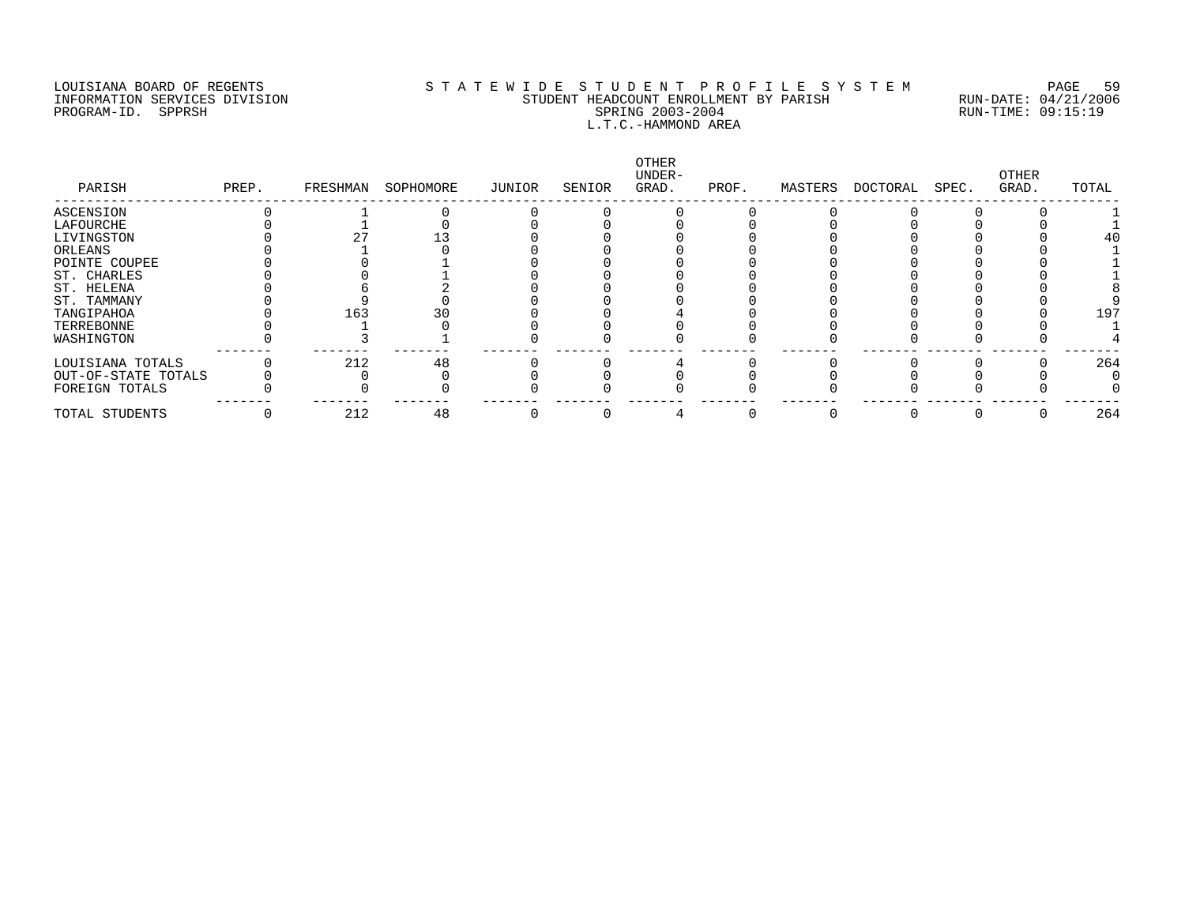LOUISIANA BOARD OF REGENTS
INFORMATION SERVICES DIVISION
PROGRAM-ID. SPPRSH

# STATEWIDE STUDENT PROFILE SYSTEM
## STUDENT HEADCOUNT ENROLLMENT BY PARISH
## SPRING 2003-2004
## L.T.C.-HAMMOND AREA

RUN-DATE: 04/21/2006
RUN-TIME: 09:15:19

| PARISH | PREP. | FRESHMAN | SOPHOMORE | JUNIOR | SENIOR | OTHER UNDER-GRAD. | PROF. | MASTERS | DOCTORAL | SPEC. | OTHER GRAD. | TOTAL |
|---|---|---|---|---|---|---|---|---|---|---|---|---|
| ASCENSION | 0 | 1 | 0 | 0 | 0 | 0 | 0 | 0 | 0 | 0 | 0 | 1 |
| LAFOURCHE | 0 | 1 | 0 | 0 | 0 | 0 | 0 | 0 | 0 | 0 | 0 | 1 |
| LIVINGSTON | 0 | 27 | 13 | 0 | 0 | 0 | 0 | 0 | 0 | 0 | 0 | 40 |
| ORLEANS | 0 | 1 | 0 | 0 | 0 | 0 | 0 | 0 | 0 | 0 | 0 | 1 |
| POINTE COUPEE | 0 | 0 | 1 | 0 | 0 | 0 | 0 | 0 | 0 | 0 | 0 | 1 |
| ST. CHARLES | 0 | 0 | 1 | 0 | 0 | 0 | 0 | 0 | 0 | 0 | 0 | 1 |
| ST. HELENA | 0 | 6 | 2 | 0 | 0 | 0 | 0 | 0 | 0 | 0 | 0 | 8 |
| ST. TAMMANY | 0 | 9 | 0 | 0 | 0 | 0 | 0 | 0 | 0 | 0 | 0 | 9 |
| TANGIPAHOA | 0 | 163 | 30 | 0 | 0 | 4 | 0 | 0 | 0 | 0 | 0 | 197 |
| TERREBONNE | 0 | 1 | 0 | 0 | 0 | 0 | 0 | 0 | 0 | 0 | 0 | 1 |
| WASHINGTON | 0 | 3 | 1 | 0 | 0 | 0 | 0 | 0 | 0 | 0 | 0 | 4 |
| LOUISIANA TOTALS | 0 | 212 | 48 | 0 | 0 | 4 | 0 | 0 | 0 | 0 | 0 | 264 |
| OUT-OF-STATE TOTALS | 0 | 0 | 0 | 0 | 0 | 0 | 0 | 0 | 0 | 0 | 0 | 0 |
| FOREIGN TOTALS | 0 | 0 | 0 | 0 | 0 | 0 | 0 | 0 | 0 | 0 | 0 | 0 |
| TOTAL STUDENTS | 0 | 212 | 48 | 0 | 0 | 4 | 0 | 0 | 0 | 0 | 0 | 264 |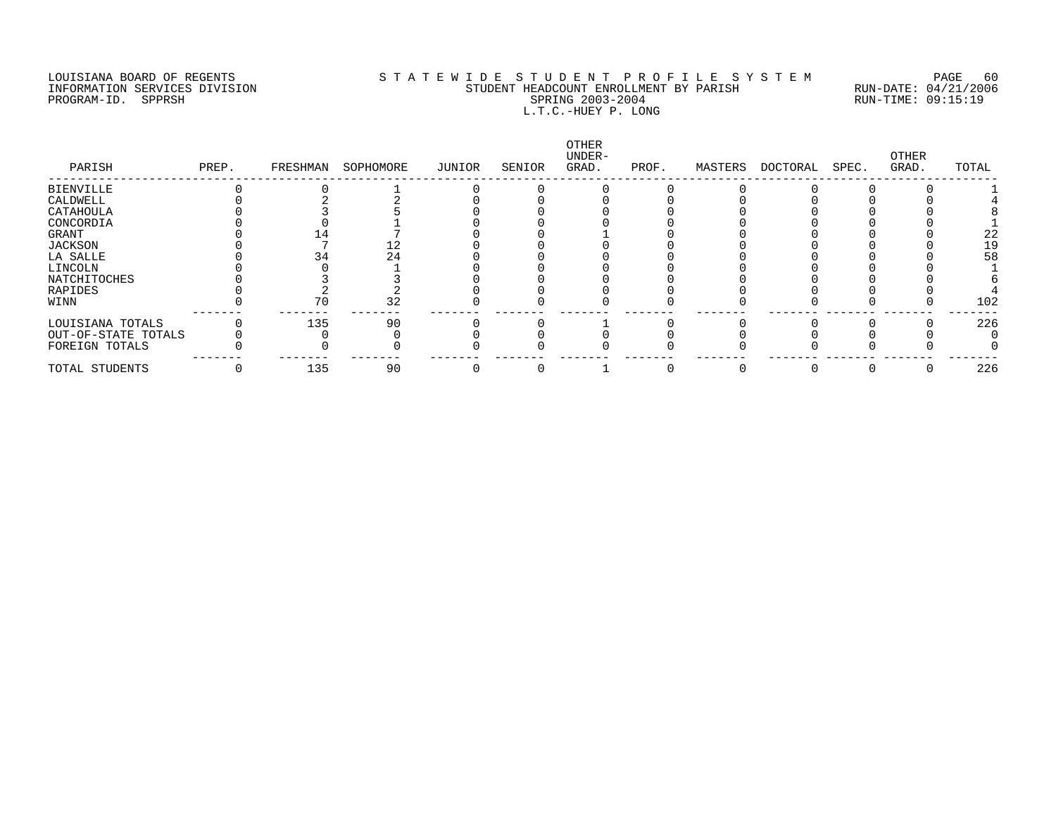LOUISIANA BOARD OF REGENTS
INFORMATION SERVICES DIVISION
PROGRAM-ID. SPPRSH

STATEWIDE STUDENT PROFILE SYSTEM
STUDENT HEADCOUNT ENROLLMENT BY PARISH
SPRING 2003-2004
L.T.C.-HUEY P. LONG

RUN-DATE: 04/21/2006
RUN-TIME: 09:15:19

| PARISH | PREP. | FRESHMAN | SOPHOMORE | JUNIOR | SENIOR | OTHER UNDER-GRAD. | PROF. | MASTERS | DOCTORAL | SPEC. | OTHER GRAD. | TOTAL |
|---|---|---|---|---|---|---|---|---|---|---|---|---|
| BIENVILLE | 0 | 0 | 1 | 0 | 0 | 0 | 0 | 0 | 0 | 0 | 0 | 1 |
| CALDWELL | 0 | 2 | 2 | 0 | 0 | 0 | 0 | 0 | 0 | 0 | 0 | 4 |
| CATAHOULA | 0 | 3 | 5 | 0 | 0 | 0 | 0 | 0 | 0 | 0 | 0 | 8 |
| CONCORDIA | 0 | 0 | 1 | 0 | 0 | 0 | 0 | 0 | 0 | 0 | 0 | 1 |
| GRANT | 0 | 14 | 7 | 0 | 0 | 1 | 0 | 0 | 0 | 0 | 0 | 22 |
| JACKSON | 0 | 7 | 12 | 0 | 0 | 0 | 0 | 0 | 0 | 0 | 0 | 19 |
| LA SALLE | 0 | 34 | 24 | 0 | 0 | 0 | 0 | 0 | 0 | 0 | 0 | 58 |
| LINCOLN | 0 | 0 | 1 | 0 | 0 | 0 | 0 | 0 | 0 | 0 | 0 | 1 |
| NATCHITOCHES | 0 | 3 | 3 | 0 | 0 | 0 | 0 | 0 | 0 | 0 | 0 | 6 |
| RAPIDES | 0 | 2 | 2 | 0 | 0 | 0 | 0 | 0 | 0 | 0 | 0 | 4 |
| WINN | 0 | 70 | 32 | 0 | 0 | 0 | 0 | 0 | 0 | 0 | 0 | 102 |
| LOUISIANA TOTALS | 0 | 135 | 90 | 0 | 0 | 1 | 0 | 0 | 0 | 0 | 0 | 226 |
| OUT-OF-STATE TOTALS | 0 | 0 | 0 | 0 | 0 | 0 | 0 | 0 | 0 | 0 | 0 | 0 |
| FOREIGN TOTALS | 0 | 0 | 0 | 0 | 0 | 0 | 0 | 0 | 0 | 0 | 0 | 0 |
| TOTAL STUDENTS | 0 | 135 | 90 | 0 | 0 | 1 | 0 | 0 | 0 | 0 | 0 | 226 |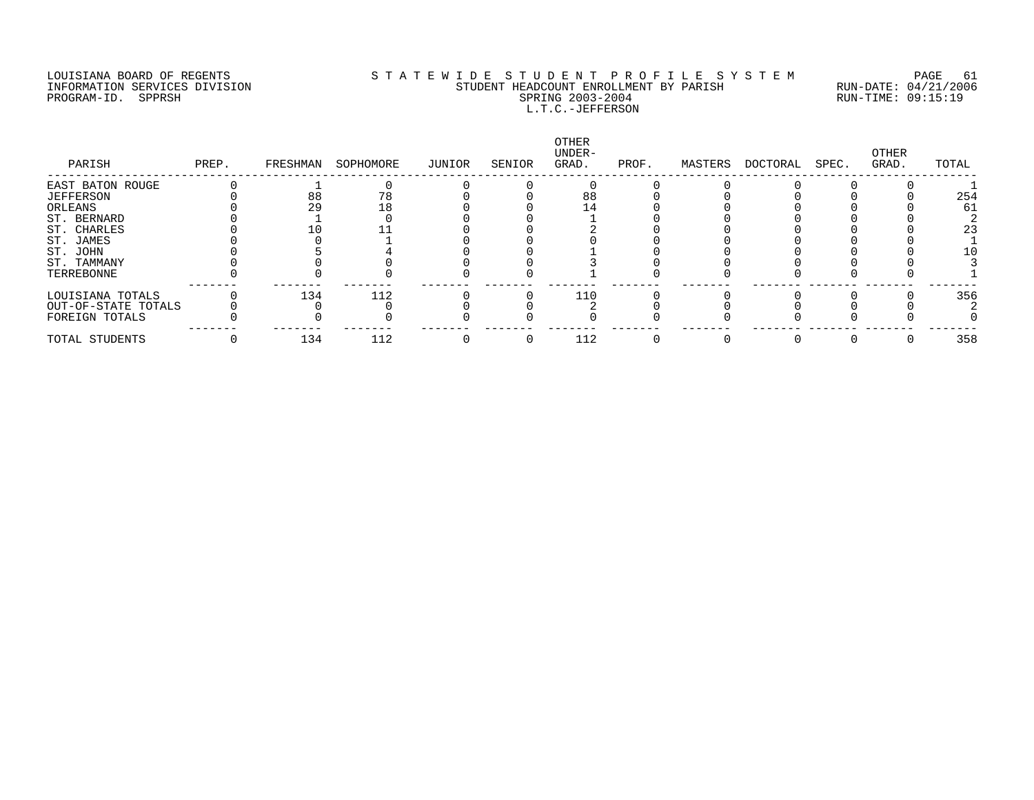LOUISIANA BOARD OF REGENTS
INFORMATION SERVICES DIVISION
PROGRAM-ID. SPPRSH

STATEWIDE STUDENT PROFILE SYSTEM
STUDENT HEADCOUNT ENROLLMENT BY PARISH
SPRING 2003-2004
L.T.C.-JEFFERSON

RUN-DATE: 04/21/2006
RUN-TIME: 09:15:19

| PARISH | PREP. | FRESHMAN | SOPHOMORE | JUNIOR | SENIOR | OTHER UNDER-GRAD. | PROF. | MASTERS | DOCTORAL | SPEC. | OTHER GRAD. | TOTAL |
|---|---|---|---|---|---|---|---|---|---|---|---|---|
| EAST BATON ROUGE | 0 | 1 | 0 | 0 | 0 | 0 | 0 | 0 | 0 | 0 | 0 | 1 |
| JEFFERSON | 0 | 88 | 78 | 0 | 0 | 88 | 0 | 0 | 0 | 0 | 0 | 254 |
| ORLEANS | 0 | 29 | 18 | 0 | 0 | 14 | 0 | 0 | 0 | 0 | 0 | 61 |
| ST. BERNARD | 0 | 1 | 0 | 0 | 0 | 1 | 0 | 0 | 0 | 0 | 0 | 2 |
| ST. CHARLES | 0 | 10 | 11 | 0 | 0 | 2 | 0 | 0 | 0 | 0 | 0 | 23 |
| ST. JAMES | 0 | 0 | 1 | 0 | 0 | 0 | 0 | 0 | 0 | 0 | 0 | 1 |
| ST. JOHN | 0 | 5 | 4 | 0 | 0 | 1 | 0 | 0 | 0 | 0 | 0 | 10 |
| ST. TAMMANY | 0 | 0 | 0 | 0 | 0 | 3 | 0 | 0 | 0 | 0 | 0 | 3 |
| TERREBONNE | 0 | 0 | 0 | 0 | 0 | 1 | 0 | 0 | 0 | 0 | 0 | 1 |
| LOUISIANA TOTALS | 0 | 134 | 112 | 0 | 0 | 110 | 0 | 0 | 0 | 0 | 0 | 356 |
| OUT-OF-STATE TOTALS | 0 | 0 | 0 | 0 | 0 | 2 | 0 | 0 | 0 | 0 | 0 | 2 |
| FOREIGN TOTALS | 0 | 0 | 0 | 0 | 0 | 0 | 0 | 0 | 0 | 0 | 0 | 0 |
| TOTAL STUDENTS | 0 | 134 | 112 | 0 | 0 | 112 | 0 | 0 | 0 | 0 | 0 | 358 |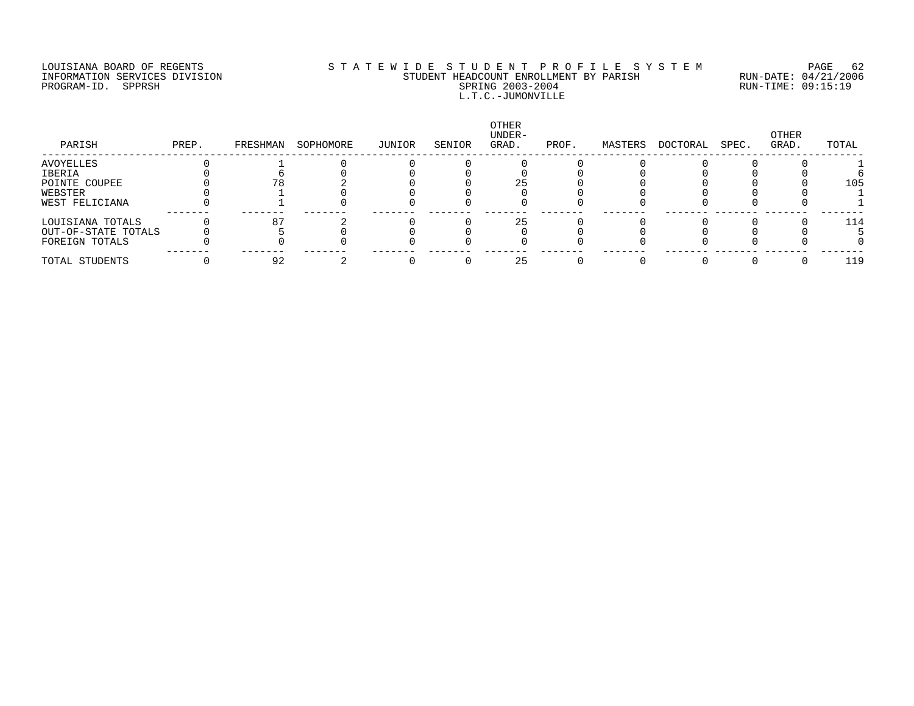LOUISIANA BOARD OF REGENTS
INFORMATION SERVICES DIVISION
PROGRAM-ID. SPPRSH

STATEWIDE STUDENT PROFILE SYSTEM
STUDENT HEADCOUNT ENROLLMENT BY PARISH
SPRING 2003-2004
L.T.C.-JUMONVILLE

RUN-DATE: 04/21/2006
RUN-TIME: 09:15:19

| PARISH | PREP. | FRESHMAN | SOPHOMORE | JUNIOR | SENIOR | OTHER UNDER-GRAD. | PROF. | MASTERS | DOCTORAL | SPEC. | OTHER GRAD. | TOTAL |
|---|---|---|---|---|---|---|---|---|---|---|---|---|
| AVOYELLES | 0 | 1 | 0 | 0 | 0 | 0 | 0 | 0 | 0 | 0 | 0 | 1 |
| IBERIA | 0 | 6 | 0 | 0 | 0 | 0 | 0 | 0 | 0 | 0 | 0 | 6 |
| POINTE COUPEE | 0 | 78 | 2 | 0 | 0 | 25 | 0 | 0 | 0 | 0 | 0 | 105 |
| WEBSTER | 0 | 1 | 0 | 0 | 0 | 0 | 0 | 0 | 0 | 0 | 0 | 1 |
| WEST FELICIANA | 0 | 1 | 0 | 0 | 0 | 0 | 0 | 0 | 0 | 0 | 0 | 1 |
| LOUISIANA TOTALS | 0 | 87 | 2 | 0 | 0 | 25 | 0 | 0 | 0 | 0 | 0 | 114 |
| OUT-OF-STATE TOTALS | 0 | 5 | 0 | 0 | 0 | 0 | 0 | 0 | 0 | 0 | 0 | 5 |
| FOREIGN TOTALS | 0 | 0 | 0 | 0 | 0 | 0 | 0 | 0 | 0 | 0 | 0 | 0 |
| TOTAL STUDENTS | 0 | 92 | 2 | 0 | 0 | 25 | 0 | 0 | 0 | 0 | 0 | 119 |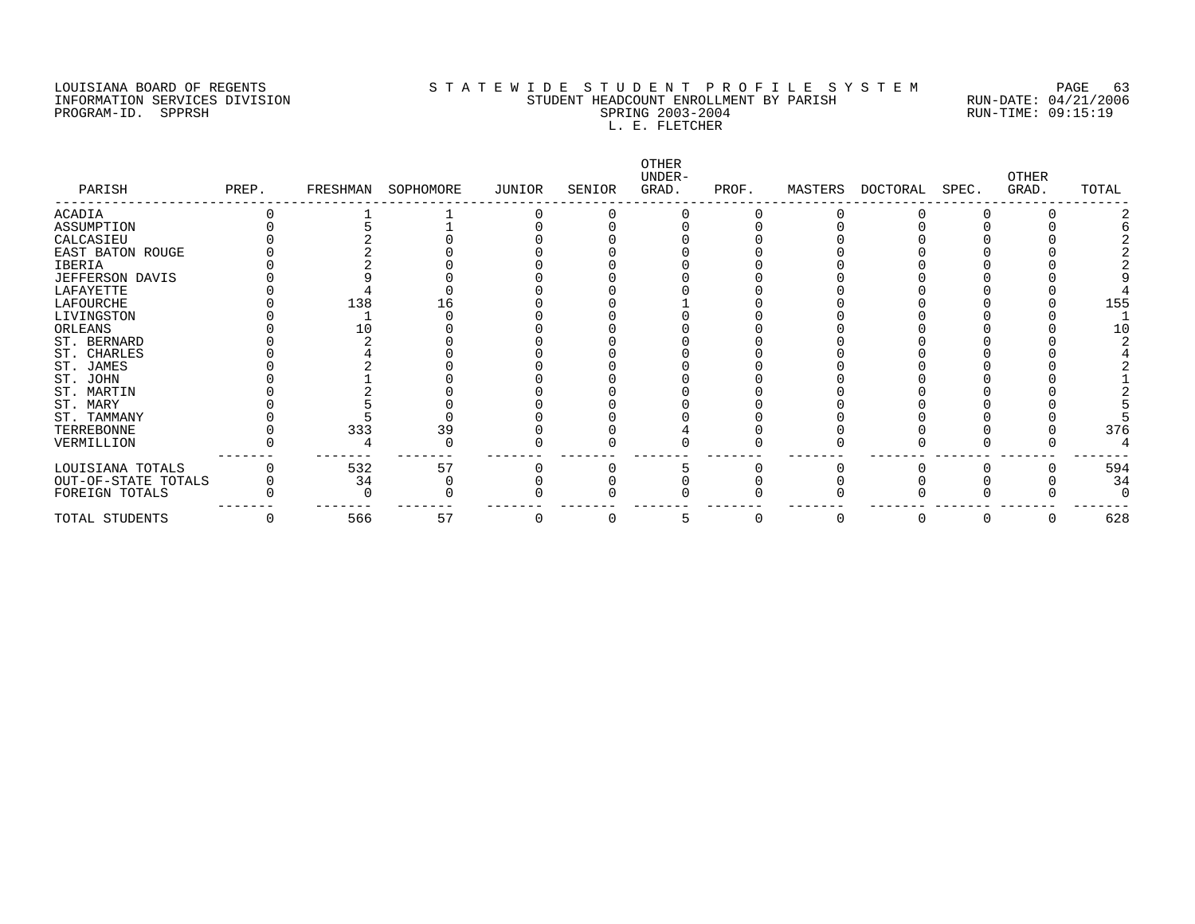LOUISIANA BOARD OF REGENTS
INFORMATION SERVICES DIVISION
PROGRAM-ID. SPPRSH

STATEWIDE STUDENT PROFILE SYSTEM
STUDENT HEADCOUNT ENROLLMENT BY PARISH
SPRING 2003-2004
L. E. FLETCHER

RUN-DATE: 04/21/2006
RUN-TIME: 09:15:19

| PARISH | PREP. | FRESHMAN | SOPHOMORE | JUNIOR | SENIOR | OTHER UNDER-GRAD. | PROF. | MASTERS | DOCTORAL | SPEC. | OTHER GRAD. | TOTAL |
|---|---|---|---|---|---|---|---|---|---|---|---|---|
| ACADIA | 0 | 1 | 1 | 0 | 0 | 0 | 0 | 0 | 0 | 0 | 0 | 2 |
| ASSUMPTION | 0 | 5 | 1 | 0 | 0 | 0 | 0 | 0 | 0 | 0 | 0 | 6 |
| CALCASIEU | 0 | 2 | 0 | 0 | 0 | 0 | 0 | 0 | 0 | 0 | 0 | 2 |
| EAST BATON ROUGE | 0 | 2 | 0 | 0 | 0 | 0 | 0 | 0 | 0 | 0 | 0 | 2 |
| IBERIA | 0 | 2 | 0 | 0 | 0 | 0 | 0 | 0 | 0 | 0 | 0 | 2 |
| JEFFERSON DAVIS | 0 | 9 | 0 | 0 | 0 | 0 | 0 | 0 | 0 | 0 | 0 | 9 |
| LAFAYETTE | 0 | 4 | 0 | 0 | 0 | 0 | 0 | 0 | 0 | 0 | 0 | 4 |
| LAFOURCHE | 0 | 138 | 16 | 0 | 0 | 1 | 0 | 0 | 0 | 0 | 0 | 155 |
| LIVINGSTON | 0 | 1 | 0 | 0 | 0 | 0 | 0 | 0 | 0 | 0 | 0 | 1 |
| ORLEANS | 0 | 10 | 0 | 0 | 0 | 0 | 0 | 0 | 0 | 0 | 0 | 10 |
| ST. BERNARD | 0 | 2 | 0 | 0 | 0 | 0 | 0 | 0 | 0 | 0 | 0 | 2 |
| ST. CHARLES | 0 | 4 | 0 | 0 | 0 | 0 | 0 | 0 | 0 | 0 | 0 | 4 |
| ST. JAMES | 0 | 2 | 0 | 0 | 0 | 0 | 0 | 0 | 0 | 0 | 0 | 2 |
| ST. JOHN | 0 | 1 | 0 | 0 | 0 | 0 | 0 | 0 | 0 | 0 | 0 | 1 |
| ST. MARTIN | 0 | 2 | 0 | 0 | 0 | 0 | 0 | 0 | 0 | 0 | 0 | 2 |
| ST. MARY | 0 | 5 | 0 | 0 | 0 | 0 | 0 | 0 | 0 | 0 | 0 | 5 |
| ST. TAMMANY | 0 | 5 | 0 | 0 | 0 | 0 | 0 | 0 | 0 | 0 | 0 | 5 |
| TERREBONNE | 0 | 333 | 39 | 0 | 0 | 4 | 0 | 0 | 0 | 0 | 0 | 376 |
| VERMILLION | 0 | 4 | 0 | 0 | 0 | 0 | 0 | 0 | 0 | 0 | 0 | 4 |
| LOUISIANA TOTALS | 0 | 532 | 57 | 0 | 0 | 5 | 0 | 0 | 0 | 0 | 0 | 594 |
| OUT-OF-STATE TOTALS | 0 | 34 | 0 | 0 | 0 | 0 | 0 | 0 | 0 | 0 | 0 | 34 |
| FOREIGN TOTALS | 0 | 0 | 0 | 0 | 0 | 0 | 0 | 0 | 0 | 0 | 0 | 0 |
| TOTAL STUDENTS | 0 | 566 | 57 | 0 | 0 | 5 | 0 | 0 | 0 | 0 | 0 | 628 |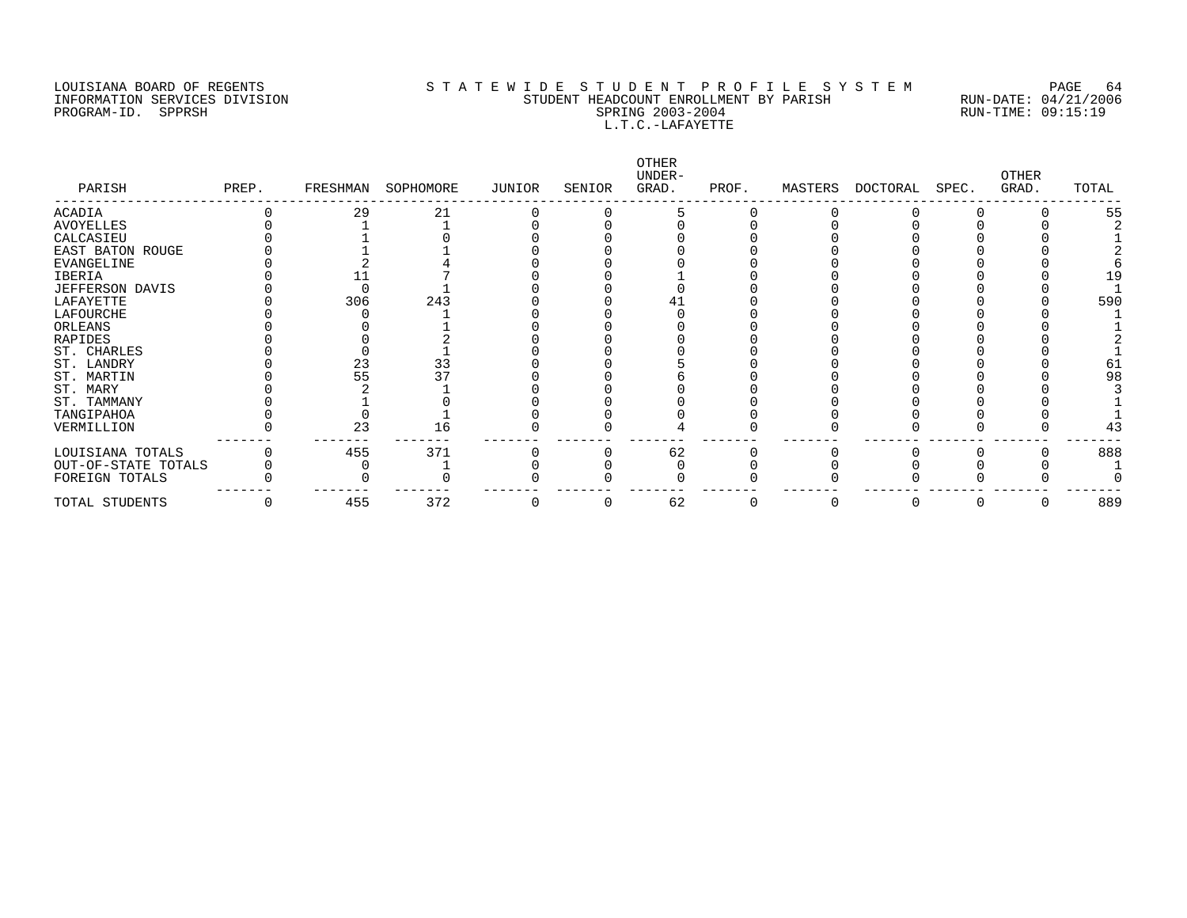LOUISIANA BOARD OF REGENTS
INFORMATION SERVICES DIVISION
PROGRAM-ID. SPPRSH

STATEWIDE STUDENT PROFILE SYSTEM
STUDENT HEADCOUNT ENROLLMENT BY PARISH
SPRING 2003-2004
L.T.C.-LAFAYETTE

RUN-DATE: 04/21/2006
RUN-TIME: 09:15:19

| PARISH | PREP. | FRESHMAN | SOPHOMORE | JUNIOR | SENIOR | OTHER UNDER-GRAD. | PROF. | MASTERS | DOCTORAL | SPEC. | OTHER GRAD. | TOTAL |
|---|---|---|---|---|---|---|---|---|---|---|---|---|
| ACADIA | 0 | 29 | 21 | 0 | 0 | 5 | 0 | 0 | 0 | 0 | 0 | 55 |
| AVOYELLES | 0 | 1 | 1 | 0 | 0 | 0 | 0 | 0 | 0 | 0 | 0 | 2 |
| CALCASIEU | 0 | 1 | 0 | 0 | 0 | 0 | 0 | 0 | 0 | 0 | 0 | 1 |
| EAST BATON ROUGE | 0 | 1 | 1 | 0 | 0 | 0 | 0 | 0 | 0 | 0 | 0 | 2 |
| EVANGELINE | 0 | 2 | 4 | 0 | 0 | 0 | 0 | 0 | 0 | 0 | 0 | 6 |
| IBERIA | 0 | 11 | 7 | 0 | 0 | 1 | 0 | 0 | 0 | 0 | 0 | 19 |
| JEFFERSON DAVIS | 0 | 0 | 1 | 0 | 0 | 0 | 0 | 0 | 0 | 0 | 0 | 1 |
| LAFAYETTE | 0 | 306 | 243 | 0 | 0 | 41 | 0 | 0 | 0 | 0 | 0 | 590 |
| LAFOURCHE | 0 | 0 | 1 | 0 | 0 | 0 | 0 | 0 | 0 | 0 | 0 | 1 |
| ORLEANS | 0 | 0 | 1 | 0 | 0 | 0 | 0 | 0 | 0 | 0 | 0 | 1 |
| RAPIDES | 0 | 0 | 2 | 0 | 0 | 0 | 0 | 0 | 0 | 0 | 0 | 2 |
| ST. CHARLES | 0 | 0 | 1 | 0 | 0 | 0 | 0 | 0 | 0 | 0 | 0 | 1 |
| ST. LANDRY | 0 | 23 | 33 | 0 | 0 | 5 | 0 | 0 | 0 | 0 | 0 | 61 |
| ST. MARTIN | 0 | 55 | 37 | 0 | 0 | 6 | 0 | 0 | 0 | 0 | 0 | 98 |
| ST. MARY | 0 | 2 | 1 | 0 | 0 | 0 | 0 | 0 | 0 | 0 | 0 | 3 |
| ST. TAMMANY | 0 | 1 | 0 | 0 | 0 | 0 | 0 | 0 | 0 | 0 | 0 | 1 |
| TANGIPAHOA | 0 | 0 | 1 | 0 | 0 | 0 | 0 | 0 | 0 | 0 | 0 | 1 |
| VERMILLION | 0 | 23 | 16 | 0 | 0 | 4 | 0 | 0 | 0 | 0 | 0 | 43 |
| LOUISIANA TOTALS | 0 | 455 | 371 | 0 | 0 | 62 | 0 | 0 | 0 | 0 | 0 | 888 |
| OUT-OF-STATE TOTALS | 0 | 0 | 1 | 0 | 0 | 0 | 0 | 0 | 0 | 0 | 0 | 1 |
| FOREIGN TOTALS | 0 | 0 | 0 | 0 | 0 | 0 | 0 | 0 | 0 | 0 | 0 | 0 |
| TOTAL STUDENTS | 0 | 455 | 372 | 0 | 0 | 62 | 0 | 0 | 0 | 0 | 0 | 889 |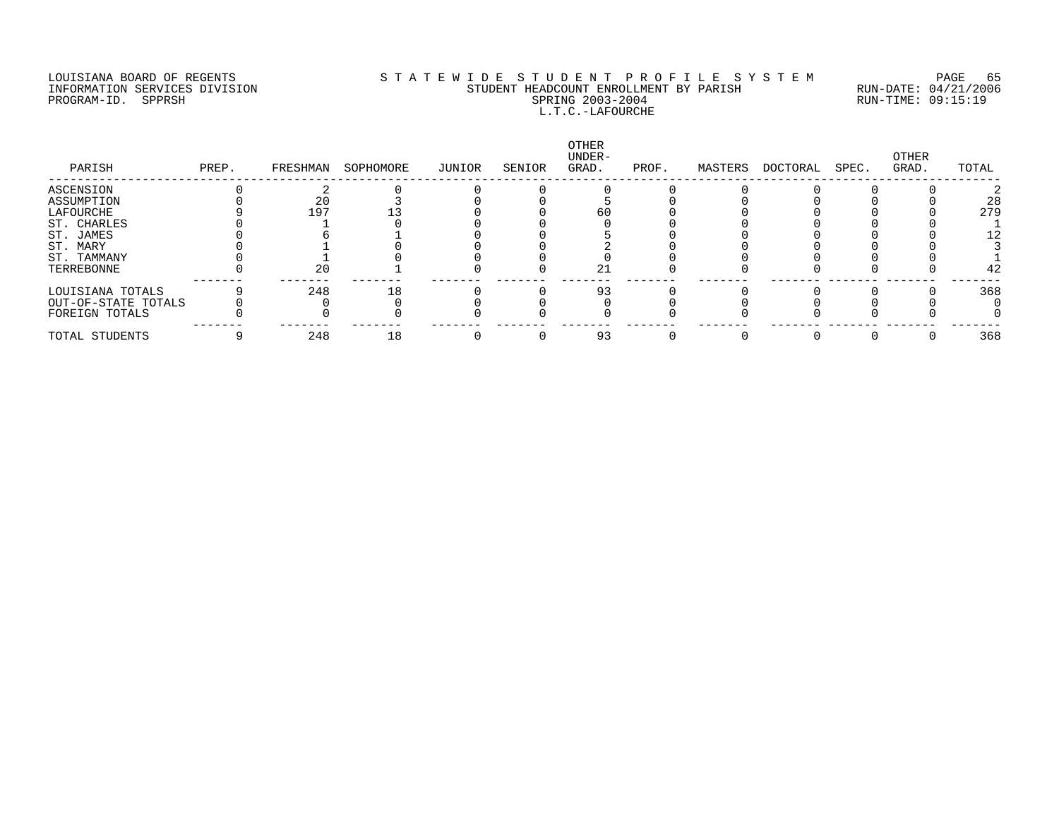LOUISIANA BOARD OF REGENTS
INFORMATION SERVICES DIVISION
PROGRAM-ID. SPPRSH

STATEWIDE STUDENT PROFILE SYSTEM
STUDENT HEADCOUNT ENROLLMENT BY PARISH
SPRING 2003-2004
L.T.C.-LAFOURCHE

RUN-DATE: 04/21/2006
RUN-TIME: 09:15:19

| PARISH | PREP. | FRESHMAN | SOPHOMORE | JUNIOR | SENIOR | OTHER UNDER-GRAD. | PROF. | MASTERS | DOCTORAL | SPEC. | OTHER GRAD. | TOTAL |
|---|---|---|---|---|---|---|---|---|---|---|---|---|
| ASCENSION | 0 | 2 | 0 | 0 | 0 | 0 | 0 | 0 | 0 | 0 | 0 | 2 |
| ASSUMPTION | 0 | 20 | 3 | 0 | 0 | 5 | 0 | 0 | 0 | 0 | 0 | 28 |
| LAFOURCHE | 9 | 197 | 13 | 0 | 0 | 60 | 0 | 0 | 0 | 0 | 0 | 279 |
| ST. CHARLES | 0 | 1 | 0 | 0 | 0 | 0 | 0 | 0 | 0 | 0 | 0 | 1 |
| ST. JAMES | 0 | 6 | 1 | 0 | 0 | 5 | 0 | 0 | 0 | 0 | 0 | 12 |
| ST. MARY | 0 | 1 | 0 | 0 | 0 | 2 | 0 | 0 | 0 | 0 | 0 | 3 |
| ST. TAMMANY | 0 | 1 | 0 | 0 | 0 | 0 | 0 | 0 | 0 | 0 | 0 | 1 |
| TERREBONNE | 0 | 20 | 1 | 0 | 0 | 21 | 0 | 0 | 0 | 0 | 0 | 42 |
| LOUISIANA TOTALS | 9 | 248 | 18 | 0 | 0 | 93 | 0 | 0 | 0 | 0 | 0 | 368 |
| OUT-OF-STATE TOTALS | 0 | 0 | 0 | 0 | 0 | 0 | 0 | 0 | 0 | 0 | 0 | 0 |
| FOREIGN TOTALS | 0 | 0 | 0 | 0 | 0 | 0 | 0 | 0 | 0 | 0 | 0 | 0 |
| TOTAL STUDENTS | 9 | 248 | 18 | 0 | 0 | 93 | 0 | 0 | 0 | 0 | 0 | 368 |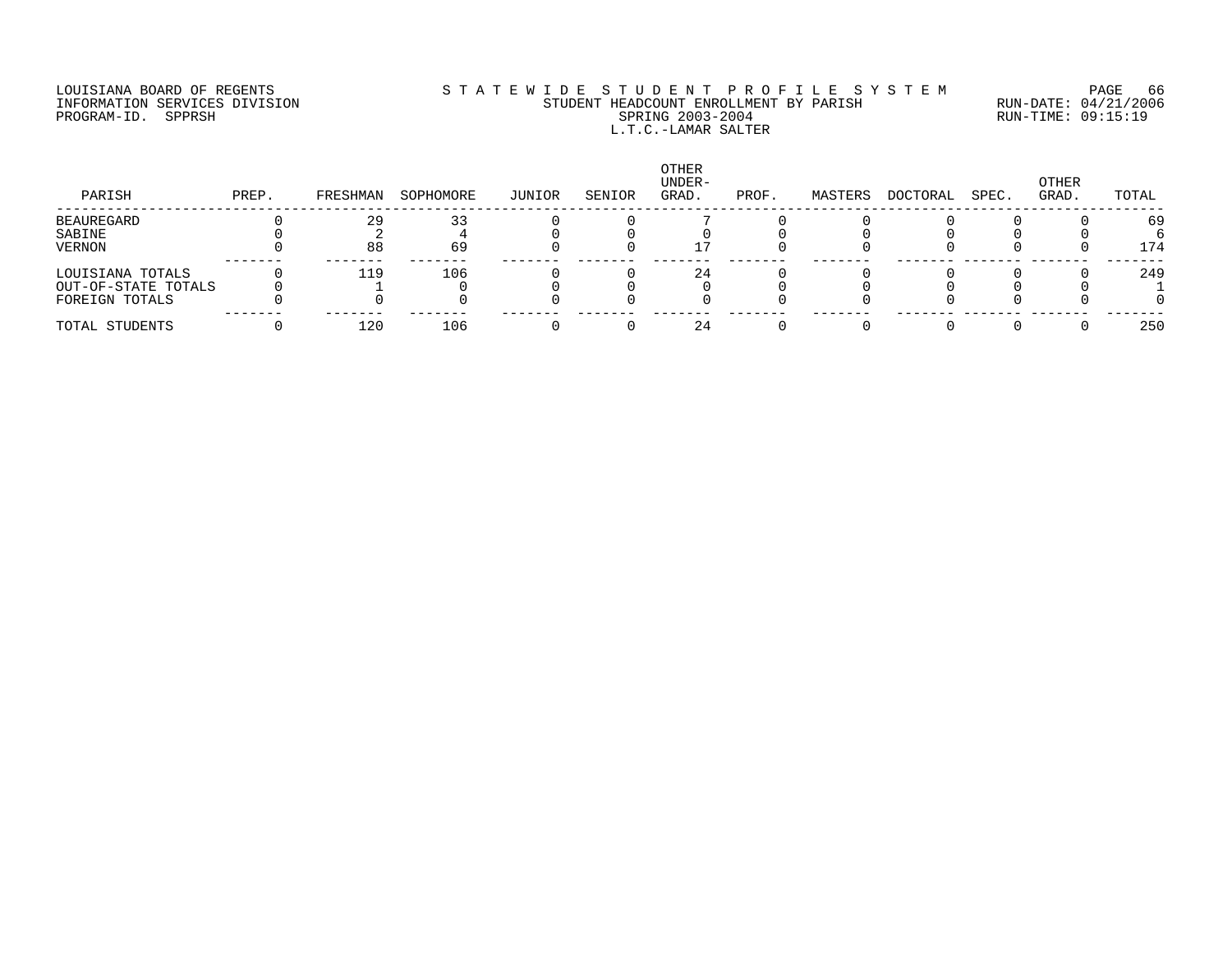LOUISIANA BOARD OF REGENTS
INFORMATION SERVICES DIVISION
PROGRAM-ID. SPPRSH

# STATEWIDE STUDENT PROFILE SYSTEM

STUDENT HEADCOUNT ENROLLMENT BY PARISH
SPRING 2003-2004
L.T.C.-LAMAR SALTER

RUN-DATE: 04/21/2006
RUN-TIME: 09:15:19

| PARISH | PREP. | FRESHMAN | SOPHOMORE | JUNIOR | SENIOR | OTHER UNDER-GRAD. | PROF. | MASTERS | DOCTORAL | SPEC. | OTHER GRAD. | TOTAL |
|---|---|---|---|---|---|---|---|---|---|---|---|---|
| BEAUREGARD | 0 | 29 | 33 | 0 | 0 | 7 | 0 | 0 | 0 | 0 | 0 | 69 |
| SABINE | 0 | 2 | 4 | 0 | 0 | 0 | 0 | 0 | 0 | 0 | 0 | 6 |
| VERNON | 0 | 88 | 69 | 0 | 0 | 17 | 0 | 0 | 0 | 0 | 0 | 174 |
| LOUISIANA TOTALS | 0 | 119 | 106 | 0 | 0 | 24 | 0 | 0 | 0 | 0 | 0 | 249 |
| OUT-OF-STATE TOTALS | 0 | 1 | 0 | 0 | 0 | 0 | 0 | 0 | 0 | 0 | 0 | 1 |
| FOREIGN TOTALS | 0 | 0 | 0 | 0 | 0 | 0 | 0 | 0 | 0 | 0 | 0 | 0 |
| TOTAL STUDENTS | 0 | 120 | 106 | 0 | 0 | 24 | 0 | 0 | 0 | 0 | 0 | 250 |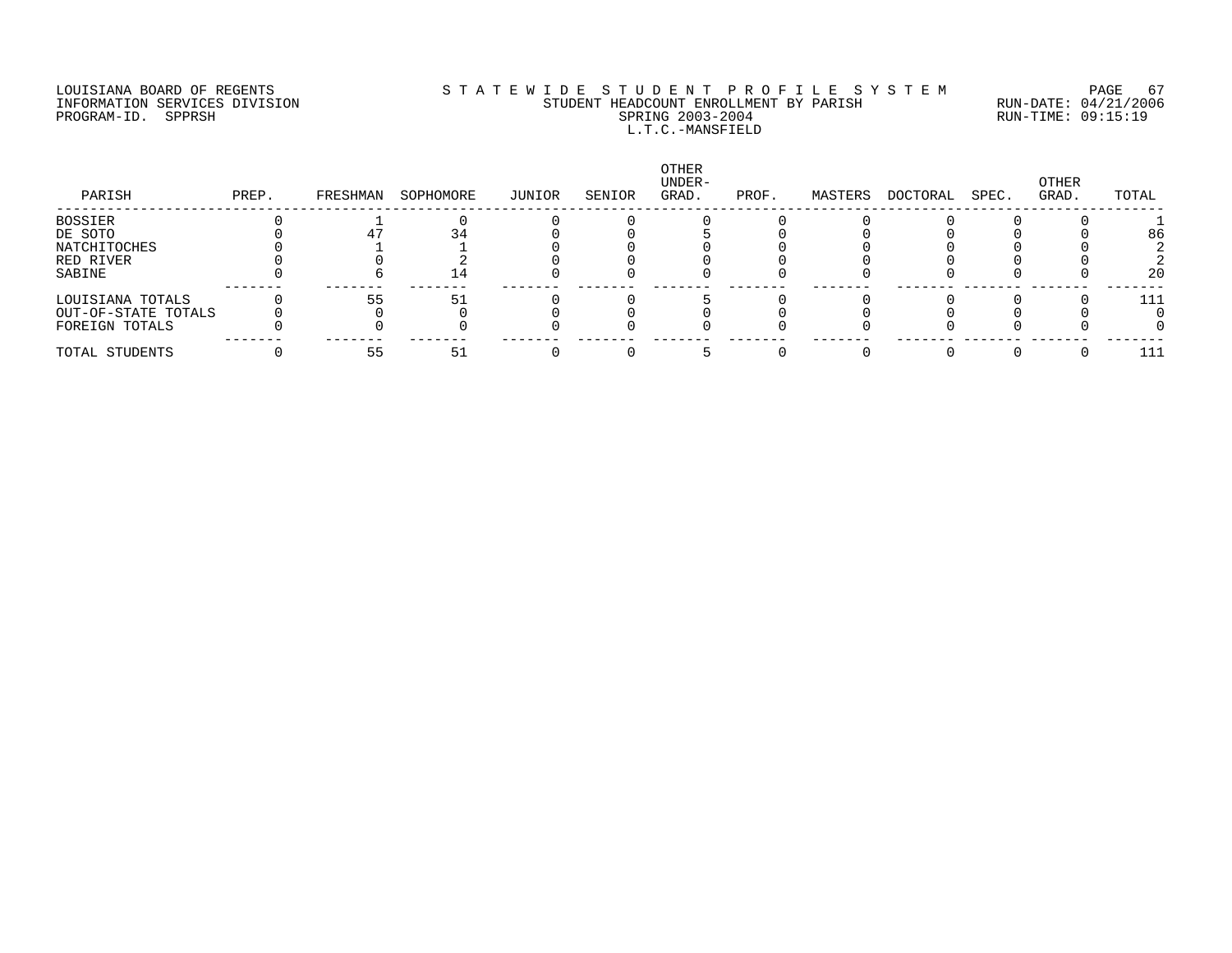LOUISIANA BOARD OF REGENTS
INFORMATION SERVICES DIVISION
PROGRAM-ID. SPPRSH

STATEWIDE STUDENT PROFILE SYSTEM
STUDENT HEADCOUNT ENROLLMENT BY PARISH
SPRING 2003-2004
L.T.C.-MANSFIELD

RUN-DATE: 04/21/2006
RUN-TIME: 09:15:19

| PARISH | PREP. | FRESHMAN | SOPHOMORE | JUNIOR | SENIOR | OTHER UNDER-GRAD. | PROF. | MASTERS | DOCTORAL | SPEC. | OTHER GRAD. | TOTAL |
|---|---|---|---|---|---|---|---|---|---|---|---|---|
| BOSSIER | 0 | 1 | 0 | 0 | 0 | 0 | 0 | 0 | 0 | 0 | 0 | 1 |
| DE SOTO | 0 | 47 | 34 | 0 | 0 | 5 | 0 | 0 | 0 | 0 | 0 | 86 |
| NATCHITOCHES | 0 | 1 | 1 | 0 | 0 | 0 | 0 | 0 | 0 | 0 | 0 | 2 |
| RED RIVER | 0 | 0 | 2 | 0 | 0 | 0 | 0 | 0 | 0 | 0 | 0 | 2 |
| SABINE | 0 | 6 | 14 | 0 | 0 | 0 | 0 | 0 | 0 | 0 | 0 | 20 |
| LOUISIANA TOTALS | 0 | 55 | 51 | 0 | 0 | 5 | 0 | 0 | 0 | 0 | 0 | 111 |
| OUT-OF-STATE TOTALS | 0 | 0 | 0 | 0 | 0 | 0 | 0 | 0 | 0 | 0 | 0 | 0 |
| FOREIGN TOTALS | 0 | 0 | 0 | 0 | 0 | 0 | 0 | 0 | 0 | 0 | 0 | 0 |
| TOTAL STUDENTS | 0 | 55 | 51 | 0 | 0 | 5 | 0 | 0 | 0 | 0 | 0 | 111 |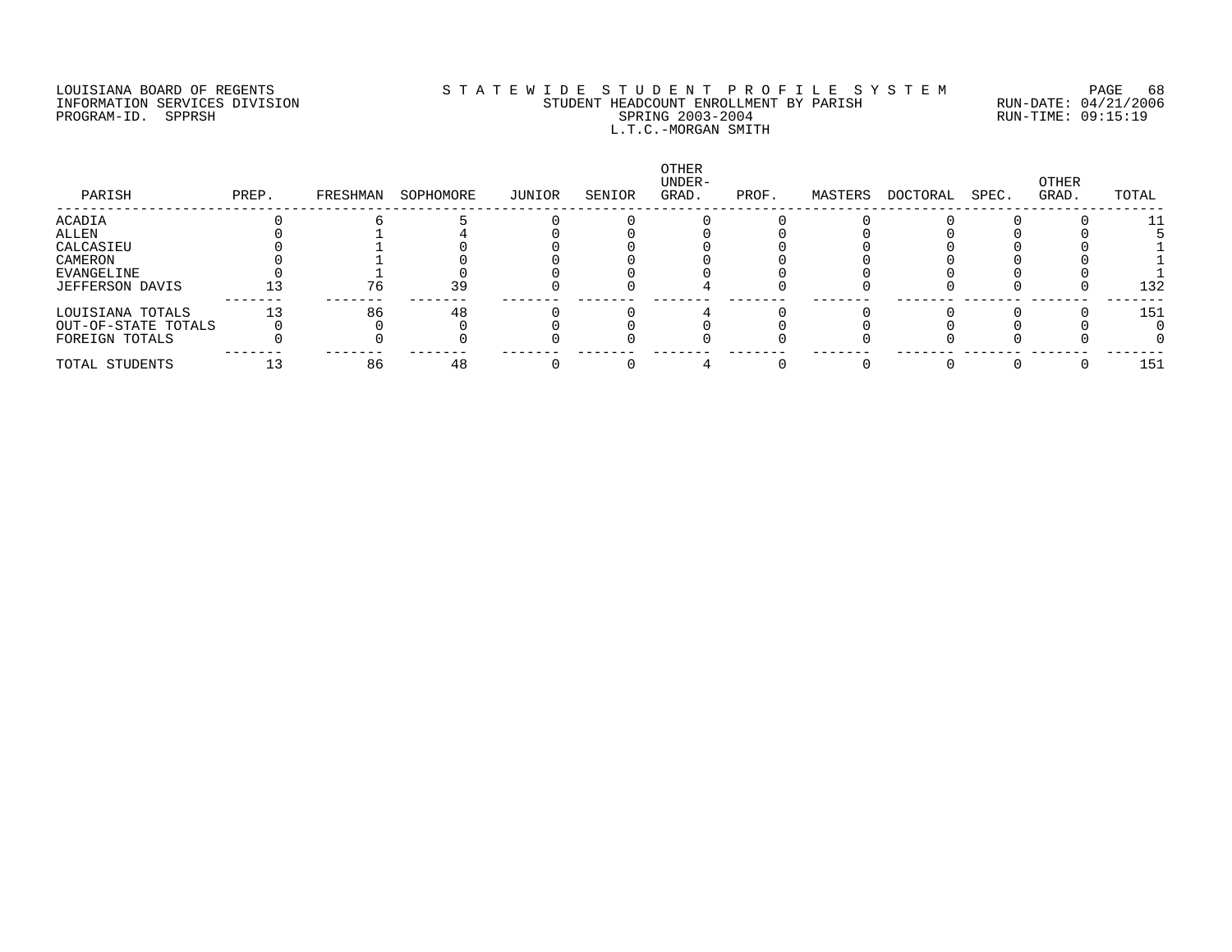LOUISIANA BOARD OF REGENTS
INFORMATION SERVICES DIVISION
PROGRAM-ID. SPPRSH

STATEWIDE STUDENT PROFILE SYSTEM
STUDENT HEADCOUNT ENROLLMENT BY PARISH
SPRING 2003-2004
L.T.C.-MORGAN SMITH

RUN-DATE: 04/21/2006
RUN-TIME: 09:15:19

| PARISH | PREP. | FRESHMAN | SOPHOMORE | JUNIOR | SENIOR | OTHER UNDER-GRAD. | PROF. | MASTERS | DOCTORAL | SPEC. | OTHER GRAD. | TOTAL |
|---|---|---|---|---|---|---|---|---|---|---|---|---|
| ACADIA | 0 | 6 | 5 | 0 | 0 | 0 | 0 | 0 | 0 | 0 | 0 | 11 |
| ALLEN | 0 | 1 | 4 | 0 | 0 | 0 | 0 | 0 | 0 | 0 | 0 | 5 |
| CALCASIEU | 0 | 1 | 0 | 0 | 0 | 0 | 0 | 0 | 0 | 0 | 0 | 1 |
| CAMERON | 0 | 1 | 0 | 0 | 0 | 0 | 0 | 0 | 0 | 0 | 0 | 1 |
| EVANGELINE | 0 | 1 | 0 | 0 | 0 | 0 | 0 | 0 | 0 | 0 | 0 | 1 |
| JEFFERSON DAVIS | 13 | 76 | 39 | 0 | 0 | 4 | 0 | 0 | 0 | 0 | 0 | 132 |
| LOUISIANA TOTALS | 13 | 86 | 48 | 0 | 0 | 4 | 0 | 0 | 0 | 0 | 0 | 151 |
| OUT-OF-STATE TOTALS | 0 | 0 | 0 | 0 | 0 | 0 | 0 | 0 | 0 | 0 | 0 | 0 |
| FOREIGN TOTALS | 0 | 0 | 0 | 0 | 0 | 0 | 0 | 0 | 0 | 0 | 0 | 0 |
| TOTAL STUDENTS | 13 | 86 | 48 | 0 | 0 | 4 | 0 | 0 | 0 | 0 | 0 | 151 |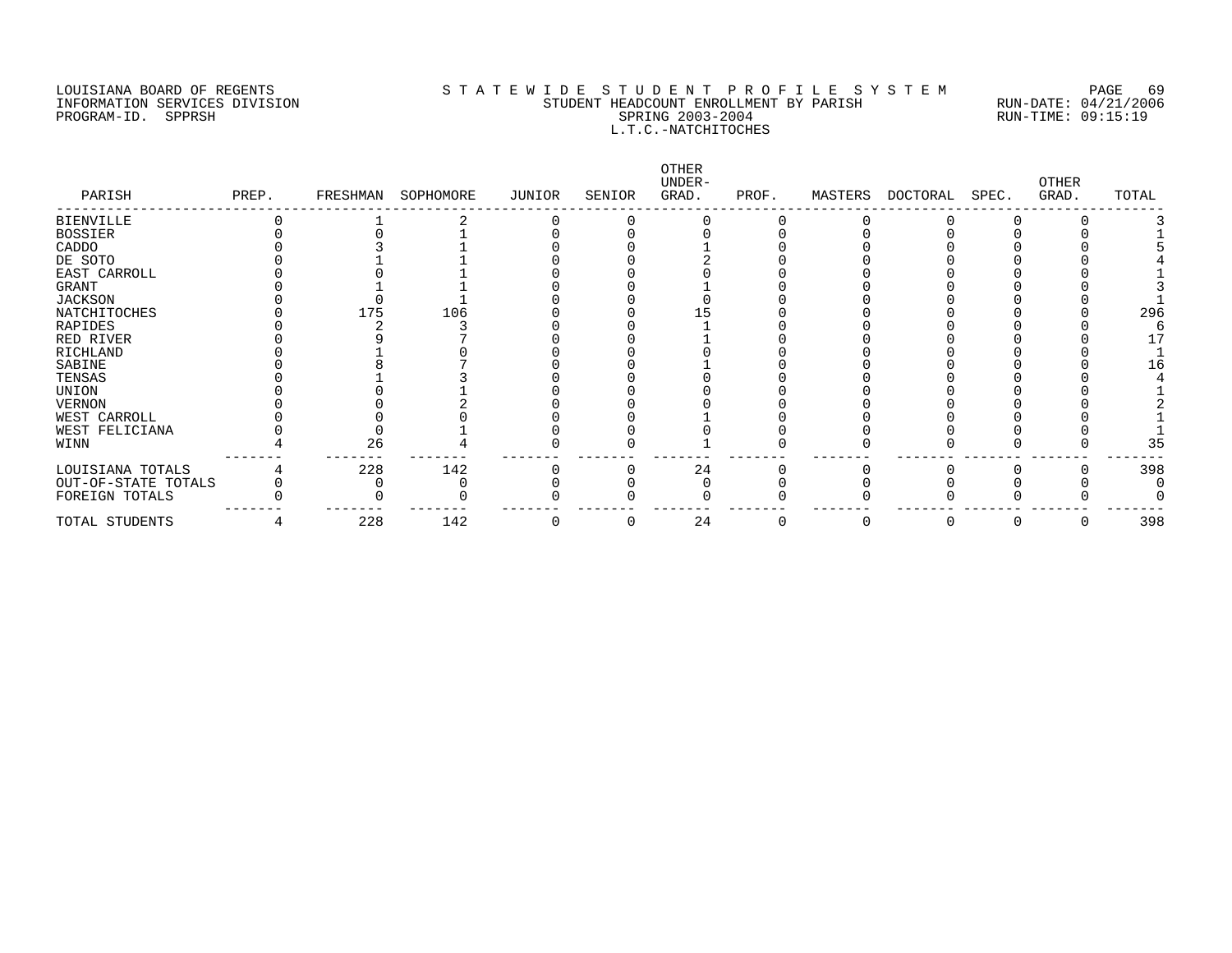LOUISIANA BOARD OF REGENTS
INFORMATION SERVICES DIVISION
PROGRAM-ID. SPPRSH

STATEWIDE STUDENT PROFILE SYSTEM
STUDENT HEADCOUNT ENROLLMENT BY PARISH
SPRING 2003-2004
L.T.C.-NATCHITOCHES

RUN-DATE: 04/21/2006
RUN-TIME: 09:15:19

| PARISH | PREP. | FRESHMAN | SOPHOMORE | JUNIOR | SENIOR | OTHER UNDER-GRAD. | PROF. | MASTERS | DOCTORAL | SPEC. | OTHER GRAD. | TOTAL |
|---|---|---|---|---|---|---|---|---|---|---|---|---|
| BIENVILLE | 0 | 1 | 2 | 0 | 0 | 0 | 0 | 0 | 0 | 0 | 0 | 3 |
| BOSSIER | 0 | 0 | 1 | 0 | 0 | 0 | 0 | 0 | 0 | 0 | 0 | 1 |
| CADDO | 0 | 3 | 1 | 0 | 0 | 1 | 0 | 0 | 0 | 0 | 0 | 5 |
| DE SOTO | 0 | 1 | 1 | 0 | 0 | 2 | 0 | 0 | 0 | 0 | 0 | 4 |
| EAST CARROLL | 0 | 0 | 1 | 0 | 0 | 0 | 0 | 0 | 0 | 0 | 0 | 1 |
| GRANT | 0 | 1 | 1 | 0 | 0 | 1 | 0 | 0 | 0 | 0 | 0 | 3 |
| JACKSON | 0 | 0 | 1 | 0 | 0 | 0 | 0 | 0 | 0 | 0 | 0 | 1 |
| NATCHITOCHES | 0 | 175 | 106 | 0 | 0 | 15 | 0 | 0 | 0 | 0 | 0 | 296 |
| RAPIDES | 0 | 2 | 3 | 0 | 0 | 1 | 0 | 0 | 0 | 0 | 0 | 6 |
| RED RIVER | 0 | 9 | 7 | 0 | 0 | 1 | 0 | 0 | 0 | 0 | 0 | 17 |
| RICHLAND | 0 | 1 | 0 | 0 | 0 | 0 | 0 | 0 | 0 | 0 | 0 | 1 |
| SABINE | 0 | 8 | 7 | 0 | 0 | 1 | 0 | 0 | 0 | 0 | 0 | 16 |
| TENSAS | 0 | 1 | 3 | 0 | 0 | 0 | 0 | 0 | 0 | 0 | 0 | 4 |
| UNION | 0 | 0 | 1 | 0 | 0 | 0 | 0 | 0 | 0 | 0 | 0 | 1 |
| VERNON | 0 | 0 | 2 | 0 | 0 | 0 | 0 | 0 | 0 | 0 | 0 | 2 |
| WEST CARROLL | 0 | 0 | 0 | 0 | 0 | 1 | 0 | 0 | 0 | 0 | 0 | 1 |
| WEST FELICIANA | 0 | 0 | 1 | 0 | 0 | 0 | 0 | 0 | 0 | 0 | 0 | 1 |
| WINN | 4 | 26 | 4 | 0 | 0 | 1 | 0 | 0 | 0 | 0 | 0 | 35 |
| LOUISIANA TOTALS | 4 | 228 | 142 | 0 | 0 | 24 | 0 | 0 | 0 | 0 | 0 | 398 |
| OUT-OF-STATE TOTALS | 0 | 0 | 0 | 0 | 0 | 0 | 0 | 0 | 0 | 0 | 0 | 0 |
| FOREIGN TOTALS | 0 | 0 | 0 | 0 | 0 | 0 | 0 | 0 | 0 | 0 | 0 | 0 |
| TOTAL STUDENTS | 4 | 228 | 142 | 0 | 0 | 24 | 0 | 0 | 0 | 0 | 0 | 398 |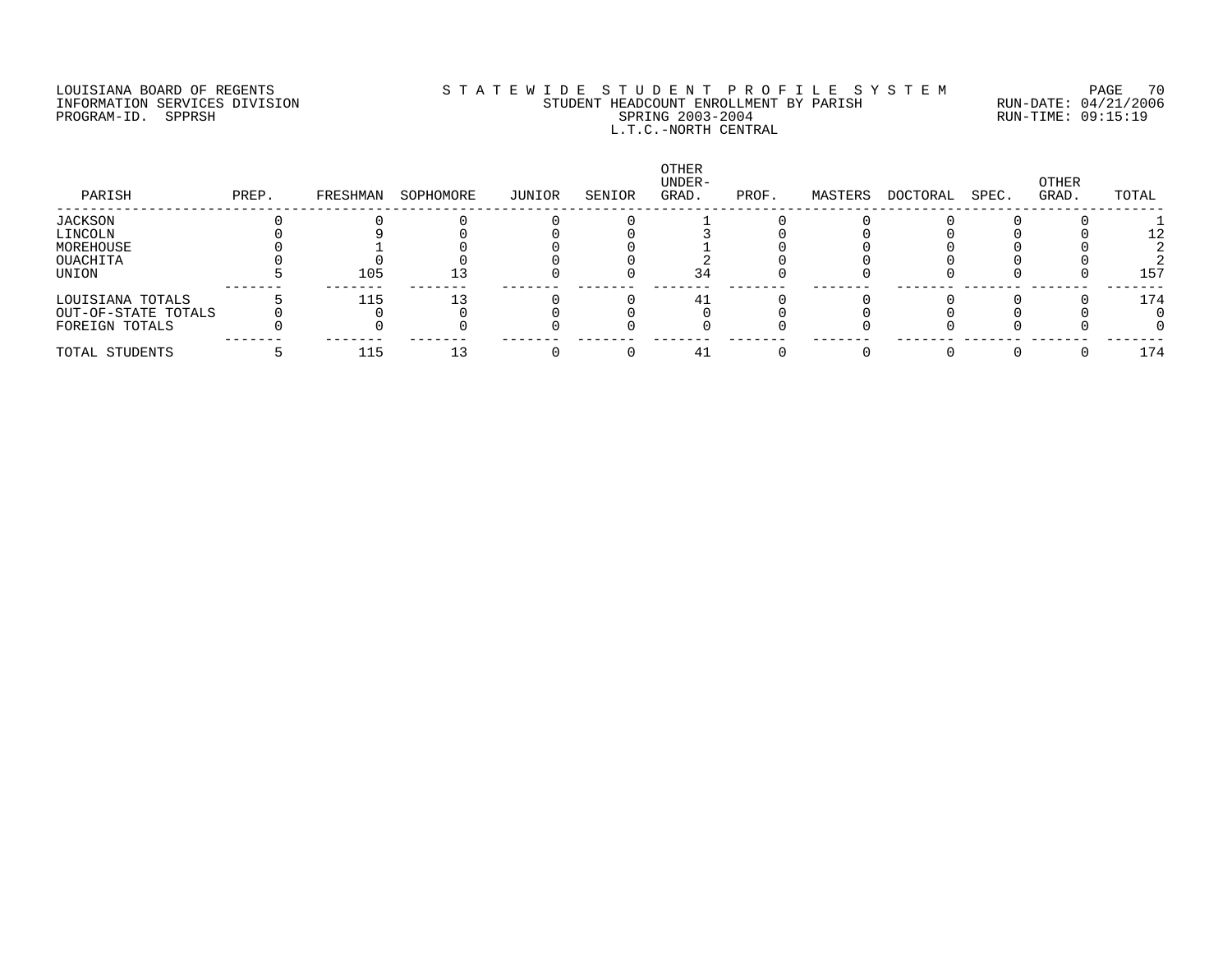LOUISIANA BOARD OF REGENTS
INFORMATION SERVICES DIVISION
PROGRAM-ID. SPPRSH

# STATEWIDE STUDENT PROFILE SYSTEM
## STUDENT HEADCOUNT ENROLLMENT BY PARISH
### SPRING 2003-2004
### L.T.C.-NORTH CENTRAL

RUN-DATE: 04/21/2006
RUN-TIME: 09:15:19

| PARISH | PREP. | FRESHMAN | SOPHOMORE | JUNIOR | SENIOR | OTHER UNDER-GRAD. | PROF. | MASTERS | DOCTORAL | SPEC. | OTHER GRAD. | TOTAL |
|---|---|---|---|---|---|---|---|---|---|---|---|---|
| JACKSON | 0 | 0 | 0 | 0 | 0 | 1 | 0 | 0 | 0 | 0 | 0 | 1 |
| LINCOLN | 0 | 9 | 0 | 0 | 0 | 3 | 0 | 0 | 0 | 0 | 0 | 12 |
| MOREHOUSE | 0 | 1 | 0 | 0 | 0 | 1 | 0 | 0 | 0 | 0 | 0 | 2 |
| OUACHITA | 0 | 0 | 0 | 0 | 0 | 2 | 0 | 0 | 0 | 0 | 0 | 2 |
| UNION | 5 | 105 | 13 | 0 | 0 | 34 | 0 | 0 | 0 | 0 | 0 | 157 |
| LOUISIANA TOTALS | 5 | 115 | 13 | 0 | 0 | 41 | 0 | 0 | 0 | 0 | 0 | 174 |
| OUT-OF-STATE TOTALS | 0 | 0 | 0 | 0 | 0 | 0 | 0 | 0 | 0 | 0 | 0 | 0 |
| FOREIGN TOTALS | 0 | 0 | 0 | 0 | 0 | 0 | 0 | 0 | 0 | 0 | 0 | 0 |
| TOTAL STUDENTS | 5 | 115 | 13 | 0 | 0 | 41 | 0 | 0 | 0 | 0 | 0 | 174 |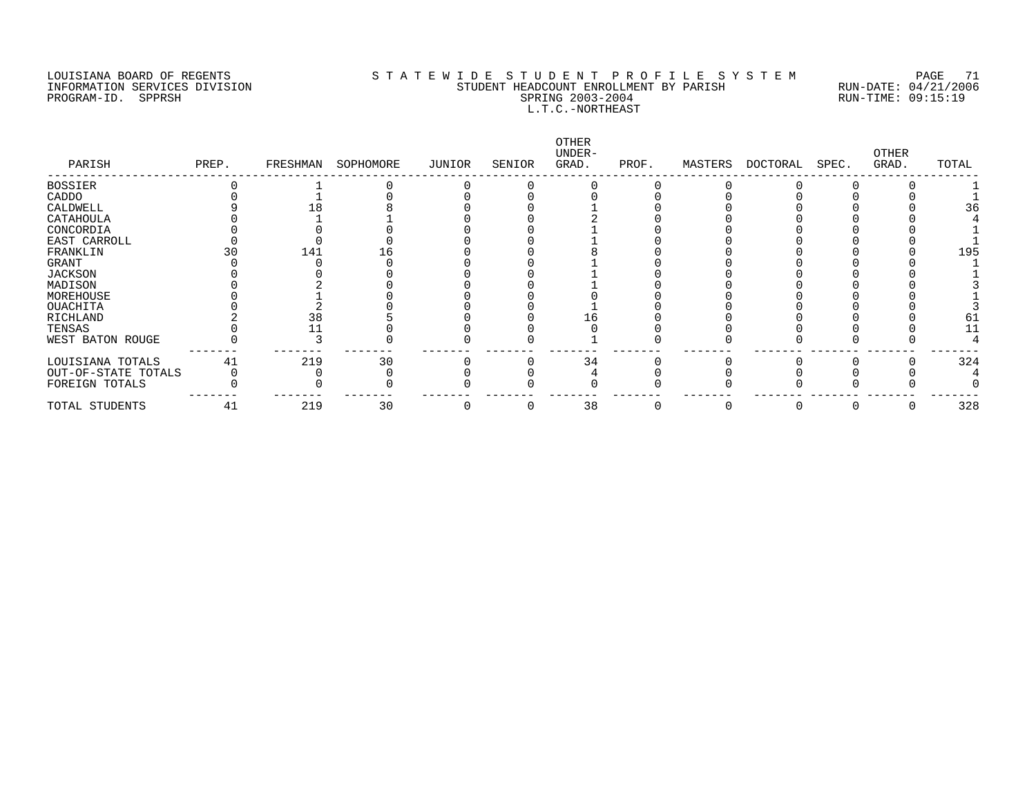LOUISIANA BOARD OF REGENTS
INFORMATION SERVICES DIVISION
PROGRAM-ID. SPPRSH

STATEWIDE STUDENT PROFILE SYSTEM
STUDENT HEADCOUNT ENROLLMENT BY PARISH
SPRING 2003-2004
L.T.C.-NORTHEAST

RUN-DATE: 04/21/2006
RUN-TIME: 09:15:19

| PARISH | PREP. | FRESHMAN | SOPHOMORE | JUNIOR | SENIOR | OTHER UNDER-GRAD. | PROF. | MASTERS | DOCTORAL | SPEC. | OTHER GRAD. | TOTAL |
|---|---|---|---|---|---|---|---|---|---|---|---|---|
| BOSSIER | 0 | 1 | 0 | 0 | 0 | 0 | 0 | 0 | 0 | 0 | 0 | 1 |
| CADDO | 0 | 1 | 0 | 0 | 0 | 0 | 0 | 0 | 0 | 0 | 0 | 1 |
| CALDWELL | 9 | 18 | 8 | 0 | 0 | 1 | 0 | 0 | 0 | 0 | 0 | 36 |
| CATAHOULA | 0 | 1 | 1 | 0 | 0 | 2 | 0 | 0 | 0 | 0 | 0 | 4 |
| CONCORDIA | 0 | 0 | 0 | 0 | 0 | 1 | 0 | 0 | 0 | 0 | 0 | 1 |
| EAST CARROLL | 0 | 0 | 0 | 0 | 0 | 1 | 0 | 0 | 0 | 0 | 0 | 1 |
| FRANKLIN | 30 | 141 | 16 | 0 | 0 | 8 | 0 | 0 | 0 | 0 | 0 | 195 |
| GRANT | 0 | 0 | 0 | 0 | 0 | 1 | 0 | 0 | 0 | 0 | 0 | 1 |
| JACKSON | 0 | 0 | 0 | 0 | 0 | 1 | 0 | 0 | 0 | 0 | 0 | 1 |
| MADISON | 0 | 2 | 0 | 0 | 0 | 1 | 0 | 0 | 0 | 0 | 0 | 3 |
| MOREHOUSE | 0 | 1 | 0 | 0 | 0 | 0 | 0 | 0 | 0 | 0 | 0 | 1 |
| OUACHITA | 0 | 2 | 0 | 0 | 0 | 1 | 0 | 0 | 0 | 0 | 0 | 3 |
| RICHLAND | 2 | 38 | 5 | 0 | 0 | 16 | 0 | 0 | 0 | 0 | 0 | 61 |
| TENSAS | 0 | 11 | 0 | 0 | 0 | 0 | 0 | 0 | 0 | 0 | 0 | 11 |
| WEST BATON ROUGE | 0 | 3 | 0 | 0 | 0 | 1 | 0 | 0 | 0 | 0 | 0 | 4 |
| LOUISIANA TOTALS | 41 | 219 | 30 | 0 | 0 | 34 | 0 | 0 | 0 | 0 | 0 | 324 |
| OUT-OF-STATE TOTALS | 0 | 0 | 0 | 0 | 0 | 4 | 0 | 0 | 0 | 0 | 0 | 4 |
| FOREIGN TOTALS | 0 | 0 | 0 | 0 | 0 | 0 | 0 | 0 | 0 | 0 | 0 | 0 |
| TOTAL STUDENTS | 41 | 219 | 30 | 0 | 0 | 38 | 0 | 0 | 0 | 0 | 0 | 328 |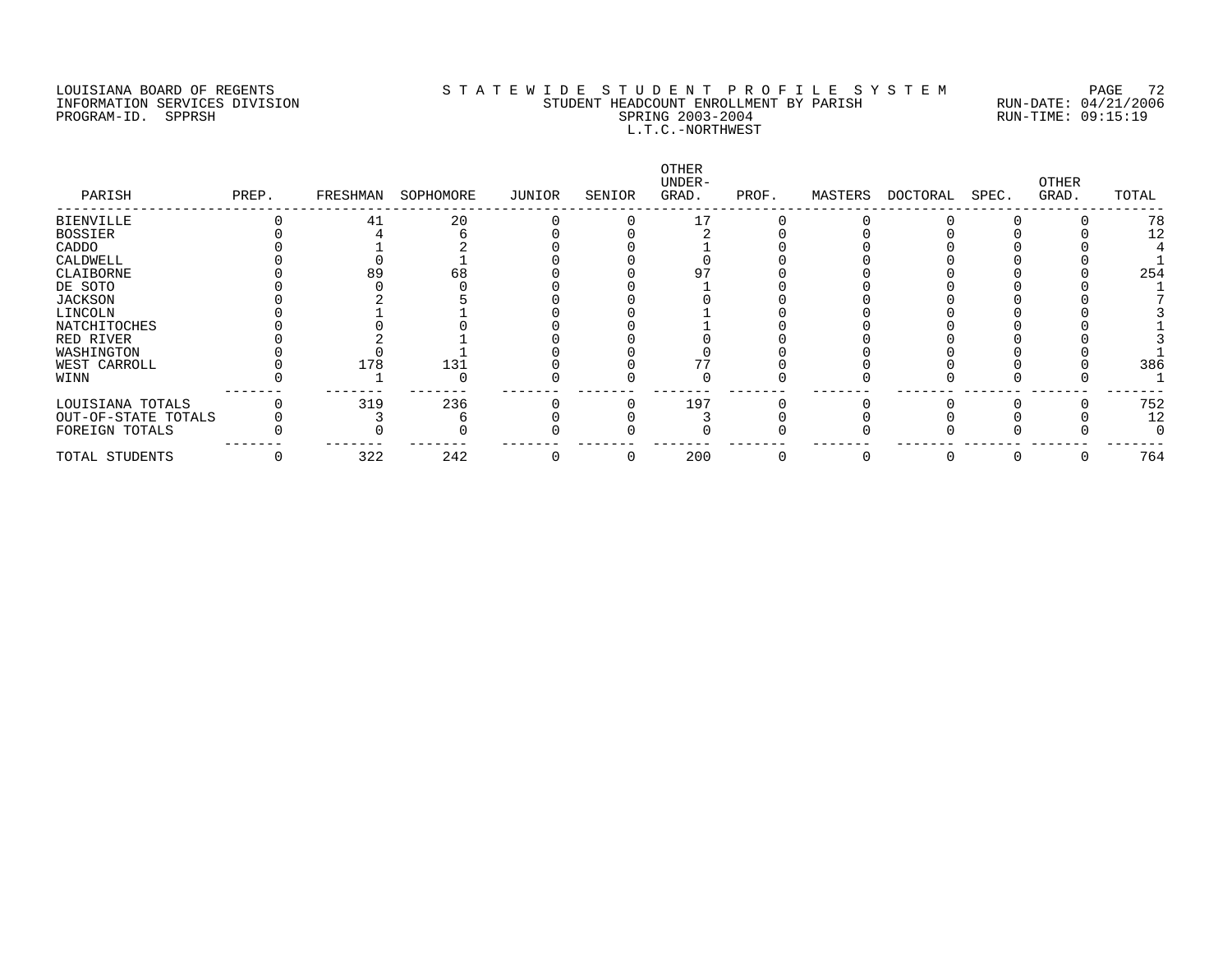LOUISIANA BOARD OF REGENTS
INFORMATION SERVICES DIVISION
PROGRAM-ID. SPPRSH

STATEWIDE STUDENT PROFILE SYSTEM
STUDENT HEADCOUNT ENROLLMENT BY PARISH
SPRING 2003-2004
L.T.C.-NORTHWEST

RUN-DATE: 04/21/2006
RUN-TIME: 09:15:19

| PARISH | PREP. | FRESHMAN | SOPHOMORE | JUNIOR | SENIOR | OTHER UNDER-GRAD. | PROF. | MASTERS | DOCTORAL | SPEC. | OTHER GRAD. | TOTAL |
|---|---|---|---|---|---|---|---|---|---|---|---|---|
| BIENVILLE | 0 | 41 | 20 | 0 | 0 | 17 | 0 | 0 | 0 | 0 | 0 | 78 |
| BOSSIER | 0 | 4 | 6 | 0 | 0 | 2 | 0 | 0 | 0 | 0 | 0 | 12 |
| CADDO | 0 | 1 | 2 | 0 | 0 | 1 | 0 | 0 | 0 | 0 | 0 | 4 |
| CALDWELL | 0 | 0 | 1 | 0 | 0 | 0 | 0 | 0 | 0 | 0 | 0 | 1 |
| CLAIBORNE | 0 | 89 | 68 | 0 | 0 | 97 | 0 | 0 | 0 | 0 | 0 | 254 |
| DE SOTO | 0 | 0 | 0 | 0 | 0 | 1 | 0 | 0 | 0 | 0 | 0 | 1 |
| JACKSON | 0 | 2 | 5 | 0 | 0 | 0 | 0 | 0 | 0 | 0 | 0 | 7 |
| LINCOLN | 0 | 1 | 1 | 0 | 0 | 1 | 0 | 0 | 0 | 0 | 0 | 3 |
| NATCHITOCHES | 0 | 0 | 0 | 0 | 0 | 1 | 0 | 0 | 0 | 0 | 0 | 1 |
| RED RIVER | 0 | 2 | 1 | 0 | 0 | 0 | 0 | 0 | 0 | 0 | 0 | 3 |
| WASHINGTON | 0 | 0 | 1 | 0 | 0 | 0 | 0 | 0 | 0 | 0 | 0 | 1 |
| WEST CARROLL | 0 | 178 | 131 | 0 | 0 | 77 | 0 | 0 | 0 | 0 | 0 | 386 |
| WINN | 0 | 1 | 0 | 0 | 0 | 0 | 0 | 0 | 0 | 0 | 0 | 1 |
| LOUISIANA TOTALS | 0 | 319 | 236 | 0 | 0 | 197 | 0 | 0 | 0 | 0 | 0 | 752 |
| OUT-OF-STATE TOTALS | 0 | 3 | 6 | 0 | 0 | 3 | 0 | 0 | 0 | 0 | 0 | 12 |
| FOREIGN TOTALS | 0 | 0 | 0 | 0 | 0 | 0 | 0 | 0 | 0 | 0 | 0 | 0 |
| TOTAL STUDENTS | 0 | 322 | 242 | 0 | 0 | 200 | 0 | 0 | 0 | 0 | 0 | 764 |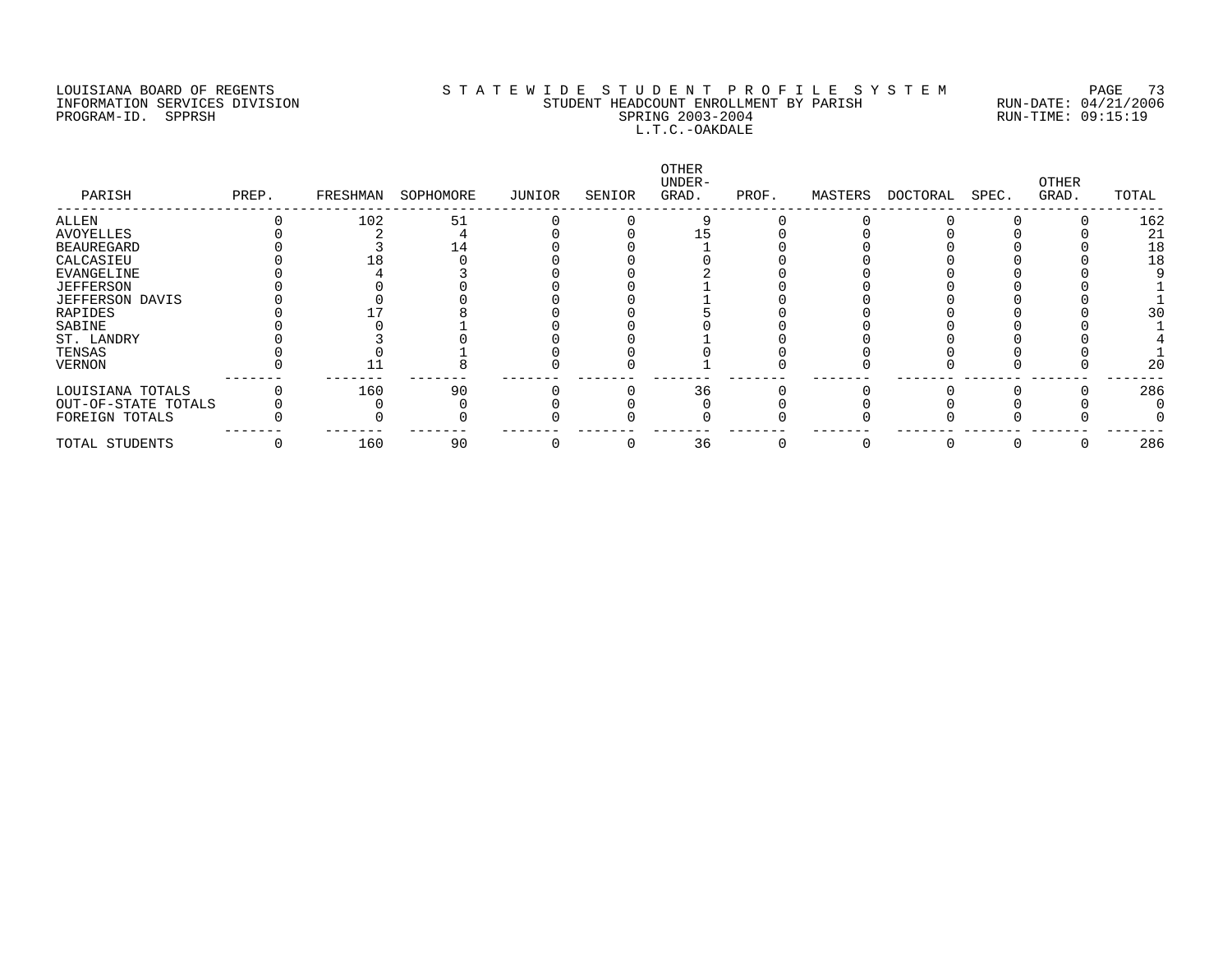LOUISIANA BOARD OF REGENTS
INFORMATION SERVICES DIVISION
PROGRAM-ID. SPPRSH

STATEWIDE STUDENT PROFILE SYSTEM
STUDENT HEADCOUNT ENROLLMENT BY PARISH
SPRING 2003-2004
L.T.C.-OAKDALE

RUN-DATE: 04/21/2006
RUN-TIME: 09:15:19

| PARISH | PREP. | FRESHMAN | SOPHOMORE | JUNIOR | SENIOR | OTHER UNDER-GRAD. | PROF. | MASTERS | DOCTORAL | SPEC. | OTHER GRAD. | TOTAL |
|---|---|---|---|---|---|---|---|---|---|---|---|---|
| ALLEN | 0 | 102 | 51 | 0 | 0 | 9 | 0 | 0 | 0 | 0 | 0 | 162 |
| AVOYELLES | 0 | 2 | 4 | 0 | 0 | 15 | 0 | 0 | 0 | 0 | 0 | 21 |
| BEAUREGARD | 0 | 3 | 14 | 0 | 0 | 1 | 0 | 0 | 0 | 0 | 0 | 18 |
| CALCASIEU | 0 | 18 | 0 | 0 | 0 | 0 | 0 | 0 | 0 | 0 | 0 | 18 |
| EVANGELINE | 0 | 4 | 3 | 0 | 0 | 2 | 0 | 0 | 0 | 0 | 0 | 9 |
| JEFFERSON | 0 | 0 | 0 | 0 | 0 | 1 | 0 | 0 | 0 | 0 | 0 | 1 |
| JEFFERSON DAVIS | 0 | 0 | 0 | 0 | 0 | 1 | 0 | 0 | 0 | 0 | 0 | 1 |
| RAPIDES | 0 | 17 | 8 | 0 | 0 | 5 | 0 | 0 | 0 | 0 | 0 | 30 |
| SABINE | 0 | 0 | 1 | 0 | 0 | 0 | 0 | 0 | 0 | 0 | 0 | 1 |
| ST. LANDRY | 0 | 3 | 0 | 0 | 0 | 1 | 0 | 0 | 0 | 0 | 0 | 4 |
| TENSAS | 0 | 0 | 1 | 0 | 0 | 0 | 0 | 0 | 0 | 0 | 0 | 1 |
| VERNON | 0 | 11 | 8 | 0 | 0 | 1 | 0 | 0 | 0 | 0 | 0 | 20 |
| LOUISIANA TOTALS | 0 | 160 | 90 | 0 | 0 | 36 | 0 | 0 | 0 | 0 | 0 | 286 |
| OUT-OF-STATE TOTALS | 0 | 0 | 0 | 0 | 0 | 0 | 0 | 0 | 0 | 0 | 0 | 0 |
| FOREIGN TOTALS | 0 | 0 | 0 | 0 | 0 | 0 | 0 | 0 | 0 | 0 | 0 | 0 |
| TOTAL STUDENTS | 0 | 160 | 90 | 0 | 0 | 36 | 0 | 0 | 0 | 0 | 0 | 286 |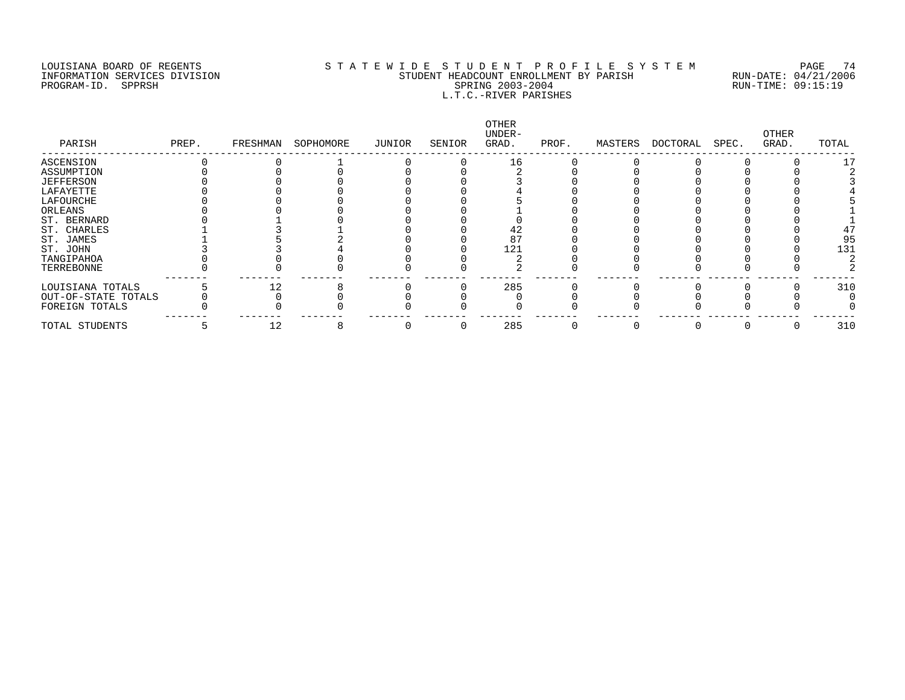LOUISIANA BOARD OF REGENTS
INFORMATION SERVICES DIVISION
PROGRAM-ID. SPPRSH

# S T A T E W I D E  S T U D E N T  P R O F I L E  S Y S T E M

STUDENT HEADCOUNT ENROLLMENT BY PARISH
SPRING 2003-2004
L.T.C.-RIVER PARISHES

RUN-DATE: 04/21/2006
RUN-TIME: 09:15:19

| PARISH | PREP. | FRESHMAN | SOPHOMORE | JUNIOR | SENIOR | OTHER UNDER-GRAD. | PROF. | MASTERS | DOCTORAL | SPEC. | OTHER GRAD. | TOTAL |
|---|---|---|---|---|---|---|---|---|---|---|---|---|
| ASCENSION | 0 | 0 | 1 | 0 | 0 | 16 | 0 | 0 | 0 | 0 | 0 | 17 |
| ASSUMPTION | 0 | 0 | 0 | 0 | 0 | 2 | 0 | 0 | 0 | 0 | 0 | 2 |
| JEFFERSON | 0 | 0 | 0 | 0 | 0 | 3 | 0 | 0 | 0 | 0 | 0 | 3 |
| LAFAYETTE | 0 | 0 | 0 | 0 | 0 | 4 | 0 | 0 | 0 | 0 | 0 | 4 |
| LAFOURCHE | 0 | 0 | 0 | 0 | 0 | 5 | 0 | 0 | 0 | 0 | 0 | 5 |
| ORLEANS | 0 | 0 | 0 | 0 | 0 | 1 | 0 | 0 | 0 | 0 | 0 | 1 |
| ST. BERNARD | 0 | 1 | 0 | 0 | 0 | 0 | 0 | 0 | 0 | 0 | 0 | 1 |
| ST. CHARLES | 1 | 3 | 1 | 0 | 0 | 42 | 0 | 0 | 0 | 0 | 0 | 47 |
| ST. JAMES | 1 | 5 | 2 | 0 | 0 | 87 | 0 | 0 | 0 | 0 | 0 | 95 |
| ST. JOHN | 3 | 3 | 4 | 0 | 0 | 121 | 0 | 0 | 0 | 0 | 0 | 131 |
| TANGIPAHOA | 0 | 0 | 0 | 0 | 0 | 2 | 0 | 0 | 0 | 0 | 0 | 2 |
| TERREBONNE | 0 | 0 | 0 | 0 | 0 | 2 | 0 | 0 | 0 | 0 | 0 | 2 |
| LOUISIANA TOTALS | 5 | 12 | 8 | 0 | 0 | 285 | 0 | 0 | 0 | 0 | 0 | 310 |
| OUT-OF-STATE TOTALS | 0 | 0 | 0 | 0 | 0 | 0 | 0 | 0 | 0 | 0 | 0 | 0 |
| FOREIGN TOTALS | 0 | 0 | 0 | 0 | 0 | 0 | 0 | 0 | 0 | 0 | 0 | 0 |
| TOTAL STUDENTS | 5 | 12 | 8 | 0 | 0 | 285 | 0 | 0 | 0 | 0 | 0 | 310 |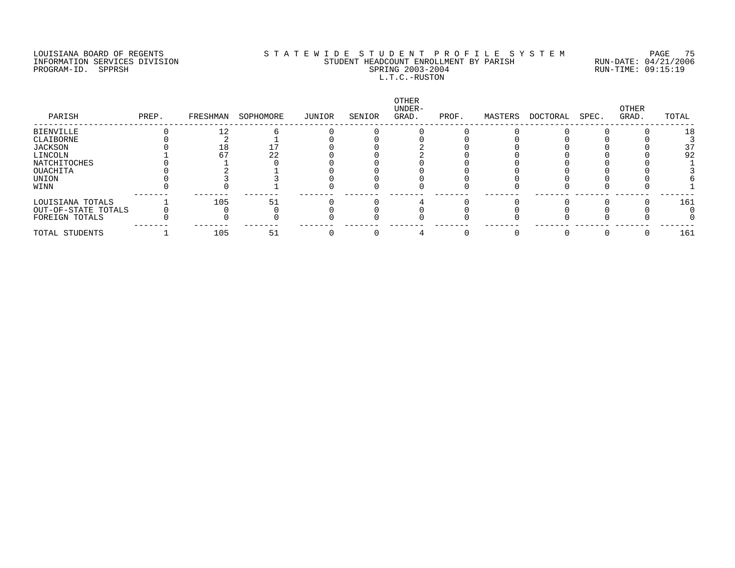LOUISIANA BOARD OF REGENTS
INFORMATION SERVICES DIVISION
PROGRAM-ID. SPPRSH

STATEWIDE STUDENT PROFILE SYSTEM
STUDENT HEADCOUNT ENROLLMENT BY PARISH
SPRING 2003-2004
L.T.C.-RUSTON

RUN-DATE: 04/21/2006
RUN-TIME: 09:15:19

| PARISH | PREP. | FRESHMAN | SOPHOMORE | JUNIOR | SENIOR | OTHER UNDER-GRAD. | PROF. | MASTERS | DOCTORAL | SPEC. | OTHER GRAD. | TOTAL |
|---|---|---|---|---|---|---|---|---|---|---|---|---|
| BIENVILLE | 0 | 12 | 6 | 0 | 0 | 0 | 0 | 0 | 0 | 0 | 0 | 18 |
| CLAIBORNE | 0 | 2 | 1 | 0 | 0 | 0 | 0 | 0 | 0 | 0 | 0 | 3 |
| JACKSON | 0 | 18 | 17 | 0 | 0 | 2 | 0 | 0 | 0 | 0 | 0 | 37 |
| LINCOLN | 1 | 67 | 22 | 0 | 0 | 2 | 0 | 0 | 0 | 0 | 0 | 92 |
| NATCHITOCHES | 0 | 1 | 0 | 0 | 0 | 0 | 0 | 0 | 0 | 0 | 0 | 1 |
| OUACHITA | 0 | 2 | 1 | 0 | 0 | 0 | 0 | 0 | 0 | 0 | 0 | 3 |
| UNION | 0 | 3 | 3 | 0 | 0 | 0 | 0 | 0 | 0 | 0 | 0 | 6 |
| WINN | 0 | 0 | 1 | 0 | 0 | 0 | 0 | 0 | 0 | 0 | 0 | 1 |
| LOUISIANA TOTALS | 1 | 105 | 51 | 0 | 0 | 4 | 0 | 0 | 0 | 0 | 0 | 161 |
| OUT-OF-STATE TOTALS | 0 | 0 | 0 | 0 | 0 | 0 | 0 | 0 | 0 | 0 | 0 | 0 |
| FOREIGN TOTALS | 0 | 0 | 0 | 0 | 0 | 0 | 0 | 0 | 0 | 0 | 0 | 0 |
| TOTAL STUDENTS | 1 | 105 | 51 | 0 | 0 | 4 | 0 | 0 | 0 | 0 | 0 | 161 |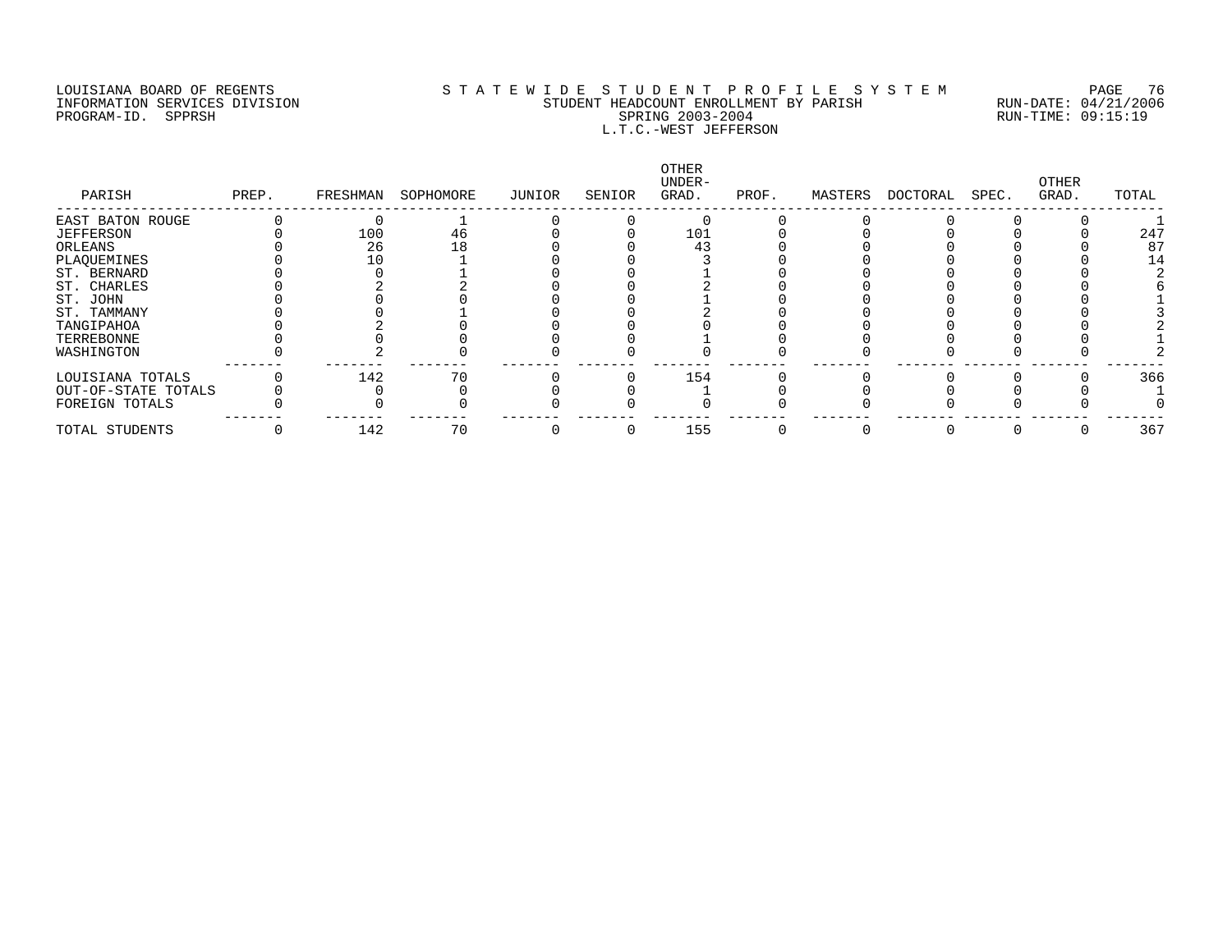LOUISIANA BOARD OF REGENTS
INFORMATION SERVICES DIVISION
PROGRAM-ID. SPPRSH

STATEWIDE STUDENT PROFILE SYSTEM
STUDENT HEADCOUNT ENROLLMENT BY PARISH
SPRING 2003-2004
L.T.C.-WEST JEFFERSON

RUN-DATE: 04/21/2006
RUN-TIME: 09:15:19

| PARISH | PREP. | FRESHMAN | SOPHOMORE | JUNIOR | SENIOR | OTHER UNDER-GRAD. | PROF. | MASTERS | DOCTORAL | SPEC. | OTHER GRAD. | TOTAL |
|---|---|---|---|---|---|---|---|---|---|---|---|---|
| EAST BATON ROUGE | 0 | 0 | 1 | 0 | 0 | 0 | 0 | 0 | 0 | 0 | 0 | 1 |
| JEFFERSON | 0 | 100 | 46 | 0 | 0 | 101 | 0 | 0 | 0 | 0 | 0 | 247 |
| ORLEANS | 0 | 26 | 18 | 0 | 0 | 43 | 0 | 0 | 0 | 0 | 0 | 87 |
| PLAQUEMINES | 0 | 10 | 1 | 0 | 0 | 3 | 0 | 0 | 0 | 0 | 0 | 14 |
| ST. BERNARD | 0 | 0 | 1 | 0 | 0 | 1 | 0 | 0 | 0 | 0 | 0 | 2 |
| ST. CHARLES | 0 | 2 | 2 | 0 | 0 | 2 | 0 | 0 | 0 | 0 | 0 | 6 |
| ST. JOHN | 0 | 0 | 0 | 0 | 0 | 1 | 0 | 0 | 0 | 0 | 0 | 1 |
| ST. TAMMANY | 0 | 0 | 1 | 0 | 0 | 2 | 0 | 0 | 0 | 0 | 0 | 3 |
| TANGIPAHOA | 0 | 2 | 0 | 0 | 0 | 0 | 0 | 0 | 0 | 0 | 0 | 2 |
| TERREBONNE | 0 | 0 | 0 | 0 | 0 | 1 | 0 | 0 | 0 | 0 | 0 | 1 |
| WASHINGTON | 0 | 2 | 0 | 0 | 0 | 0 | 0 | 0 | 0 | 0 | 0 | 2 |
| LOUISIANA TOTALS | 0 | 142 | 70 | 0 | 0 | 154 | 0 | 0 | 0 | 0 | 0 | 366 |
| OUT-OF-STATE TOTALS | 0 | 0 | 0 | 0 | 0 | 1 | 0 | 0 | 0 | 0 | 0 | 1 |
| FOREIGN TOTALS | 0 | 0 | 0 | 0 | 0 | 0 | 0 | 0 | 0 | 0 | 0 | 0 |
| TOTAL STUDENTS | 0 | 142 | 70 | 0 | 0 | 155 | 0 | 0 | 0 | 0 | 0 | 367 |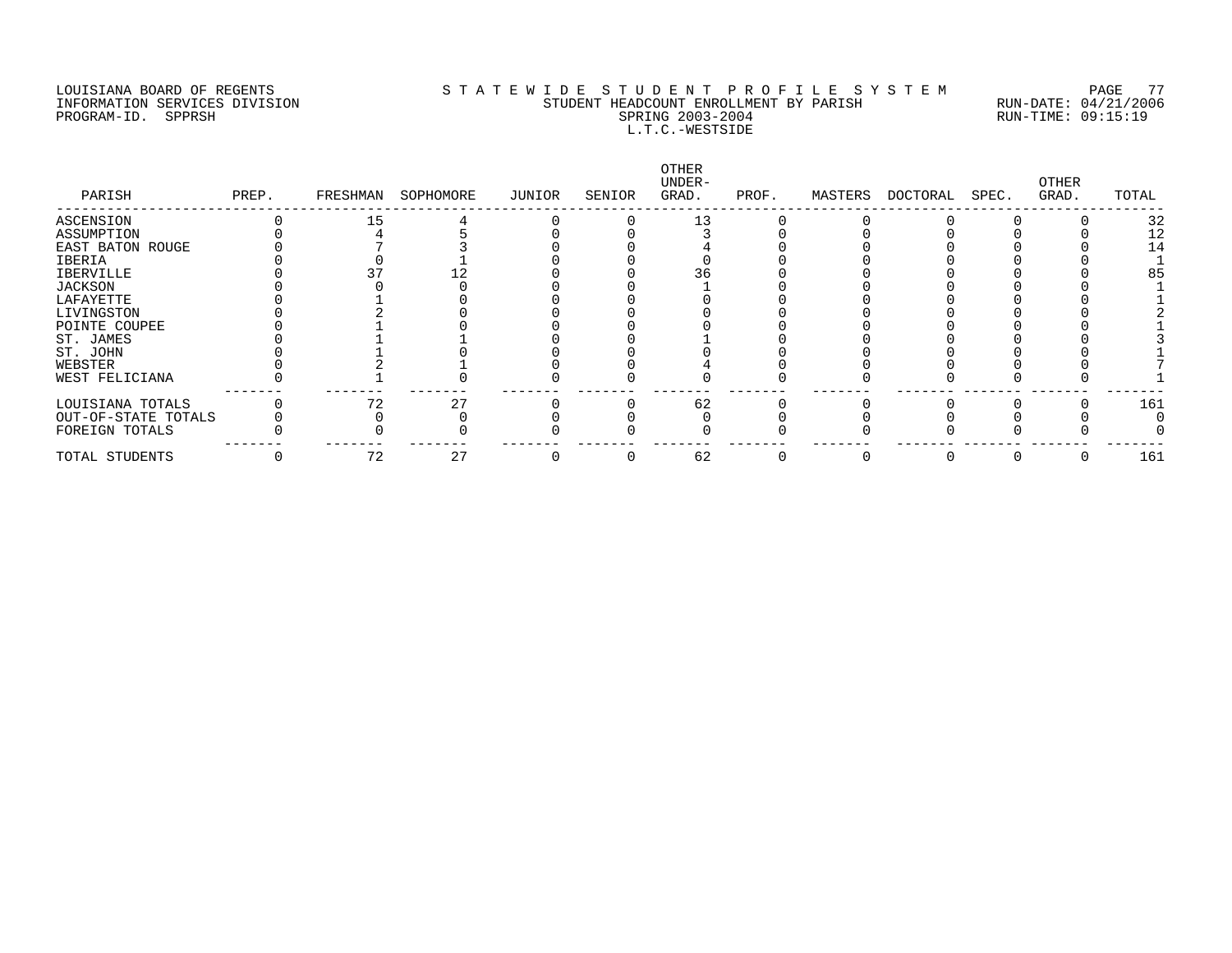LOUISIANA BOARD OF REGENTS — S T A T E W I D E S T U D E N T P R O F I L E S Y S T E M

INFORMATION SERVICES DIVISION — STUDENT HEADCOUNT ENROLLMENT BY PARISH — RUN-DATE: 04/21/2006

PROGRAM-ID. SPPRSH — SPRING 2003-2004 — RUN-TIME: 09:15:19

L.T.C.-WESTSIDE

| PARISH | PREP. | FRESHMAN | SOPHOMORE | JUNIOR | SENIOR | OTHER UNDER-GRAD. | PROF. | MASTERS | DOCTORAL | SPEC. | OTHER GRAD. | TOTAL |
|---|---|---|---|---|---|---|---|---|---|---|---|---|
| ASCENSION | 0 | 15 | 4 | 0 | 0 | 13 | 0 | 0 | 0 | 0 | 0 | 32 |
| ASSUMPTION | 0 | 4 | 5 | 0 | 0 | 3 | 0 | 0 | 0 | 0 | 0 | 12 |
| EAST BATON ROUGE | 0 | 7 | 3 | 0 | 0 | 4 | 0 | 0 | 0 | 0 | 0 | 14 |
| IBERIA | 0 | 0 | 1 | 0 | 0 | 0 | 0 | 0 | 0 | 0 | 0 | 1 |
| IBERVILLE | 0 | 37 | 12 | 0 | 0 | 36 | 0 | 0 | 0 | 0 | 0 | 85 |
| JACKSON | 0 | 0 | 0 | 0 | 0 | 1 | 0 | 0 | 0 | 0 | 0 | 1 |
| LAFAYETTE | 0 | 1 | 0 | 0 | 0 | 0 | 0 | 0 | 0 | 0 | 0 | 1 |
| LIVINGSTON | 0 | 2 | 0 | 0 | 0 | 0 | 0 | 0 | 0 | 0 | 0 | 2 |
| POINTE COUPEE | 0 | 1 | 0 | 0 | 0 | 0 | 0 | 0 | 0 | 0 | 0 | 1 |
| ST. JAMES | 0 | 1 | 1 | 0 | 0 | 1 | 0 | 0 | 0 | 0 | 0 | 3 |
| ST. JOHN | 0 | 1 | 0 | 0 | 0 | 0 | 0 | 0 | 0 | 0 | 0 | 1 |
| WEBSTER | 0 | 2 | 1 | 0 | 0 | 4 | 0 | 0 | 0 | 0 | 0 | 7 |
| WEST FELICIANA | 0 | 1 | 0 | 0 | 0 | 0 | 0 | 0 | 0 | 0 | 0 | 1 |
| LOUISIANA TOTALS | 0 | 72 | 27 | 0 | 0 | 62 | 0 | 0 | 0 | 0 | 0 | 161 |
| OUT-OF-STATE TOTALS | 0 | 0 | 0 | 0 | 0 | 0 | 0 | 0 | 0 | 0 | 0 | 0 |
| FOREIGN TOTALS | 0 | 0 | 0 | 0 | 0 | 0 | 0 | 0 | 0 | 0 | 0 | 0 |
| TOTAL STUDENTS | 0 | 72 | 27 | 0 | 0 | 62 | 0 | 0 | 0 | 0 | 0 | 161 |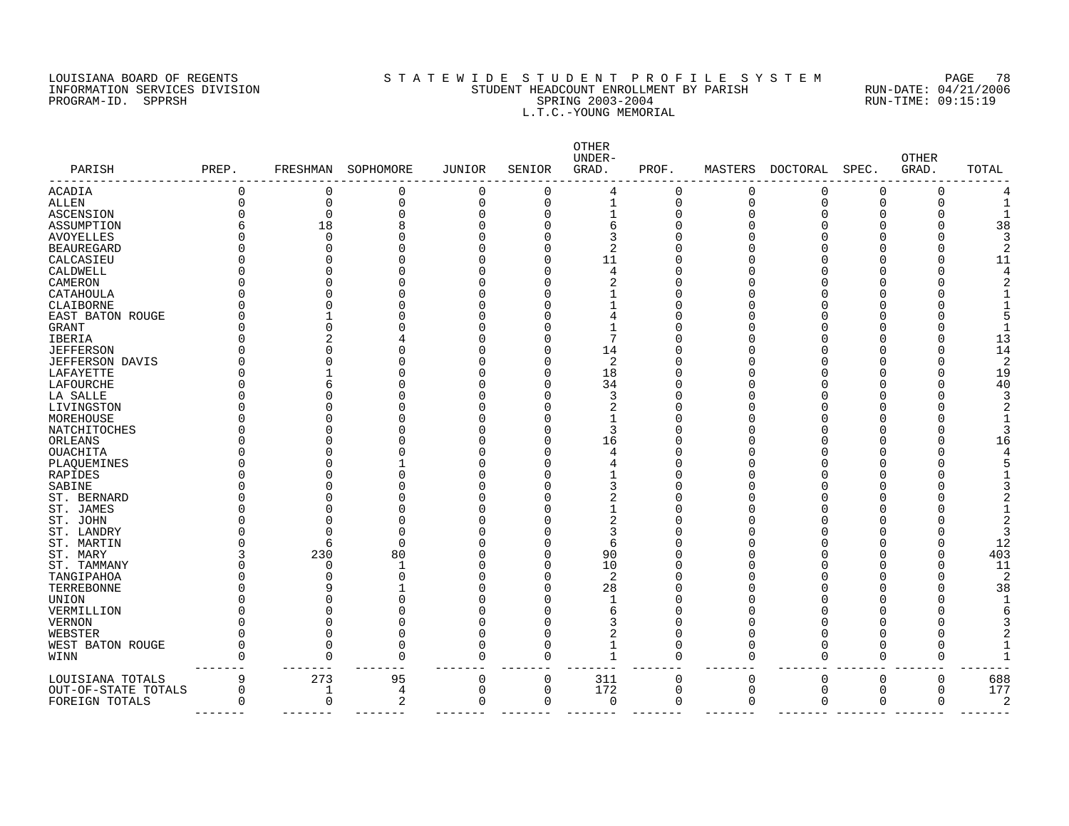LOUISIANA BOARD OF REGENTS
INFORMATION SERVICES DIVISION
PROGRAM-ID. SPPRSH

# S T A T E W I D E S T U D E N T P R O F I L E S Y S T E M
## STUDENT HEADCOUNT ENROLLMENT BY PARISH
### SPRING 2003-2004
### L.T.C.-YOUNG MEMORIAL

RUN-DATE: 04/21/2006
RUN-TIME: 09:15:19

| PARISH | PREP. | FRESHMAN | SOPHOMORE | JUNIOR | SENIOR | OTHER UNDER-GRAD. | PROF. | MASTERS | DOCTORAL | SPEC. | OTHER GRAD. | TOTAL |
|---|---|---|---|---|---|---|---|---|---|---|---|---|
| ACADIA | 0 | 0 | 0 | 0 | 0 | 4 | 0 | 0 | 0 | 0 | 0 | 4 |
| ALLEN | 0 | 0 | 0 | 0 | 0 | 1 | 0 | 0 | 0 | 0 | 0 | 1 |
| ASCENSION | 0 | 0 | 0 | 0 | 0 | 1 | 0 | 0 | 0 | 0 | 0 | 1 |
| ASSUMPTION | 6 | 18 | 8 | 0 | 0 | 6 | 0 | 0 | 0 | 0 | 0 | 38 |
| AVOYELLES | 0 | 0 | 0 | 0 | 0 | 3 | 0 | 0 | 0 | 0 | 0 | 3 |
| BEAUREGARD | 0 | 0 | 0 | 0 | 0 | 2 | 0 | 0 | 0 | 0 | 0 | 2 |
| CALCASIEU | 0 | 0 | 0 | 0 | 0 | 11 | 0 | 0 | 0 | 0 | 0 | 11 |
| CALDWELL | 0 | 0 | 0 | 0 | 0 | 4 | 0 | 0 | 0 | 0 | 0 | 4 |
| CAMERON | 0 | 0 | 0 | 0 | 0 | 2 | 0 | 0 | 0 | 0 | 0 | 2 |
| CATAHOULA | 0 | 0 | 0 | 0 | 0 | 1 | 0 | 0 | 0 | 0 | 0 | 1 |
| CLAIBORNE | 0 | 0 | 0 | 0 | 0 | 1 | 0 | 0 | 0 | 0 | 0 | 1 |
| EAST BATON ROUGE | 0 | 1 | 0 | 0 | 0 | 4 | 0 | 0 | 0 | 0 | 0 | 5 |
| GRANT | 0 | 0 | 0 | 0 | 0 | 1 | 0 | 0 | 0 | 0 | 0 | 1 |
| IBERIA | 0 | 2 | 4 | 0 | 0 | 7 | 0 | 0 | 0 | 0 | 0 | 13 |
| JEFFERSON | 0 | 0 | 0 | 0 | 0 | 14 | 0 | 0 | 0 | 0 | 0 | 14 |
| JEFFERSON DAVIS | 0 | 0 | 0 | 0 | 0 | 2 | 0 | 0 | 0 | 0 | 0 | 2 |
| LAFAYETTE | 0 | 1 | 0 | 0 | 0 | 18 | 0 | 0 | 0 | 0 | 0 | 19 |
| LAFOURCHE | 0 | 6 | 0 | 0 | 0 | 34 | 0 | 0 | 0 | 0 | 0 | 40 |
| LA SALLE | 0 | 0 | 0 | 0 | 0 | 3 | 0 | 0 | 0 | 0 | 0 | 3 |
| LIVINGSTON | 0 | 0 | 0 | 0 | 0 | 2 | 0 | 0 | 0 | 0 | 0 | 2 |
| MOREHOUSE | 0 | 0 | 0 | 0 | 0 | 1 | 0 | 0 | 0 | 0 | 0 | 1 |
| NATCHITOCHES | 0 | 0 | 0 | 0 | 0 | 3 | 0 | 0 | 0 | 0 | 0 | 3 |
| ORLEANS | 0 | 0 | 0 | 0 | 0 | 16 | 0 | 0 | 0 | 0 | 0 | 16 |
| OUACHITA | 0 | 0 | 0 | 0 | 0 | 4 | 0 | 0 | 0 | 0 | 0 | 4 |
| PLAQUEMINES | 0 | 0 | 1 | 0 | 0 | 4 | 0 | 0 | 0 | 0 | 0 | 5 |
| RAPIDES | 0 | 0 | 0 | 0 | 0 | 1 | 0 | 0 | 0 | 0 | 0 | 1 |
| SABINE | 0 | 0 | 0 | 0 | 0 | 3 | 0 | 0 | 0 | 0 | 0 | 3 |
| ST. BERNARD | 0 | 0 | 0 | 0 | 0 | 2 | 0 | 0 | 0 | 0 | 0 | 2 |
| ST. JAMES | 0 | 0 | 0 | 0 | 0 | 1 | 0 | 0 | 0 | 0 | 0 | 1 |
| ST. JOHN | 0 | 0 | 0 | 0 | 0 | 2 | 0 | 0 | 0 | 0 | 0 | 2 |
| ST. LANDRY | 0 | 0 | 0 | 0 | 0 | 3 | 0 | 0 | 0 | 0 | 0 | 3 |
| ST. MARTIN | 0 | 6 | 0 | 0 | 0 | 6 | 0 | 0 | 0 | 0 | 0 | 12 |
| ST. MARY | 3 | 230 | 80 | 0 | 0 | 90 | 0 | 0 | 0 | 0 | 0 | 403 |
| ST. TAMMANY | 0 | 0 | 1 | 0 | 0 | 10 | 0 | 0 | 0 | 0 | 0 | 11 |
| TANGIPAHOA | 0 | 0 | 0 | 0 | 0 | 2 | 0 | 0 | 0 | 0 | 0 | 2 |
| TERREBONNE | 0 | 9 | 1 | 0 | 0 | 28 | 0 | 0 | 0 | 0 | 0 | 38 |
| UNION | 0 | 0 | 0 | 0 | 0 | 1 | 0 | 0 | 0 | 0 | 0 | 1 |
| VERMILLION | 0 | 0 | 0 | 0 | 0 | 6 | 0 | 0 | 0 | 0 | 0 | 6 |
| VERNON | 0 | 0 | 0 | 0 | 0 | 3 | 0 | 0 | 0 | 0 | 0 | 3 |
| WEBSTER | 0 | 0 | 0 | 0 | 0 | 2 | 0 | 0 | 0 | 0 | 0 | 2 |
| WEST BATON ROUGE | 0 | 0 | 0 | 0 | 0 | 1 | 0 | 0 | 0 | 0 | 0 | 1 |
| WINN | 0 | 0 | 0 | 0 | 0 | 1 | 0 | 0 | 0 | 0 | 0 | 1 |
| LOUISIANA TOTALS | 9 | 273 | 95 | 0 | 0 | 311 | 0 | 0 | 0 | 0 | 0 | 688 |
| OUT-OF-STATE TOTALS | 0 | 1 | 4 | 0 | 0 | 172 | 0 | 0 | 0 | 0 | 0 | 177 |
| FOREIGN TOTALS | 0 | 0 | 2 | 0 | 0 | 0 | 0 | 0 | 0 | 0 | 0 | 2 |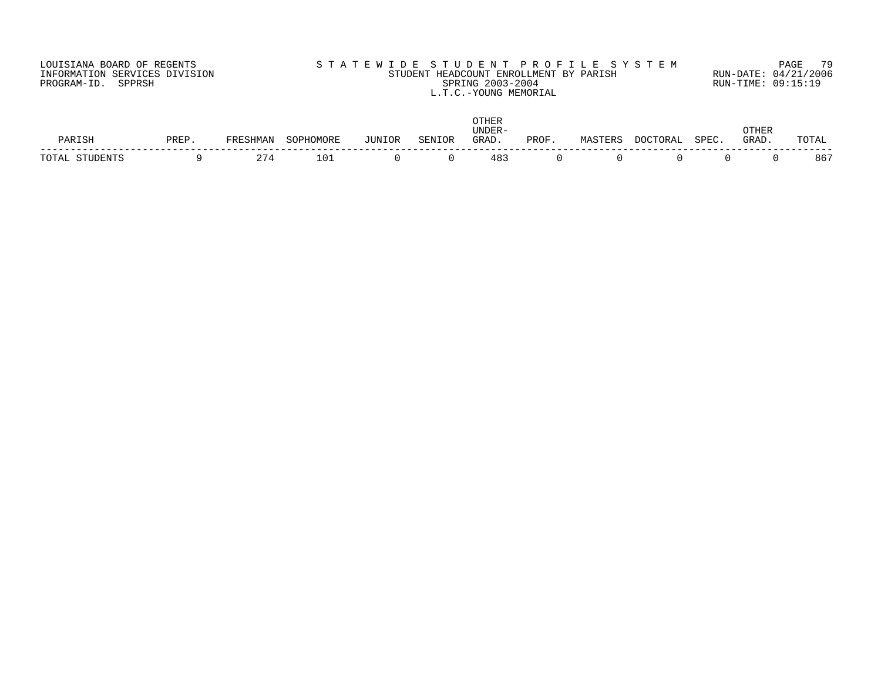LOUISIANA BOARD OF REGENTS
INFORMATION SERVICES DIVISION
PROGRAM-ID. SPPRSH

STATEWIDE STUDENT PROFILE SYSTEM
STUDENT HEADCOUNT ENROLLMENT BY PARISH
SPRING 2003-2004
L.T.C.-YOUNG MEMORIAL

RUN-DATE: 04/21/2006
RUN-TIME: 09:15:19

| PARISH | PREP. | FRESHMAN | SOPHOMORE | JUNIOR | SENIOR | OTHER UNDER-GRAD. | PROF. | MASTERS | DOCTORAL | SPEC. | OTHER GRAD. | TOTAL |
|---|---|---|---|---|---|---|---|---|---|---|---|---|
| TOTAL STUDENTS | 9 | 274 | 101 | 0 | 0 | 483 | 0 | 0 | 0 | 0 | 0 | 867 |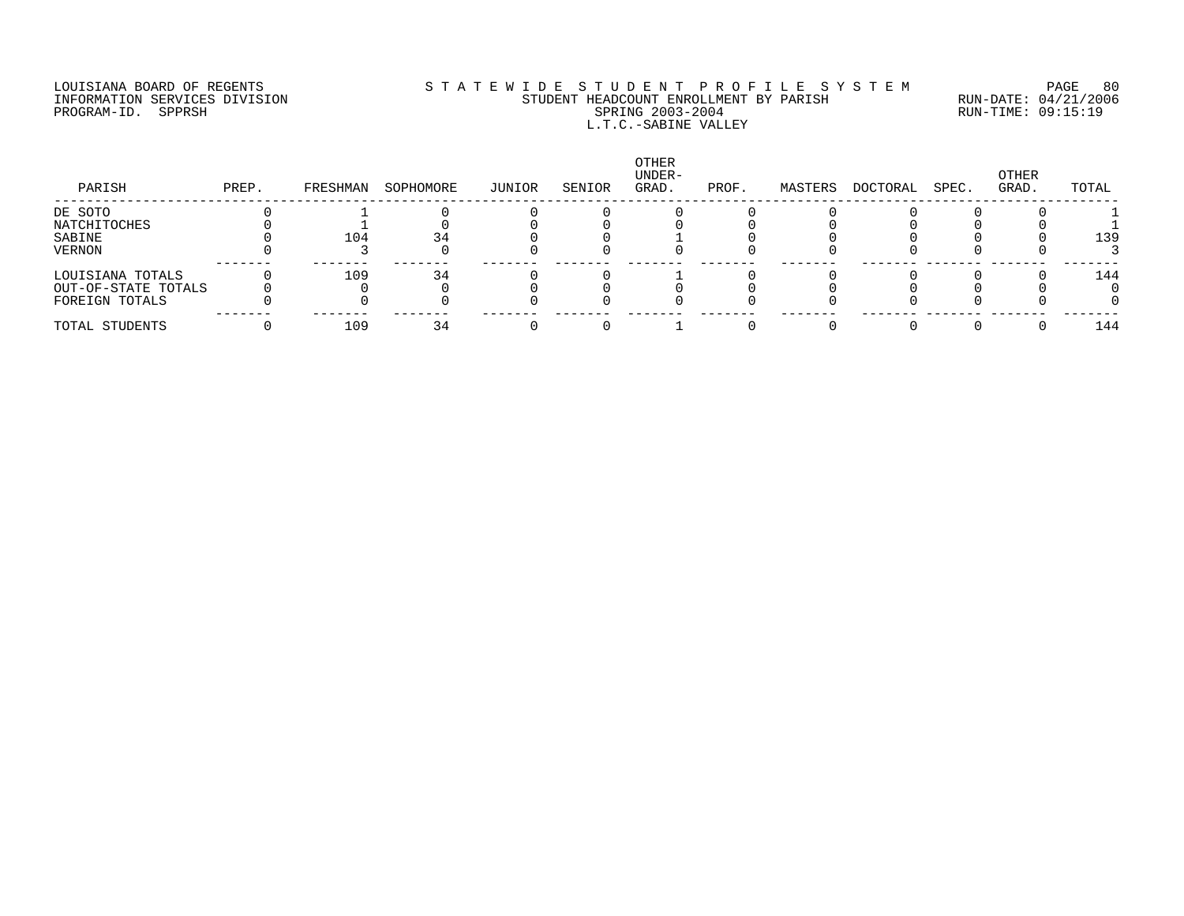LOUISIANA BOARD OF REGENTS
INFORMATION SERVICES DIVISION
PROGRAM-ID. SPPRSH

# STATEWIDE STUDENT PROFILE SYSTEM
## STUDENT HEADCOUNT ENROLLMENT BY PARISH
## SPRING 2003-2004
## L.T.C.-SABINE VALLEY

RUN-DATE: 04/21/2006
RUN-TIME: 09:15:19

| PARISH | PREP. | FRESHMAN | SOPHOMORE | JUNIOR | SENIOR | OTHER UNDER-GRAD. | PROF. | MASTERS | DOCTORAL | SPEC. | OTHER GRAD. | TOTAL |
|---|---|---|---|---|---|---|---|---|---|---|---|---|
| DE SOTO | 0 | 1 | 0 | 0 | 0 | 0 | 0 | 0 | 0 | 0 | 0 | 1 |
| NATCHITOCHES | 0 | 1 | 0 | 0 | 0 | 0 | 0 | 0 | 0 | 0 | 0 | 1 |
| SABINE | 0 | 104 | 34 | 0 | 0 | 1 | 0 | 0 | 0 | 0 | 0 | 139 |
| VERNON | 0 | 3 | 0 | 0 | 0 | 0 | 0 | 0 | 0 | 0 | 0 | 3 |
| LOUISIANA TOTALS | 0 | 109 | 34 | 0 | 0 | 1 | 0 | 0 | 0 | 0 | 0 | 144 |
| OUT-OF-STATE TOTALS | 0 | 0 | 0 | 0 | 0 | 0 | 0 | 0 | 0 | 0 | 0 | 0 |
| FOREIGN TOTALS | 0 | 0 | 0 | 0 | 0 | 0 | 0 | 0 | 0 | 0 | 0 | 0 |
| TOTAL STUDENTS | 0 | 109 | 34 | 0 | 0 | 1 | 0 | 0 | 0 | 0 | 0 | 144 |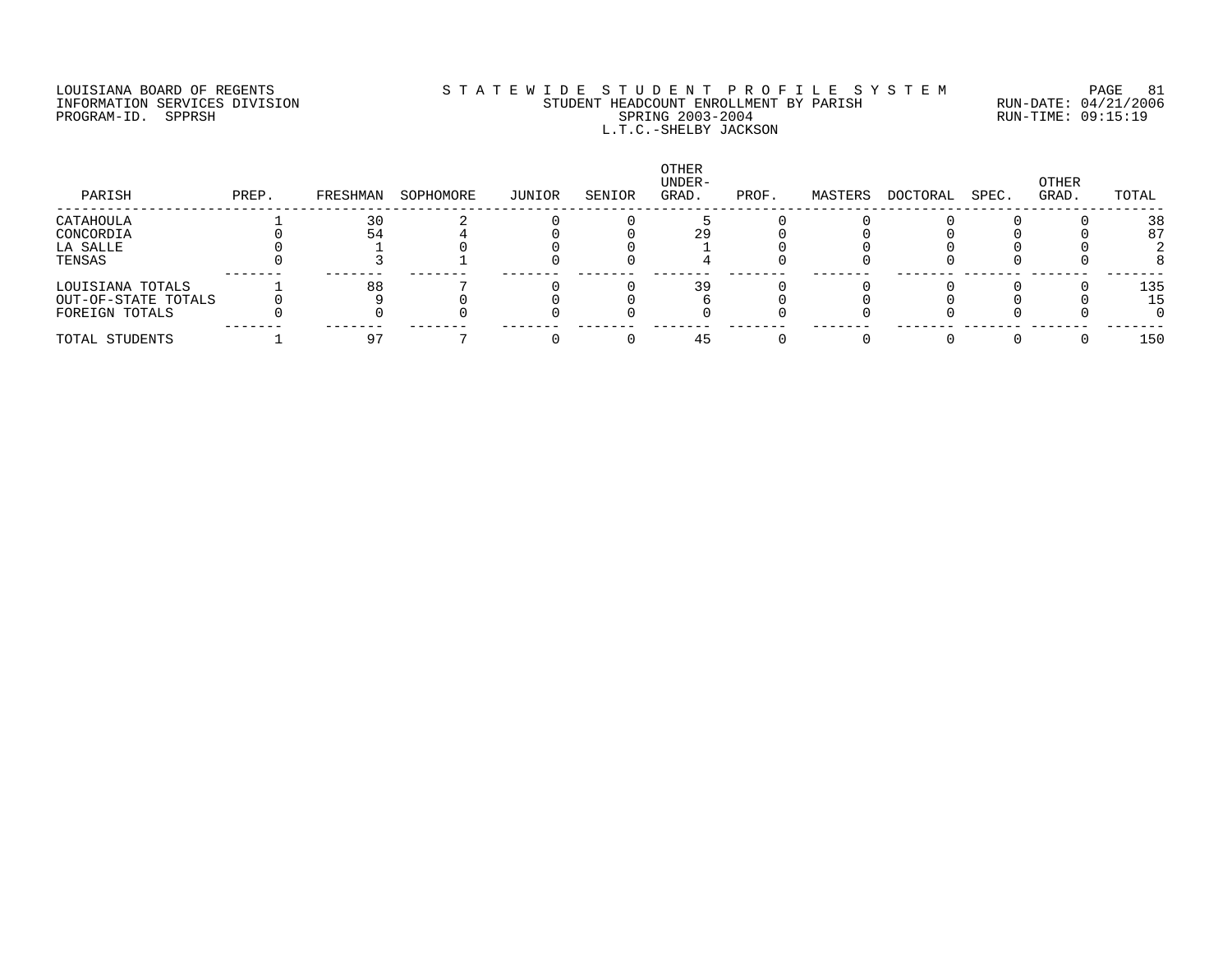LOUISIANA BOARD OF REGENTS
INFORMATION SERVICES DIVISION
PROGRAM-ID. SPPRSH

STATEWIDE STUDENT PROFILE SYSTEM
STUDENT HEADCOUNT ENROLLMENT BY PARISH
SPRING 2003-2004
L.T.C.-SHELBY JACKSON

RUN-DATE: 04/21/2006
RUN-TIME: 09:15:19

| PARISH | PREP. | FRESHMAN | SOPHOMORE | JUNIOR | SENIOR | OTHER UNDER-GRAD. | PROF. | MASTERS | DOCTORAL | SPEC. | OTHER GRAD. | TOTAL |
|---|---|---|---|---|---|---|---|---|---|---|---|---|
| CATAHOULA | 1 | 30 | 2 | 0 | 0 | 5 | 0 | 0 | 0 | 0 | 0 | 38 |
| CONCORDIA | 0 | 54 | 4 | 0 | 0 | 29 | 0 | 0 | 0 | 0 | 0 | 87 |
| LA SALLE | 0 | 1 | 0 | 0 | 0 | 1 | 0 | 0 | 0 | 0 | 0 | 2 |
| TENSAS | 0 | 3 | 1 | 0 | 0 | 4 | 0 | 0 | 0 | 0 | 0 | 8 |
| LOUISIANA TOTALS | 1 | 88 | 7 | 0 | 0 | 39 | 0 | 0 | 0 | 0 | 0 | 135 |
| OUT-OF-STATE TOTALS | 0 | 9 | 0 | 0 | 0 | 6 | 0 | 0 | 0 | 0 | 0 | 15 |
| FOREIGN TOTALS | 0 | 0 | 0 | 0 | 0 | 0 | 0 | 0 | 0 | 0 | 0 | 0 |
| TOTAL STUDENTS | 1 | 97 | 7 | 0 | 0 | 45 | 0 | 0 | 0 | 0 | 0 | 150 |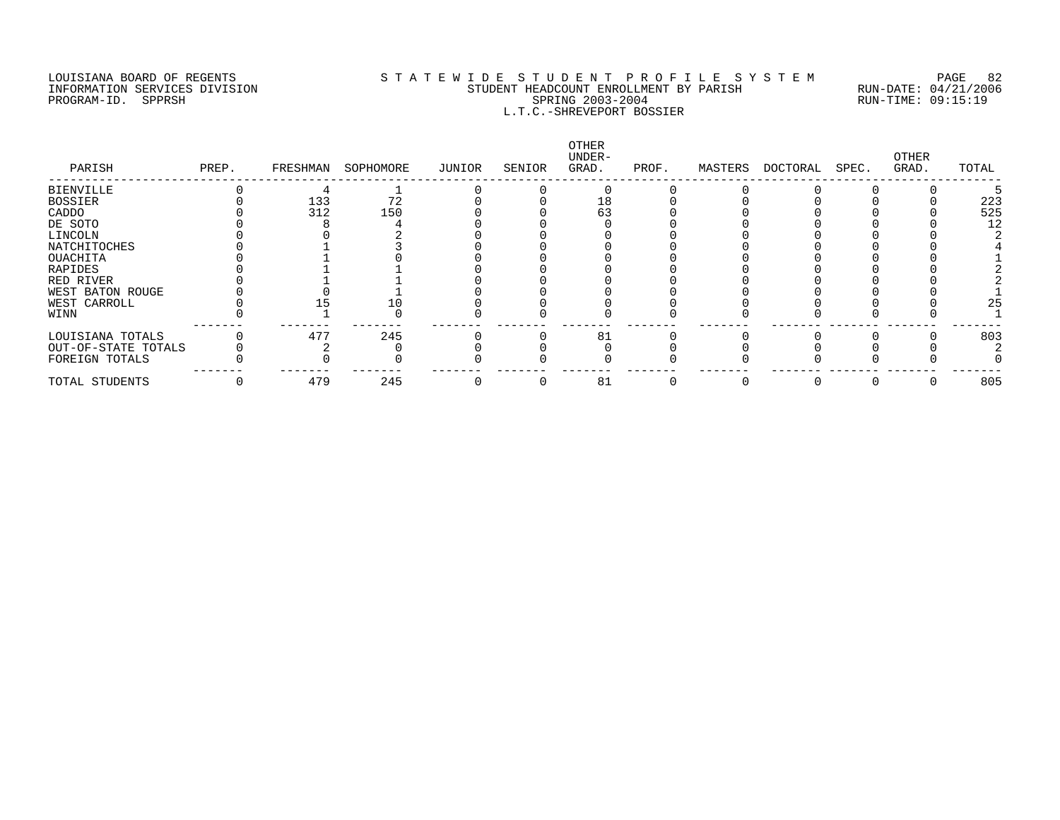LOUISIANA BOARD OF REGENTS
INFORMATION SERVICES DIVISION
PROGRAM-ID. SPPRSH

S T A T E W I D E S T U D E N T P R O F I L E S Y S T E M
STUDENT HEADCOUNT ENROLLMENT BY PARISH
SPRING 2003-2004
L.T.C.-SHREVEPORT BOSSIER

RUN-DATE: 04/21/2006
RUN-TIME: 09:15:19

| PARISH | PREP. | FRESHMAN | SOPHOMORE | JUNIOR | SENIOR | OTHER UNDER-GRAD. | PROF. | MASTERS | DOCTORAL | SPEC. | OTHER GRAD. | TOTAL |
|---|---|---|---|---|---|---|---|---|---|---|---|---|
| BIENVILLE | 0 | 4 | 1 | 0 | 0 | 0 | 0 | 0 | 0 | 0 | 0 | 5 |
| BOSSIER | 0 | 133 | 72 | 0 | 0 | 18 | 0 | 0 | 0 | 0 | 0 | 223 |
| CADDO | 0 | 312 | 150 | 0 | 0 | 63 | 0 | 0 | 0 | 0 | 0 | 525 |
| DE SOTO | 0 | 8 | 4 | 0 | 0 | 0 | 0 | 0 | 0 | 0 | 0 | 12 |
| LINCOLN | 0 | 0 | 2 | 0 | 0 | 0 | 0 | 0 | 0 | 0 | 0 | 2 |
| NATCHITOCHES | 0 | 1 | 3 | 0 | 0 | 0 | 0 | 0 | 0 | 0 | 0 | 4 |
| OUACHITA | 0 | 1 | 0 | 0 | 0 | 0 | 0 | 0 | 0 | 0 | 0 | 1 |
| RAPIDES | 0 | 1 | 1 | 0 | 0 | 0 | 0 | 0 | 0 | 0 | 0 | 2 |
| RED RIVER | 0 | 1 | 1 | 0 | 0 | 0 | 0 | 0 | 0 | 0 | 0 | 2 |
| WEST BATON ROUGE | 0 | 0 | 1 | 0 | 0 | 0 | 0 | 0 | 0 | 0 | 0 | 1 |
| WEST CARROLL | 0 | 15 | 10 | 0 | 0 | 0 | 0 | 0 | 0 | 0 | 0 | 25 |
| WINN | 0 | 1 | 0 | 0 | 0 | 0 | 0 | 0 | 0 | 0 | 0 | 1 |
| LOUISIANA TOTALS | 0 | 477 | 245 | 0 | 0 | 81 | 0 | 0 | 0 | 0 | 0 | 803 |
| OUT-OF-STATE TOTALS | 0 | 2 | 0 | 0 | 0 | 0 | 0 | 0 | 0 | 0 | 0 | 2 |
| FOREIGN TOTALS | 0 | 0 | 0 | 0 | 0 | 0 | 0 | 0 | 0 | 0 | 0 | 0 |
| TOTAL STUDENTS | 0 | 479 | 245 | 0 | 0 | 81 | 0 | 0 | 0 | 0 | 0 | 805 |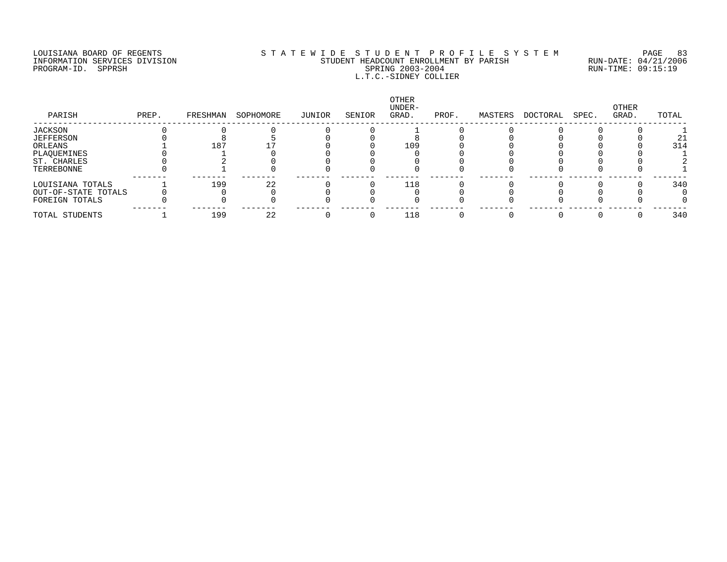LOUISIANA BOARD OF REGENTS
INFORMATION SERVICES DIVISION
PROGRAM-ID. SPPRSH

S T A T E W I D E   S T U D E N T   P R O F I L E   S Y S T E M
STUDENT HEADCOUNT ENROLLMENT BY PARISH
SPRING 2003-2004
L.T.C.-SIDNEY COLLIER

RUN-DATE: 04/21/2006
RUN-TIME: 09:15:19

| PARISH | PREP. | FRESHMAN | SOPHOMORE | JUNIOR | SENIOR | OTHER UNDER-GRAD. | PROF. | MASTERS | DOCTORAL | SPEC. | OTHER GRAD. | TOTAL |
|---|---|---|---|---|---|---|---|---|---|---|---|---|
| JACKSON | 0 | 0 | 0 | 0 | 0 | 1 | 0 | 0 | 0 | 0 | 0 | 1 |
| JEFFERSON | 0 | 8 | 5 | 0 | 0 | 8 | 0 | 0 | 0 | 0 | 0 | 21 |
| ORLEANS | 1 | 187 | 17 | 0 | 0 | 109 | 0 | 0 | 0 | 0 | 0 | 314 |
| PLAQUEMINES | 0 | 1 | 0 | 0 | 0 | 0 | 0 | 0 | 0 | 0 | 0 | 1 |
| ST. CHARLES | 0 | 2 | 0 | 0 | 0 | 0 | 0 | 0 | 0 | 0 | 0 | 2 |
| TERREBONNE | 0 | 1 | 0 | 0 | 0 | 0 | 0 | 0 | 0 | 0 | 0 | 1 |
| LOUISIANA TOTALS | 1 | 199 | 22 | 0 | 0 | 118 | 0 | 0 | 0 | 0 | 0 | 340 |
| OUT-OF-STATE TOTALS | 0 | 0 | 0 | 0 | 0 | 0 | 0 | 0 | 0 | 0 | 0 | 0 |
| FOREIGN TOTALS | 0 | 0 | 0 | 0 | 0 | 0 | 0 | 0 | 0 | 0 | 0 | 0 |
| TOTAL STUDENTS | 1 | 199 | 22 | 0 | 0 | 118 | 0 | 0 | 0 | 0 | 0 | 340 |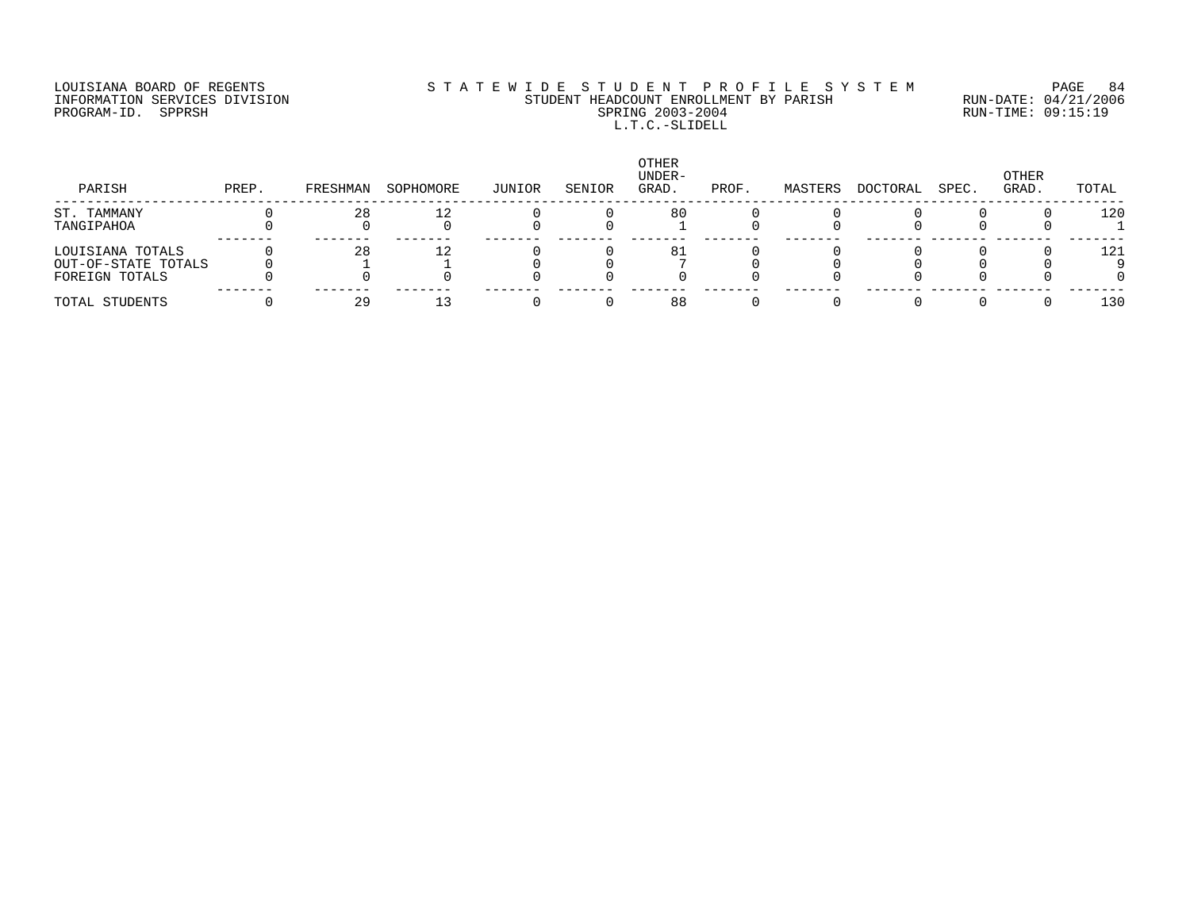LOUISIANA BOARD OF REGENTS
INFORMATION SERVICES DIVISION
PROGRAM-ID. SPPRSH

# STATEWIDE STUDENT PROFILE SYSTEM
## STUDENT HEADCOUNT ENROLLMENT BY PARISH
## SPRING 2003-2004
## L.T.C.-SLIDELL

RUN-DATE: 04/21/2006
RUN-TIME: 09:15:19

| PARISH | PREP. | FRESHMAN | SOPHOMORE | JUNIOR | SENIOR | OTHER UNDER-GRAD. | PROF. | MASTERS | DOCTORAL | SPEC. | OTHER GRAD. | TOTAL |
|---|---|---|---|---|---|---|---|---|---|---|---|---|
| ST. TAMMANY | 0 | 28 | 12 | 0 | 0 | 80 | 0 | 0 | 0 | 0 | 0 | 120 |
| TANGIPAHOA | 0 | 0 | 0 | 0 | 0 | 1 | 0 | 0 | 0 | 0 | 0 | 1 |
| LOUISIANA TOTALS | 0 | 28 | 12 | 0 | 0 | 81 | 0 | 0 | 0 | 0 | 0 | 121 |
| OUT-OF-STATE TOTALS | 0 | 1 | 1 | 0 | 0 | 7 | 0 | 0 | 0 | 0 | 0 | 9 |
| FOREIGN TOTALS | 0 | 0 | 0 | 0 | 0 | 0 | 0 | 0 | 0 | 0 | 0 | 0 |
| TOTAL STUDENTS | 0 | 29 | 13 | 0 | 0 | 88 | 0 | 0 | 0 | 0 | 0 | 130 |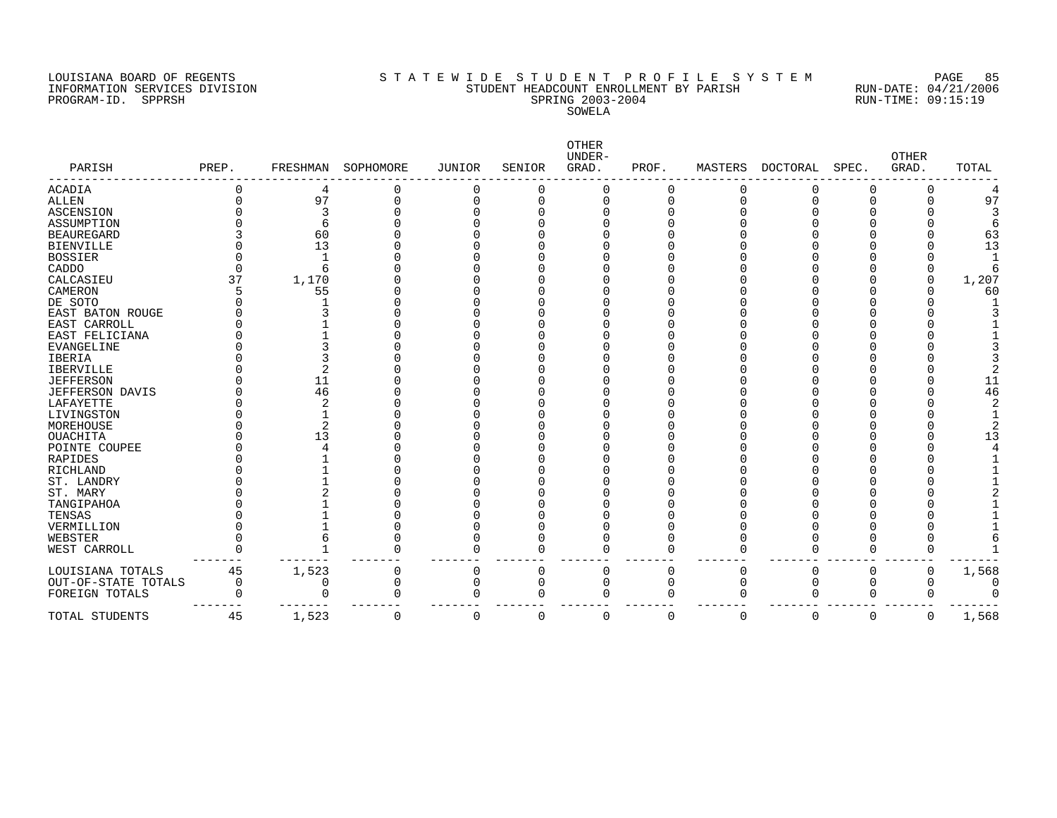LOUISIANA BOARD OF REGENTS
INFORMATION SERVICES DIVISION
PROGRAM-ID. SPPRSH

STATEWIDE STUDENT PROFILE SYSTEM
STUDENT HEADCOUNT ENROLLMENT BY PARISH
SPRING 2003-2004
SOWELA

RUN-DATE: 04/21/2006
RUN-TIME: 09:15:19

| PARISH | PREP. | FRESHMAN | SOPHOMORE | JUNIOR | SENIOR | OTHER UNDER-GRAD. | PROF. | MASTERS | DOCTORAL | SPEC. | OTHER GRAD. | TOTAL |
|---|---|---|---|---|---|---|---|---|---|---|---|---|
| ACADIA | 0 | 4 | 0 | 0 | 0 | 0 | 0 | 0 | 0 | 0 | 0 | 4 |
| ALLEN | 0 | 97 | 0 | 0 | 0 | 0 | 0 | 0 | 0 | 0 | 0 | 97 |
| ASCENSION | 0 | 3 | 0 | 0 | 0 | 0 | 0 | 0 | 0 | 0 | 0 | 3 |
| ASSUMPTION | 0 | 6 | 0 | 0 | 0 | 0 | 0 | 0 | 0 | 0 | 0 | 6 |
| BEAUREGARD | 3 | 60 | 0 | 0 | 0 | 0 | 0 | 0 | 0 | 0 | 0 | 63 |
| BIENVILLE | 0 | 13 | 0 | 0 | 0 | 0 | 0 | 0 | 0 | 0 | 0 | 13 |
| BOSSIER | 0 | 1 | 0 | 0 | 0 | 0 | 0 | 0 | 0 | 0 | 0 | 1 |
| CADDO | 0 | 6 | 0 | 0 | 0 | 0 | 0 | 0 | 0 | 0 | 0 | 6 |
| CALCASIEU | 37 | 1,170 | 0 | 0 | 0 | 0 | 0 | 0 | 0 | 0 | 0 | 1,207 |
| CAMERON | 5 | 55 | 0 | 0 | 0 | 0 | 0 | 0 | 0 | 0 | 0 | 60 |
| DE SOTO | 0 | 1 | 0 | 0 | 0 | 0 | 0 | 0 | 0 | 0 | 0 | 1 |
| EAST BATON ROUGE | 0 | 3 | 0 | 0 | 0 | 0 | 0 | 0 | 0 | 0 | 0 | 3 |
| EAST CARROLL | 0 | 1 | 0 | 0 | 0 | 0 | 0 | 0 | 0 | 0 | 0 | 1 |
| EAST FELICIANA | 0 | 1 | 0 | 0 | 0 | 0 | 0 | 0 | 0 | 0 | 0 | 1 |
| EVANGELINE | 0 | 3 | 0 | 0 | 0 | 0 | 0 | 0 | 0 | 0 | 0 | 3 |
| IBERIA | 0 | 3 | 0 | 0 | 0 | 0 | 0 | 0 | 0 | 0 | 0 | 3 |
| IBERVILLE | 0 | 2 | 0 | 0 | 0 | 0 | 0 | 0 | 0 | 0 | 0 | 2 |
| JEFFERSON | 0 | 11 | 0 | 0 | 0 | 0 | 0 | 0 | 0 | 0 | 0 | 11 |
| JEFFERSON DAVIS | 0 | 46 | 0 | 0 | 0 | 0 | 0 | 0 | 0 | 0 | 0 | 46 |
| LAFAYETTE | 0 | 2 | 0 | 0 | 0 | 0 | 0 | 0 | 0 | 0 | 0 | 2 |
| LIVINGSTON | 0 | 1 | 0 | 0 | 0 | 0 | 0 | 0 | 0 | 0 | 0 | 1 |
| MOREHOUSE | 0 | 2 | 0 | 0 | 0 | 0 | 0 | 0 | 0 | 0 | 0 | 2 |
| OUACHITA | 0 | 13 | 0 | 0 | 0 | 0 | 0 | 0 | 0 | 0 | 0 | 13 |
| POINTE COUPEE | 0 | 4 | 0 | 0 | 0 | 0 | 0 | 0 | 0 | 0 | 0 | 4 |
| RAPIDES | 0 | 1 | 0 | 0 | 0 | 0 | 0 | 0 | 0 | 0 | 0 | 1 |
| RICHLAND | 0 | 1 | 0 | 0 | 0 | 0 | 0 | 0 | 0 | 0 | 0 | 1 |
| ST. LANDRY | 0 | 1 | 0 | 0 | 0 | 0 | 0 | 0 | 0 | 0 | 0 | 1 |
| ST. MARY | 0 | 2 | 0 | 0 | 0 | 0 | 0 | 0 | 0 | 0 | 0 | 2 |
| TANGIPAHOA | 0 | 1 | 0 | 0 | 0 | 0 | 0 | 0 | 0 | 0 | 0 | 1 |
| TENSAS | 0 | 1 | 0 | 0 | 0 | 0 | 0 | 0 | 0 | 0 | 0 | 1 |
| VERMILLION | 0 | 1 | 0 | 0 | 0 | 0 | 0 | 0 | 0 | 0 | 0 | 1 |
| WEBSTER | 0 | 6 | 0 | 0 | 0 | 0 | 0 | 0 | 0 | 0 | 0 | 6 |
| WEST CARROLL | 0 | 1 | 0 | 0 | 0 | 0 | 0 | 0 | 0 | 0 | 0 | 1 |
| LOUISIANA TOTALS | 45 | 1,523 | 0 | 0 | 0 | 0 | 0 | 0 | 0 | 0 | 0 | 1,568 |
| OUT-OF-STATE TOTALS | 0 | 0 | 0 | 0 | 0 | 0 | 0 | 0 | 0 | 0 | 0 | 0 |
| FOREIGN TOTALS | 0 | 0 | 0 | 0 | 0 | 0 | 0 | 0 | 0 | 0 | 0 | 0 |
| TOTAL STUDENTS | 45 | 1,523 | 0 | 0 | 0 | 0 | 0 | 0 | 0 | 0 | 0 | 1,568 |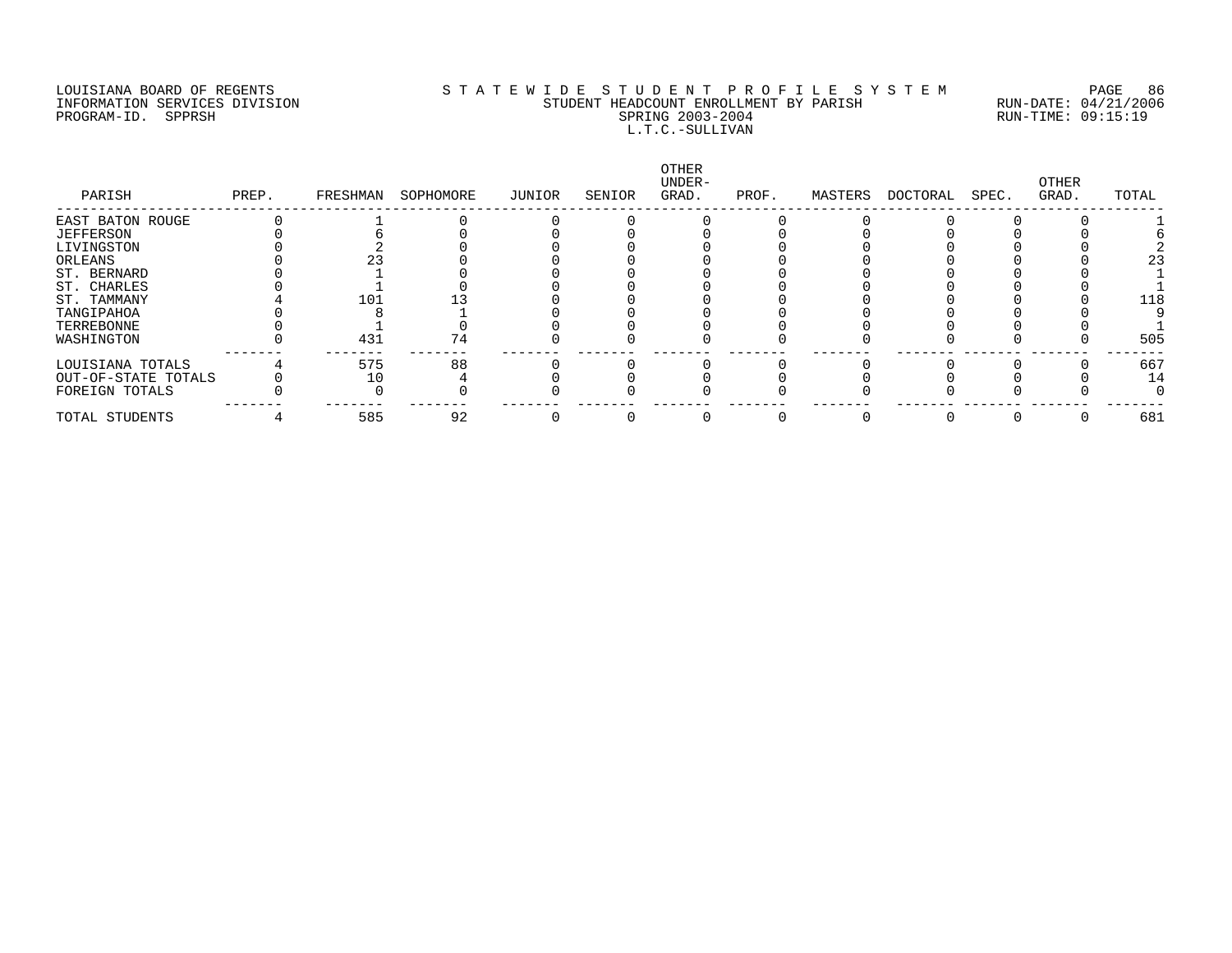LOUISIANA BOARD OF REGENTS
INFORMATION SERVICES DIVISION
PROGRAM-ID. SPPRSH

S T A T E W I D E  S T U D E N T  P R O F I L E  S Y S T E M
STUDENT HEADCOUNT ENROLLMENT BY PARISH
SPRING 2003-2004
L.T.C.-SULLIVAN

RUN-DATE: 04/21/2006
RUN-TIME: 09:15:19

| PARISH | PREP. | FRESHMAN | SOPHOMORE | JUNIOR | SENIOR | OTHER UNDER-GRAD. | PROF. | MASTERS | DOCTORAL | SPEC. | OTHER GRAD. | TOTAL |
|---|---|---|---|---|---|---|---|---|---|---|---|---|
| EAST BATON ROUGE | 0 | 1 | 0 | 0 | 0 | 0 | 0 | 0 | 0 | 0 | 0 | 1 |
| JEFFERSON | 0 | 6 | 0 | 0 | 0 | 0 | 0 | 0 | 0 | 0 | 0 | 6 |
| LIVINGSTON | 0 | 2 | 0 | 0 | 0 | 0 | 0 | 0 | 0 | 0 | 0 | 2 |
| ORLEANS | 0 | 23 | 0 | 0 | 0 | 0 | 0 | 0 | 0 | 0 | 0 | 23 |
| ST. BERNARD | 0 | 1 | 0 | 0 | 0 | 0 | 0 | 0 | 0 | 0 | 0 | 1 |
| ST. CHARLES | 0 | 1 | 0 | 0 | 0 | 0 | 0 | 0 | 0 | 0 | 0 | 1 |
| ST. TAMMANY | 4 | 101 | 13 | 0 | 0 | 0 | 0 | 0 | 0 | 0 | 0 | 118 |
| TANGIPAHOA | 0 | 8 | 1 | 0 | 0 | 0 | 0 | 0 | 0 | 0 | 0 | 9 |
| TERREBONNE | 0 | 1 | 0 | 0 | 0 | 0 | 0 | 0 | 0 | 0 | 0 | 1 |
| WASHINGTON | 0 | 431 | 74 | 0 | 0 | 0 | 0 | 0 | 0 | 0 | 0 | 505 |
| LOUISIANA TOTALS | 4 | 575 | 88 | 0 | 0 | 0 | 0 | 0 | 0 | 0 | 0 | 667 |
| OUT-OF-STATE TOTALS | 0 | 10 | 4 | 0 | 0 | 0 | 0 | 0 | 0 | 0 | 0 | 14 |
| FOREIGN TOTALS | 0 | 0 | 0 | 0 | 0 | 0 | 0 | 0 | 0 | 0 | 0 | 0 |
| TOTAL STUDENTS | 4 | 585 | 92 | 0 | 0 | 0 | 0 | 0 | 0 | 0 | 0 | 681 |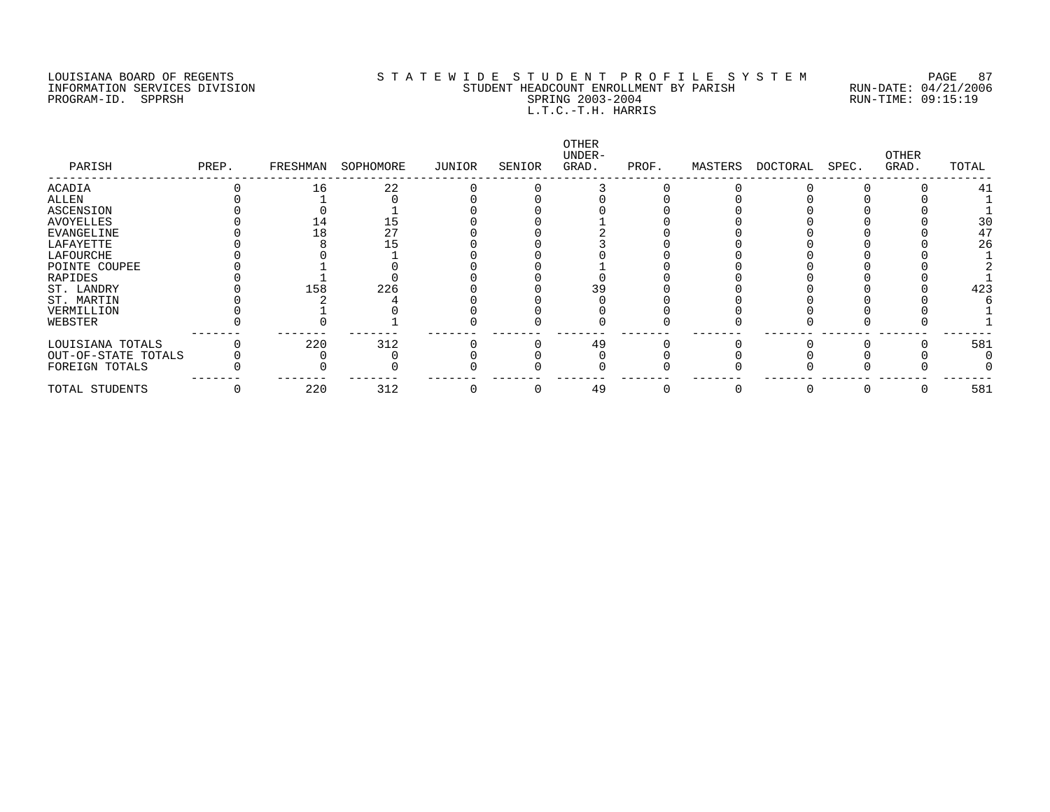LOUISIANA BOARD OF REGENTS
INFORMATION SERVICES DIVISION
PROGRAM-ID. SPPRSH

STATEWIDE STUDENT PROFILE SYSTEM
STUDENT HEADCOUNT ENROLLMENT BY PARISH
SPRING 2003-2004
L.T.C.-T.H. HARRIS

RUN-DATE: 04/21/2006
RUN-TIME: 09:15:19

| PARISH | PREP. | FRESHMAN | SOPHOMORE | JUNIOR | SENIOR | OTHER UNDER-GRAD. | PROF. | MASTERS | DOCTORAL | SPEC. | OTHER GRAD. | TOTAL |
|---|---|---|---|---|---|---|---|---|---|---|---|---|
| ACADIA | 0 | 16 | 22 | 0 | 0 | 3 | 0 | 0 | 0 | 0 | 0 | 41 |
| ALLEN | 0 | 1 | 0 | 0 | 0 | 0 | 0 | 0 | 0 | 0 | 0 | 1 |
| ASCENSION | 0 | 0 | 1 | 0 | 0 | 0 | 0 | 0 | 0 | 0 | 0 | 1 |
| AVOYELLES | 0 | 14 | 15 | 0 | 0 | 1 | 0 | 0 | 0 | 0 | 0 | 30 |
| EVANGELINE | 0 | 18 | 27 | 0 | 0 | 2 | 0 | 0 | 0 | 0 | 0 | 47 |
| LAFAYETTE | 0 | 8 | 15 | 0 | 0 | 3 | 0 | 0 | 0 | 0 | 0 | 26 |
| LAFOURCHE | 0 | 0 | 1 | 0 | 0 | 0 | 0 | 0 | 0 | 0 | 0 | 1 |
| POINTE COUPEE | 0 | 1 | 0 | 0 | 0 | 1 | 0 | 0 | 0 | 0 | 0 | 2 |
| RAPIDES | 0 | 1 | 0 | 0 | 0 | 0 | 0 | 0 | 0 | 0 | 0 | 1 |
| ST. LANDRY | 0 | 158 | 226 | 0 | 0 | 39 | 0 | 0 | 0 | 0 | 0 | 423 |
| ST. MARTIN | 0 | 2 | 4 | 0 | 0 | 0 | 0 | 0 | 0 | 0 | 0 | 6 |
| VERMILLION | 0 | 1 | 0 | 0 | 0 | 0 | 0 | 0 | 0 | 0 | 0 | 1 |
| WEBSTER | 0 | 0 | 1 | 0 | 0 | 0 | 0 | 0 | 0 | 0 | 0 | 1 |
| LOUISIANA TOTALS | 0 | 220 | 312 | 0 | 0 | 49 | 0 | 0 | 0 | 0 | 0 | 581 |
| OUT-OF-STATE TOTALS | 0 | 0 | 0 | 0 | 0 | 0 | 0 | 0 | 0 | 0 | 0 | 0 |
| FOREIGN TOTALS | 0 | 0 | 0 | 0 | 0 | 0 | 0 | 0 | 0 | 0 | 0 | 0 |
| TOTAL STUDENTS | 0 | 220 | 312 | 0 | 0 | 49 | 0 | 0 | 0 | 0 | 0 | 581 |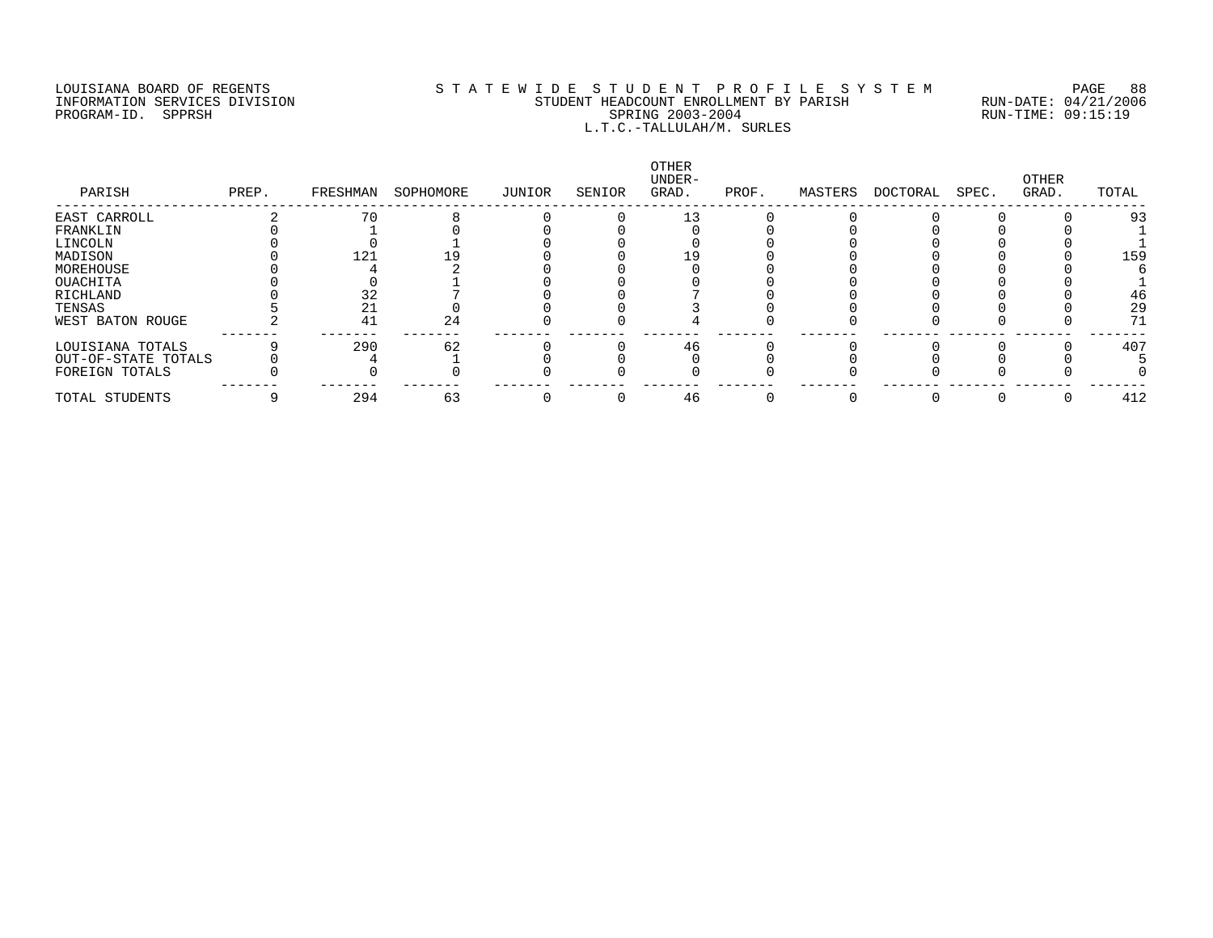LOUISIANA BOARD OF REGENTS
INFORMATION SERVICES DIVISION
PROGRAM-ID. SPPRSH

STATEWIDE STUDENT PROFILE SYSTEM
STUDENT HEADCOUNT ENROLLMENT BY PARISH
SPRING 2003-2004
L.T.C.-TALLULAH/M. SURLES

RUN-DATE: 04/21/2006
RUN-TIME: 09:15:19

| PARISH | PREP. | FRESHMAN | SOPHOMORE | JUNIOR | SENIOR | OTHER UNDER-GRAD. | PROF. | MASTERS | DOCTORAL | SPEC. | OTHER GRAD. | TOTAL |
|---|---|---|---|---|---|---|---|---|---|---|---|---|
| EAST CARROLL | 2 | 70 | 8 | 0 | 0 | 13 | 0 | 0 | 0 | 0 | 0 | 93 |
| FRANKLIN | 0 | 1 | 0 | 0 | 0 | 0 | 0 | 0 | 0 | 0 | 0 | 1 |
| LINCOLN | 0 | 0 | 1 | 0 | 0 | 0 | 0 | 0 | 0 | 0 | 0 | 1 |
| MADISON | 0 | 121 | 19 | 0 | 0 | 19 | 0 | 0 | 0 | 0 | 0 | 159 |
| MOREHOUSE | 0 | 4 | 2 | 0 | 0 | 0 | 0 | 0 | 0 | 0 | 0 | 6 |
| OUACHITA | 0 | 0 | 1 | 0 | 0 | 0 | 0 | 0 | 0 | 0 | 0 | 1 |
| RICHLAND | 0 | 32 | 7 | 0 | 0 | 7 | 0 | 0 | 0 | 0 | 0 | 46 |
| TENSAS | 5 | 21 | 0 | 0 | 0 | 3 | 0 | 0 | 0 | 0 | 0 | 29 |
| WEST BATON ROUGE | 2 | 41 | 24 | 0 | 0 | 4 | 0 | 0 | 0 | 0 | 0 | 71 |
| LOUISIANA TOTALS | 9 | 290 | 62 | 0 | 0 | 46 | 0 | 0 | 0 | 0 | 0 | 407 |
| OUT-OF-STATE TOTALS | 0 | 4 | 1 | 0 | 0 | 0 | 0 | 0 | 0 | 0 | 0 | 5 |
| FOREIGN TOTALS | 0 | 0 | 0 | 0 | 0 | 0 | 0 | 0 | 0 | 0 | 0 | 0 |
| TOTAL STUDENTS | 9 | 294 | 63 | 0 | 0 | 46 | 0 | 0 | 0 | 0 | 0 | 412 |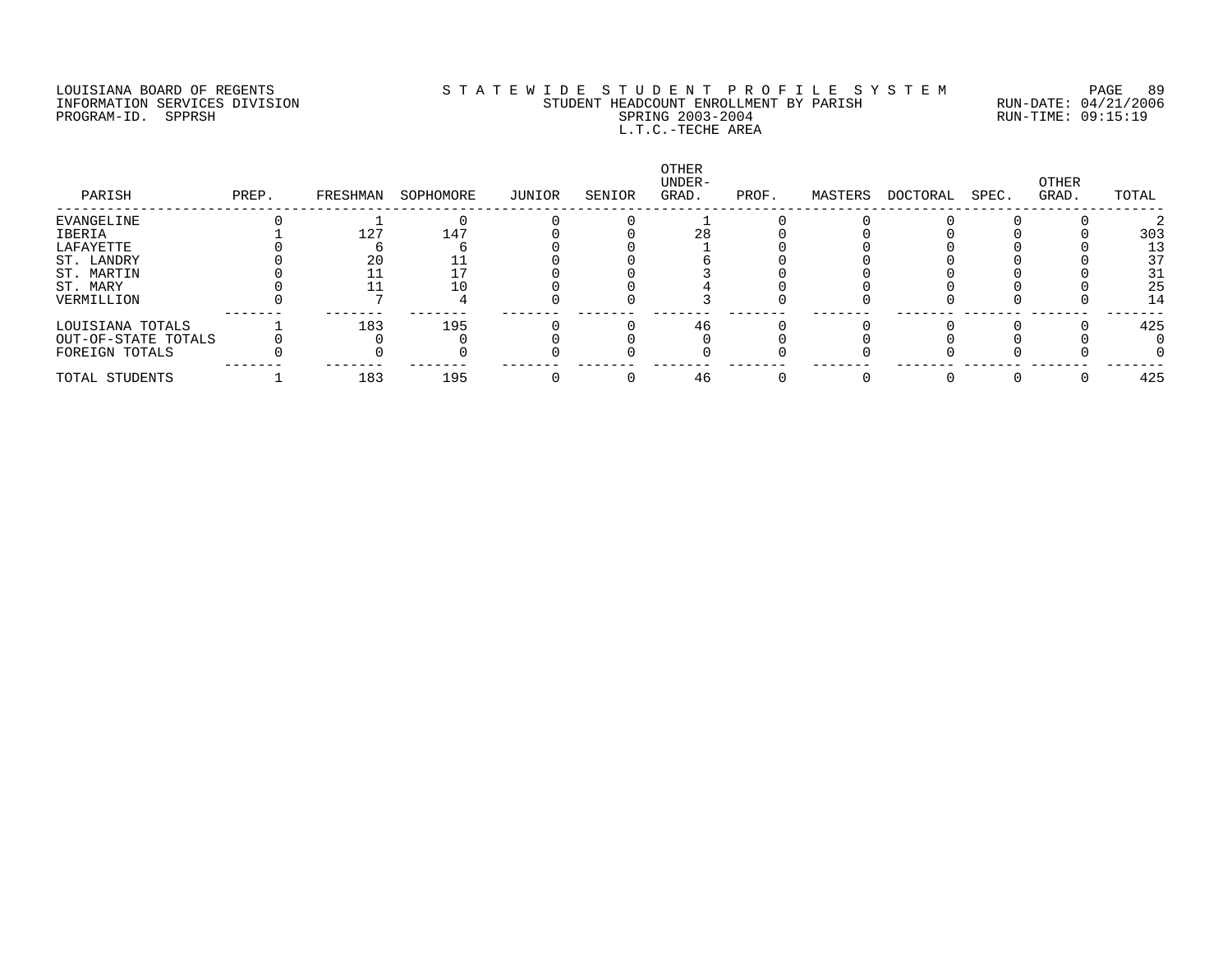LOUISIANA BOARD OF REGENTS
INFORMATION SERVICES DIVISION
PROGRAM-ID. SPPRSH

STATEWIDE STUDENT PROFILE SYSTEM
STUDENT HEADCOUNT ENROLLMENT BY PARISH
SPRING 2003-2004
L.T.C.-TECHE AREA

RUN-DATE: 04/21/2006
RUN-TIME: 09:15:19

| PARISH | PREP. | FRESHMAN | SOPHOMORE | JUNIOR | SENIOR | OTHER UNDER-GRAD. | PROF. | MASTERS | DOCTORAL | SPEC. | OTHER GRAD. | TOTAL |
|---|---|---|---|---|---|---|---|---|---|---|---|---|
| EVANGELINE | 0 | 1 | 0 | 0 | 0 | 1 | 0 | 0 | 0 | 0 | 0 | 2 |
| IBERIA | 1 | 127 | 147 | 0 | 0 | 28 | 0 | 0 | 0 | 0 | 0 | 303 |
| LAFAYETTE | 0 | 6 | 6 | 0 | 0 | 1 | 0 | 0 | 0 | 0 | 0 | 13 |
| ST. LANDRY | 0 | 20 | 11 | 0 | 0 | 6 | 0 | 0 | 0 | 0 | 0 | 37 |
| ST. MARTIN | 0 | 11 | 17 | 0 | 0 | 3 | 0 | 0 | 0 | 0 | 0 | 31 |
| ST. MARY | 0 | 11 | 10 | 0 | 0 | 4 | 0 | 0 | 0 | 0 | 0 | 25 |
| VERMILLION | 0 | 7 | 4 | 0 | 0 | 3 | 0 | 0 | 0 | 0 | 0 | 14 |
| LOUISIANA TOTALS | 1 | 183 | 195 | 0 | 0 | 46 | 0 | 0 | 0 | 0 | 0 | 425 |
| OUT-OF-STATE TOTALS | 0 | 0 | 0 | 0 | 0 | 0 | 0 | 0 | 0 | 0 | 0 | 0 |
| FOREIGN TOTALS | 0 | 0 | 0 | 0 | 0 | 0 | 0 | 0 | 0 | 0 | 0 | 0 |
| TOTAL STUDENTS | 1 | 183 | 195 | 0 | 0 | 46 | 0 | 0 | 0 | 0 | 0 | 425 |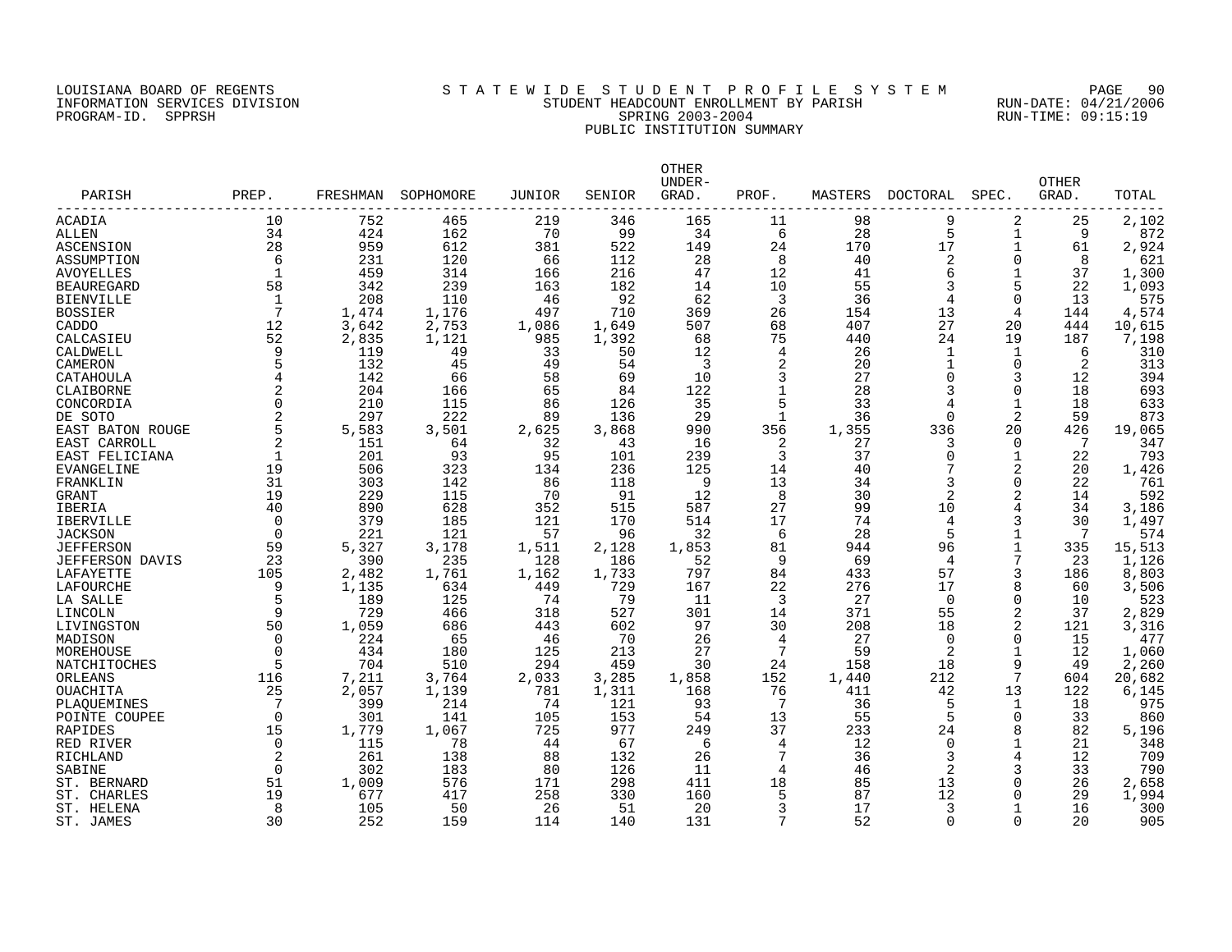LOUISIANA BOARD OF REGENTS
INFORMATION SERVICES DIVISION
PROGRAM-ID. SPPRSH

STATEWIDE STUDENT PROFILE SYSTEM
STUDENT HEADCOUNT ENROLLMENT BY PARISH
SPRING 2003-2004
PUBLIC INSTITUTION SUMMARY

RUN-DATE: 04/21/2006
RUN-TIME: 09:15:19

| PARISH | PREP. | FRESHMAN | SOPHOMORE | JUNIOR | SENIOR | OTHER UNDER-GRAD. | PROF. | MASTERS | DOCTORAL | SPEC. | OTHER GRAD. | TOTAL |
|---|---|---|---|---|---|---|---|---|---|---|---|---|
| ACADIA | 10 | 752 | 465 | 219 | 346 | 165 | 11 | 98 | 9 | 2 | 25 | 2,102 |
| ALLEN | 34 | 424 | 162 | 70 | 99 | 34 | 6 | 28 | 5 | 1 | 9 | 872 |
| ASCENSION | 28 | 959 | 612 | 381 | 522 | 149 | 24 | 170 | 17 | 1 | 61 | 2,924 |
| ASSUMPTION | 6 | 231 | 120 | 66 | 112 | 28 | 8 | 40 | 2 | 0 | 8 | 621 |
| AVOYELLES | 1 | 459 | 314 | 166 | 216 | 47 | 12 | 41 | 6 | 1 | 37 | 1,300 |
| BEAUREGARD | 58 | 342 | 239 | 163 | 182 | 14 | 10 | 55 | 3 | 5 | 22 | 1,093 |
| BIENVILLE | 1 | 208 | 110 | 46 | 92 | 62 | 3 | 36 | 4 | 0 | 13 | 575 |
| BOSSIER | 7 | 1,474 | 1,176 | 497 | 710 | 369 | 26 | 154 | 13 | 4 | 144 | 4,574 |
| CADDO | 12 | 3,642 | 2,753 | 1,086 | 1,649 | 507 | 68 | 407 | 27 | 20 | 444 | 10,615 |
| CALCASIEU | 52 | 2,835 | 1,121 | 985 | 1,392 | 68 | 75 | 440 | 24 | 19 | 187 | 7,198 |
| CALDWELL | 9 | 119 | 49 | 33 | 50 | 12 | 4 | 26 | 1 | 1 | 6 | 310 |
| CAMERON | 5 | 132 | 45 | 49 | 54 | 3 | 2 | 20 | 1 | 0 | 2 | 313 |
| CATAHOULA | 4 | 142 | 66 | 58 | 69 | 10 | 3 | 27 | 0 | 3 | 12 | 394 |
| CLAIBORNE | 2 | 204 | 166 | 65 | 84 | 122 | 1 | 28 | 3 | 0 | 18 | 693 |
| CONCORDIA | 0 | 210 | 115 | 86 | 126 | 35 | 5 | 33 | 4 | 1 | 18 | 633 |
| DE SOTO | 2 | 297 | 222 | 89 | 136 | 29 | 1 | 36 | 0 | 2 | 59 | 873 |
| EAST BATON ROUGE | 5 | 5,583 | 3,501 | 2,625 | 3,868 | 990 | 356 | 1,355 | 336 | 20 | 426 | 19,065 |
| EAST CARROLL | 2 | 151 | 64 | 32 | 43 | 16 | 2 | 27 | 3 | 0 | 7 | 347 |
| EAST FELICIANA | 1 | 201 | 93 | 95 | 101 | 239 | 3 | 37 | 0 | 1 | 22 | 793 |
| EVANGELINE | 19 | 506 | 323 | 134 | 236 | 125 | 14 | 40 | 7 | 2 | 20 | 1,426 |
| FRANKLIN | 31 | 303 | 142 | 86 | 118 | 9 | 13 | 34 | 3 | 0 | 22 | 761 |
| GRANT | 19 | 229 | 115 | 70 | 91 | 12 | 8 | 30 | 2 | 2 | 14 | 592 |
| IBERIA | 40 | 890 | 628 | 352 | 515 | 587 | 27 | 99 | 10 | 4 | 34 | 3,186 |
| IBERVILLE | 0 | 379 | 185 | 121 | 170 | 514 | 17 | 74 | 4 | 3 | 30 | 1,497 |
| JACKSON | 0 | 221 | 121 | 57 | 96 | 32 | 6 | 28 | 5 | 1 | 7 | 574 |
| JEFFERSON | 59 | 5,327 | 3,178 | 1,511 | 2,128 | 1,853 | 81 | 944 | 96 | 1 | 335 | 15,513 |
| JEFFERSON DAVIS | 23 | 390 | 235 | 128 | 186 | 52 | 9 | 69 | 4 | 7 | 23 | 1,126 |
| LAFAYETTE | 105 | 2,482 | 1,761 | 1,162 | 1,733 | 797 | 84 | 433 | 57 | 3 | 186 | 8,803 |
| LAFOURCHE | 9 | 1,135 | 634 | 449 | 729 | 167 | 22 | 276 | 17 | 8 | 60 | 3,506 |
| LA SALLE | 5 | 189 | 125 | 74 | 79 | 11 | 3 | 27 | 0 | 0 | 10 | 523 |
| LINCOLN | 9 | 729 | 466 | 318 | 527 | 301 | 14 | 371 | 55 | 2 | 37 | 2,829 |
| LIVINGSTON | 50 | 1,059 | 686 | 443 | 602 | 97 | 30 | 208 | 18 | 2 | 121 | 3,316 |
| MADISON | 0 | 224 | 65 | 46 | 70 | 26 | 4 | 27 | 0 | 0 | 15 | 477 |
| MOREHOUSE | 0 | 434 | 180 | 125 | 213 | 27 | 7 | 59 | 2 | 1 | 12 | 1,060 |
| NATCHITOCHES | 5 | 704 | 510 | 294 | 459 | 30 | 24 | 158 | 18 | 9 | 49 | 2,260 |
| ORLEANS | 116 | 7,211 | 3,764 | 2,033 | 3,285 | 1,858 | 152 | 1,440 | 212 | 7 | 604 | 20,682 |
| OUACHITA | 25 | 2,057 | 1,139 | 781 | 1,311 | 168 | 76 | 411 | 42 | 13 | 122 | 6,145 |
| PLAQUEMINES | 7 | 399 | 214 | 74 | 121 | 93 | 7 | 36 | 5 | 1 | 18 | 975 |
| POINTE COUPEE | 0 | 301 | 141 | 105 | 153 | 54 | 13 | 55 | 5 | 0 | 33 | 860 |
| RAPIDES | 15 | 1,779 | 1,067 | 725 | 977 | 249 | 37 | 233 | 24 | 8 | 82 | 5,196 |
| RED RIVER | 0 | 115 | 78 | 44 | 67 | 6 | 4 | 12 | 0 | 1 | 21 | 348 |
| RICHLAND | 2 | 261 | 138 | 88 | 132 | 26 | 7 | 36 | 3 | 4 | 12 | 709 |
| SABINE | 0 | 302 | 183 | 80 | 126 | 11 | 4 | 46 | 2 | 3 | 33 | 790 |
| ST. BERNARD | 51 | 1,009 | 576 | 171 | 298 | 411 | 18 | 85 | 13 | 0 | 26 | 2,658 |
| ST. CHARLES | 19 | 677 | 417 | 258 | 330 | 160 | 5 | 87 | 12 | 0 | 29 | 1,994 |
| ST. HELENA | 8 | 105 | 50 | 26 | 51 | 20 | 3 | 17 | 3 | 1 | 16 | 300 |
| ST. JAMES | 30 | 252 | 159 | 114 | 140 | 131 | 7 | 52 | 0 | 0 | 20 | 905 |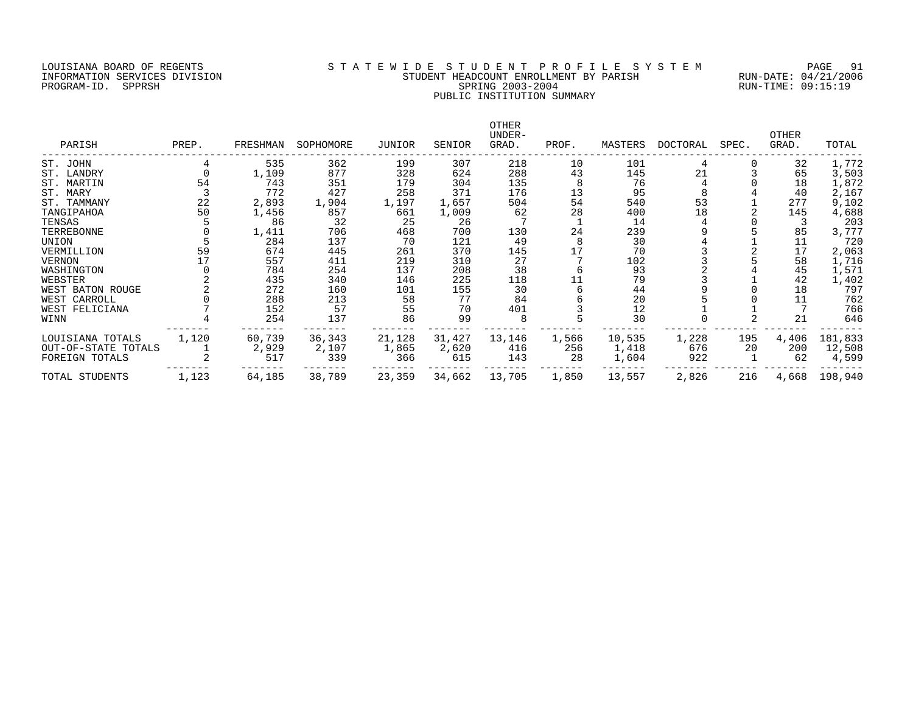LOUISIANA BOARD OF REGENTS
INFORMATION SERVICES DIVISION
PROGRAM-ID. SPPRSH

# S T A T E W I D E  S T U D E N T  P R O F I L E  S Y S T E M
## STUDENT HEADCOUNT ENROLLMENT BY PARISH
## SPRING 2003-2004
## PUBLIC INSTITUTION SUMMARY

RUN-DATE: 04/21/2006
RUN-TIME: 09:15:19

| PARISH | PREP. | FRESHMAN | SOPHOMORE | JUNIOR | SENIOR | OTHER UNDER-GRAD. | PROF. | MASTERS | DOCTORAL | SPEC. | OTHER GRAD. | TOTAL |
|---|---|---|---|---|---|---|---|---|---|---|---|---|
| ST. JOHN | 4 | 535 | 362 | 199 | 307 | 218 | 10 | 101 | 4 | 0 | 32 | 1,772 |
| ST. LANDRY | 0 | 1,109 | 877 | 328 | 624 | 288 | 43 | 145 | 21 | 3 | 65 | 3,503 |
| ST. MARTIN | 54 | 743 | 351 | 179 | 304 | 135 | 8 | 76 | 4 | 0 | 18 | 1,872 |
| ST. MARY | 3 | 772 | 427 | 258 | 371 | 176 | 13 | 95 | 8 | 4 | 40 | 2,167 |
| ST. TAMMANY | 22 | 2,893 | 1,904 | 1,197 | 1,657 | 504 | 54 | 540 | 53 | 1 | 277 | 9,102 |
| TANGIPAHOA | 50 | 1,456 | 857 | 661 | 1,009 | 62 | 28 | 400 | 18 | 2 | 145 | 4,688 |
| TENSAS | 5 | 86 | 32 | 25 | 26 | 7 | 1 | 14 | 4 | 0 | 3 | 203 |
| TERREBONNE | 0 | 1,411 | 706 | 468 | 700 | 130 | 24 | 239 | 9 | 5 | 85 | 3,777 |
| UNION | 5 | 284 | 137 | 70 | 121 | 49 | 8 | 30 | 4 | 1 | 11 | 720 |
| VERMILLION | 59 | 674 | 445 | 261 | 370 | 145 | 17 | 70 | 3 | 2 | 17 | 2,063 |
| VERNON | 17 | 557 | 411 | 219 | 310 | 27 | 7 | 102 | 3 | 5 | 58 | 1,716 |
| WASHINGTON | 0 | 784 | 254 | 137 | 208 | 38 | 6 | 93 | 2 | 4 | 45 | 1,571 |
| WEBSTER | 2 | 435 | 340 | 146 | 225 | 118 | 11 | 79 | 3 | 1 | 42 | 1,402 |
| WEST BATON ROUGE | 2 | 272 | 160 | 101 | 155 | 30 | 6 | 44 | 9 | 0 | 18 | 797 |
| WEST CARROLL | 0 | 288 | 213 | 58 | 77 | 84 | 6 | 20 | 5 | 0 | 11 | 762 |
| WEST FELICIANA | 7 | 152 | 57 | 55 | 70 | 401 | 3 | 12 | 1 | 1 | 7 | 766 |
| WINN | 4 | 254 | 137 | 86 | 99 | 8 | 5 | 30 | 0 | 2 | 21 | 646 |
| LOUISIANA TOTALS | 1,120 | 60,739 | 36,343 | 21,128 | 31,427 | 13,146 | 1,566 | 10,535 | 1,228 | 195 | 4,406 | 181,833 |
| OUT-OF-STATE TOTALS | 1 | 2,929 | 2,107 | 1,865 | 2,620 | 416 | 256 | 1,418 | 676 | 20 | 200 | 12,508 |
| FOREIGN TOTALS | 2 | 517 | 339 | 366 | 615 | 143 | 28 | 1,604 | 922 | 1 | 62 | 4,599 |
| TOTAL STUDENTS | 1,123 | 64,185 | 38,789 | 23,359 | 34,662 | 13,705 | 1,850 | 13,557 | 2,826 | 216 | 4,668 | 198,940 |